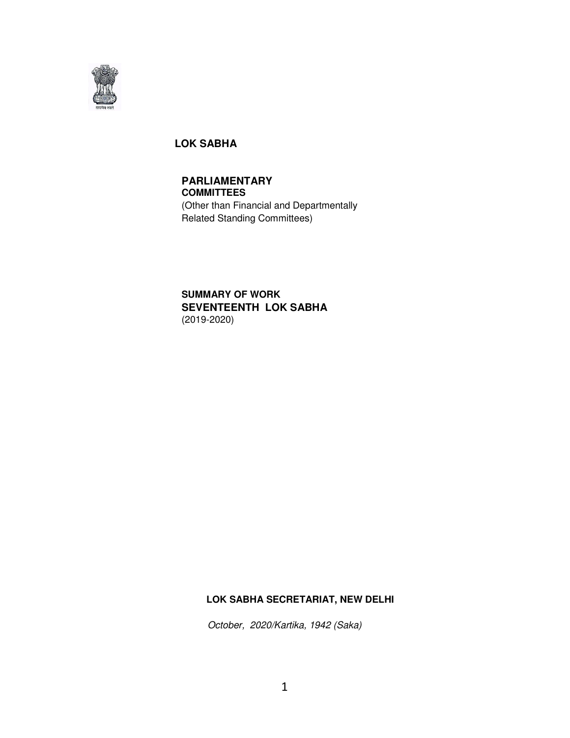# LOK SABHA

## PARLIAMENTARY COMMITTEES

(Other than Financial and Departmentally Related Standing Committees)

**SUMMARY OF WORK**

**SEVENTEENTH LOK SABHA**

(2019-2020)

**LOK SABHA SECRETARIAT, NEW DELHI**

*October, 2020/Kartika, 1942 (Saka)*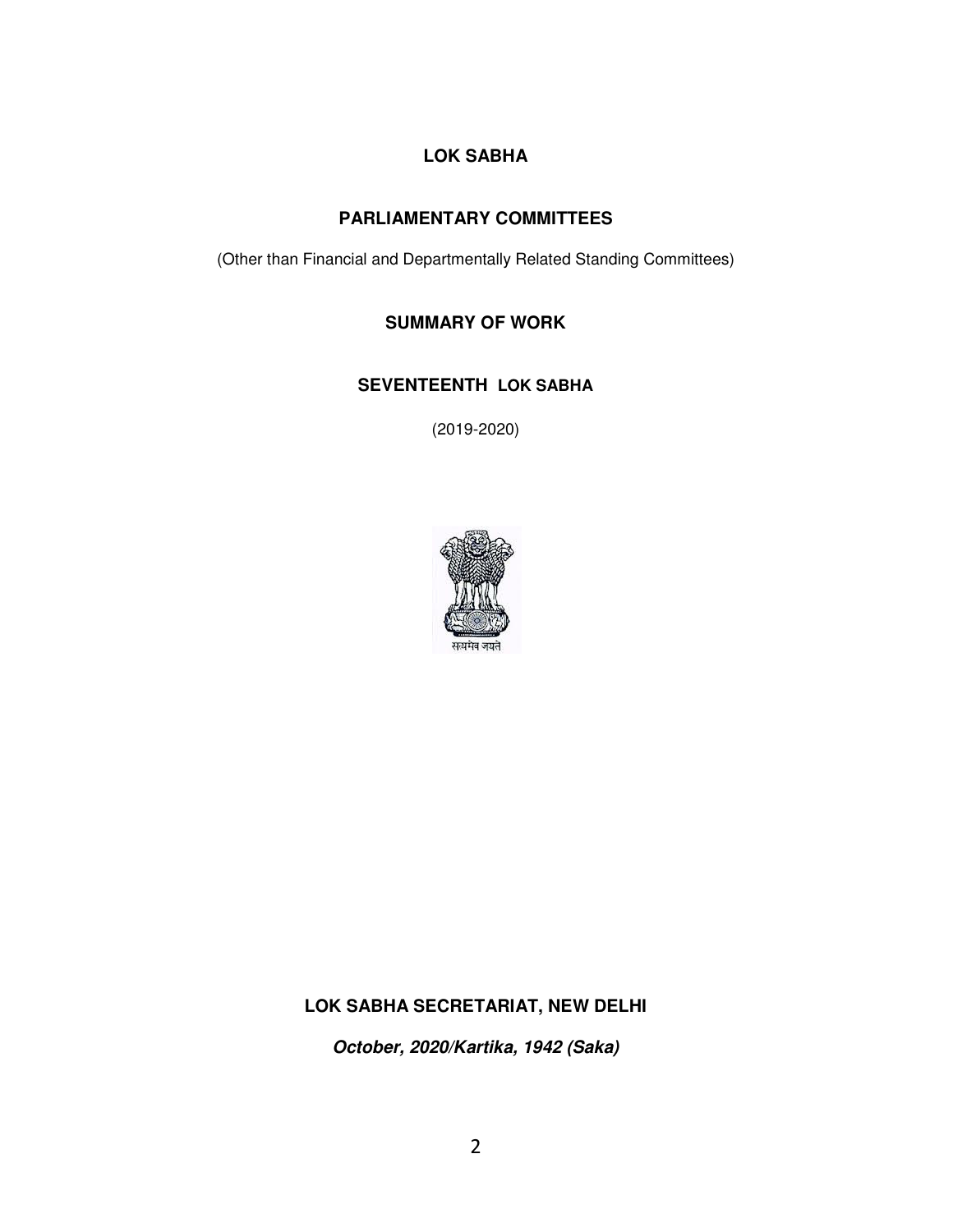# LOK SABHA

## PARLIAMENTARY COMMITTEES

(Other than Financial and Departmentally Related Standing Committees)

## SUMMARY OF WORK

## SEVENTEENTH LOK SABHA

(2019-2020)

सत्यमेव जयते

**LOK SABHA SECRETARIAT, NEW DELHI**

***October, 2020/Kartika, 1942 (Saka)***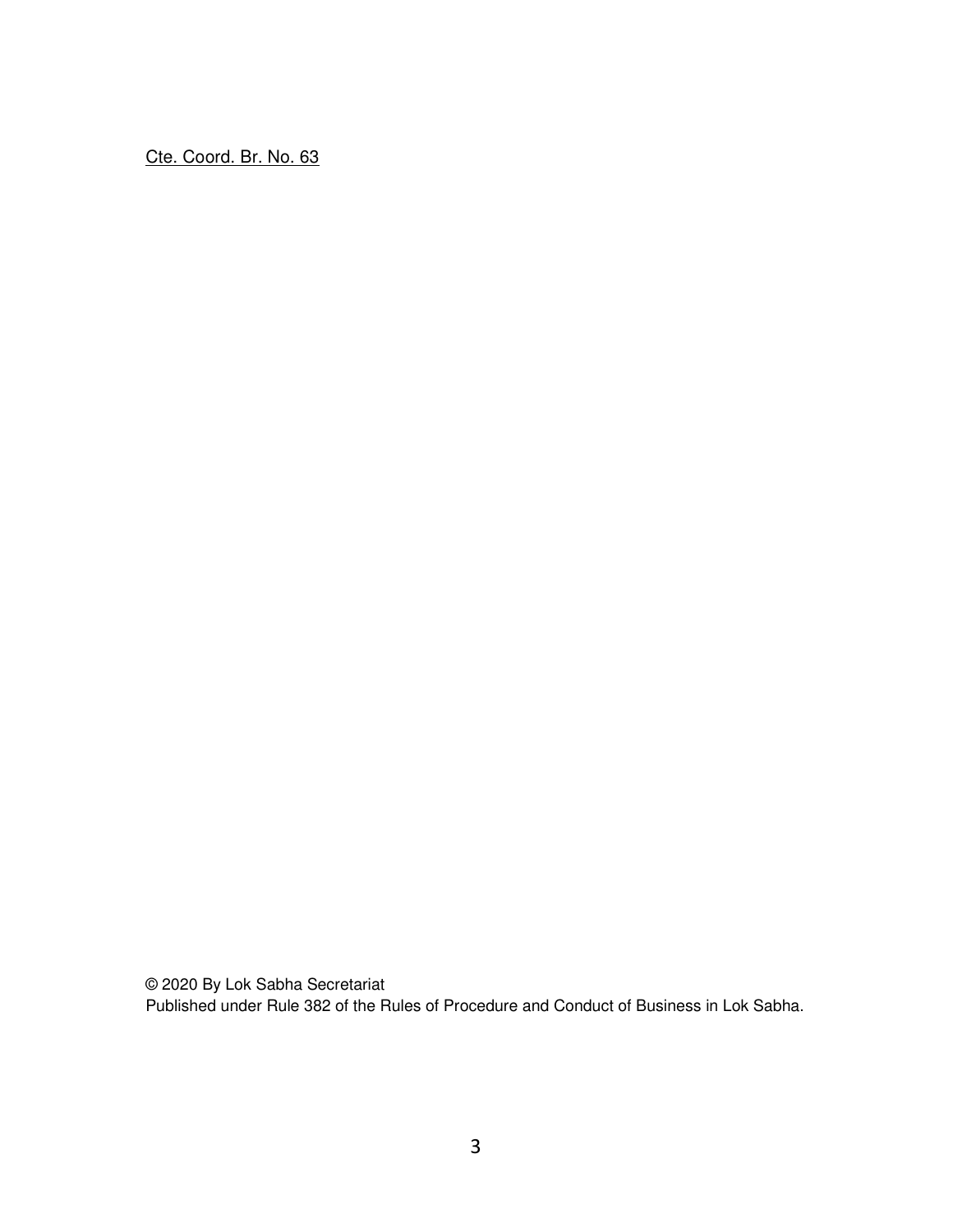Cte. Coord. Br. No. 63

© 2020 By Lok Sabha Secretariat
Published under Rule 382 of the Rules of Procedure and Conduct of Business in Lok Sabha.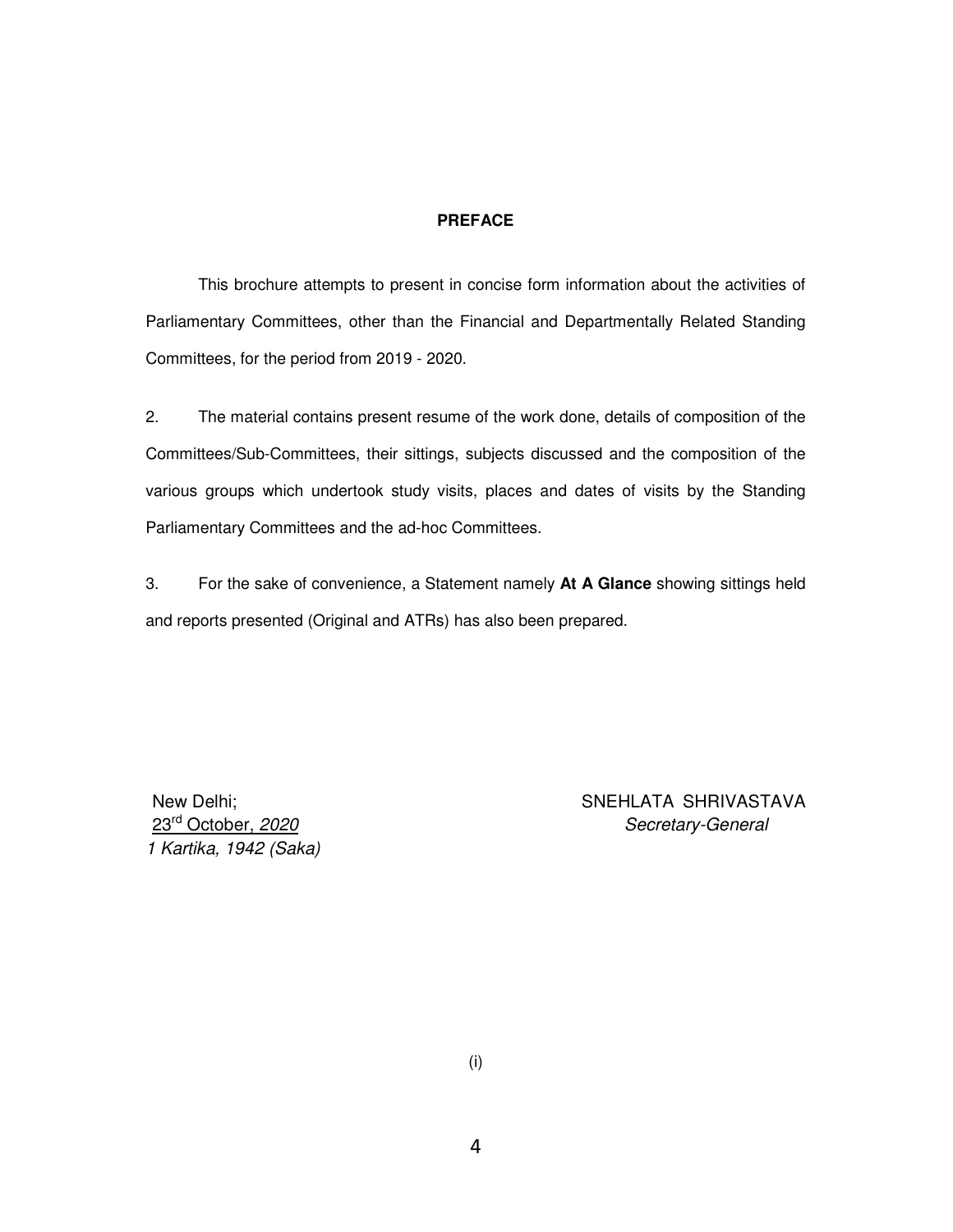## PREFACE

This brochure attempts to present in concise form information about the activities of Parliamentary Committees, other than the Financial and Departmentally Related Standing Committees, for the period from 2019 - 2020.

2. The material contains present resume of the work done, details of composition of the Committees/Sub-Committees, their sittings, subjects discussed and the composition of the various groups which undertook study visits, places and dates of visits by the Standing Parliamentary Committees and the ad-hoc Committees.

3. For the sake of convenience, a Statement namely **At A Glance** showing sittings held and reports presented (Original and ATRs) has also been prepared.

New Delhi;
23rd October, *2020*
*1 Kartika, 1942 (Saka)*

SNEHLATA SHRIVASTAVA
*Secretary-General*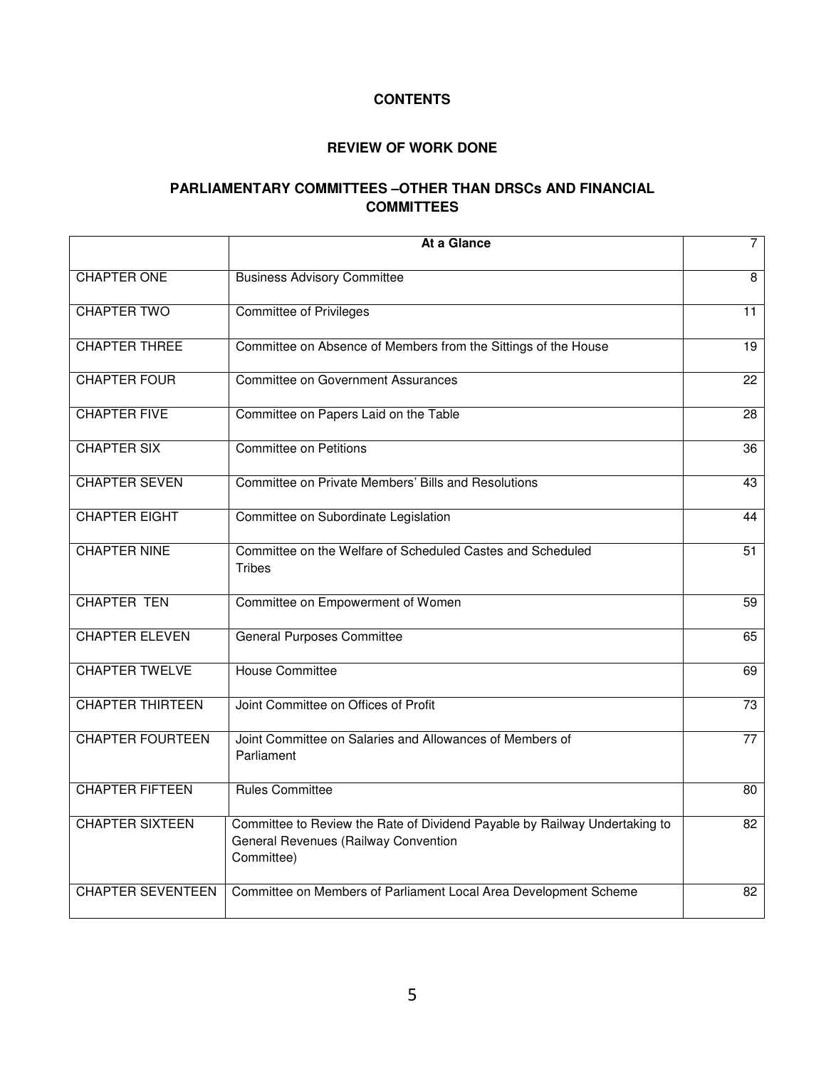# CONTENTS

## REVIEW OF WORK DONE

## PARLIAMENTARY COMMITTEES –OTHER THAN DRSCs AND FINANCIAL COMMITTEES

| | At a Glance | 7 |
|---|---|---|
| CHAPTER ONE | Business Advisory Committee | 8 |
| CHAPTER TWO | Committee of Privileges | 11 |
| CHAPTER THREE | Committee on Absence of Members from the Sittings of the House | 19 |
| CHAPTER FOUR | Committee on Government Assurances | 22 |
| CHAPTER FIVE | Committee on Papers Laid on the Table | 28 |
| CHAPTER SIX | Committee on Petitions | 36 |
| CHAPTER SEVEN | Committee on Private Members' Bills and Resolutions | 43 |
| CHAPTER EIGHT | Committee on Subordinate Legislation | 44 |
| CHAPTER NINE | Committee on the Welfare of Scheduled Castes and Scheduled Tribes | 51 |
| CHAPTER TEN | Committee on Empowerment of Women | 59 |
| CHAPTER ELEVEN | General Purposes Committee | 65 |
| CHAPTER TWELVE | House Committee | 69 |
| CHAPTER THIRTEEN | Joint Committee on Offices of Profit | 73 |
| CHAPTER FOURTEEN | Joint Committee on Salaries and Allowances of Members of Parliament | 77 |
| CHAPTER FIFTEEN | Rules Committee | 80 |
| CHAPTER SIXTEEN | Committee to Review the Rate of Dividend Payable by Railway Undertaking to General Revenues (Railway Convention Committee) | 82 |
| CHAPTER SEVENTEEN | Committee on Members of Parliament Local Area Development Scheme | 82 |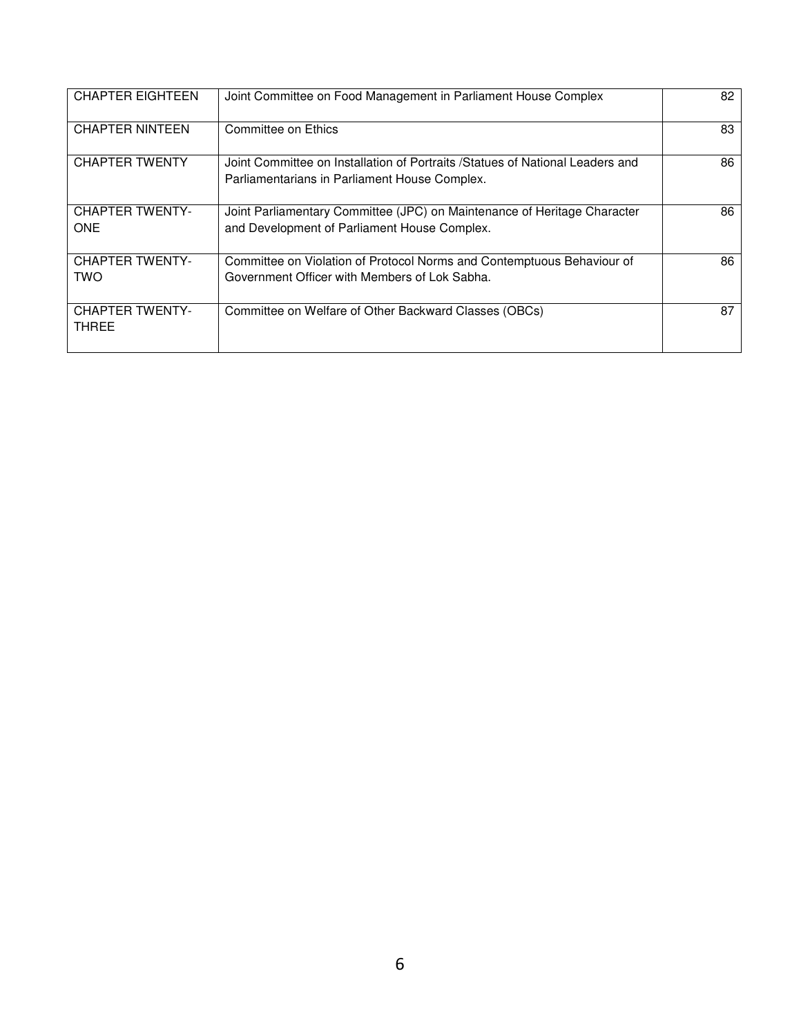| | | |
|---|---|---|
| CHAPTER EIGHTEEN | Joint Committee on Food Management in Parliament House Complex | 82 |
| CHAPTER NINTEEN | Committee on Ethics | 83 |
| CHAPTER TWENTY | Joint Committee on Installation of Portraits /Statues of National Leaders and Parliamentarians in Parliament House Complex. | 86 |
| CHAPTER TWENTY-ONE | Joint Parliamentary Committee (JPC) on Maintenance of Heritage Character and Development of Parliament House Complex. | 86 |
| CHAPTER TWENTY-TWO | Committee on Violation of Protocol Norms and Contemptuous Behaviour of Government Officer with Members of Lok Sabha. | 86 |
| CHAPTER TWENTY-THREE | Committee on Welfare of Other Backward Classes (OBCs) | 87 |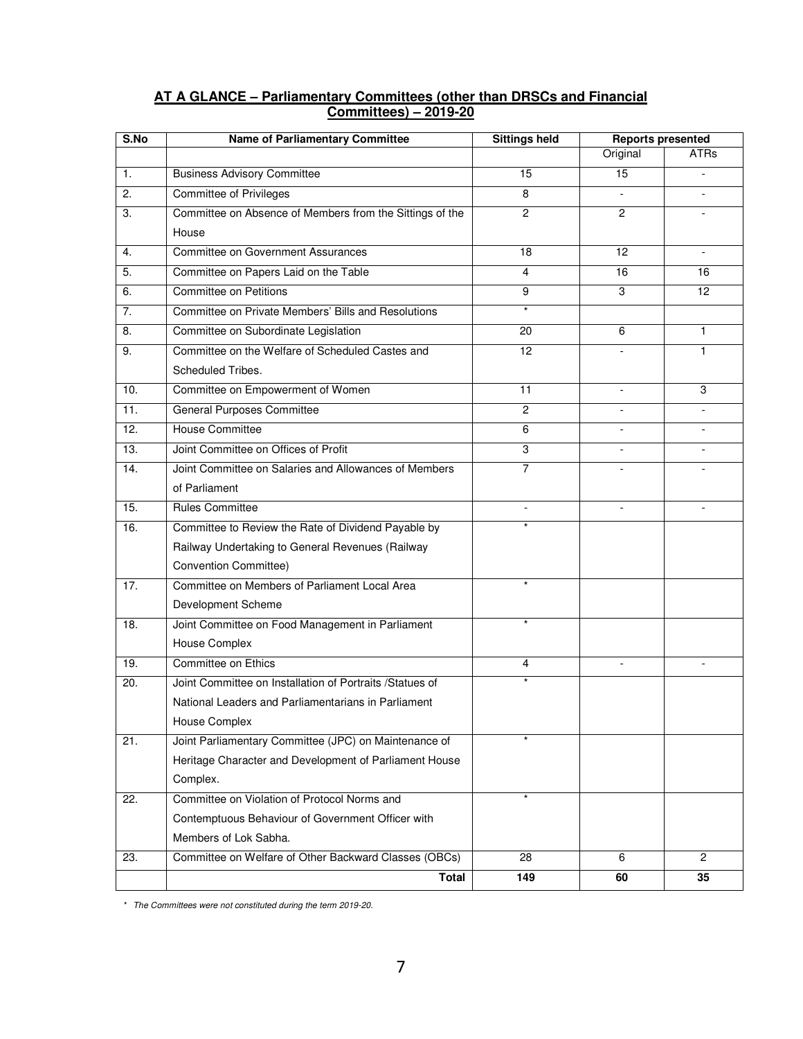## AT A GLANCE – Parliamentary Committees (other than DRSCs and Financial Committees) – 2019-20

| S.No | Name of Parliamentary Committee | Sittings held | Reports presented | |
|---|---|---|---|---|
| | | | Original | ATRs |
| 1. | Business Advisory Committee | 15 | 15 | - |
| 2. | Committee of Privileges | 8 | - | - |
| 3. | Committee on Absence of Members from the Sittings of the House | 2 | 2 | - |
| 4. | Committee on Government Assurances | 18 | 12 | - |
| 5. | Committee on Papers Laid on the Table | 4 | 16 | 16 |
| 6. | Committee on Petitions | 9 | 3 | 12 |
| 7. | Committee on Private Members' Bills and Resolutions | * | | |
| 8. | Committee on Subordinate Legislation | 20 | 6 | 1 |
| 9. | Committee on the Welfare of Scheduled Castes and Scheduled Tribes. | 12 | - | 1 |
| 10. | Committee on Empowerment of Women | 11 | - | 3 |
| 11. | General Purposes Committee | 2 | - | - |
| 12. | House Committee | 6 | - | - |
| 13. | Joint Committee on Offices of Profit | 3 | - | - |
| 14. | Joint Committee on Salaries and Allowances of Members of Parliament | 7 | - | - |
| 15. | Rules Committee | - | - | - |
| 16. | Committee to Review the Rate of Dividend Payable by Railway Undertaking to General Revenues (Railway Convention Committee) | * | | |
| 17. | Committee on Members of Parliament Local Area Development Scheme | * | | |
| 18. | Joint Committee on Food Management in Parliament House Complex | * | | |
| 19. | Committee on Ethics | 4 | - | - |
| 20. | Joint Committee on Installation of Portraits /Statues of National Leaders and Parliamentarians in Parliament House Complex | * | | |
| 21. | Joint Parliamentary Committee (JPC) on Maintenance of Heritage Character and Development of Parliament House Complex. | * | | |
| 22. | Committee on Violation of Protocol Norms and Contemptuous Behaviour of Government Officer with Members of Lok Sabha. | * | | |
| 23. | Committee on Welfare of Other Backward Classes (OBCs) | 28 | 6 | 2 |
| | **Total** | **149** | **60** | **35** |

*\* The Committees were not constituted during the term 2019-20.*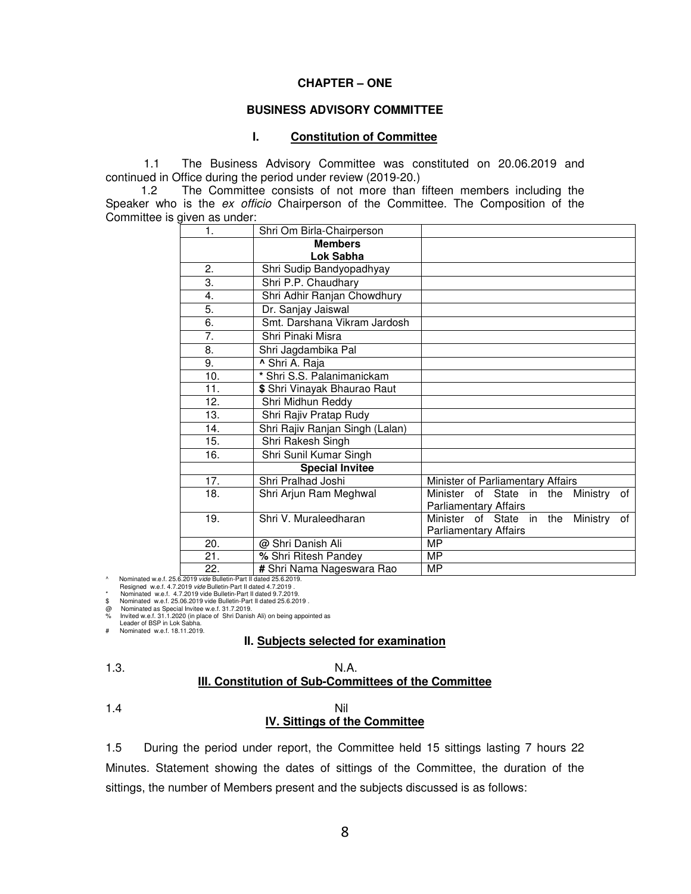**CHAPTER – ONE**

**BUSINESS ADVISORY COMMITTEE**

### I. Constitution of Committee

1.1 The Business Advisory Committee was constituted on 20.06.2019 and continued in Office during the period under review (2019-20.)

1.2 The Committee consists of not more than fifteen members including the Speaker who is the *ex officio* Chairperson of the Committee. The Composition of the Committee is given as under:

| 1. | Shri Om Birla-Chairperson | |
|---|---|---|
| | **Members** **Lok Sabha** | |
| 2. | Shri Sudip Bandyopadhyay | |
| 3. | Shri P.P. Chaudhary | |
| 4. | Shri Adhir Ranjan Chowdhury | |
| 5. | Dr. Sanjay Jaiswal | |
| 6. | Smt. Darshana Vikram Jardosh | |
| 7. | Shri Pinaki Misra | |
| 8. | Shri Jagdambika Pal | |
| 9. | **^** Shri A. Raja | |
| 10. | **\*** Shri S.S. Palanimanickam | |
| 11. | **$** Shri Vinayak Bhaurao Raut | |
| 12. | Shri Midhun Reddy | |
| 13. | Shri Rajiv Pratap Rudy | |
| 14. | Shri Rajiv Ranjan Singh (Lalan) | |
| 15. | Shri Rakesh Singh | |
| 16. | Shri Sunil Kumar Singh | |
| | **Special Invitee** | |
| 17. | Shri Pralhad Joshi | Minister of Parliamentary Affairs |
| 18. | Shri Arjun Ram Meghwal | Minister of State in the Ministry of Parliamentary Affairs |
| 19. | Shri V. Muraleedharan | Minister of State in the Ministry of Parliamentary Affairs |
| 20. | **@** Shri Danish Ali | MP |
| 21. | **%** Shri Ritesh Pandey | MP |
| 22. | **#** Shri Nama Nageswara Rao | MP |

^ Nominated w.e.f. 25.6.2019 *vide* Bulletin-Part II dated 25.6.2019.
Resigned w.e.f. 4.7.2019 *vide* Bulletin-Part II dated 4.7.2019 .
\* Nominated w.e.f. 4.7.2019 vide Bulletin-Part II dated 9.7.2019.
$ Nominated w.e.f. 25.06.2019 vide Bulletin-Part II dated 25.6.2019 .
@ Nominated as Special Invitee w.e.f. 31.7.2019.
% Invited w.e.f. 31.1.2020 (in place of Shri Danish Ali) on being appointed as Leader of BSP in Lok Sabha.
\# Nominated w.e.f. 18.11.2019.

### II. Subjects selected for examination

1.3. N.A.

### III. Constitution of Sub-Committees of the Committee

1.4 Nil

### IV. Sittings of the Committee

1.5 During the period under report, the Committee held 15 sittings lasting 7 hours 22 Minutes. Statement showing the dates of sittings of the Committee, the duration of the sittings, the number of Members present and the subjects discussed is as follows: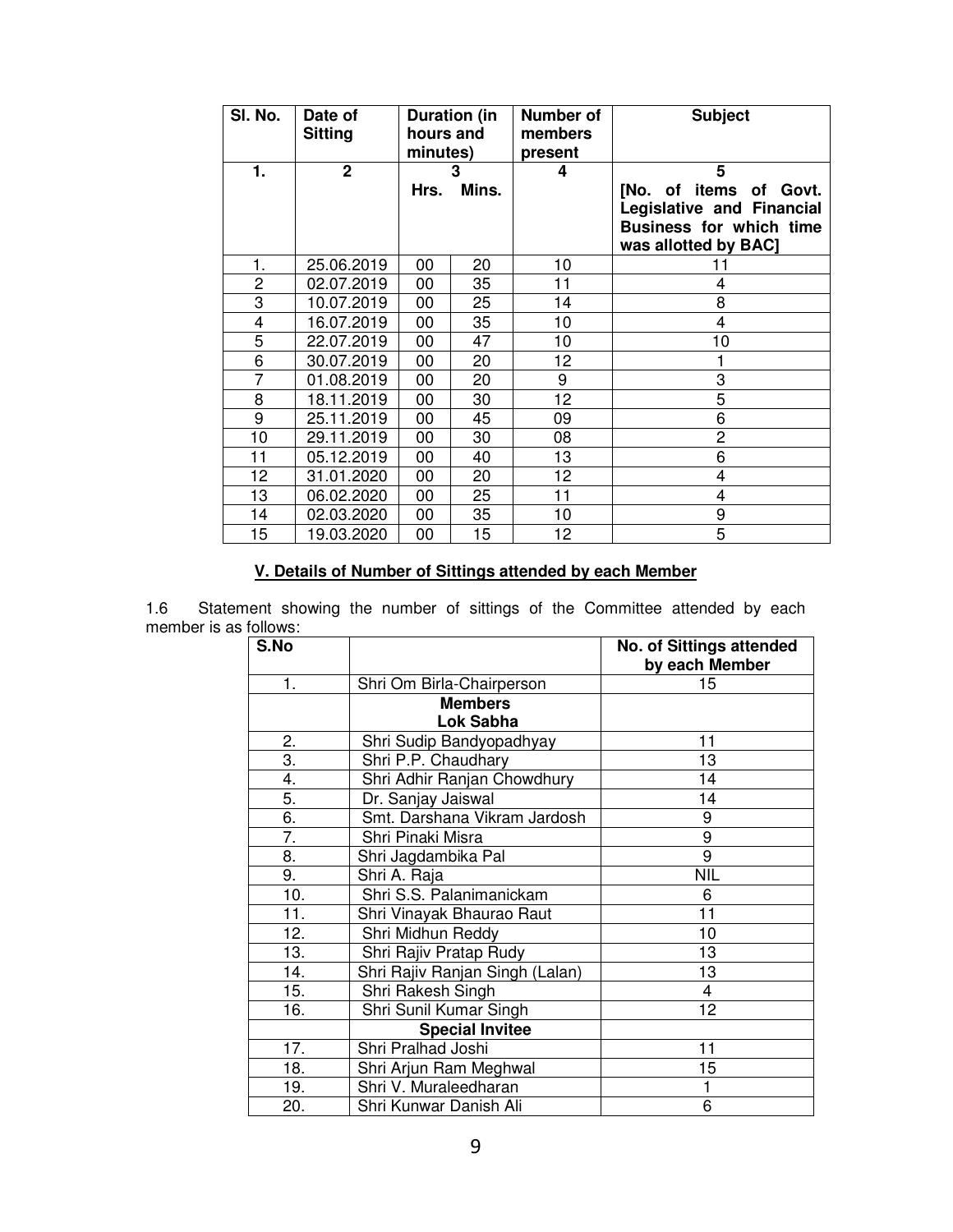| Sl. No. | Date of Sitting | Duration (in hours and minutes) | | Number of members present | Subject |
|---|---|---|---|---|---|
| 1. | 2 | 3 | | 4 | 5 |
| | | Hrs. | Mins. | | [No. of items of Govt. Legislative and Financial Business for which time was allotted by BAC] |
| 1. | 25.06.2019 | 00 | 20 | 10 | 11 |
| 2 | 02.07.2019 | 00 | 35 | 11 | 4 |
| 3 | 10.07.2019 | 00 | 25 | 14 | 8 |
| 4 | 16.07.2019 | 00 | 35 | 10 | 4 |
| 5 | 22.07.2019 | 00 | 47 | 10 | 10 |
| 6 | 30.07.2019 | 00 | 20 | 12 | 1 |
| 7 | 01.08.2019 | 00 | 20 | 9 | 3 |
| 8 | 18.11.2019 | 00 | 30 | 12 | 5 |
| 9 | 25.11.2019 | 00 | 45 | 09 | 6 |
| 10 | 29.11.2019 | 00 | 30 | 08 | 2 |
| 11 | 05.12.2019 | 00 | 40 | 13 | 6 |
| 12 | 31.01.2020 | 00 | 20 | 12 | 4 |
| 13 | 06.02.2020 | 00 | 25 | 11 | 4 |
| 14 | 02.03.2020 | 00 | 35 | 10 | 9 |
| 15 | 19.03.2020 | 00 | 15 | 12 | 5 |

## V. Details of Number of Sittings attended by each Member

1.6 Statement showing the number of sittings of the Committee attended by each member is as follows:

| S.No | | No. of Sittings attended by each Member |
|---|---|---|
| 1. | Shri Om Birla-Chairperson | 15 |
| | **Members Lok Sabha** | |
| 2. | Shri Sudip Bandyopadhyay | 11 |
| 3. | Shri P.P. Chaudhary | 13 |
| 4. | Shri Adhir Ranjan Chowdhury | 14 |
| 5. | Dr. Sanjay Jaiswal | 14 |
| 6. | Smt. Darshana Vikram Jardosh | 9 |
| 7. | Shri Pinaki Misra | 9 |
| 8. | Shri Jagdambika Pal | 9 |
| 9. | Shri A. Raja | NIL |
| 10. | Shri S.S. Palanimanickam | 6 |
| 11. | Shri Vinayak Bhaurao Raut | 11 |
| 12. | Shri Midhun Reddy | 10 |
| 13. | Shri Rajiv Pratap Rudy | 13 |
| 14. | Shri Rajiv Ranjan Singh (Lalan) | 13 |
| 15. | Shri Rakesh Singh | 4 |
| 16. | Shri Sunil Kumar Singh | 12 |
| | **Special Invitee** | |
| 17. | Shri Pralhad Joshi | 11 |
| 18. | Shri Arjun Ram Meghwal | 15 |
| 19. | Shri V. Muraleedharan | 1 |
| 20. | Shri Kunwar Danish Ali | 6 |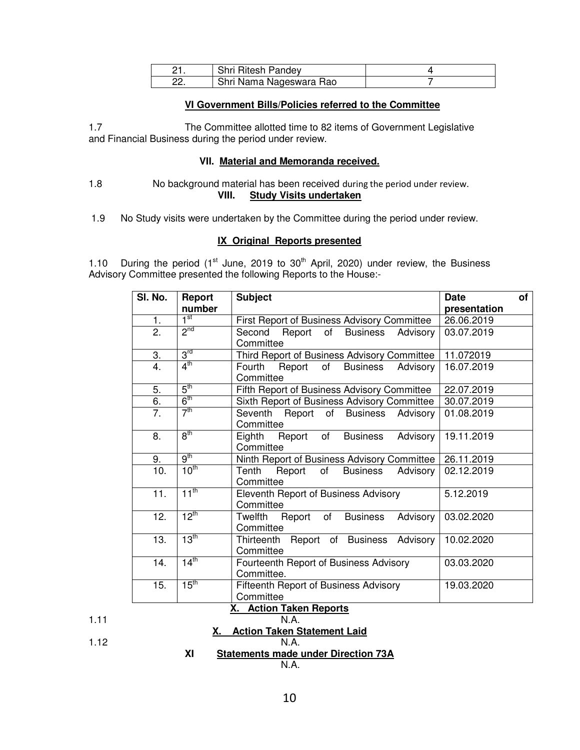| 21. | Shri Ritesh Pandey | 4 |
|---|---|---|
| 22. | Shri Nama Nageswara Rao | 7 |

### VI Government Bills/Policies referred to the Committee

1.7 The Committee allotted time to 82 items of Government Legislative and Financial Business during the period under review.

### VII. Material and Memoranda received.

1.8 No background material has been received during the period under review.

### VIII. Study Visits undertaken

1.9 No Study visits were undertaken by the Committee during the period under review.

### IX Original Reports presented

1.10 During the period (1st June, 2019 to 30th April, 2020) under review, the Business Advisory Committee presented the following Reports to the House:-

| Sl. No. | Report number | Subject | Date of presentation |
|---|---|---|---|
| 1. | 1st | First Report of Business Advisory Committee | 26.06.2019 |
| 2. | 2nd | Second Report of Business Advisory Committee | 03.07.2019 |
| 3. | 3rd | Third Report of Business Advisory Committee | 11.072019 |
| 4. | 4th | Fourth Report of Business Advisory Committee | 16.07.2019 |
| 5. | 5th | Fifth Report of Business Advisory Committee | 22.07.2019 |
| 6. | 6th | Sixth Report of Business Advisory Committee | 30.07.2019 |
| 7. | 7th | Seventh Report of Business Advisory Committee | 01.08.2019 |
| 8. | 8th | Eighth Report of Business Advisory Committee | 19.11.2019 |
| 9. | 9th | Ninth Report of Business Advisory Committee | 26.11.2019 |
| 10. | 10th | Tenth Report of Business Advisory Committee | 02.12.2019 |
| 11. | 11th | Eleventh Report of Business Advisory Committee | 5.12.2019 |
| 12. | 12th | Twelfth Report of Business Advisory Committee | 03.02.2020 |
| 13. | 13th | Thirteenth Report of Business Advisory Committee | 10.02.2020 |
| 14. | 14th | Fourteenth Report of Business Advisory Committee. | 03.03.2020 |
| 15. | 15th | Fifteenth Report of Business Advisory Committee | 19.03.2020 |

### X. Action Taken Reports

1.11 N.A.

### X. Action Taken Statement Laid

1.12 N.A.

### XI Statements made under Direction 73A

N.A.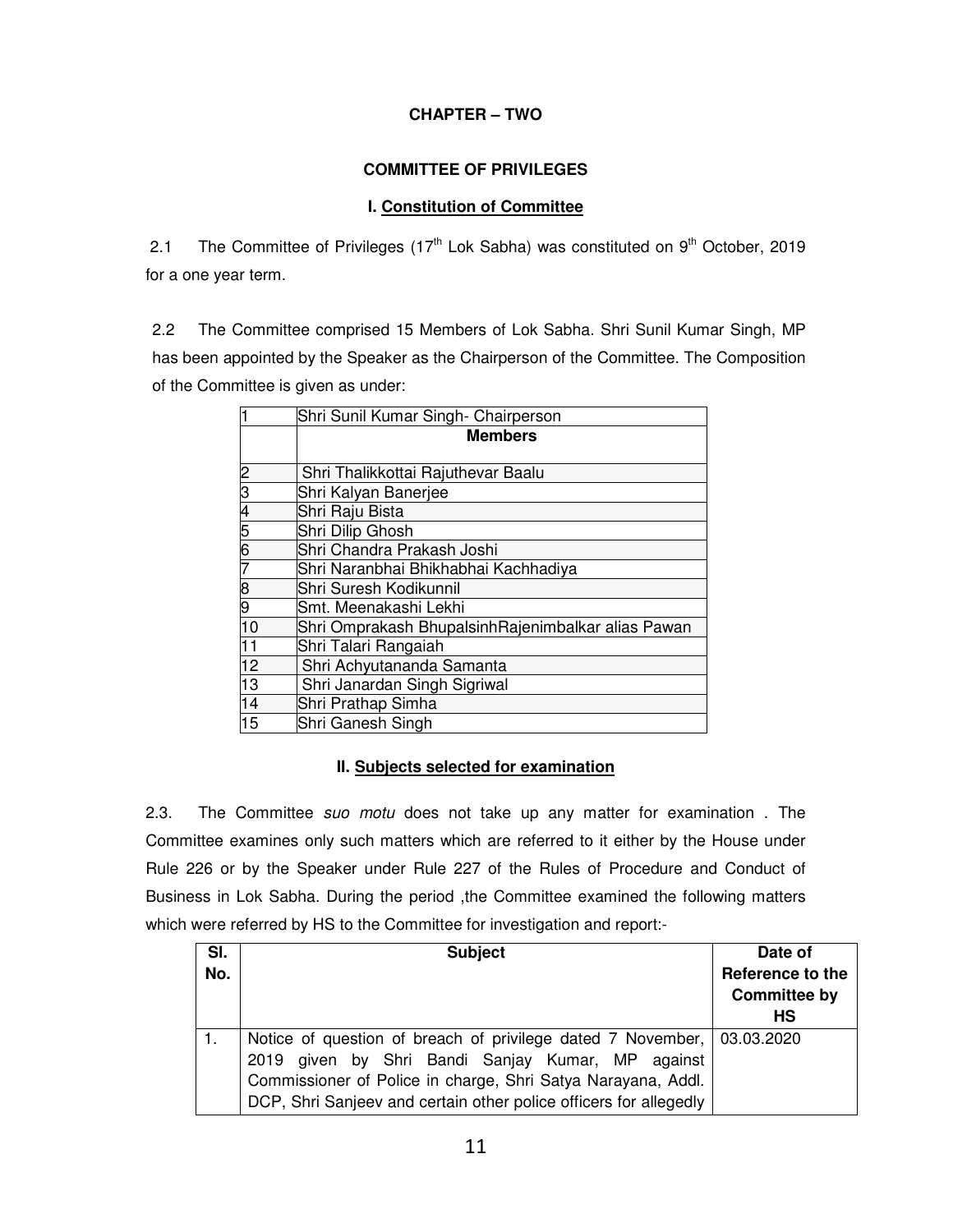# CHAPTER – TWO

## COMMITTEE OF PRIVILEGES

### I. Constitution of Committee

2.1 The Committee of Privileges (17th Lok Sabha) was constituted on 9th October, 2019 for a one year term.

2.2 The Committee comprised 15 Members of Lok Sabha. Shri Sunil Kumar Singh, MP has been appointed by the Speaker as the Chairperson of the Committee. The Composition of the Committee is given as under:

| 1 | Shri Sunil Kumar Singh- Chairperson |
|---|---|
| | **Members** |
| 2 | Shri Thalikkottai Rajuthevar Baalu |
| 3 | Shri Kalyan Banerjee |
| 4 | Shri Raju Bista |
| 5 | Shri Dilip Ghosh |
| 6 | Shri Chandra Prakash Joshi |
| 7 | Shri Naranbhai Bhikhabhai Kachhadiya |
| 8 | Shri Suresh Kodikunnil |
| 9 | Smt. Meenakashi Lekhi |
| 10 | Shri Omprakash BhupalsinhRajenimbalkar alias Pawan |
| 11 | Shri Talari Rangaiah |
| 12 | Shri Achyutananda Samanta |
| 13 | Shri Janardan Singh Sigriwal |
| 14 | Shri Prathap Simha |
| 15 | Shri Ganesh Singh |

### II. Subjects selected for examination

2.3. The Committee *suo motu* does not take up any matter for examination . The Committee examines only such matters which are referred to it either by the House under Rule 226 or by the Speaker under Rule 227 of the Rules of Procedure and Conduct of Business in Lok Sabha. During the period ,the Committee examined the following matters which were referred by HS to the Committee for investigation and report:-

| Sl. No. | Subject | Date of Reference to the Committee by HS |
|---|---|---|
| 1. | Notice of question of breach of privilege dated 7 November, 2019 given by Shri Bandi Sanjay Kumar, MP against Commissioner of Police in charge, Shri Satya Narayana, Addl. DCP, Shri Sanjeev and certain other police officers for allegedly | 03.03.2020 |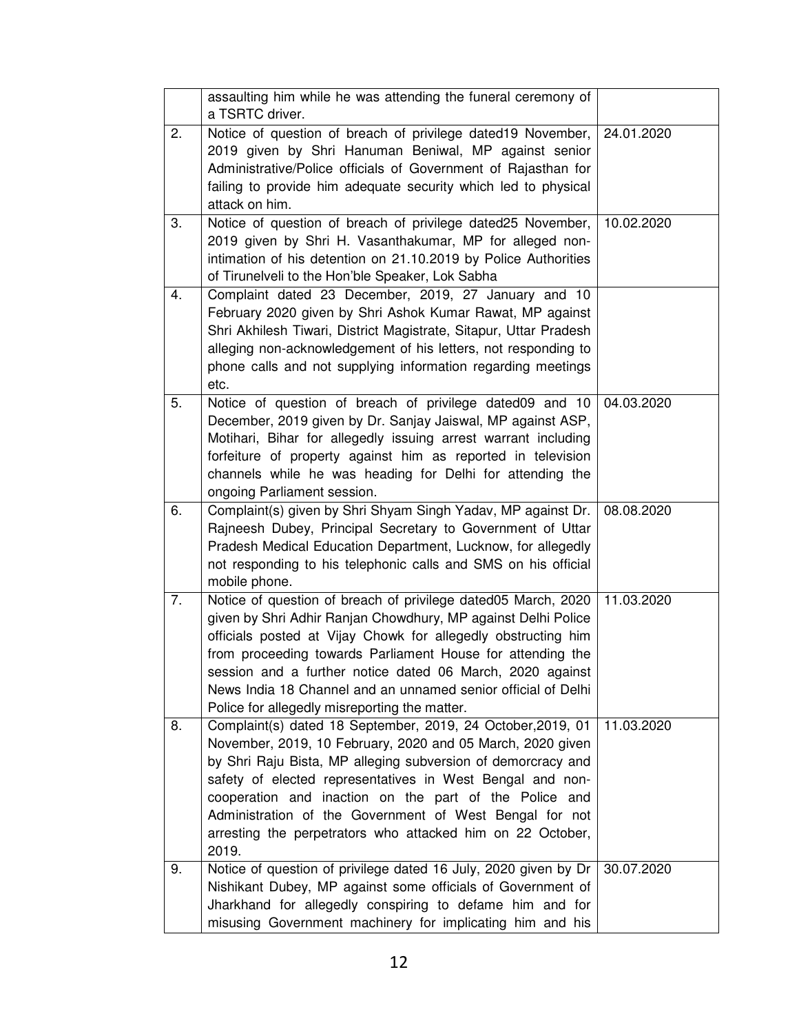| | | |
|---|---|---|
| | assaulting him while he was attending the funeral ceremony of a TSRTC driver. | |
| 2. | Notice of question of breach of privilege dated19 November, 2019 given by Shri Hanuman Beniwal, MP against senior Administrative/Police officials of Government of Rajasthan for failing to provide him adequate security which led to physical attack on him. | 24.01.2020 |
| 3. | Notice of question of breach of privilege dated25 November, 2019 given by Shri H. Vasanthakumar, MP for alleged non-intimation of his detention on 21.10.2019 by Police Authorities of Tirunelveli to the Hon'ble Speaker, Lok Sabha | 10.02.2020 |
| 4. | Complaint dated 23 December, 2019, 27 January and 10 February 2020 given by Shri Ashok Kumar Rawat, MP against Shri Akhilesh Tiwari, District Magistrate, Sitapur, Uttar Pradesh alleging non-acknowledgement of his letters, not responding to phone calls and not supplying information regarding meetings etc. | |
| 5. | Notice of question of breach of privilege dated09 and 10 December, 2019 given by Dr. Sanjay Jaiswal, MP against ASP, Motihari, Bihar for allegedly issuing arrest warrant including forfeiture of property against him as reported in television channels while he was heading for Delhi for attending the ongoing Parliament session. | 04.03.2020 |
| 6. | Complaint(s) given by Shri Shyam Singh Yadav, MP against Dr. Rajneesh Dubey, Principal Secretary to Government of Uttar Pradesh Medical Education Department, Lucknow, for allegedly not responding to his telephonic calls and SMS on his official mobile phone. | 08.08.2020 |
| 7. | Notice of question of breach of privilege dated05 March, 2020 given by Shri Adhir Ranjan Chowdhury, MP against Delhi Police officials posted at Vijay Chowk for allegedly obstructing him from proceeding towards Parliament House for attending the session and a further notice dated 06 March, 2020 against News India 18 Channel and an unnamed senior official of Delhi Police for allegedly misreporting the matter. | 11.03.2020 |
| 8. | Complaint(s) dated 18 September, 2019, 24 October,2019, 01 November, 2019, 10 February, 2020 and 05 March, 2020 given by Shri Raju Bista, MP alleging subversion of demorcracy and safety of elected representatives in West Bengal and non-cooperation and inaction on the part of the Police and Administration of the Government of West Bengal for not arresting the perpetrators who attacked him on 22 October, 2019. | 11.03.2020 |
| 9. | Notice of question of privilege dated 16 July, 2020 given by Dr Nishikant Dubey, MP against some officials of Government of Jharkhand for allegedly conspiring to defame him and for misusing Government machinery for implicating him and his | 30.07.2020 |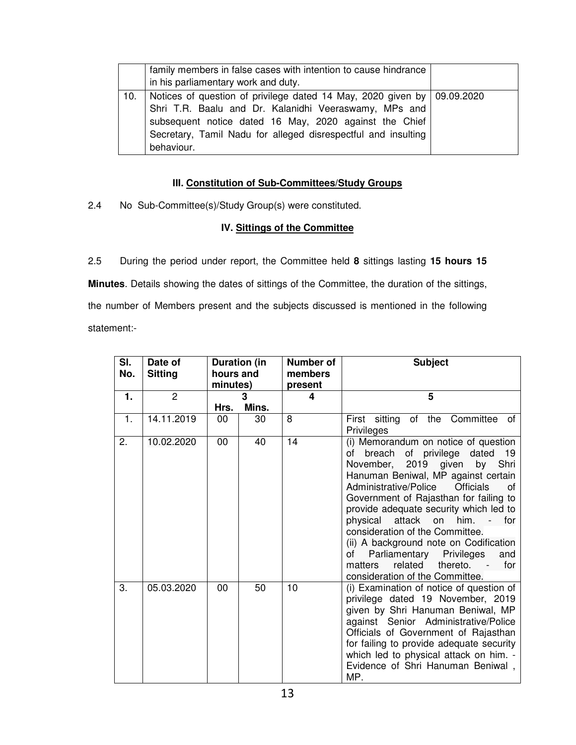| | | |
|---|---|---|
| | family members in false cases with intention to cause hindrance in his parliamentary work and duty. | |
| 10. | Notices of question of privilege dated 14 May, 2020 given by Shri T.R. Baalu and Dr. Kalanidhi Veeraswamy, MPs and subsequent notice dated 16 May, 2020 against the Chief Secretary, Tamil Nadu for alleged disrespectful and insulting behaviour. | 09.09.2020 |

### III. Constitution of Sub-Committees/Study Groups

2.4 No Sub-Committee(s)/Study Group(s) were constituted.

### IV. Sittings of the Committee

2.5 During the period under report, the Committee held **8** sittings lasting **15 hours 15 Minutes**. Details showing the dates of sittings of the Committee, the duration of the sittings, the number of Members present and the subjects discussed is mentioned in the following statement:-

| Sl. No. | Date of Sitting | Duration (in hours and minutes) | | Number of members present | Subject |
|---|---|---|---|---|---|
| **1.** | 2 | **3** | | **4** | **5** |
| | | Hrs. | Mins. | | |
| 1. | 14.11.2019 | 00 | 30 | 8 | First sitting of the Committee of Privileges |
| 2. | 10.02.2020 | 00 | 40 | 14 | (i) Memorandum on notice of question of breach of privilege dated 19 November, 2019 given by Shri Hanuman Beniwal, MP against certain Administrative/Police Officials of Government of Rajasthan for failing to provide adequate security which led to physical attack on him. - for consideration of the Committee.<br>(ii) A background note on Codification of Parliamentary Privileges and matters related thereto. - for consideration of the Committee. |
| 3. | 05.03.2020 | 00 | 50 | 10 | (i) Examination of notice of question of privilege dated 19 November, 2019 given by Shri Hanuman Beniwal, MP against Senior Administrative/Police Officials of Government of Rajasthan for failing to provide adequate security which led to physical attack on him. - Evidence of Shri Hanuman Beniwal , MP. |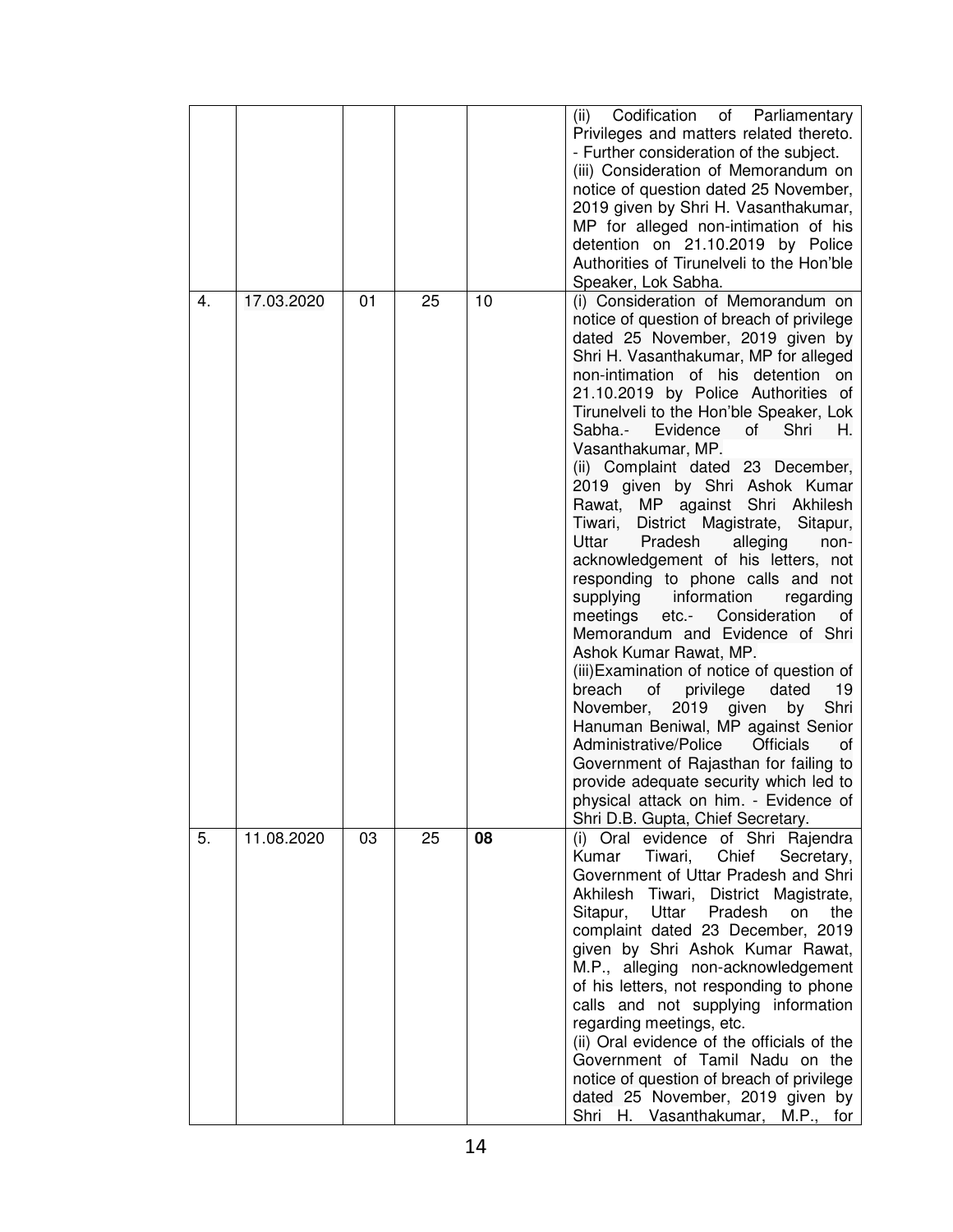| | | | | | |
|---|---|---|---|---|---|
| | | | | | (ii) Codification of Parliamentary Privileges and matters related thereto. - Further consideration of the subject.<br>(iii) Consideration of Memorandum on notice of question dated 25 November, 2019 given by Shri H. Vasanthakumar, MP for alleged non-intimation of his detention on 21.10.2019 by Police Authorities of Tirunelveli to the Hon'ble Speaker, Lok Sabha. |
| 4. | 17.03.2020 | 01 | 25 | 10 | (i) Consideration of Memorandum on notice of question of breach of privilege dated 25 November, 2019 given by Shri H. Vasanthakumar, MP for alleged non-intimation of his detention on 21.10.2019 by Police Authorities of Tirunelveli to the Hon'ble Speaker, Lok Sabha.- Evidence of Shri H. Vasanthakumar, MP.<br>(ii) Complaint dated 23 December, 2019 given by Shri Ashok Kumar Rawat, MP against Shri Akhilesh Tiwari, District Magistrate, Sitapur, Uttar Pradesh alleging non-acknowledgement of his letters, not responding to phone calls and not supplying information regarding meetings etc.- Consideration of Memorandum and Evidence of Shri Ashok Kumar Rawat, MP.<br>(iii)Examination of notice of question of breach of privilege dated 19 November, 2019 given by Shri Hanuman Beniwal, MP against Senior Administrative/Police Officials of Government of Rajasthan for failing to provide adequate security which led to physical attack on him. - Evidence of Shri D.B. Gupta, Chief Secretary. |
| 5. | 11.08.2020 | 03 | 25 | **08** | (i) Oral evidence of Shri Rajendra Kumar Tiwari, Chief Secretary, Government of Uttar Pradesh and Shri Akhilesh Tiwari, District Magistrate, Sitapur, Uttar Pradesh on the complaint dated 23 December, 2019 given by Shri Ashok Kumar Rawat, M.P., alleging non-acknowledgement of his letters, not responding to phone calls and not supplying information regarding meetings, etc.<br>(ii) Oral evidence of the officials of the Government of Tamil Nadu on the notice of question of breach of privilege dated 25 November, 2019 given by Shri H. Vasanthakumar, M.P., for |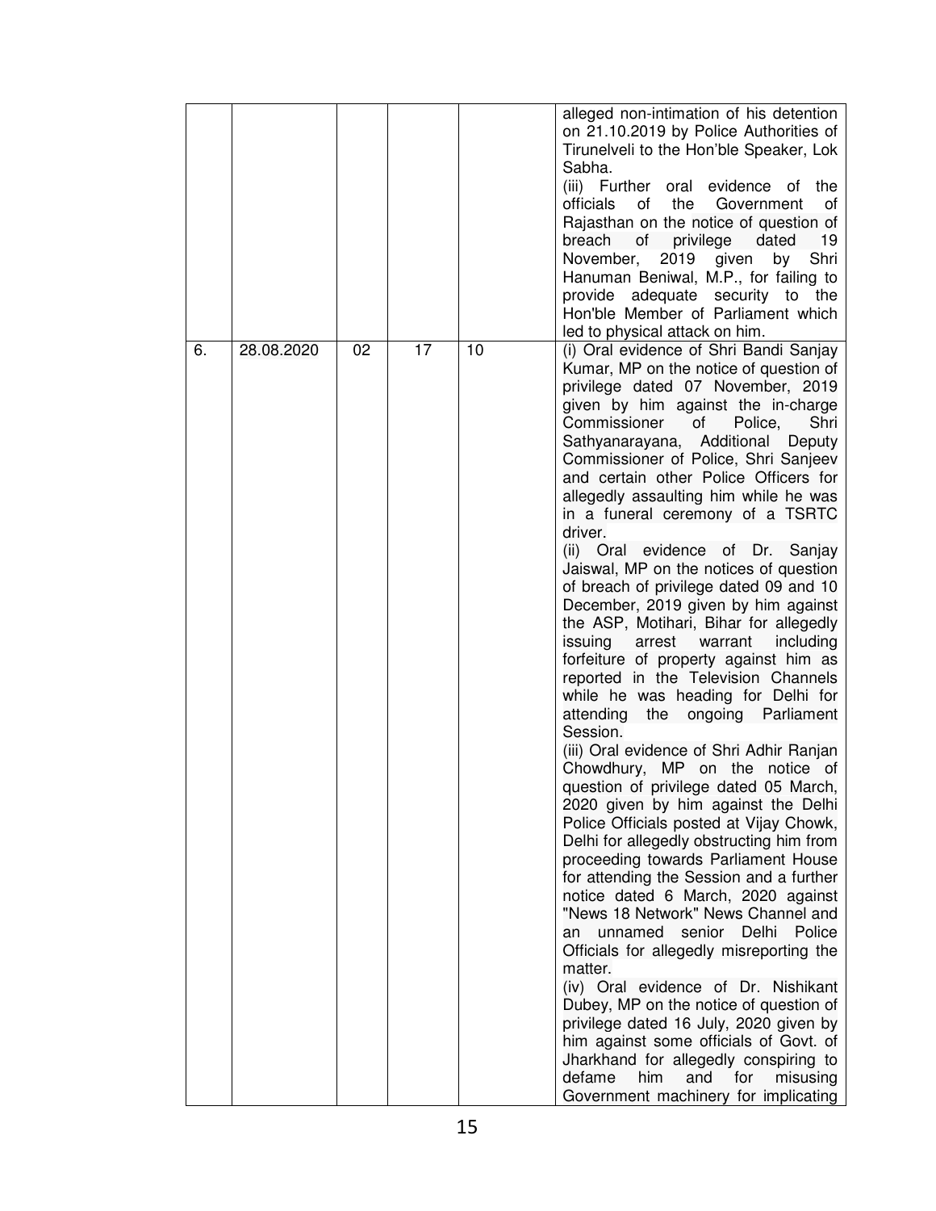|  |  |  |  |  |  |
|---|---|---|---|---|---|
|  |  |  |  |  | alleged non-intimation of his detention on 21.10.2019 by Police Authorities of Tirunelveli to the Hon'ble Speaker, Lok Sabha.<br>(iii) Further oral evidence of the officials of the Government of Rajasthan on the notice of question of breach of privilege dated 19 November, 2019 given by Shri Hanuman Beniwal, M.P., for failing to provide adequate security to the Hon'ble Member of Parliament which led to physical attack on him. |
| 6. | 28.08.2020 | 02 | 17 | 10 | (i) Oral evidence of Shri Bandi Sanjay Kumar, MP on the notice of question of privilege dated 07 November, 2019 given by him against the in-charge Commissioner of Police, Shri Sathyanarayana, Additional Deputy Commissioner of Police, Shri Sanjeev and certain other Police Officers for allegedly assaulting him while he was in a funeral ceremony of a TSRTC driver.<br>(ii) Oral evidence of Dr. Sanjay Jaiswal, MP on the notices of question of breach of privilege dated 09 and 10 December, 2019 given by him against the ASP, Motihari, Bihar for allegedly issuing arrest warrant including forfeiture of property against him as reported in the Television Channels while he was heading for Delhi for attending the ongoing Parliament Session.<br>(iii) Oral evidence of Shri Adhir Ranjan Chowdhury, MP on the notice of question of privilege dated 05 March, 2020 given by him against the Delhi Police Officials posted at Vijay Chowk, Delhi for allegedly obstructing him from proceeding towards Parliament House for attending the Session and a further notice dated 6 March, 2020 against "News 18 Network" News Channel and an unnamed senior Delhi Police Officials for allegedly misreporting the matter.<br>(iv) Oral evidence of Dr. Nishikant Dubey, MP on the notice of question of privilege dated 16 July, 2020 given by him against some officials of Govt. of Jharkhand for allegedly conspiring to defame him and for misusing Government machinery for implicating |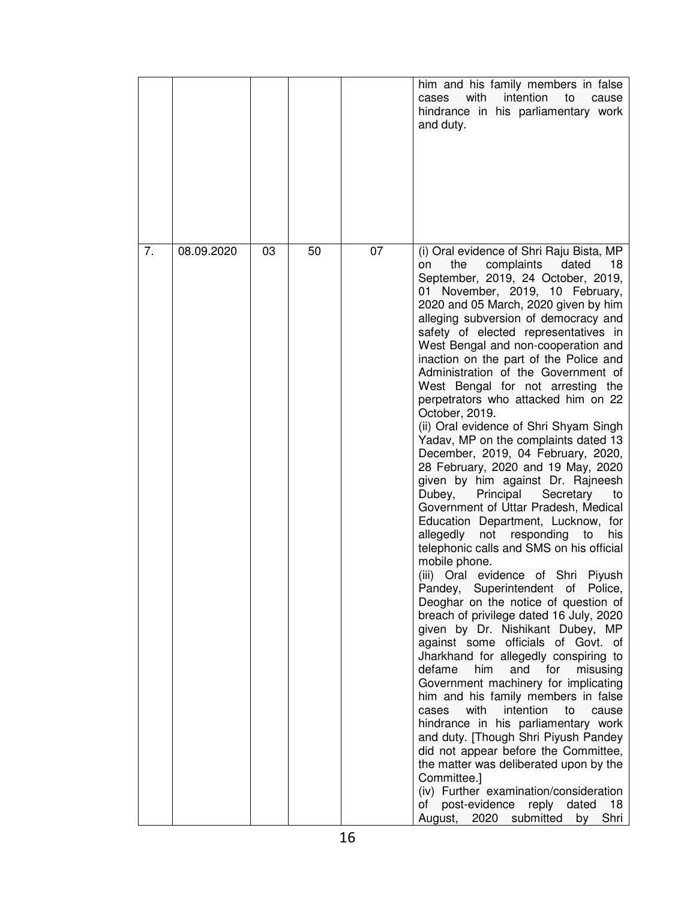| | | | | | him and his family members in false cases with intention to cause hindrance in his parliamentary work and duty. |
|---|---|---|---|---|---|
| 7. | 08.09.2020 | 03 | 50 | 07 | (i) Oral evidence of Shri Raju Bista, MP on the complaints dated 18 September, 2019, 24 October, 2019, 01 November, 2019, 10 February, 2020 and 05 March, 2020 given by him alleging subversion of democracy and safety of elected representatives in West Bengal and non-cooperation and inaction on the part of the Police and Administration of the Government of West Bengal for not arresting the perpetrators who attacked him on 22 October, 2019.<br>(ii) Oral evidence of Shri Shyam Singh Yadav, MP on the complaints dated 13 December, 2019, 04 February, 2020, 28 February, 2020 and 19 May, 2020 given by him against Dr. Rajneesh Dubey, Principal Secretary to Government of Uttar Pradesh, Medical Education Department, Lucknow, for allegedly not responding to his telephonic calls and SMS on his official mobile phone.<br>(iii) Oral evidence of Shri Piyush Pandey, Superintendent of Police, Deoghar on the notice of question of breach of privilege dated 16 July, 2020 given by Dr. Nishikant Dubey, MP against some officials of Govt. of Jharkhand for allegedly conspiring to defame him and for misusing Government machinery for implicating him and his family members in false cases with intention to cause hindrance in his parliamentary work and duty. [Though Shri Piyush Pandey did not appear before the Committee, the matter was deliberated upon by the Committee.]<br>(iv) Further examination/consideration of post-evidence reply dated 18 August, 2020 submitted by Shri |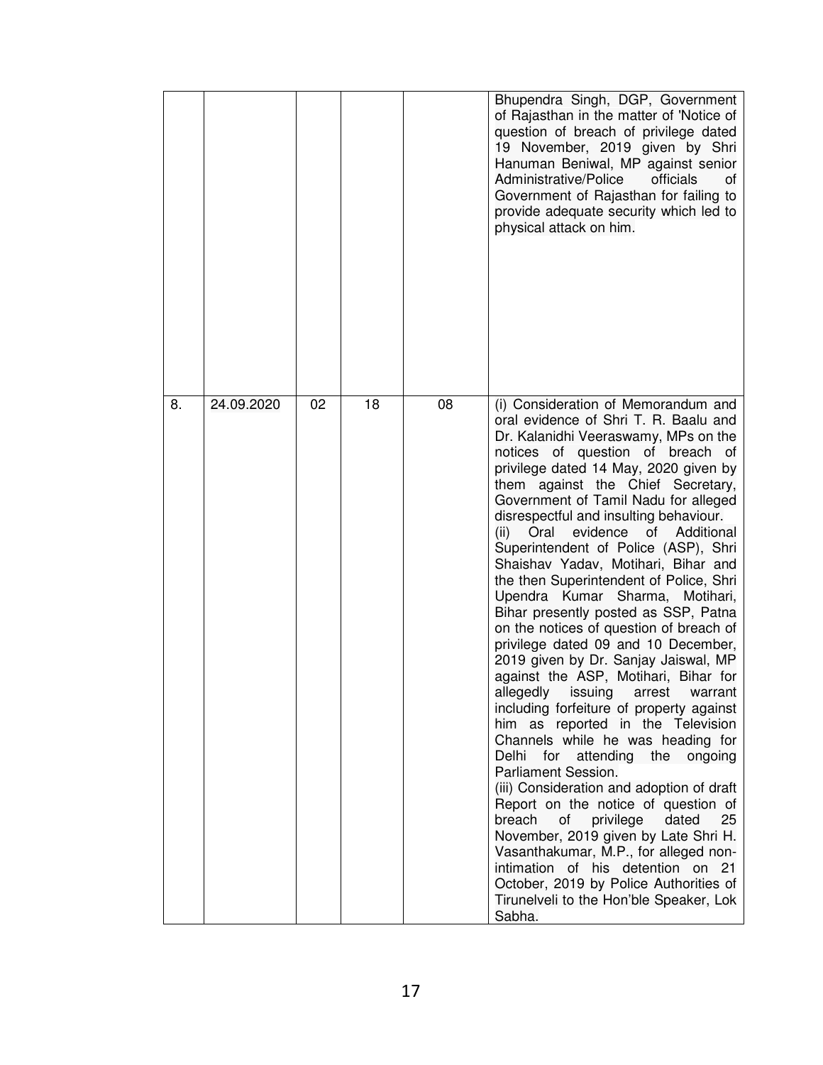| | | | | | |
|---|---|---|---|---|---|
| | | | | | Bhupendra Singh, DGP, Government of Rajasthan in the matter of 'Notice of question of breach of privilege dated 19 November, 2019 given by Shri Hanuman Beniwal, MP against senior Administrative/Police officials of Government of Rajasthan for failing to provide adequate security which led to physical attack on him. |
| 8. | 24.09.2020 | 02 | 18 | 08 | (i) Consideration of Memorandum and oral evidence of Shri T. R. Baalu and Dr. Kalanidhi Veeraswamy, MPs on the notices of question of breach of privilege dated 14 May, 2020 given by them against the Chief Secretary, Government of Tamil Nadu for alleged disrespectful and insulting behaviour.<br>(ii) Oral evidence of Additional Superintendent of Police (ASP), Shri Shaishav Yadav, Motihari, Bihar and the then Superintendent of Police, Shri Upendra Kumar Sharma, Motihari, Bihar presently posted as SSP, Patna on the notices of question of breach of privilege dated 09 and 10 December, 2019 given by Dr. Sanjay Jaiswal, MP against the ASP, Motihari, Bihar for allegedly issuing arrest warrant including forfeiture of property against him as reported in the Television Channels while he was heading for Delhi for attending the ongoing Parliament Session.<br>(iii) Consideration and adoption of draft Report on the notice of question of breach of privilege dated 25 November, 2019 given by Late Shri H. Vasanthakumar, M.P., for alleged non-intimation of his detention on 21 October, 2019 by Police Authorities of Tirunelveli to the Hon'ble Speaker, Lok Sabha. |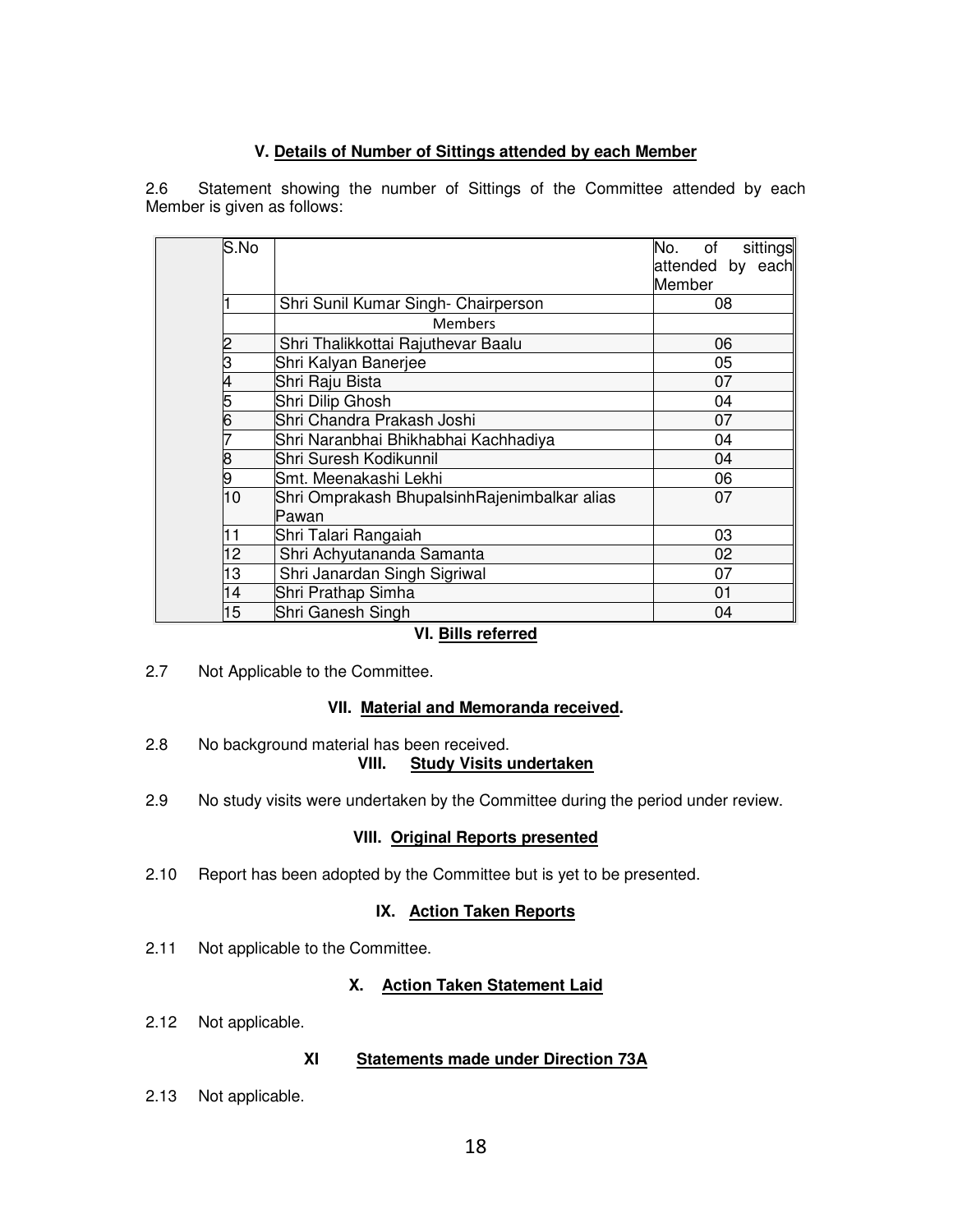### V. Details of Number of Sittings attended by each Member

2.6 Statement showing the number of Sittings of the Committee attended by each Member is given as follows:

| S.No | | No. of sittings attended by each Member |
|---|---|---|
| 1 | Shri Sunil Kumar Singh- Chairperson | 08 |
| | Members | |
| 2 | Shri Thalikkottai Rajuthevar Baalu | 06 |
| 3 | Shri Kalyan Banerjee | 05 |
| 4 | Shri Raju Bista | 07 |
| 5 | Shri Dilip Ghosh | 04 |
| 6 | Shri Chandra Prakash Joshi | 07 |
| 7 | Shri Naranbhai Bhikhabhai Kachhadiya | 04 |
| 8 | Shri Suresh Kodikunnil | 04 |
| 9 | Smt. Meenakashi Lekhi | 06 |
| 10 | Shri Omprakash BhupalsinhRajenimbalkar alias Pawan | 07 |
| 11 | Shri Talari Rangaiah | 03 |
| 12 | Shri Achyutananda Samanta | 02 |
| 13 | Shri Janardan Singh Sigriwal | 07 |
| 14 | Shri Prathap Simha | 01 |
| 15 | Shri Ganesh Singh | 04 |

### VI. Bills referred

2.7 Not Applicable to the Committee.

### VII. Material and Memoranda received.

2.8 No background material has been received.

### VIII. Study Visits undertaken

2.9 No study visits were undertaken by the Committee during the period under review.

### VIII. Original Reports presented

2.10 Report has been adopted by the Committee but is yet to be presented.

### IX. Action Taken Reports

2.11 Not applicable to the Committee.

### X. Action Taken Statement Laid

2.12 Not applicable.

### XI Statements made under Direction 73A

2.13 Not applicable.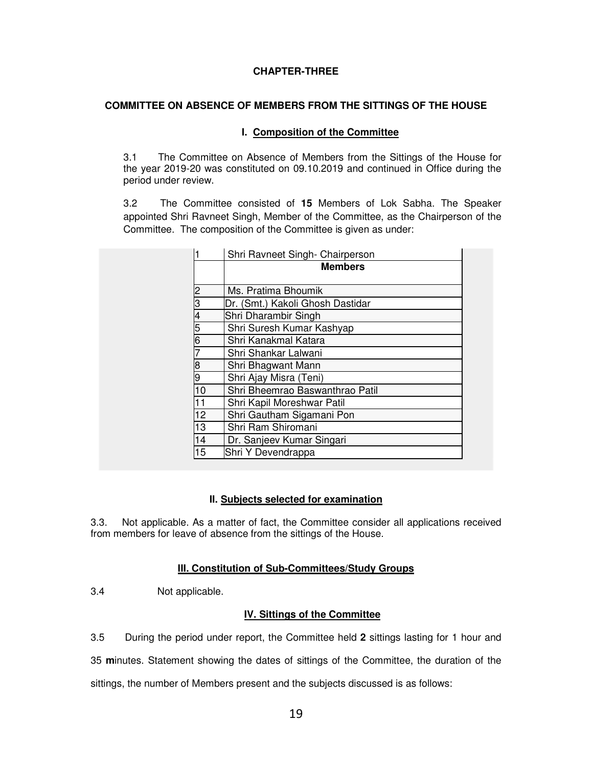## CHAPTER-THREE

## COMMITTEE ON ABSENCE OF MEMBERS FROM THE SITTINGS OF THE HOUSE

### I. Composition of the Committee

3.1 The Committee on Absence of Members from the Sittings of the House for the year 2019-20 was constituted on 09.10.2019 and continued in Office during the period under review.

3.2 The Committee consisted of **15** Members of Lok Sabha. The Speaker appointed Shri Ravneet Singh, Member of the Committee, as the Chairperson of the Committee. The composition of the Committee is given as under:

| | |
|---|---|
| 1 | Shri Ravneet Singh- Chairperson |
| | **Members** |
| 2 | Ms. Pratima Bhoumik |
| 3 | Dr. (Smt.) Kakoli Ghosh Dastidar |
| 4 | Shri Dharambir Singh |
| 5 | Shri Suresh Kumar Kashyap |
| 6 | Shri Kanakmal Katara |
| 7 | Shri Shankar Lalwani |
| 8 | Shri Bhagwant Mann |
| 9 | Shri Ajay Misra (Teni) |
| 10 | Shri Bheemrao Baswanthrao Patil |
| 11 | Shri Kapil Moreshwar Patil |
| 12 | Shri Gautham Sigamani Pon |
| 13 | Shri Ram Shiromani |
| 14 | Dr. Sanjeev Kumar Singari |
| 15 | Shri Y Devendrappa |

### II. Subjects selected for examination

3.3. Not applicable. As a matter of fact, the Committee consider all applications received from members for leave of absence from the sittings of the House.

### III. Constitution of Sub-Committees/Study Groups

3.4 Not applicable.

### IV. Sittings of the Committee

3.5 During the period under report, the Committee held **2** sittings lasting for 1 hour and 35 **m**inutes. Statement showing the dates of sittings of the Committee, the duration of the sittings, the number of Members present and the subjects discussed is as follows: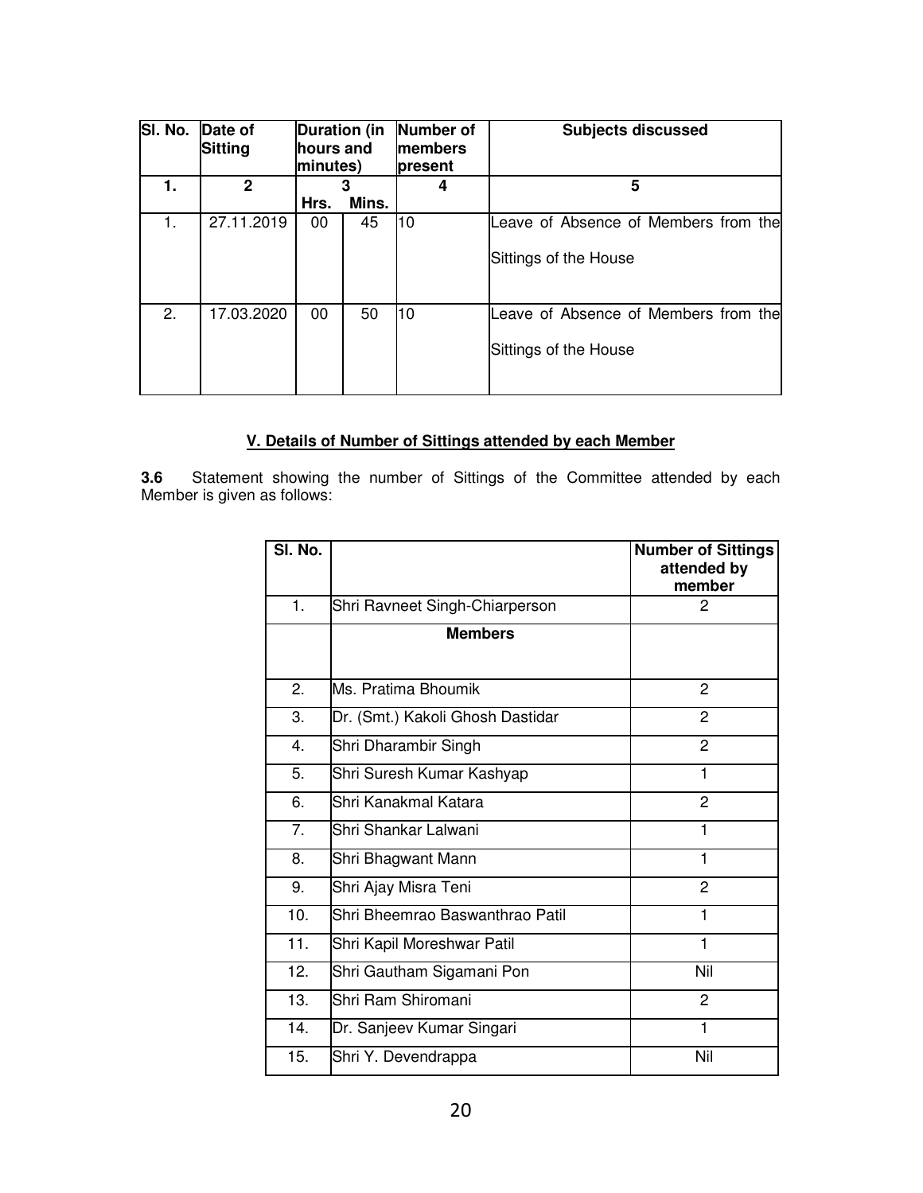| Sl. No. | Date of Sitting | Duration (in hours and minutes) | | Number of members present | Subjects discussed |
|---|---|---|---|---|---|
| 1. | 2 | 3 | | 4 | 5 |
| | | Hrs. | Mins. | | |
| 1. | 27.11.2019 | 00 | 45 | 10 | Leave of Absence of Members from the Sittings of the House |
| 2. | 17.03.2020 | 00 | 50 | 10 | Leave of Absence of Members from the Sittings of the House |

## V. Details of Number of Sittings attended by each Member

**3.6** Statement showing the number of Sittings of the Committee attended by each Member is given as follows:

| Sl. No. | | Number of Sittings attended by member |
|---|---|---|
| 1. | Shri Ravneet Singh-Chiarperson | 2 |
| | **Members** | |
| 2. | Ms. Pratima Bhoumik | 2 |
| 3. | Dr. (Smt.) Kakoli Ghosh Dastidar | 2 |
| 4. | Shri Dharambir Singh | 2 |
| 5. | Shri Suresh Kumar Kashyap | 1 |
| 6. | Shri Kanakmal Katara | 2 |
| 7. | Shri Shankar Lalwani | 1 |
| 8. | Shri Bhagwant Mann | 1 |
| 9. | Shri Ajay Misra Teni | 2 |
| 10. | Shri Bheemrao Baswanthrao Patil | 1 |
| 11. | Shri Kapil Moreshwar Patil | 1 |
| 12. | Shri Gautham Sigamani Pon | Nil |
| 13. | Shri Ram Shiromani | 2 |
| 14. | Dr. Sanjeev Kumar Singari | 1 |
| 15. | Shri Y. Devendrappa | Nil |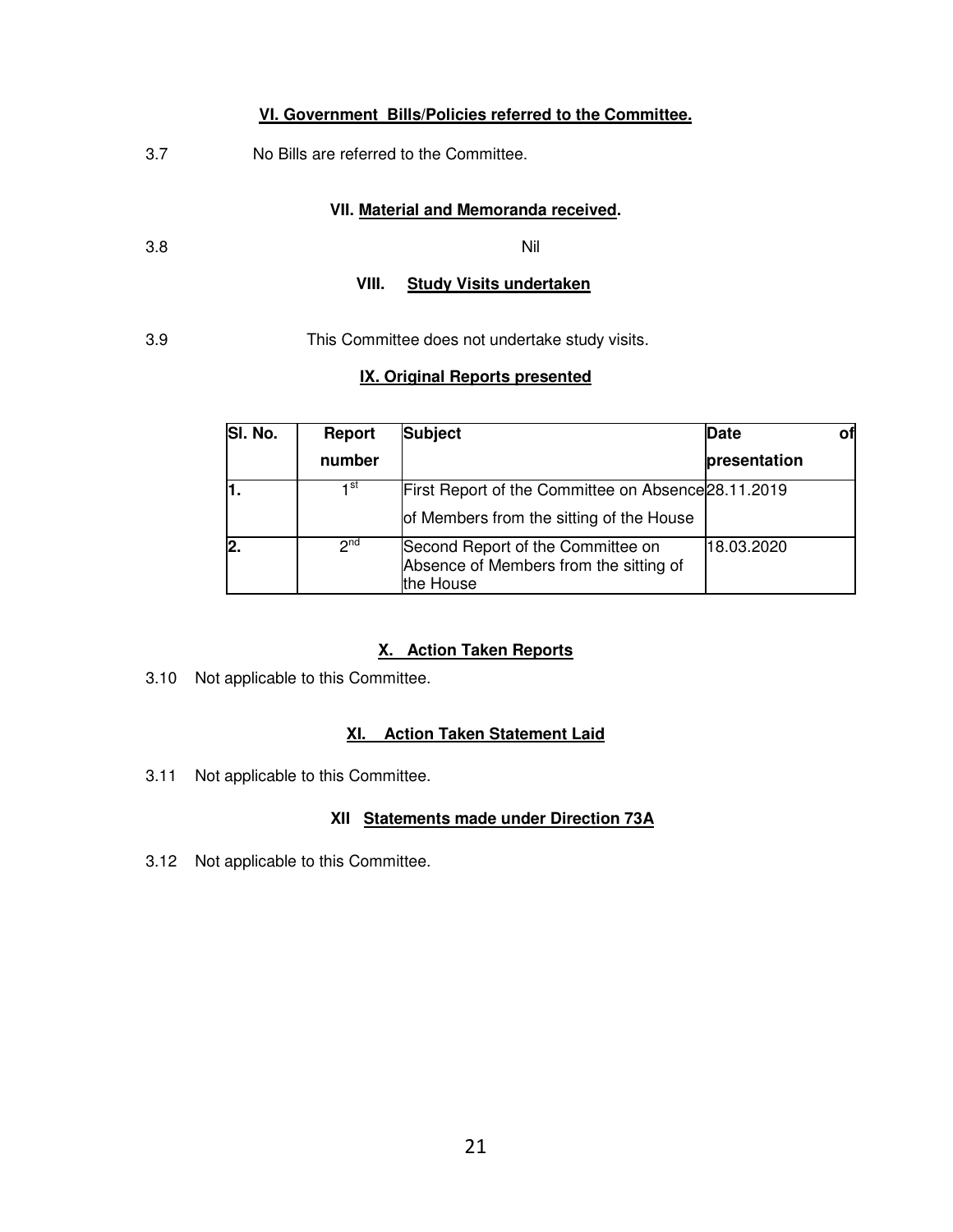### VI. Government Bills/Policies referred to the Committee.

3.7 No Bills are referred to the Committee.

### VII. Material and Memoranda received.

3.8 Nil

### VIII. Study Visits undertaken

3.9 This Committee does not undertake study visits.

### IX. Original Reports presented

| Sl. No. | Report number | Subject | Date of presentation |
|---|---|---|---|
| 1. | 1st | First Report of the Committee on Absence of Members from the sitting of the House | 28.11.2019 |
| 2. | 2nd | Second Report of the Committee on Absence of Members from the sitting of the House | 18.03.2020 |

### X. Action Taken Reports

3.10 Not applicable to this Committee.

### XI. Action Taken Statement Laid

3.11 Not applicable to this Committee.

### XII Statements made under Direction 73A

3.12 Not applicable to this Committee.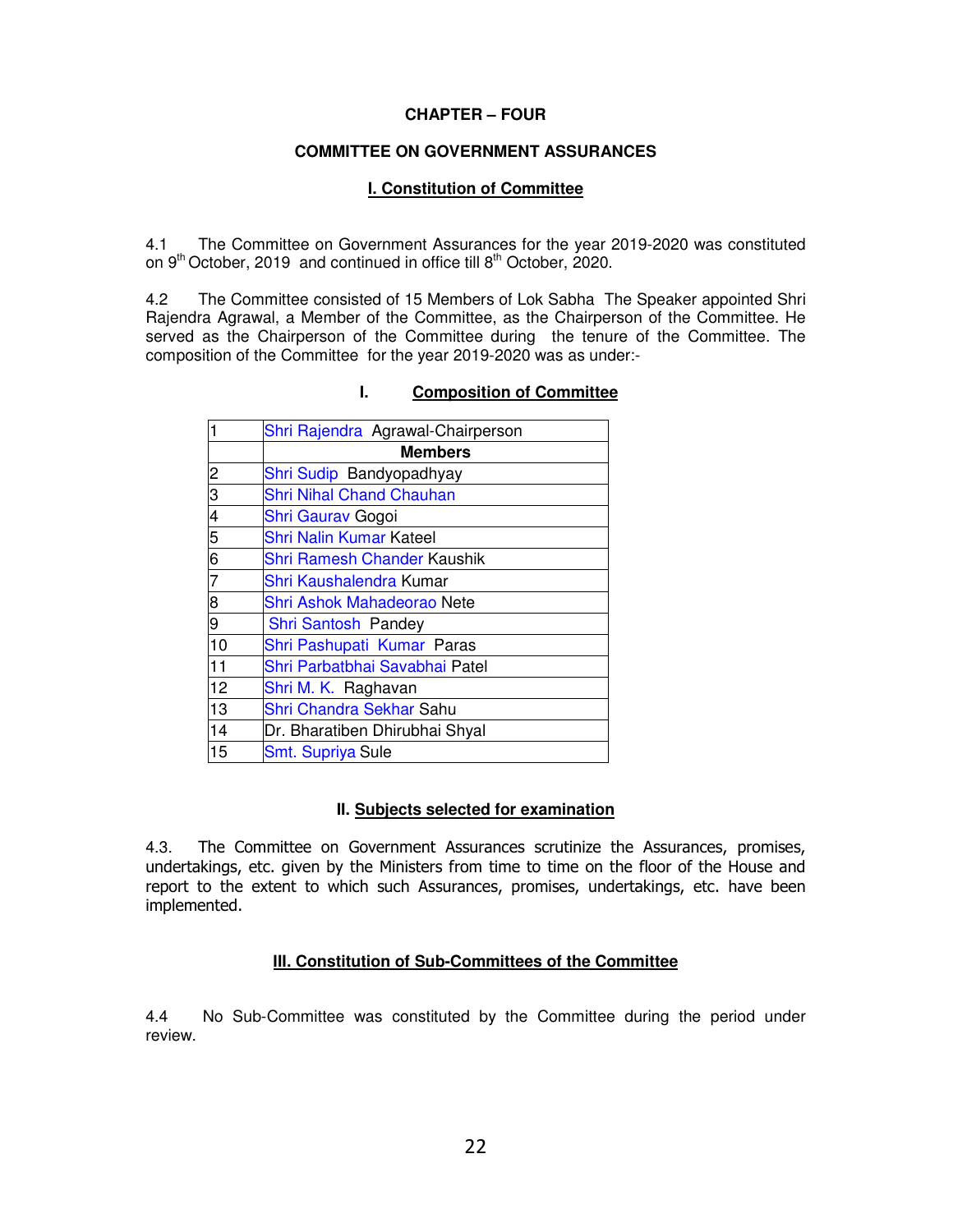# CHAPTER – FOUR

## COMMITTEE ON GOVERNMENT ASSURANCES

### I. Constitution of Committee

4.1 The Committee on Government Assurances for the year 2019-2020 was constituted on 9th October, 2019 and continued in office till 8th October, 2020.

4.2 The Committee consisted of 15 Members of Lok Sabha The Speaker appointed Shri Rajendra Agrawal, a Member of the Committee, as the Chairperson of the Committee. He served as the Chairperson of the Committee during the tenure of the Committee. The composition of the Committee for the year 2019-2020 was as under:-

### I. Composition of Committee

| | |
|---|---|
| 1 | Shri Rajendra Agrawal-Chairperson |
| | **Members** |
| 2 | Shri Sudip Bandyopadhyay |
| 3 | Shri Nihal Chand Chauhan |
| 4 | Shri Gaurav Gogoi |
| 5 | Shri Nalin Kumar Kateel |
| 6 | Shri Ramesh Chander Kaushik |
| 7 | Shri Kaushalendra Kumar |
| 8 | Shri Ashok Mahadeorao Nete |
| 9 | Shri Santosh Pandey |
| 10 | Shri Pashupati Kumar Paras |
| 11 | Shri Parbatbhai Savabhai Patel |
| 12 | Shri M. K. Raghavan |
| 13 | Shri Chandra Sekhar Sahu |
| 14 | Dr. Bharatiben Dhirubhai Shyal |
| 15 | Smt. Supriya Sule |

### II. Subjects selected for examination

4.3. The Committee on Government Assurances scrutinize the Assurances, promises, undertakings, etc. given by the Ministers from time to time on the floor of the House and report to the extent to which such Assurances, promises, undertakings, etc. have been implemented.

### III. Constitution of Sub-Committees of the Committee

4.4 No Sub-Committee was constituted by the Committee during the period under review.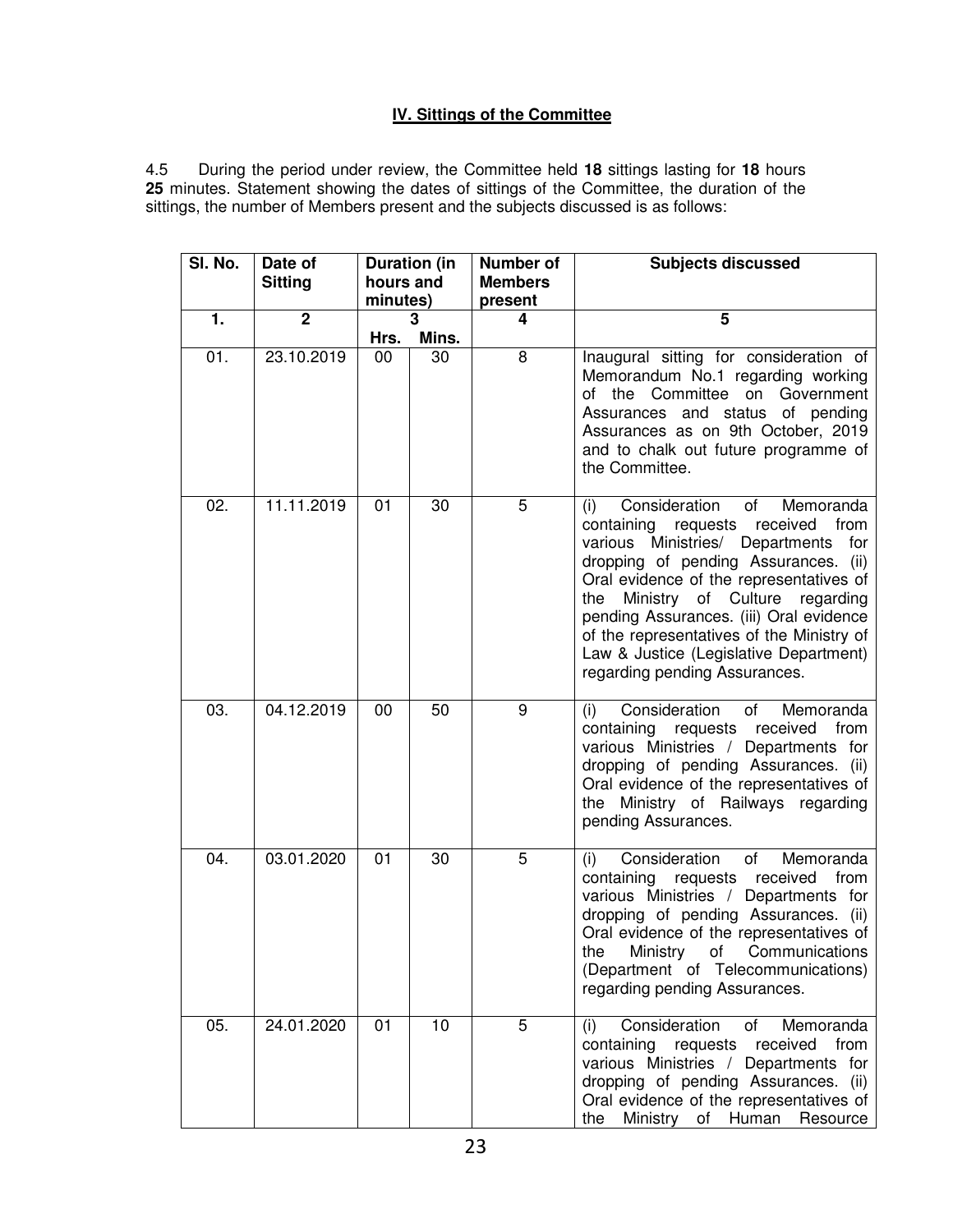### IV. Sittings of the Committee

4.5 During the period under review, the Committee held **18** sittings lasting for **18** hours **25** minutes. Statement showing the dates of sittings of the Committee, the duration of the sittings, the number of Members present and the subjects discussed is as follows:

| Sl. No. | Date of Sitting | Duration (in hours and minutes) | | Number of Members present | Subjects discussed |
|---|---|---|---|---|---|
| 1. | 2 | 3 | | 4 | 5 |
| | | Hrs. | Mins. | | |
| 01. | 23.10.2019 | 00 | 30 | 8 | Inaugural sitting for consideration of Memorandum No.1 regarding working of the Committee on Government Assurances and status of pending Assurances as on 9th October, 2019 and to chalk out future programme of the Committee. |
| 02. | 11.11.2019 | 01 | 30 | 5 | (i) Consideration of Memoranda containing requests received from various Ministries/ Departments for dropping of pending Assurances. (ii) Oral evidence of the representatives of the Ministry of Culture regarding pending Assurances. (iii) Oral evidence of the representatives of the Ministry of Law & Justice (Legislative Department) regarding pending Assurances. |
| 03. | 04.12.2019 | 00 | 50 | 9 | (i) Consideration of Memoranda containing requests received from various Ministries / Departments for dropping of pending Assurances. (ii) Oral evidence of the representatives of the Ministry of Railways regarding pending Assurances. |
| 04. | 03.01.2020 | 01 | 30 | 5 | (i) Consideration of Memoranda containing requests received from various Ministries / Departments for dropping of pending Assurances. (ii) Oral evidence of the representatives of the Ministry of Communications (Department of Telecommunications) regarding pending Assurances. |
| 05. | 24.01.2020 | 01 | 10 | 5 | (i) Consideration of Memoranda containing requests received from various Ministries / Departments for dropping of pending Assurances. (ii) Oral evidence of the representatives of the Ministry of Human Resource |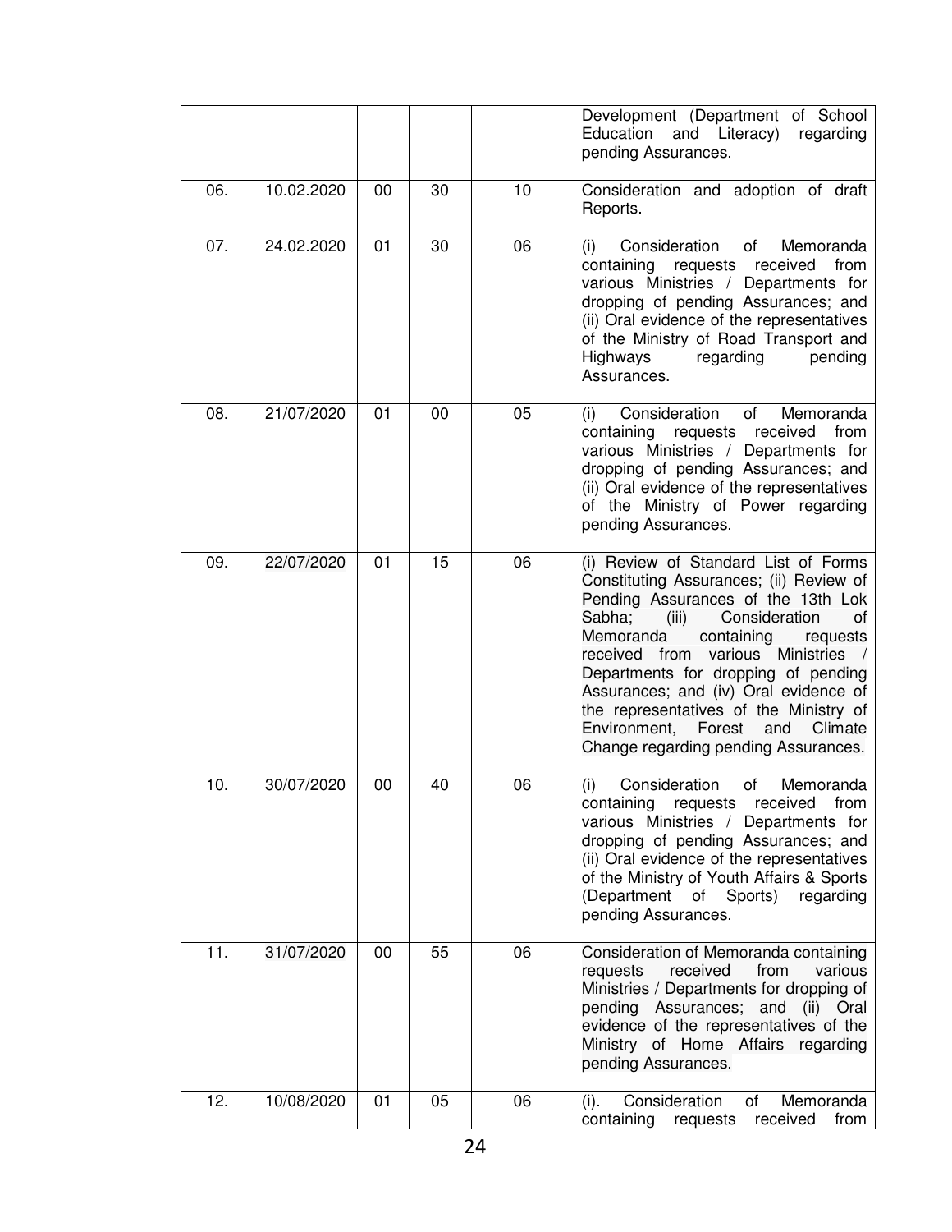| | | | | | Development (Department of School Education and Literacy) regarding pending Assurances. |
|---|---|---|---|---|---|
| 06. | 10.02.2020 | 00 | 30 | 10 | Consideration and adoption of draft Reports. |
| 07. | 24.02.2020 | 01 | 30 | 06 | (i) Consideration of Memoranda containing requests received from various Ministries / Departments for dropping of pending Assurances; and (ii) Oral evidence of the representatives of the Ministry of Road Transport and Highways regarding pending Assurances. |
| 08. | 21/07/2020 | 01 | 00 | 05 | (i) Consideration of Memoranda containing requests received from various Ministries / Departments for dropping of pending Assurances; and (ii) Oral evidence of the representatives of the Ministry of Power regarding pending Assurances. |
| 09. | 22/07/2020 | 01 | 15 | 06 | (i) Review of Standard List of Forms Constituting Assurances; (ii) Review of Pending Assurances of the 13th Lok Sabha; (iii) Consideration of Memoranda containing requests received from various Ministries / Departments for dropping of pending Assurances; and (iv) Oral evidence of the representatives of the Ministry of Environment, Forest and Climate Change regarding pending Assurances. |
| 10. | 30/07/2020 | 00 | 40 | 06 | (i) Consideration of Memoranda containing requests received from various Ministries / Departments for dropping of pending Assurances; and (ii) Oral evidence of the representatives of the Ministry of Youth Affairs & Sports (Department of Sports) regarding pending Assurances. |
| 11. | 31/07/2020 | 00 | 55 | 06 | Consideration of Memoranda containing requests received from various Ministries / Departments for dropping of pending Assurances; and (ii) Oral evidence of the representatives of the Ministry of Home Affairs regarding pending Assurances. |
| 12. | 10/08/2020 | 01 | 05 | 06 | (i). Consideration of Memoranda containing requests received from |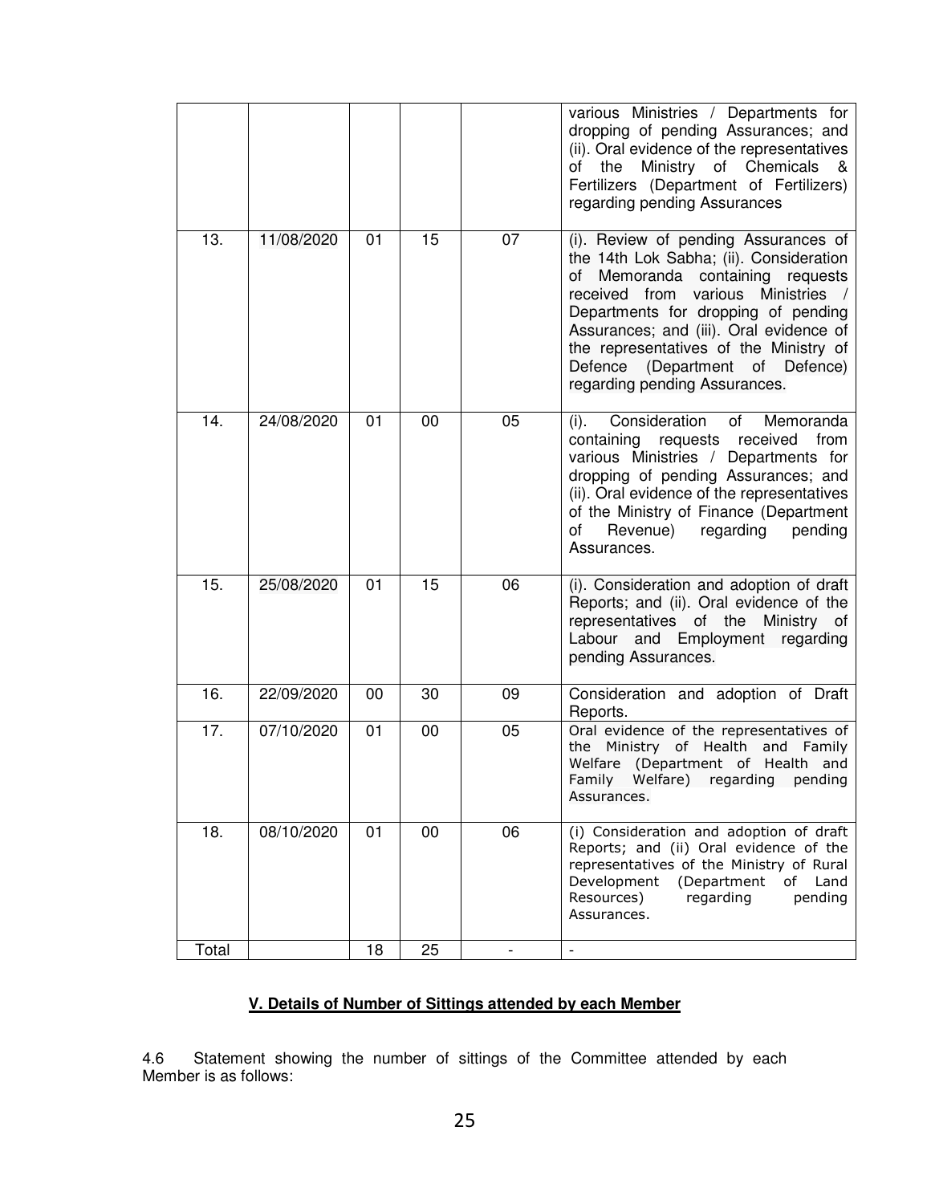| | | | | | various Ministries / Departments for dropping of pending Assurances; and (ii). Oral evidence of the representatives of the Ministry of Chemicals & Fertilizers (Department of Fertilizers) regarding pending Assurances |
|---|---|---|---|---|---|
| 13. | 11/08/2020 | 01 | 15 | 07 | (i). Review of pending Assurances of the 14th Lok Sabha; (ii). Consideration of Memoranda containing requests received from various Ministries / Departments for dropping of pending Assurances; and (iii). Oral evidence of the representatives of the Ministry of Defence (Department of Defence) regarding pending Assurances. |
| 14. | 24/08/2020 | 01 | 00 | 05 | (i). Consideration of Memoranda containing requests received from various Ministries / Departments for dropping of pending Assurances; and (ii). Oral evidence of the representatives of the Ministry of Finance (Department of Revenue) regarding pending Assurances. |
| 15. | 25/08/2020 | 01 | 15 | 06 | (i). Consideration and adoption of draft Reports; and (ii). Oral evidence of the representatives of the Ministry of Labour and Employment regarding pending Assurances. |
| 16. | 22/09/2020 | 00 | 30 | 09 | Consideration and adoption of Draft Reports. |
| 17. | 07/10/2020 | 01 | 00 | 05 | Oral evidence of the representatives of the Ministry of Health and Family Welfare (Department of Health and Family Welfare) regarding pending Assurances. |
| 18. | 08/10/2020 | 01 | 00 | 06 | (i) Consideration and adoption of draft Reports; and (ii) Oral evidence of the representatives of the Ministry of Rural Development (Department of Land Resources) regarding pending Assurances. |
| Total | | 18 | 25 | - | - |

## V. Details of Number of Sittings attended by each Member

4.6 Statement showing the number of sittings of the Committee attended by each Member is as follows: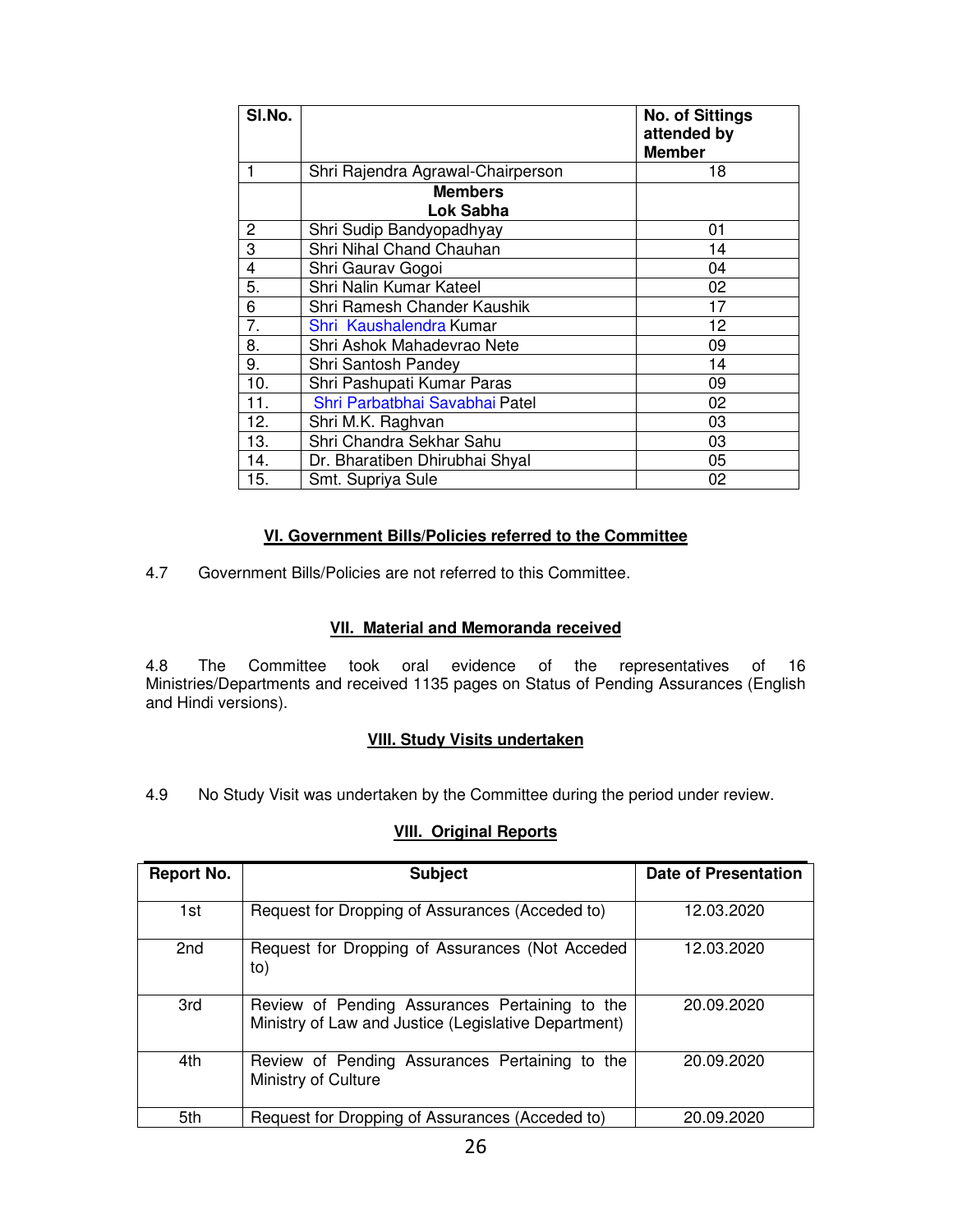| Sl.No. | | No. of Sittings attended by Member |
|---|---|---|
| 1 | Shri Rajendra Agrawal-Chairperson | 18 |
| | **Members**<br>**Lok Sabha** | |
| 2 | Shri Sudip Bandyopadhyay | 01 |
| 3 | Shri Nihal Chand Chauhan | 14 |
| 4 | Shri Gaurav Gogoi | 04 |
| 5. | Shri Nalin Kumar Kateel | 02 |
| 6 | Shri Ramesh Chander Kaushik | 17 |
| 7. | Shri Kaushalendra Kumar | 12 |
| 8. | Shri Ashok Mahadevrao Nete | 09 |
| 9. | Shri Santosh Pandey | 14 |
| 10. | Shri Pashupati Kumar Paras | 09 |
| 11. | Shri Parbatbhai Savabhai Patel | 02 |
| 12. | Shri M.K. Raghvan | 03 |
| 13. | Shri Chandra Sekhar Sahu | 03 |
| 14. | Dr. Bharatiben Dhirubhai Shyal | 05 |
| 15. | Smt. Supriya Sule | 02 |

## VI. Government Bills/Policies referred to the Committee

4.7 Government Bills/Policies are not referred to this Committee.

## VII. Material and Memoranda received

4.8 The Committee took oral evidence of the representatives of 16 Ministries/Departments and received 1135 pages on Status of Pending Assurances (English and Hindi versions).

## VIII. Study Visits undertaken

4.9 No Study Visit was undertaken by the Committee during the period under review.

## VIII. Original Reports

| Report No. | Subject | Date of Presentation |
|---|---|---|
| 1st | Request for Dropping of Assurances (Acceded to) | 12.03.2020 |
| 2nd | Request for Dropping of Assurances (Not Acceded to) | 12.03.2020 |
| 3rd | Review of Pending Assurances Pertaining to the Ministry of Law and Justice (Legislative Department) | 20.09.2020 |
| 4th | Review of Pending Assurances Pertaining to the Ministry of Culture | 20.09.2020 |
| 5th | Request for Dropping of Assurances (Acceded to) | 20.09.2020 |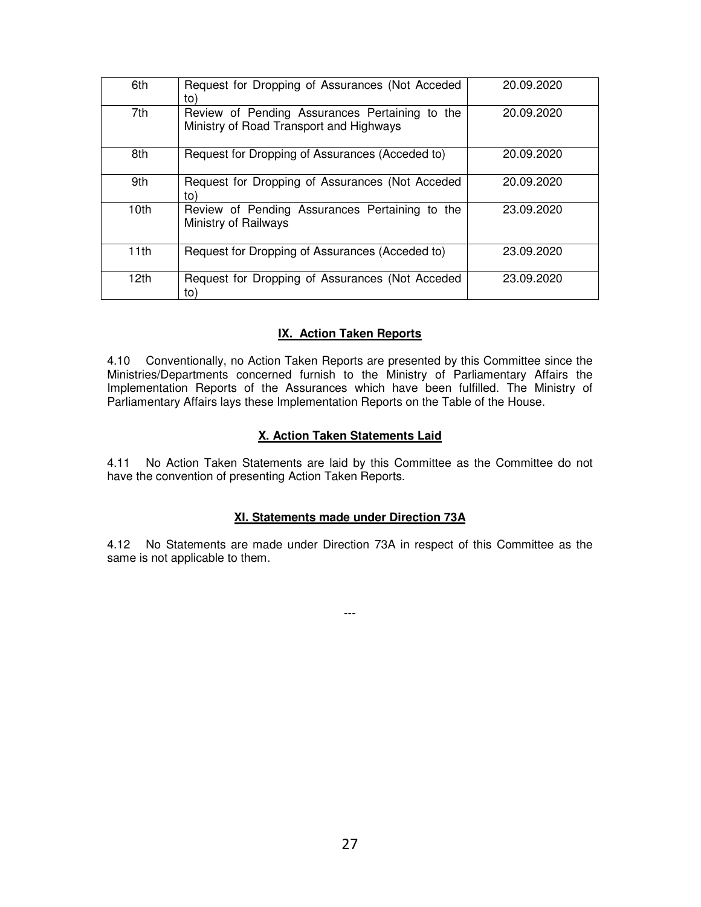| | | |
|---|---|---|
| 6th | Request for Dropping of Assurances (Not Acceded to) | 20.09.2020 |
| 7th | Review of Pending Assurances Pertaining to the Ministry of Road Transport and Highways | 20.09.2020 |
| 8th | Request for Dropping of Assurances (Acceded to) | 20.09.2020 |
| 9th | Request for Dropping of Assurances (Not Acceded to) | 20.09.2020 |
| 10th | Review of Pending Assurances Pertaining to the Ministry of Railways | 23.09.2020 |
| 11th | Request for Dropping of Assurances (Acceded to) | 23.09.2020 |
| 12th | Request for Dropping of Assurances (Not Acceded to) | 23.09.2020 |

## IX. Action Taken Reports

4.10 Conventionally, no Action Taken Reports are presented by this Committee since the Ministries/Departments concerned furnish to the Ministry of Parliamentary Affairs the Implementation Reports of the Assurances which have been fulfilled. The Ministry of Parliamentary Affairs lays these Implementation Reports on the Table of the House.

## X. Action Taken Statements Laid

4.11 No Action Taken Statements are laid by this Committee as the Committee do not have the convention of presenting Action Taken Reports.

## XI. Statements made under Direction 73A

4.12 No Statements are made under Direction 73A in respect of this Committee as the same is not applicable to them.

---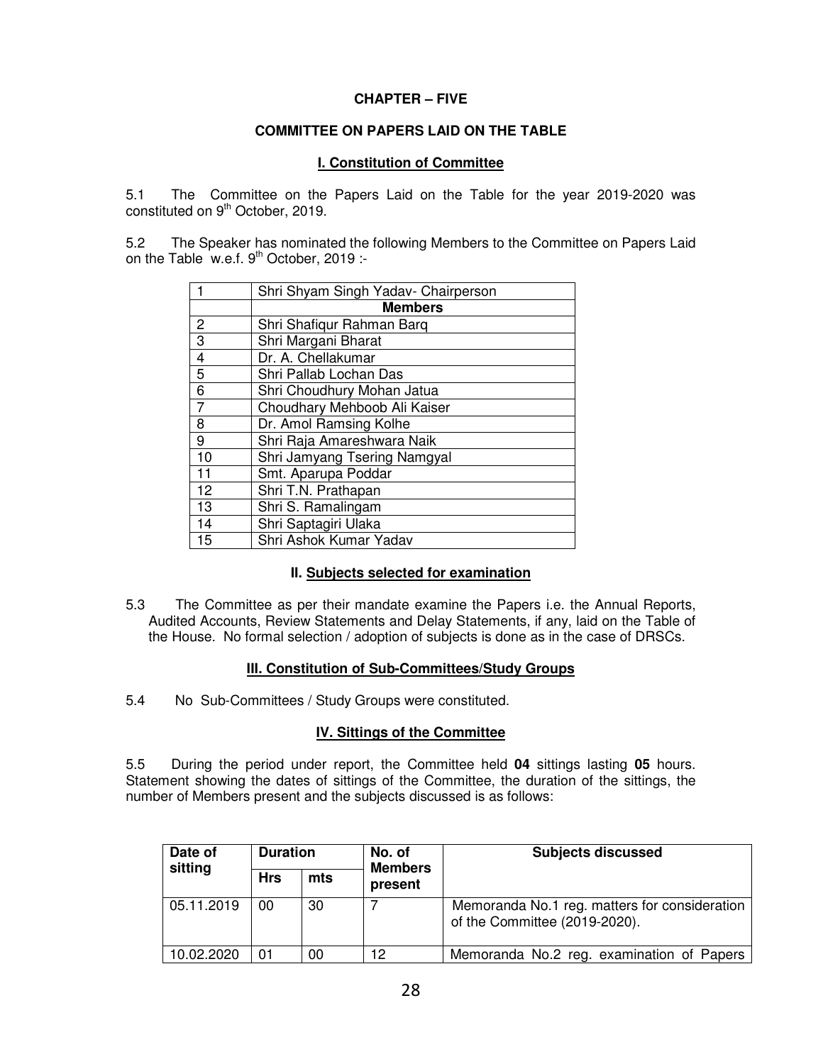## CHAPTER – FIVE

## COMMITTEE ON PAPERS LAID ON THE TABLE

### I. Constitution of Committee

5.1 The Committee on the Papers Laid on the Table for the year 2019-2020 was constituted on 9th October, 2019.

5.2 The Speaker has nominated the following Members to the Committee on Papers Laid on the Table w.e.f. 9th October, 2019 :-

| 1 | Shri Shyam Singh Yadav- Chairperson |
|---|---|
| | **Members** |
| 2 | Shri Shafiqur Rahman Barq |
| 3 | Shri Margani Bharat |
| 4 | Dr. A. Chellakumar |
| 5 | Shri Pallab Lochan Das |
| 6 | Shri Choudhury Mohan Jatua |
| 7 | Choudhary Mehboob Ali Kaiser |
| 8 | Dr. Amol Ramsing Kolhe |
| 9 | Shri Raja Amareshwara Naik |
| 10 | Shri Jamyang Tsering Namgyal |
| 11 | Smt. Aparupa Poddar |
| 12 | Shri T.N. Prathapan |
| 13 | Shri S. Ramalingam |
| 14 | Shri Saptagiri Ulaka |
| 15 | Shri Ashok Kumar Yadav |

### II. Subjects selected for examination

5.3 The Committee as per their mandate examine the Papers i.e. the Annual Reports, Audited Accounts, Review Statements and Delay Statements, if any, laid on the Table of the House. No formal selection / adoption of subjects is done as in the case of DRSCs.

### III. Constitution of Sub-Committees/Study Groups

5.4 No Sub-Committees / Study Groups were constituted.

### IV. Sittings of the Committee

5.5 During the period under report, the Committee held **04** sittings lasting **05** hours. Statement showing the dates of sittings of the Committee, the duration of the sittings, the number of Members present and the subjects discussed is as follows:

| Date of sitting | Duration | | No. of Members present | Subjects discussed |
|---|---|---|---|---|
| | Hrs | mts | | |
| 05.11.2019 | 00 | 30 | 7 | Memoranda No.1 reg. matters for consideration of the Committee (2019-2020). |
| 10.02.2020 | 01 | 00 | 12 | Memoranda No.2 reg. examination of Papers |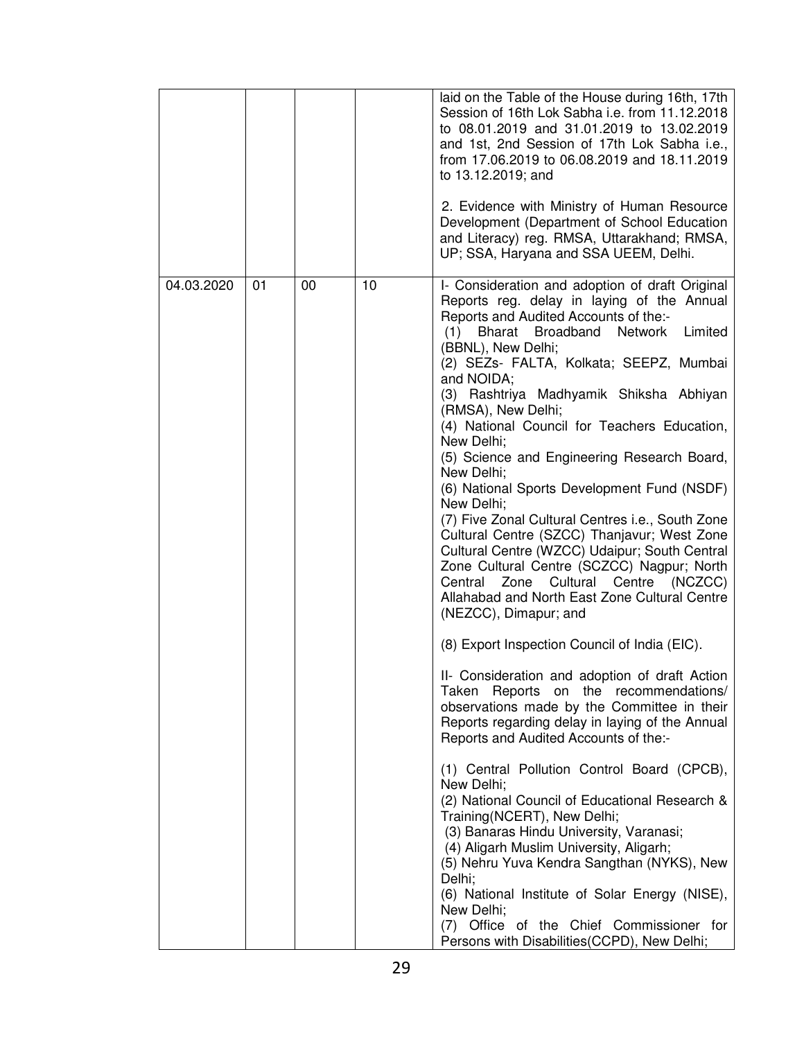| | | | | |
|---|---|---|---|---|
| | | | | laid on the Table of the House during 16th, 17th Session of 16th Lok Sabha i.e. from 11.12.2018 to 08.01.2019 and 31.01.2019 to 13.02.2019 and 1st, 2nd Session of 17th Lok Sabha i.e., from 17.06.2019 to 06.08.2019 and 18.11.2019 to 13.12.2019; and<br><br>2. Evidence with Ministry of Human Resource Development (Department of School Education and Literacy) reg. RMSA, Uttarakhand; RMSA, UP; SSA, Haryana and SSA UEEM, Delhi. |
| 04.03.2020 | 01 | 00 | 10 | I- Consideration and adoption of draft Original Reports reg. delay in laying of the Annual Reports and Audited Accounts of the:-<br>(1) Bharat Broadband Network Limited (BBNL), New Delhi;<br>(2) SEZs- FALTA, Kolkata; SEEPZ, Mumbai and NOIDA;<br>(3) Rashtriya Madhyamik Shiksha Abhiyan (RMSA), New Delhi;<br>(4) National Council for Teachers Education, New Delhi;<br>(5) Science and Engineering Research Board, New Delhi;<br>(6) National Sports Development Fund (NSDF) New Delhi;<br>(7) Five Zonal Cultural Centres i.e., South Zone Cultural Centre (SZCC) Thanjavur; West Zone Cultural Centre (WZCC) Udaipur; South Central Zone Cultural Centre (SCZCC) Nagpur; North Central Zone Cultural Centre (NCZCC) Allahabad and North East Zone Cultural Centre (NEZCC), Dimapur; and<br><br>(8) Export Inspection Council of India (EIC).<br><br>II- Consideration and adoption of draft Action Taken Reports on the recommendations/ observations made by the Committee in their Reports regarding delay in laying of the Annual Reports and Audited Accounts of the:-<br><br>(1) Central Pollution Control Board (CPCB), New Delhi;<br>(2) National Council of Educational Research & Training(NCERT), New Delhi;<br>(3) Banaras Hindu University, Varanasi;<br>(4) Aligarh Muslim University, Aligarh;<br>(5) Nehru Yuva Kendra Sangthan (NYKS), New Delhi;<br>(6) National Institute of Solar Energy (NISE), New Delhi;<br>(7) Office of the Chief Commissioner for Persons with Disabilities(CCPD), New Delhi; |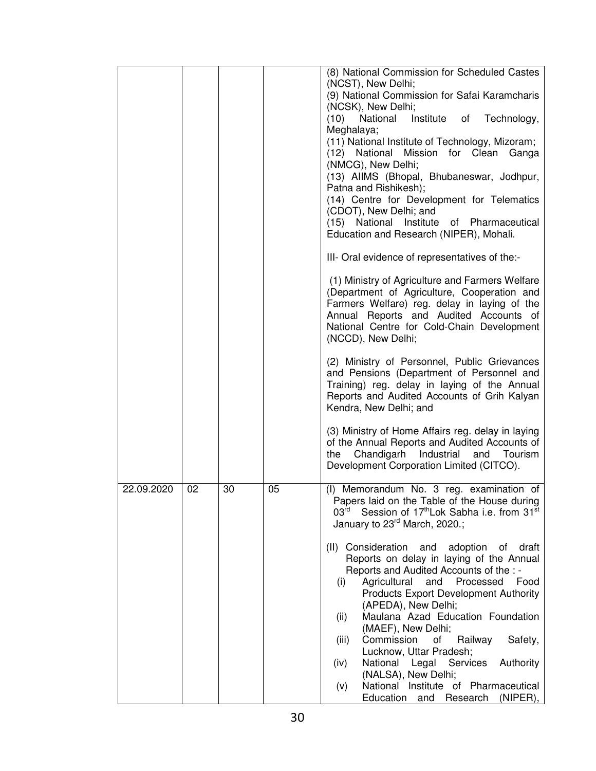| | | | | |
|---|---|---|---|---|
| | | | | (8) National Commission for Scheduled Castes (NCST), New Delhi;<br>(9) National Commission for Safai Karamcharis (NCSK), New Delhi;<br>(10) National Institute of Technology, Meghalaya;<br>(11) National Institute of Technology, Mizoram;<br>(12) National Mission for Clean Ganga (NMCG), New Delhi;<br>(13) AIIMS (Bhopal, Bhubaneswar, Jodhpur, Patna and Rishikesh);<br>(14) Centre for Development for Telematics (CDOT), New Delhi; and<br>(15) National Institute of Pharmaceutical Education and Research (NIPER), Mohali.<br><br>III- Oral evidence of representatives of the:-<br><br>(1) Ministry of Agriculture and Farmers Welfare (Department of Agriculture, Cooperation and Farmers Welfare) reg. delay in laying of the Annual Reports and Audited Accounts of National Centre for Cold-Chain Development (NCCD), New Delhi;<br><br>(2) Ministry of Personnel, Public Grievances and Pensions (Department of Personnel and Training) reg. delay in laying of the Annual Reports and Audited Accounts of Grih Kalyan Kendra, New Delhi; and<br><br>(3) Ministry of Home Affairs reg. delay in laying of the Annual Reports and Audited Accounts of the Chandigarh Industrial and Tourism Development Corporation Limited (CITCO). |
| 22.09.2020 | 02 | 30 | 05 | (I) Memorandum No. 3 reg. examination of Papers laid on the Table of the House during 03rd Session of 17th Lok Sabha i.e. from 31st January to 23rd March, 2020.;<br><br>(II) Consideration and adoption of draft Reports on delay in laying of the Annual Reports and Audited Accounts of the : -<br>(i) Agricultural and Processed Food Products Export Development Authority (APEDA), New Delhi;<br>(ii) Maulana Azad Education Foundation (MAEF), New Delhi;<br>(iii) Commission of Railway Safety, Lucknow, Uttar Pradesh;<br>(iv) National Legal Services Authority (NALSA), New Delhi;<br>(v) National Institute of Pharmaceutical Education and Research (NIPER), |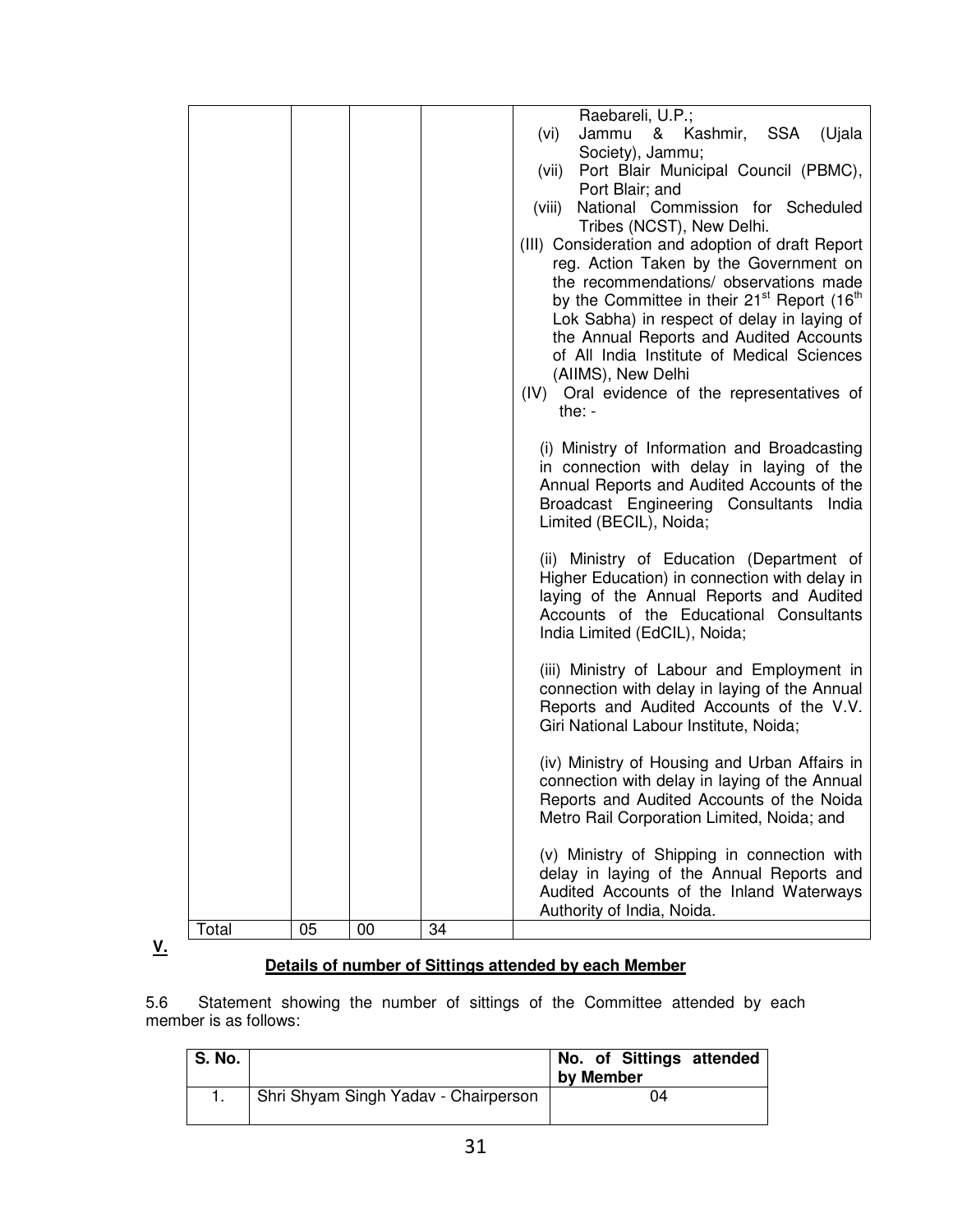| | | | | |
|---|---|---|---|---|
| | | | | Raebareli, U.P.;<br>(vi) Jammu & Kashmir, SSA (Ujala Society), Jammu;<br>(vii) Port Blair Municipal Council (PBMC), Port Blair; and<br>(viii) National Commission for Scheduled Tribes (NCST), New Delhi.<br>(III) Consideration and adoption of draft Report reg. Action Taken by the Government on the recommendations/ observations made by the Committee in their 21st Report (16th Lok Sabha) in respect of delay in laying of the Annual Reports and Audited Accounts of All India Institute of Medical Sciences (AIIMS), New Delhi<br>(IV) Oral evidence of the representatives of the: -<br><br>(i) Ministry of Information and Broadcasting in connection with delay in laying of the Annual Reports and Audited Accounts of the Broadcast Engineering Consultants India Limited (BECIL), Noida;<br><br>(ii) Ministry of Education (Department of Higher Education) in connection with delay in laying of the Annual Reports and Audited Accounts of the Educational Consultants India Limited (EdCIL), Noida;<br><br>(iii) Ministry of Labour and Employment in connection with delay in laying of the Annual Reports and Audited Accounts of the V.V. Giri National Labour Institute, Noida;<br><br>(iv) Ministry of Housing and Urban Affairs in connection with delay in laying of the Annual Reports and Audited Accounts of the Noida Metro Rail Corporation Limited, Noida; and<br><br>(v) Ministry of Shipping in connection with delay in laying of the Annual Reports and Audited Accounts of the Inland Waterways Authority of India, Noida. |
| Total | 05 | 00 | 34 | |

**V.**

**Details of number of Sittings attended by each Member**

5.6 Statement showing the number of sittings of the Committee attended by each member is as follows:

| S. No. | | No. of Sittings attended by Member |
|---|---|---|
| 1. | Shri Shyam Singh Yadav - Chairperson | 04 |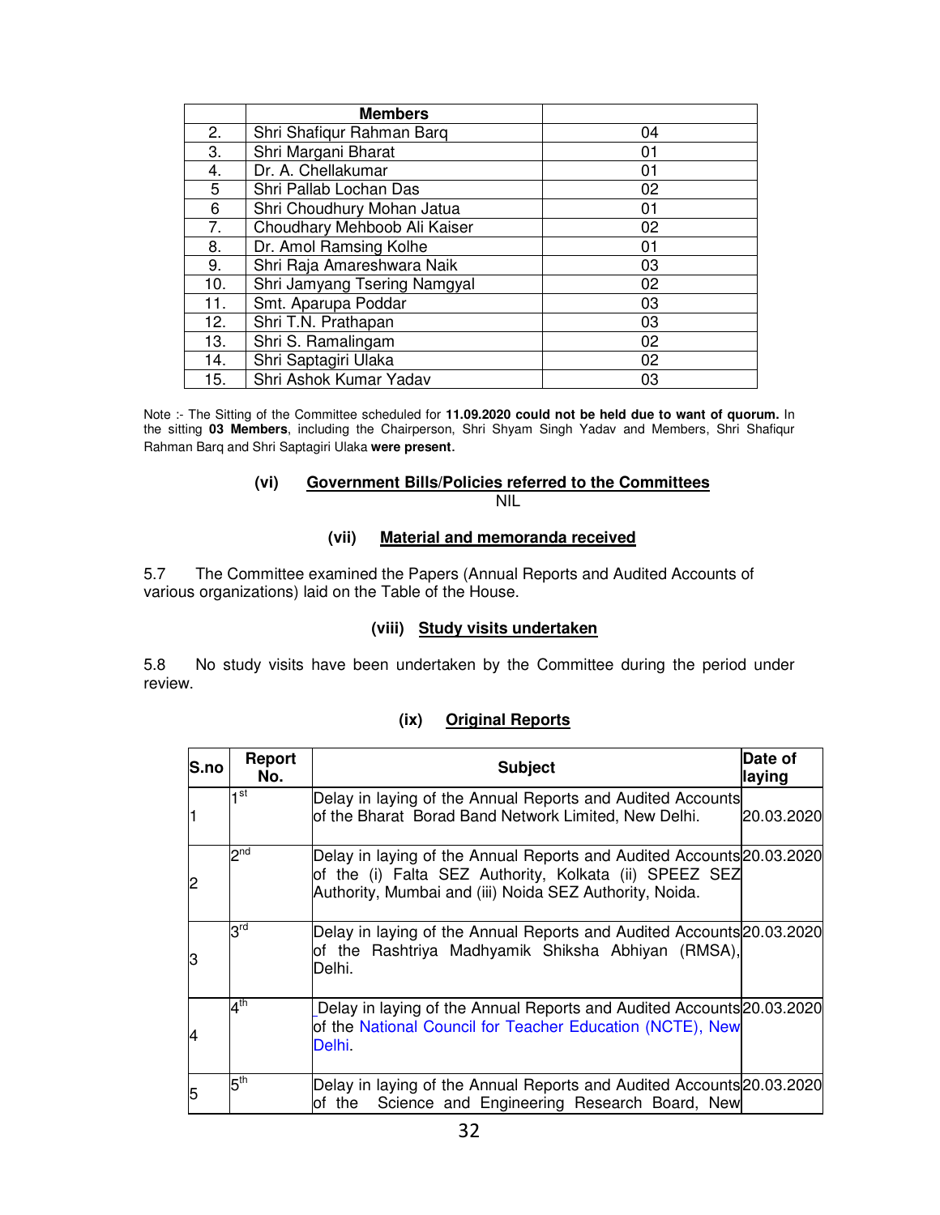| | Members | |
|---|---|---|
| 2. | Shri Shafiqur Rahman Barq | 04 |
| 3. | Shri Margani Bharat | 01 |
| 4. | Dr. A. Chellakumar | 01 |
| 5 | Shri Pallab Lochan Das | 02 |
| 6 | Shri Choudhury Mohan Jatua | 01 |
| 7. | Choudhary Mehboob Ali Kaiser | 02 |
| 8. | Dr. Amol Ramsing Kolhe | 01 |
| 9. | Shri Raja Amareshwara Naik | 03 |
| 10. | Shri Jamyang Tsering Namgyal | 02 |
| 11. | Smt. Aparupa Poddar | 03 |
| 12. | Shri T.N. Prathapan | 03 |
| 13. | Shri S. Ramalingam | 02 |
| 14. | Shri Saptagiri Ulaka | 02 |
| 15. | Shri Ashok Kumar Yadav | 03 |

Note :- The Sitting of the Committee scheduled for **11.09.2020 could not be held due to want of quorum.** In the sitting **03 Members**, including the Chairperson, Shri Shyam Singh Yadav and Members, Shri Shafiqur Rahman Barq and Shri Saptagiri Ulaka **were present.**

### (vi) Government Bills/Policies referred to the Committees

NIL

### (vii) Material and memoranda received

5.7 The Committee examined the Papers (Annual Reports and Audited Accounts of various organizations) laid on the Table of the House.

### (viii) Study visits undertaken

5.8 No study visits have been undertaken by the Committee during the period under review.

### (ix) Original Reports

| S.no | Report No. | Subject | Date of laying |
|---|---|---|---|
| 1 | 1st | Delay in laying of the Annual Reports and Audited Accounts of the Bharat Borad Band Network Limited, New Delhi. | 20.03.2020 |
| 2 | 2nd | Delay in laying of the Annual Reports and Audited Accounts of the (i) Falta SEZ Authority, Kolkata (ii) SPEEZ SEZ Authority, Mumbai and (iii) Noida SEZ Authority, Noida. | 20.03.2020 |
| 3 | 3rd | Delay in laying of the Annual Reports and Audited Accounts of the Rashtriya Madhyamik Shiksha Abhiyan (RMSA), Delhi. | 20.03.2020 |
| 4 | 4th | Delay in laying of the Annual Reports and Audited Accounts of the National Council for Teacher Education (NCTE), New Delhi. | 20.03.2020 |
| 5 | 5th | Delay in laying of the Annual Reports and Audited Accounts of the Science and Engineering Research Board, New | 20.03.2020 |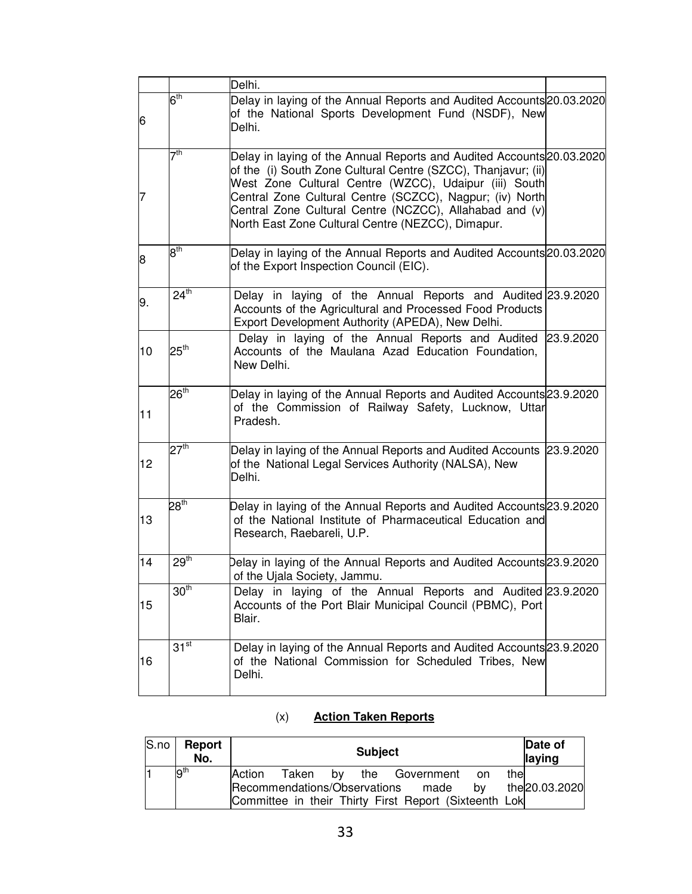| | | Delhi. | |
|---|---|---|---|
| 6 | 6th | Delay in laying of the Annual Reports and Audited Accounts of the National Sports Development Fund (NSDF), New Delhi. | 20.03.2020 |
| 7 | 7th | Delay in laying of the Annual Reports and Audited Accounts of the (i) South Zone Cultural Centre (SZCC), Thanjavur; (ii) West Zone Cultural Centre (WZCC), Udaipur (iii) South Central Zone Cultural Centre (SCZCC), Nagpur; (iv) North Central Zone Cultural Centre (NCZCC), Allahabad and (v) North East Zone Cultural Centre (NEZCC), Dimapur. | 20.03.2020 |
| 8 | 8th | Delay in laying of the Annual Reports and Audited Accounts of the Export Inspection Council (EIC). | 20.03.2020 |
| 9. | 24th | Delay in laying of the Annual Reports and Audited Accounts of the Agricultural and Processed Food Products Export Development Authority (APEDA), New Delhi. | 23.9.2020 |
| 10 | 25th | Delay in laying of the Annual Reports and Audited Accounts of the Maulana Azad Education Foundation, New Delhi. | 23.9.2020 |
| 11 | 26th | Delay in laying of the Annual Reports and Audited Accounts of the Commission of Railway Safety, Lucknow, Uttar Pradesh. | 23.9.2020 |
| 12 | 27th | Delay in laying of the Annual Reports and Audited Accounts of the National Legal Services Authority (NALSA), New Delhi. | 23.9.2020 |
| 13 | 28th | Delay in laying of the Annual Reports and Audited Accounts of the National Institute of Pharmaceutical Education and Research, Raebareli, U.P. | 23.9.2020 |
| 14 | 29th | Delay in laying of the Annual Reports and Audited Accounts of the Ujala Society, Jammu. | 23.9.2020 |
| 15 | 30th | Delay in laying of the Annual Reports and Audited Accounts of the Port Blair Municipal Council (PBMC), Port Blair. | 23.9.2020 |
| 16 | 31st | Delay in laying of the Annual Reports and Audited Accounts of the National Commission for Scheduled Tribes, New Delhi. | 23.9.2020 |

## (x) **Action Taken Reports**

| S.no | Report No. | Subject | Date of laying |
|---|---|---|---|
| 1 | 9th | Action Taken by the Government on the Recommendations/Observations made by the Committee in their Thirty First Report (Sixteenth Lok | 20.03.2020 |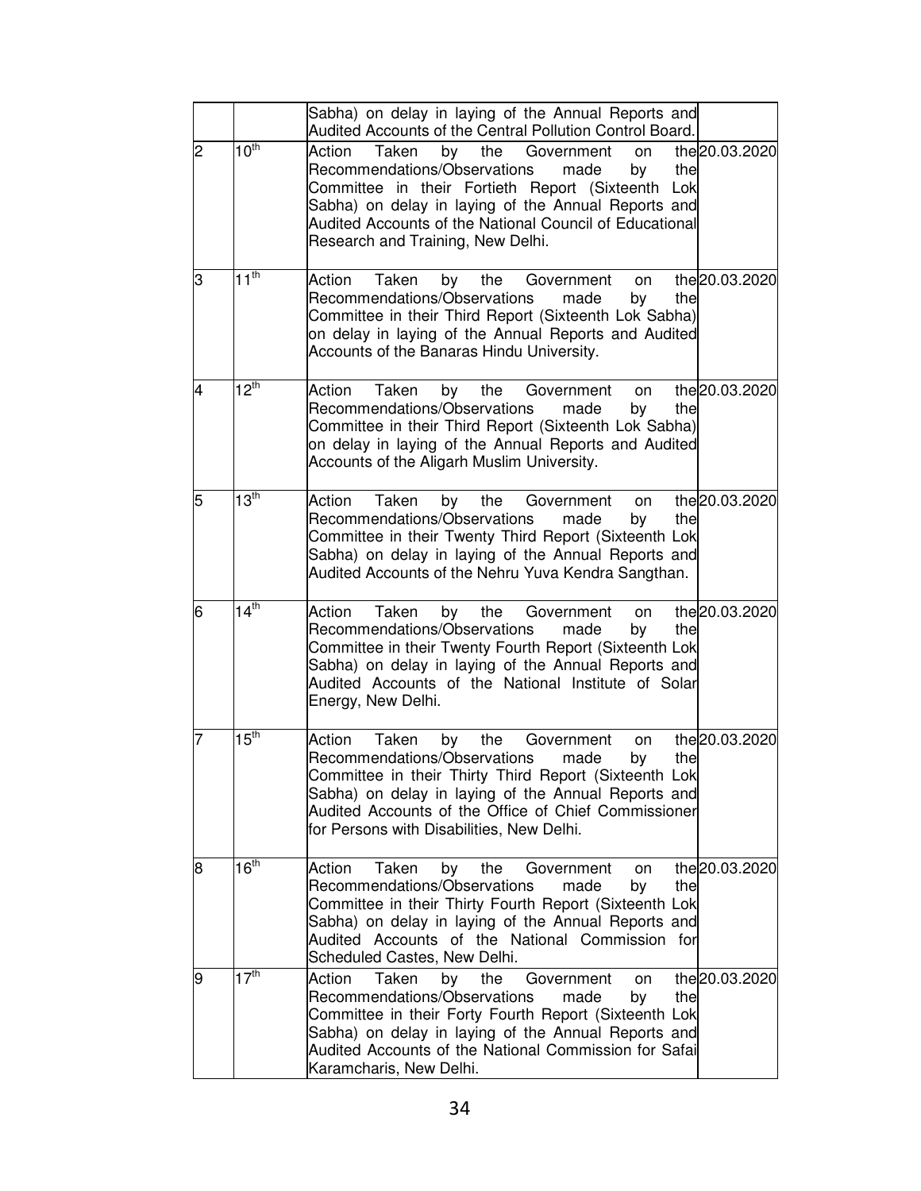| | | | |
|---|---|---|---|
| | | Sabha) on delay in laying of the Annual Reports and Audited Accounts of the Central Pollution Control Board. | |
| 2 | 10th | Action Taken by the Government on the Recommendations/Observations made by the Committee in their Fortieth Report (Sixteenth Lok Sabha) on delay in laying of the Annual Reports and Audited Accounts of the National Council of Educational Research and Training, New Delhi. | 20.03.2020 |
| 3 | 11th | Action Taken by the Government on the Recommendations/Observations made by the Committee in their Third Report (Sixteenth Lok Sabha) on delay in laying of the Annual Reports and Audited Accounts of the Banaras Hindu University. | 20.03.2020 |
| 4 | 12th | Action Taken by the Government on the Recommendations/Observations made by the Committee in their Third Report (Sixteenth Lok Sabha) on delay in laying of the Annual Reports and Audited Accounts of the Aligarh Muslim University. | 20.03.2020 |
| 5 | 13th | Action Taken by the Government on the Recommendations/Observations made by the Committee in their Twenty Third Report (Sixteenth Lok Sabha) on delay in laying of the Annual Reports and Audited Accounts of the Nehru Yuva Kendra Sangthan. | 20.03.2020 |
| 6 | 14th | Action Taken by the Government on the Recommendations/Observations made by the Committee in their Twenty Fourth Report (Sixteenth Lok Sabha) on delay in laying of the Annual Reports and Audited Accounts of the National Institute of Solar Energy, New Delhi. | 20.03.2020 |
| 7 | 15th | Action Taken by the Government on the Recommendations/Observations made by the Committee in their Thirty Third Report (Sixteenth Lok Sabha) on delay in laying of the Annual Reports and Audited Accounts of the Office of Chief Commissioner for Persons with Disabilities, New Delhi. | 20.03.2020 |
| 8 | 16th | Action Taken by the Government on the Recommendations/Observations made by the Committee in their Thirty Fourth Report (Sixteenth Lok Sabha) on delay in laying of the Annual Reports and Audited Accounts of the National Commission for Scheduled Castes, New Delhi. | 20.03.2020 |
| 9 | 17th | Action Taken by the Government on the Recommendations/Observations made by the Committee in their Forty Fourth Report (Sixteenth Lok Sabha) on delay in laying of the Annual Reports and Audited Accounts of the National Commission for Safai Karamcharis, New Delhi. | 20.03.2020 |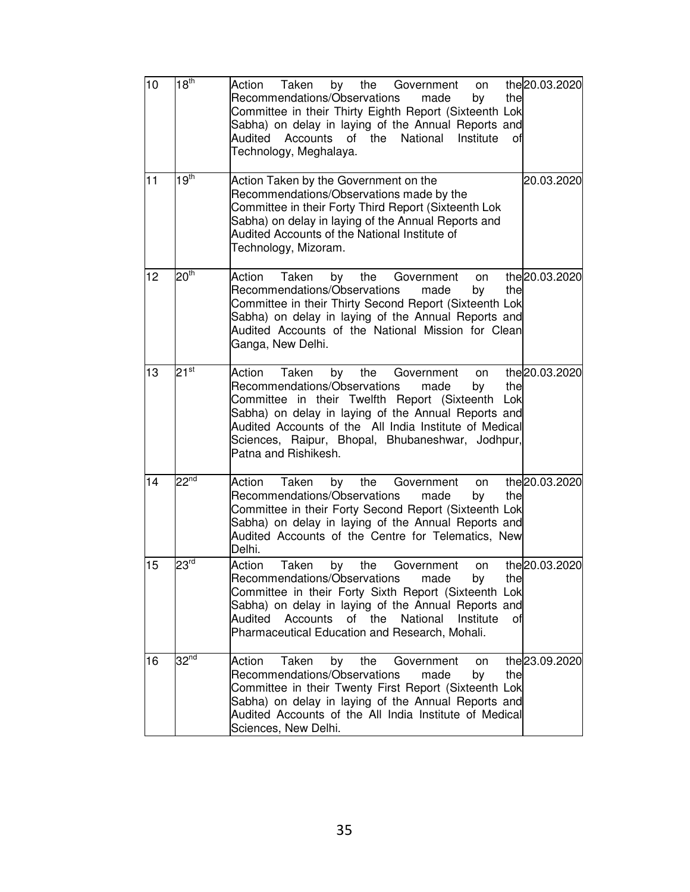| 10 | 18th | Action Taken by the Government on the Recommendations/Observations made by the Committee in their Thirty Eighth Report (Sixteenth Lok Sabha) on delay in laying of the Annual Reports and Audited Accounts of the National Institute of Technology, Meghalaya. | 20.03.2020 |
|---|---|---|---|
| 11 | 19th | Action Taken by the Government on the Recommendations/Observations made by the Committee in their Forty Third Report (Sixteenth Lok Sabha) on delay in laying of the Annual Reports and Audited Accounts of the National Institute of Technology, Mizoram. | 20.03.2020 |
| 12 | 20th | Action Taken by the Government on the Recommendations/Observations made by the Committee in their Thirty Second Report (Sixteenth Lok Sabha) on delay in laying of the Annual Reports and Audited Accounts of the National Mission for Clean Ganga, New Delhi. | 20.03.2020 |
| 13 | 21st | Action Taken by the Government on the Recommendations/Observations made by the Committee in their Twelfth Report (Sixteenth Lok Sabha) on delay in laying of the Annual Reports and Audited Accounts of the All India Institute of Medical Sciences, Raipur, Bhopal, Bhubaneshwar, Jodhpur, Patna and Rishikesh. | 20.03.2020 |
| 14 | 22nd | Action Taken by the Government on the Recommendations/Observations made by the Committee in their Forty Second Report (Sixteenth Lok Sabha) on delay in laying of the Annual Reports and Audited Accounts of the Centre for Telematics, New Delhi. | 20.03.2020 |
| 15 | 23rd | Action Taken by the Government on the Recommendations/Observations made by the Committee in their Forty Sixth Report (Sixteenth Lok Sabha) on delay in laying of the Annual Reports and Audited Accounts of the National Institute of Pharmaceutical Education and Research, Mohali. | 20.03.2020 |
| 16 | 32nd | Action Taken by the Government on the Recommendations/Observations made by the Committee in their Twenty First Report (Sixteenth Lok Sabha) on delay in laying of the Annual Reports and Audited Accounts of the All India Institute of Medical Sciences, New Delhi. | 23.09.2020 |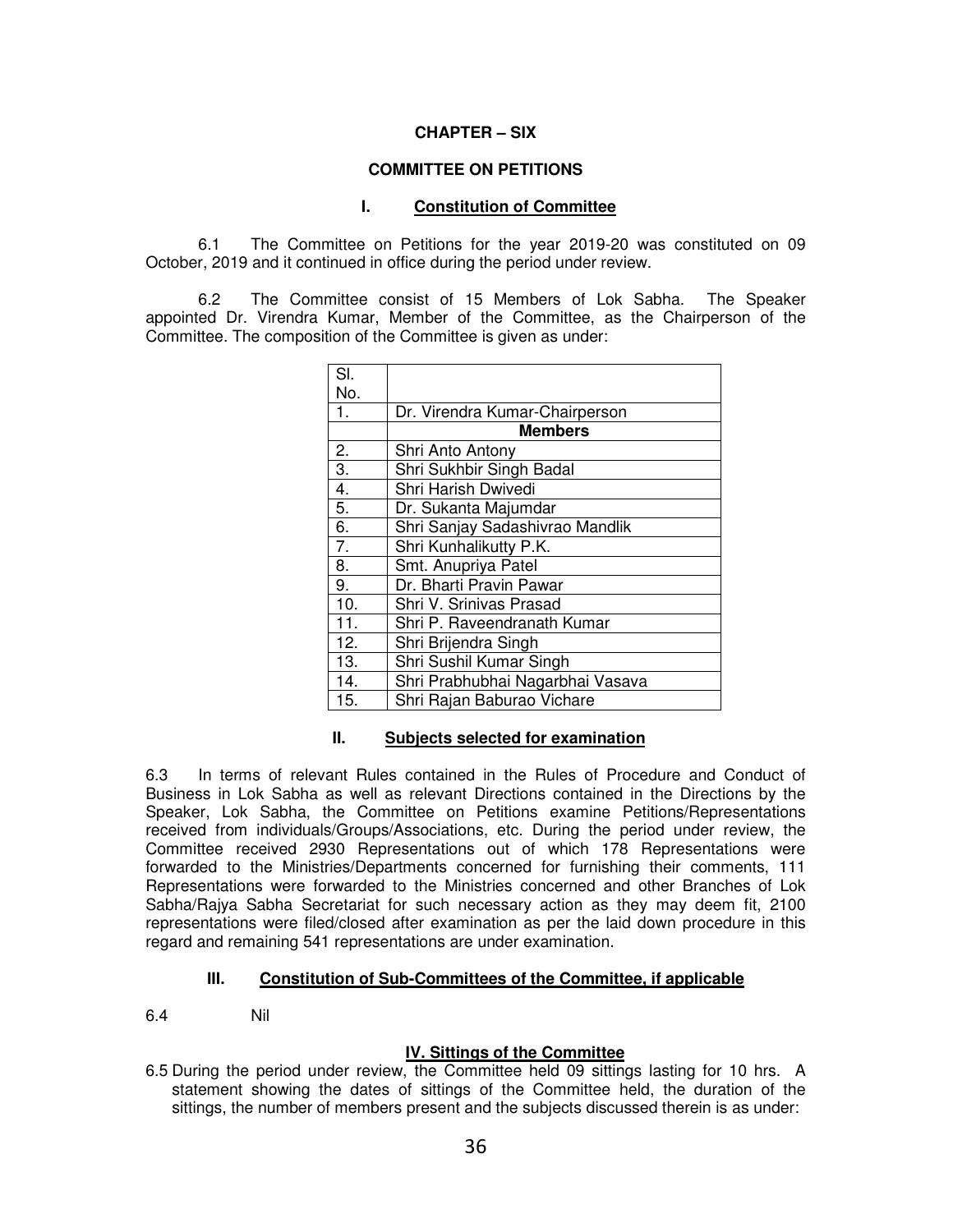## CHAPTER – SIX

## COMMITTEE ON PETITIONS

### I. Constitution of Committee

6.1 The Committee on Petitions for the year 2019-20 was constituted on 09 October, 2019 and it continued in office during the period under review.

6.2 The Committee consist of 15 Members of Lok Sabha. The Speaker appointed Dr. Virendra Kumar, Member of the Committee, as the Chairperson of the Committee. The composition of the Committee is given as under:

| Sl. No. | |
|---|---|
| 1. | Dr. Virendra Kumar-Chairperson |
| | **Members** |
| 2. | Shri Anto Antony |
| 3. | Shri Sukhbir Singh Badal |
| 4. | Shri Harish Dwivedi |
| 5. | Dr. Sukanta Majumdar |
| 6. | Shri Sanjay Sadashivrao Mandlik |
| 7. | Shri Kunhalikutty P.K. |
| 8. | Smt. Anupriya Patel |
| 9. | Dr. Bharti Pravin Pawar |
| 10. | Shri V. Srinivas Prasad |
| 11. | Shri P. Raveendranath Kumar |
| 12. | Shri Brijendra Singh |
| 13. | Shri Sushil Kumar Singh |
| 14. | Shri Prabhubhai Nagarbhai Vasava |
| 15. | Shri Rajan Baburao Vichare |

### II. Subjects selected for examination

6.3 In terms of relevant Rules contained in the Rules of Procedure and Conduct of Business in Lok Sabha as well as relevant Directions contained in the Directions by the Speaker, Lok Sabha, the Committee on Petitions examine Petitions/Representations received from individuals/Groups/Associations, etc. During the period under review, the Committee received 2930 Representations out of which 178 Representations were forwarded to the Ministries/Departments concerned for furnishing their comments, 111 Representations were forwarded to the Ministries concerned and other Branches of Lok Sabha/Rajya Sabha Secretariat for such necessary action as they may deem fit, 2100 representations were filed/closed after examination as per the laid down procedure in this regard and remaining 541 representations are under examination.

### III. Constitution of Sub-Committees of the Committee, if applicable

6.4 Nil

### IV. Sittings of the Committee

6.5 During the period under review, the Committee held 09 sittings lasting for 10 hrs. A statement showing the dates of sittings of the Committee held, the duration of the sittings, the number of members present and the subjects discussed therein is as under: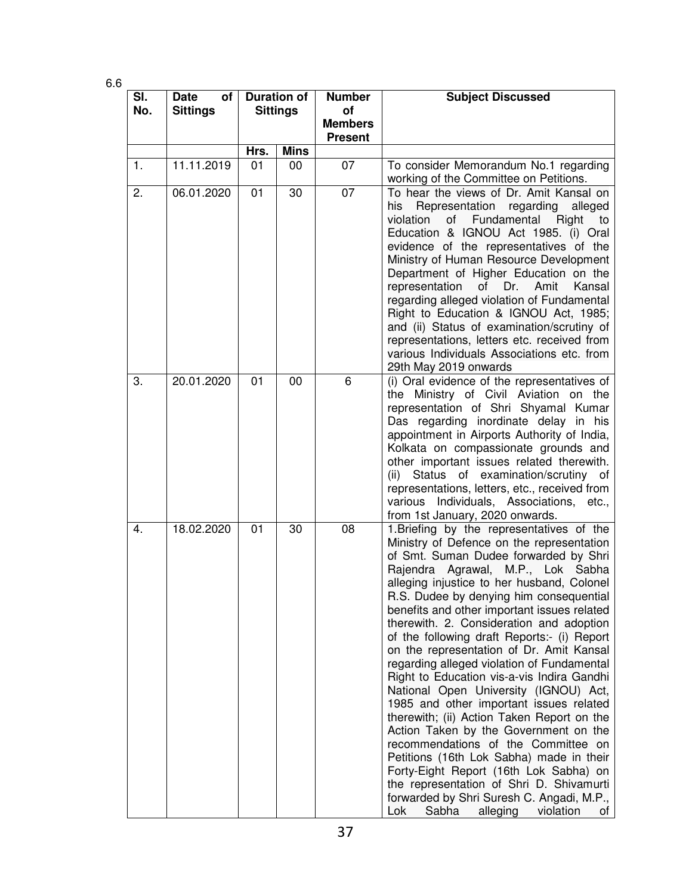6.6

| Sl. No. | Date of Sittings | Duration of Sittings | | Number of Members Present | Subject Discussed |
|---|---|---|---|---|---|
| | | Hrs. | Mins | | |
| 1. | 11.11.2019 | 01 | 00 | 07 | To consider Memorandum No.1 regarding working of the Committee on Petitions. |
| 2. | 06.01.2020 | 01 | 30 | 07 | To hear the views of Dr. Amit Kansal on his Representation regarding alleged violation of Fundamental Right to Education & IGNOU Act 1985. (i) Oral evidence of the representatives of the Ministry of Human Resource Development Department of Higher Education on the representation of Dr. Amit Kansal regarding alleged violation of Fundamental Right to Education & IGNOU Act, 1985; and (ii) Status of examination/scrutiny of representations, letters etc. received from various Individuals Associations etc. from 29th May 2019 onwards |
| 3. | 20.01.2020 | 01 | 00 | 6 | (i) Oral evidence of the representatives of the Ministry of Civil Aviation on the representation of Shri Shyamal Kumar Das regarding inordinate delay in his appointment in Airports Authority of India, Kolkata on compassionate grounds and other important issues related therewith. (ii) Status of examination/scrutiny of representations, letters, etc., received from various Individuals, Associations, etc., from 1st January, 2020 onwards. |
| 4. | 18.02.2020 | 01 | 30 | 08 | 1.Briefing by the representatives of the Ministry of Defence on the representation of Smt. Suman Dudee forwarded by Shri Rajendra Agrawal, M.P., Lok Sabha alleging injustice to her husband, Colonel R.S. Dudee by denying him consequential benefits and other important issues related therewith. 2. Consideration and adoption of the following draft Reports:- (i) Report on the representation of Dr. Amit Kansal regarding alleged violation of Fundamental Right to Education vis-a-vis Indira Gandhi National Open University (IGNOU) Act, 1985 and other important issues related therewith; (ii) Action Taken Report on the Action Taken by the Government on the recommendations of the Committee on Petitions (16th Lok Sabha) made in their Forty-Eight Report (16th Lok Sabha) on the representation of Shri D. Shivamurti forwarded by Shri Suresh C. Angadi, M.P., Lok Sabha alleging violation of |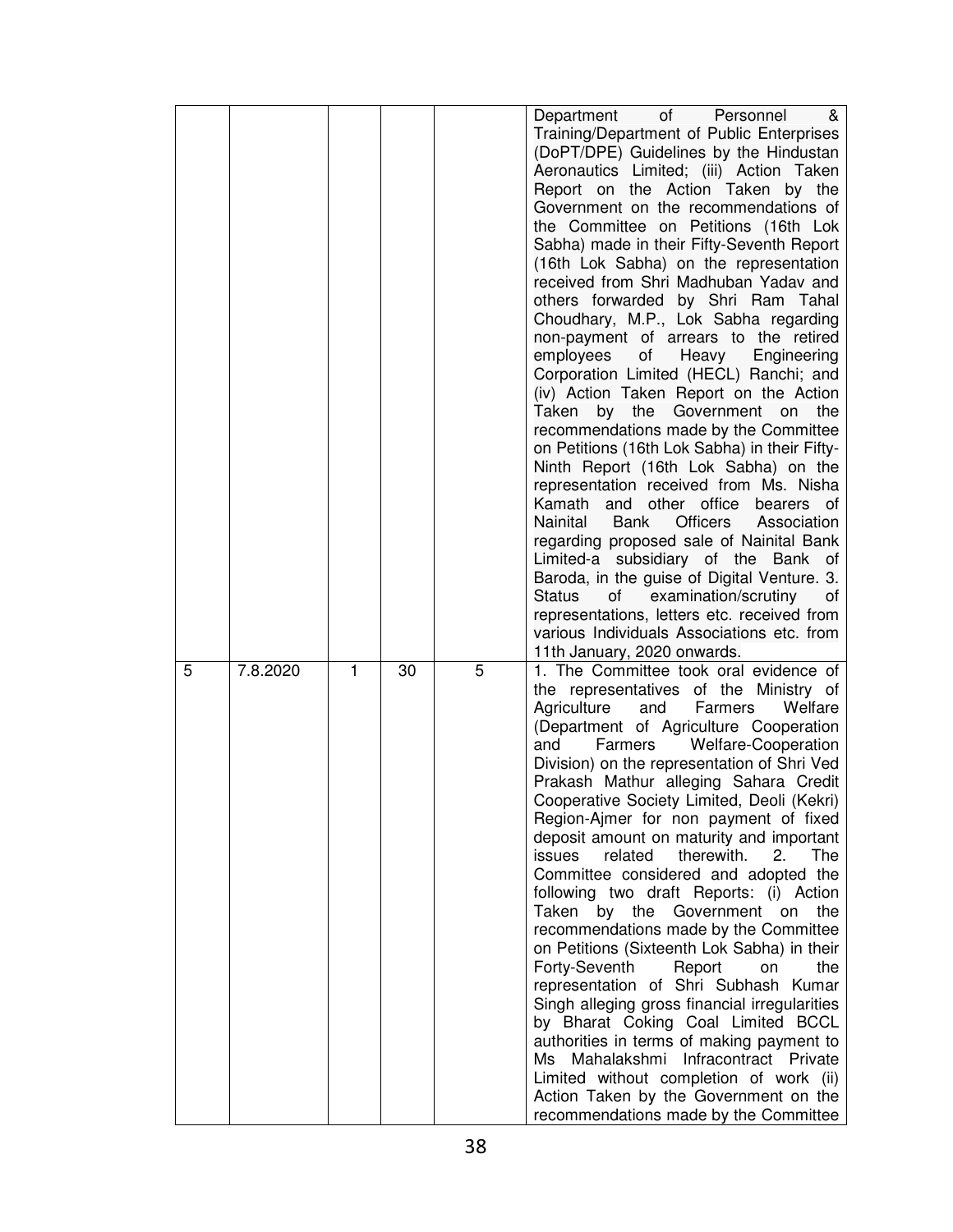|  |  |  |  |  |  |
|---|---|---|---|---|---|
|  |  |  |  |  | Department of Personnel & Training/Department of Public Enterprises (DoPT/DPE) Guidelines by the Hindustan Aeronautics Limited; (iii) Action Taken Report on the Action Taken by the Government on the recommendations of the Committee on Petitions (16th Lok Sabha) made in their Fifty-Seventh Report (16th Lok Sabha) on the representation received from Shri Madhuban Yadav and others forwarded by Shri Ram Tahal Choudhary, M.P., Lok Sabha regarding non-payment of arrears to the retired employees of Heavy Engineering Corporation Limited (HECL) Ranchi; and (iv) Action Taken Report on the Action Taken by the Government on the recommendations made by the Committee on Petitions (16th Lok Sabha) in their Fifty-Ninth Report (16th Lok Sabha) on the representation received from Ms. Nisha Kamath and other office bearers of Nainital Bank Officers Association regarding proposed sale of Nainital Bank Limited-a subsidiary of the Bank of Baroda, in the guise of Digital Venture. 3. Status of examination/scrutiny of representations, letters etc. received from various Individuals Associations etc. from 11th January, 2020 onwards. |
| 5 | 7.8.2020 | 1 | 30 | 5 | 1. The Committee took oral evidence of the representatives of the Ministry of Agriculture and Farmers Welfare (Department of Agriculture Cooperation and Farmers Welfare-Cooperation Division) on the representation of Shri Ved Prakash Mathur alleging Sahara Credit Cooperative Society Limited, Deoli (Kekri) Region-Ajmer for non payment of fixed deposit amount on maturity and important issues related therewith. 2. The Committee considered and adopted the following two draft Reports: (i) Action Taken by the Government on the recommendations made by the Committee on Petitions (Sixteenth Lok Sabha) in their Forty-Seventh Report on the representation of Shri Subhash Kumar Singh alleging gross financial irregularities by Bharat Coking Coal Limited BCCL authorities in terms of making payment to Ms Mahalakshmi Infracontract Private Limited without completion of work (ii) Action Taken by the Government on the recommendations made by the Committee |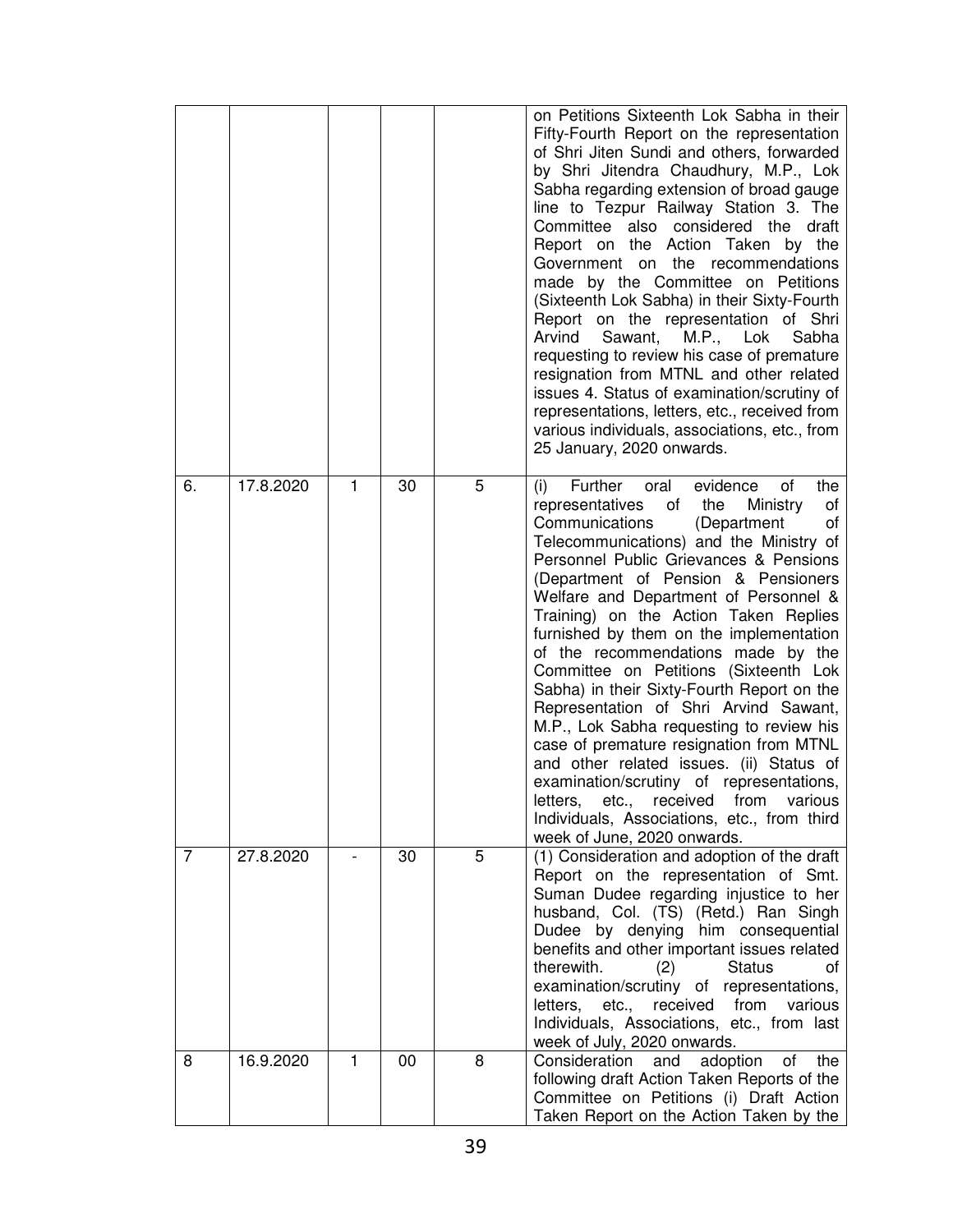| | | | | | |
|---|---|---|---|---|---|
| | | | | | on Petitions Sixteenth Lok Sabha in their Fifty-Fourth Report on the representation of Shri Jiten Sundi and others, forwarded by Shri Jitendra Chaudhury, M.P., Lok Sabha regarding extension of broad gauge line to Tezpur Railway Station 3. The Committee also considered the draft Report on the Action Taken by the Government on the recommendations made by the Committee on Petitions (Sixteenth Lok Sabha) in their Sixty-Fourth Report on the representation of Shri Arvind Sawant, M.P., Lok Sabha requesting to review his case of premature resignation from MTNL and other related issues 4. Status of examination/scrutiny of representations, letters, etc., received from various individuals, associations, etc., from 25 January, 2020 onwards. |
| 6. | 17.8.2020 | 1 | 30 | 5 | (i) Further oral evidence of the representatives of the Ministry of Communications (Department of Telecommunications) and the Ministry of Personnel Public Grievances & Pensions (Department of Pension & Pensioners Welfare and Department of Personnel & Training) on the Action Taken Replies furnished by them on the implementation of the recommendations made by the Committee on Petitions (Sixteenth Lok Sabha) in their Sixty-Fourth Report on the Representation of Shri Arvind Sawant, M.P., Lok Sabha requesting to review his case of premature resignation from MTNL and other related issues. (ii) Status of examination/scrutiny of representations, letters, etc., received from various Individuals, Associations, etc., from third week of June, 2020 onwards. |
| 7 | 27.8.2020 | - | 30 | 5 | (1) Consideration and adoption of the draft Report on the representation of Smt. Suman Dudee regarding injustice to her husband, Col. (TS) (Retd.) Ran Singh Dudee by denying him consequential benefits and other important issues related therewith. (2) Status of examination/scrutiny of representations, letters, etc., received from various Individuals, Associations, etc., from last week of July, 2020 onwards. |
| 8 | 16.9.2020 | 1 | 00 | 8 | Consideration and adoption of the following draft Action Taken Reports of the Committee on Petitions (i) Draft Action Taken Report on the Action Taken by the |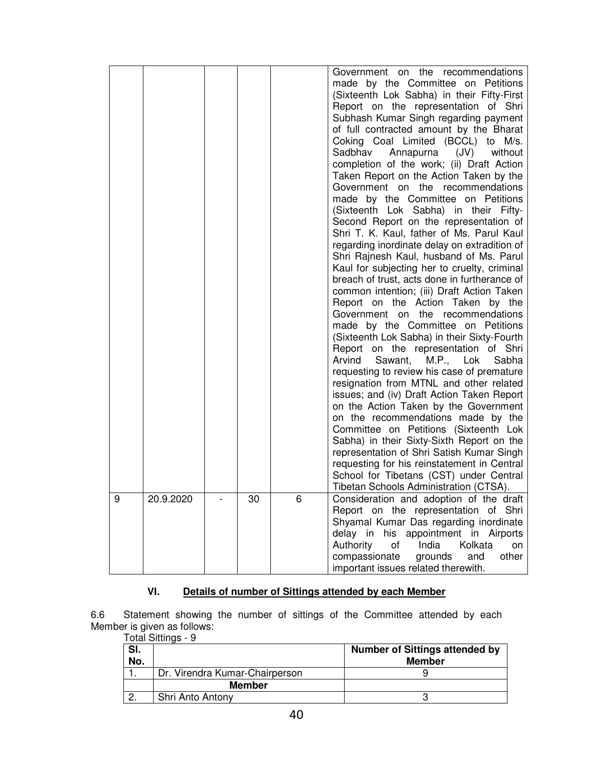| | | | | | Government on the recommendations made by the Committee on Petitions (Sixteenth Lok Sabha) in their Fifty-First Report on the representation of Shri Subhash Kumar Singh regarding payment of full contracted amount by the Bharat Coking Coal Limited (BCCL) to M/s. Sadbhav Annapurna (JV) without completion of the work; (ii) Draft Action Taken Report on the Action Taken by the Government on the recommendations made by the Committee on Petitions (Sixteenth Lok Sabha) in their Fifty-Second Report on the representation of Shri T. K. Kaul, father of Ms. Parul Kaul regarding inordinate delay on extradition of Shri Rajnesh Kaul, husband of Ms. Parul Kaul for subjecting her to cruelty, criminal breach of trust, acts done in furtherance of common intention; (iii) Draft Action Taken Report on the Action Taken by the Government on the recommendations made by the Committee on Petitions (Sixteenth Lok Sabha) in their Sixty-Fourth Report on the representation of Shri Arvind Sawant, M.P., Lok Sabha requesting to review his case of premature resignation from MTNL and other related issues; and (iv) Draft Action Taken Report on the Action Taken by the Government on the recommendations made by the Committee on Petitions (Sixteenth Lok Sabha) in their Sixty-Sixth Report on the representation of Shri Satish Kumar Singh requesting for his reinstatement in Central School for Tibetans (CST) under Central Tibetan Schools Administration (CTSA). |
|---|---|---|---|---|---|
| 9 | 20.9.2020 | - | 30 | 6 | Consideration and adoption of the draft Report on the representation of Shri Shyamal Kumar Das regarding inordinate delay in his appointment in Airports Authority of India Kolkata on compassionate grounds and other important issues related therewith. |

## VI. Details of number of Sittings attended by each Member

6.6 Statement showing the number of sittings of the Committee attended by each Member is given as follows:

Total Sittings - 9

| Sl. No. | | Number of Sittings attended by Member |
|---|---|---|
| 1. | Dr. Virendra Kumar-Chairperson | 9 |
| | **Member** | |
| 2. | Shri Anto Antony | 3 |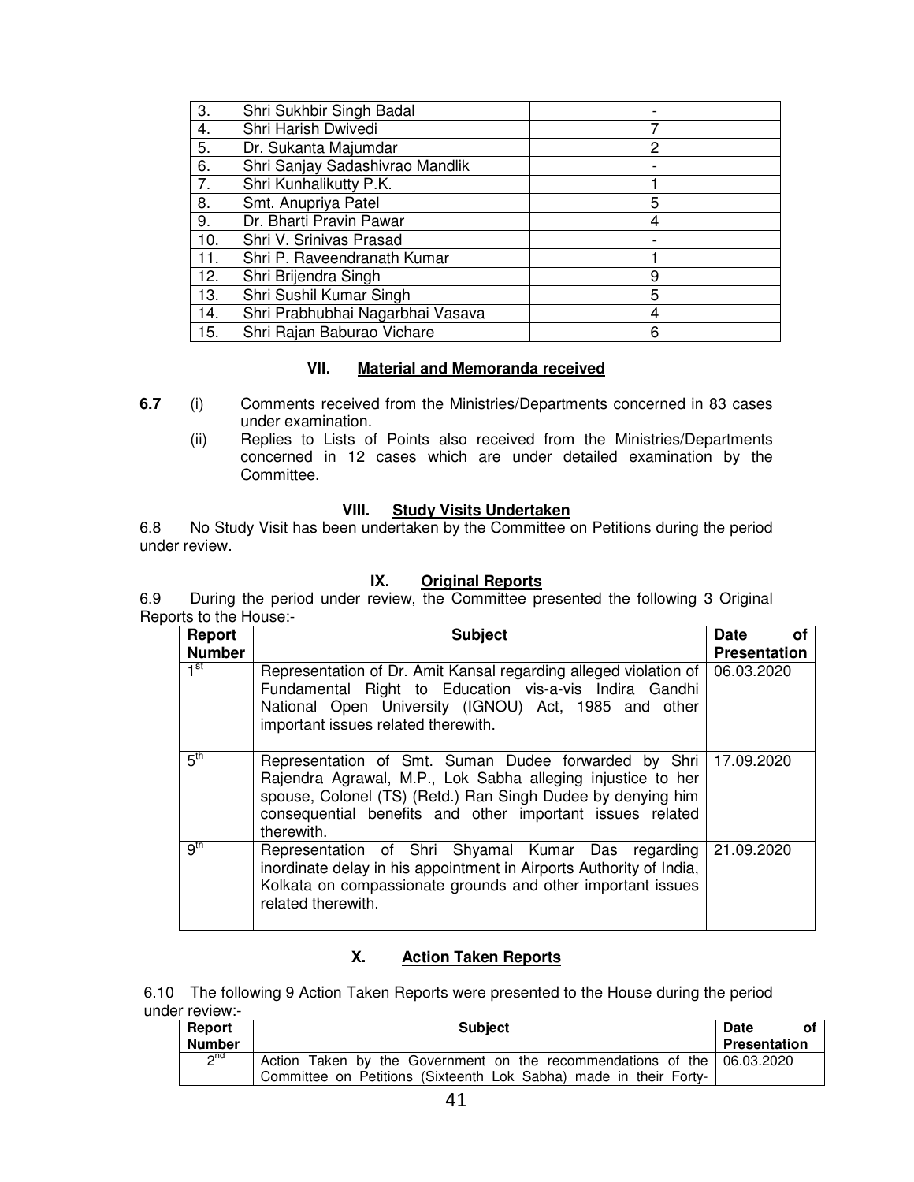| | | |
|---|---|---|
| 3. | Shri Sukhbir Singh Badal | - |
| 4. | Shri Harish Dwivedi | 7 |
| 5. | Dr. Sukanta Majumdar | 2 |
| 6. | Shri Sanjay Sadashivrao Mandlik | - |
| 7. | Shri Kunhalikutty P.K. | 1 |
| 8. | Smt. Anupriya Patel | 5 |
| 9. | Dr. Bharti Pravin Pawar | 4 |
| 10. | Shri V. Srinivas Prasad | - |
| 11. | Shri P. Raveendranath Kumar | 1 |
| 12. | Shri Brijendra Singh | 9 |
| 13. | Shri Sushil Kumar Singh | 5 |
| 14. | Shri Prabhubhai Nagarbhai Vasava | 4 |
| 15. | Shri Rajan Baburao Vichare | 6 |

### VII. Material and Memoranda received

**6.7** (i) Comments received from the Ministries/Departments concerned in 83 cases under examination.

(ii) Replies to Lists of Points also received from the Ministries/Departments concerned in 12 cases which are under detailed examination by the Committee.

### VIII. Study Visits Undertaken

6.8 No Study Visit has been undertaken by the Committee on Petitions during the period under review.

### IX. Original Reports

6.9 During the period under review, the Committee presented the following 3 Original Reports to the House:-

| Report Number | Subject | Date of Presentation |
|---|---|---|
| 1st | Representation of Dr. Amit Kansal regarding alleged violation of Fundamental Right to Education vis-a-vis Indira Gandhi National Open University (IGNOU) Act, 1985 and other important issues related therewith. | 06.03.2020 |
| 5th | Representation of Smt. Suman Dudee forwarded by Shri Rajendra Agrawal, M.P., Lok Sabha alleging injustice to her spouse, Colonel (TS) (Retd.) Ran Singh Dudee by denying him consequential benefits and other important issues related therewith. | 17.09.2020 |
| 9th | Representation of Shri Shyamal Kumar Das regarding inordinate delay in his appointment in Airports Authority of India, Kolkata on compassionate grounds and other important issues related therewith. | 21.09.2020 |

### X. Action Taken Reports

6.10 The following 9 Action Taken Reports were presented to the House during the period under review:-

| Report Number | Subject | Date of Presentation |
|---|---|---|
| 2nd | Action Taken by the Government on the recommendations of the Committee on Petitions (Sixteenth Lok Sabha) made in their Forty- | 06.03.2020 |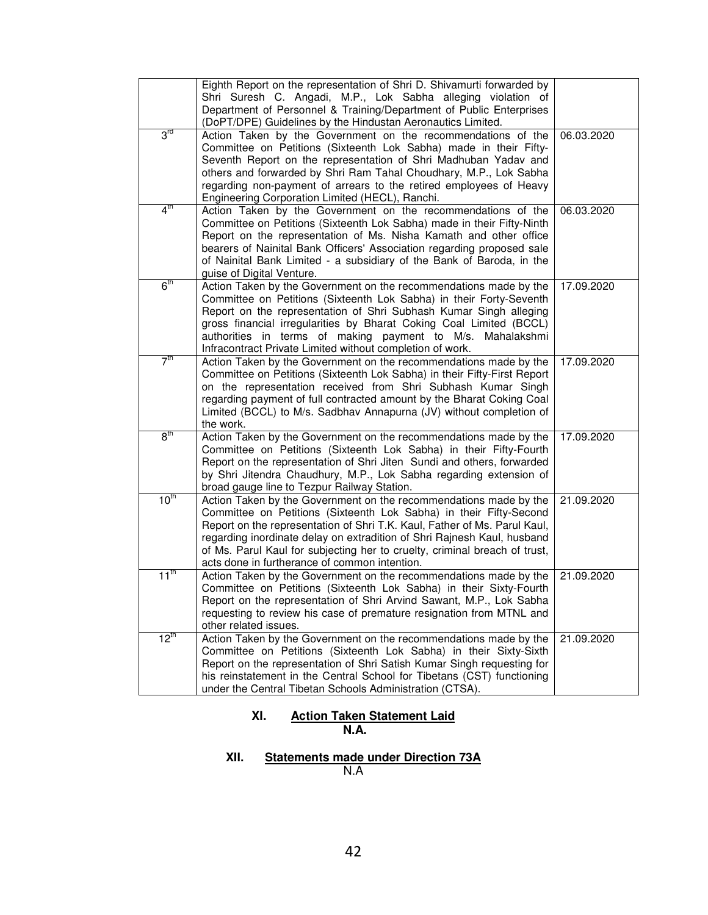| | | |
|---|---|---|
| | Eighth Report on the representation of Shri D. Shivamurti forwarded by Shri Suresh C. Angadi, M.P., Lok Sabha alleging violation of Department of Personnel & Training/Department of Public Enterprises (DoPT/DPE) Guidelines by the Hindustan Aeronautics Limited. | |
| 3rd | Action Taken by the Government on the recommendations of the Committee on Petitions (Sixteenth Lok Sabha) made in their Fifty-Seventh Report on the representation of Shri Madhuban Yadav and others and forwarded by Shri Ram Tahal Choudhary, M.P., Lok Sabha regarding non-payment of arrears to the retired employees of Heavy Engineering Corporation Limited (HECL), Ranchi. | 06.03.2020 |
| 4th | Action Taken by the Government on the recommendations of the Committee on Petitions (Sixteenth Lok Sabha) made in their Fifty-Ninth Report on the representation of Ms. Nisha Kamath and other office bearers of Nainital Bank Officers' Association regarding proposed sale of Nainital Bank Limited - a subsidiary of the Bank of Baroda, in the guise of Digital Venture. | 06.03.2020 |
| 6th | Action Taken by the Government on the recommendations made by the Committee on Petitions (Sixteenth Lok Sabha) in their Forty-Seventh Report on the representation of Shri Subhash Kumar Singh alleging gross financial irregularities by Bharat Coking Coal Limited (BCCL) authorities in terms of making payment to M/s. Mahalakshmi Infracontract Private Limited without completion of work. | 17.09.2020 |
| 7th | Action Taken by the Government on the recommendations made by the Committee on Petitions (Sixteenth Lok Sabha) in their Fifty-First Report on the representation received from Shri Subhash Kumar Singh regarding payment of full contracted amount by the Bharat Coking Coal Limited (BCCL) to M/s. Sadbhav Annapurna (JV) without completion of the work. | 17.09.2020 |
| 8th | Action Taken by the Government on the recommendations made by the Committee on Petitions (Sixteenth Lok Sabha) in their Fifty-Fourth Report on the representation of Shri Jiten Sundi and others, forwarded by Shri Jitendra Chaudhury, M.P., Lok Sabha regarding extension of broad gauge line to Tezpur Railway Station. | 17.09.2020 |
| 10th | Action Taken by the Government on the recommendations made by the Committee on Petitions (Sixteenth Lok Sabha) in their Fifty-Second Report on the representation of Shri T.K. Kaul, Father of Ms. Parul Kaul, regarding inordinate delay on extradition of Shri Rajnesh Kaul, husband of Ms. Parul Kaul for subjecting her to cruelty, criminal breach of trust, acts done in furtherance of common intention. | 21.09.2020 |
| 11th | Action Taken by the Government on the recommendations made by the Committee on Petitions (Sixteenth Lok Sabha) in their Sixty-Fourth Report on the representation of Shri Arvind Sawant, M.P., Lok Sabha requesting to review his case of premature resignation from MTNL and other related issues. | 21.09.2020 |
| 12th | Action Taken by the Government on the recommendations made by the Committee on Petitions (Sixteenth Lok Sabha) in their Sixty-Sixth Report on the representation of Shri Satish Kumar Singh requesting for his reinstatement in the Central School for Tibetans (CST) functioning under the Central Tibetan Schools Administration (CTSA). | 21.09.2020 |

## XI. Action Taken Statement Laid

**N.A.**

## XII. Statements made under Direction 73A

N.A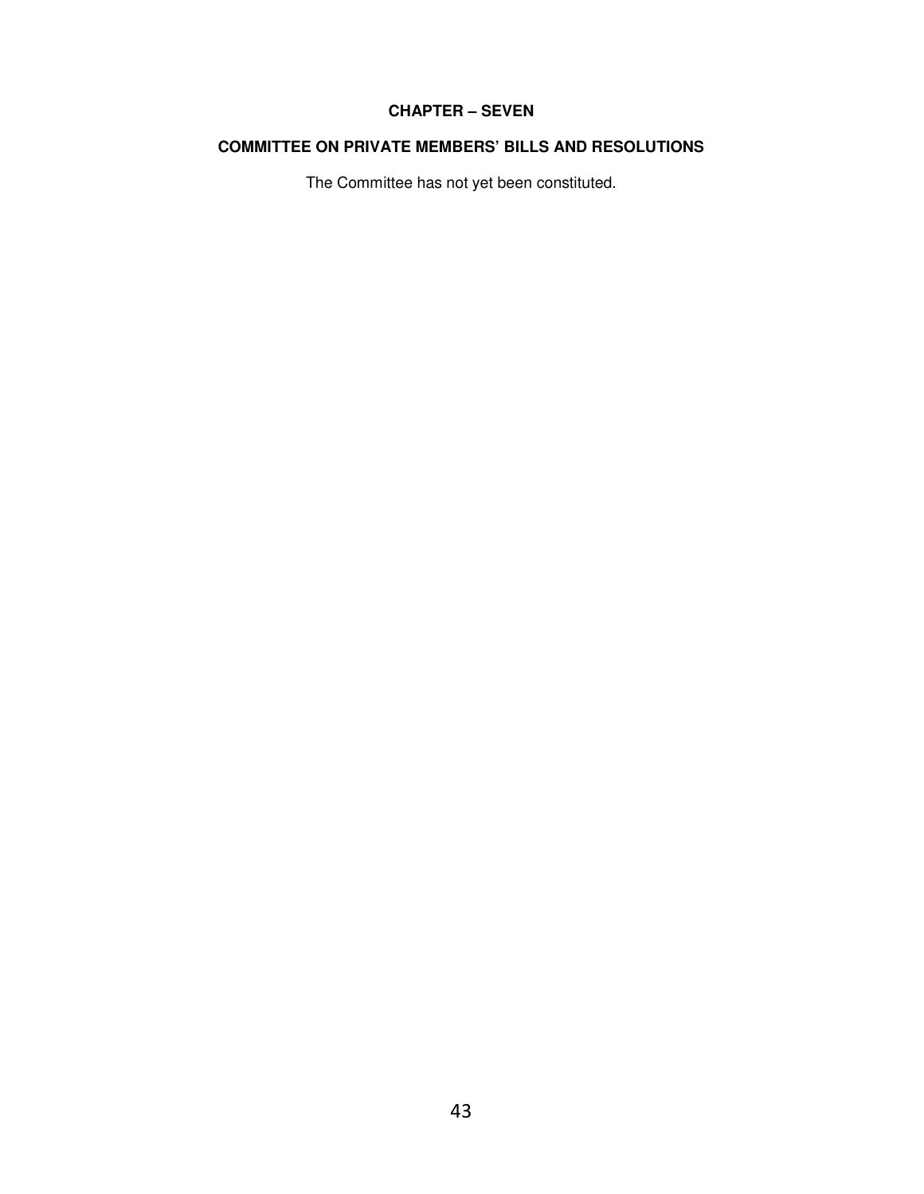## CHAPTER – SEVEN

## COMMITTEE ON PRIVATE MEMBERS' BILLS AND RESOLUTIONS

The Committee has not yet been constituted.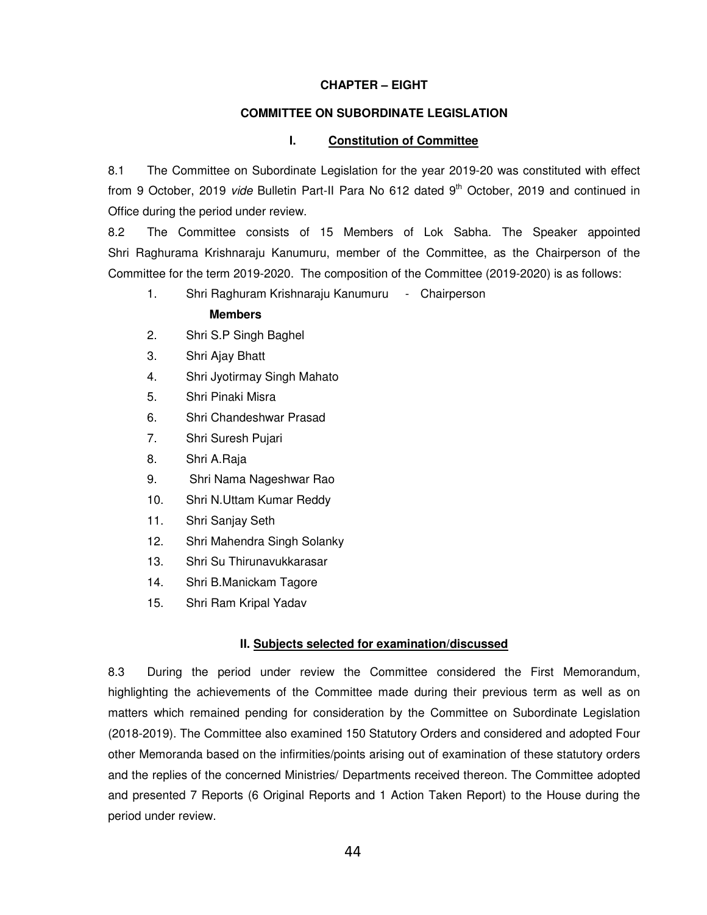## CHAPTER – EIGHT

## COMMITTEE ON SUBORDINATE LEGISLATION

### I. Constitution of Committee

8.1 The Committee on Subordinate Legislation for the year 2019-20 was constituted with effect from 9 October, 2019 *vide* Bulletin Part-II Para No 612 dated 9th October, 2019 and continued in Office during the period under review.

8.2 The Committee consists of 15 Members of Lok Sabha. The Speaker appointed Shri Raghurama Krishnaraju Kanumuru, member of the Committee, as the Chairperson of the Committee for the term 2019-2020. The composition of the Committee (2019-2020) is as follows:

1. Shri Raghuram Krishnaraju Kanumuru - Chairperson

**Members**

2. Shri S.P Singh Baghel
3. Shri Ajay Bhatt
4. Shri Jyotirmay Singh Mahato
5. Shri Pinaki Misra
6. Shri Chandeshwar Prasad
7. Shri Suresh Pujari
8. Shri A.Raja
9. Shri Nama Nageshwar Rao
10. Shri N.Uttam Kumar Reddy
11. Shri Sanjay Seth
12. Shri Mahendra Singh Solanky
13. Shri Su Thirunavukkarasar
14. Shri B.Manickam Tagore
15. Shri Ram Kripal Yadav

### II. Subjects selected for examination/discussed

8.3 During the period under review the Committee considered the First Memorandum, highlighting the achievements of the Committee made during their previous term as well as on matters which remained pending for consideration by the Committee on Subordinate Legislation (2018-2019). The Committee also examined 150 Statutory Orders and considered and adopted Four other Memoranda based on the infirmities/points arising out of examination of these statutory orders and the replies of the concerned Ministries/ Departments received thereon. The Committee adopted and presented 7 Reports (6 Original Reports and 1 Action Taken Report) to the House during the period under review.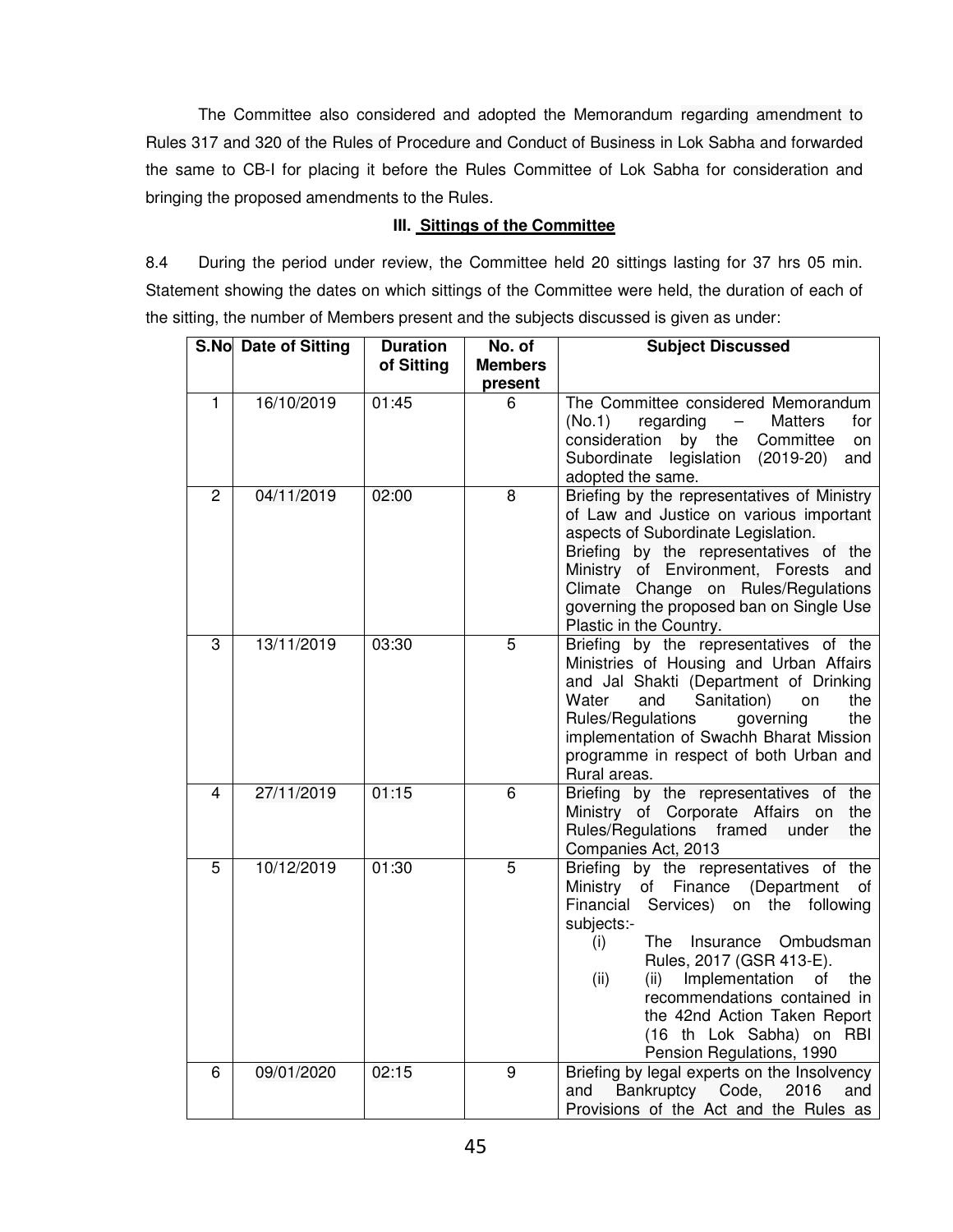The Committee also considered and adopted the Memorandum regarding amendment to Rules 317 and 320 of the Rules of Procedure and Conduct of Business in Lok Sabha and forwarded the same to CB-I for placing it before the Rules Committee of Lok Sabha for consideration and bringing the proposed amendments to the Rules.

### III. Sittings of the Committee

8.4 During the period under review, the Committee held 20 sittings lasting for 37 hrs 05 min. Statement showing the dates on which sittings of the Committee were held, the duration of each of the sitting, the number of Members present and the subjects discussed is given as under:

| S.No | Date of Sitting | Duration of Sitting | No. of Members present | Subject Discussed |
|---|---|---|---|---|
| 1 | 16/10/2019 | 01:45 | 6 | The Committee considered Memorandum (No.1) regarding – Matters for consideration by the Committee on Subordinate legislation (2019-20) and adopted the same. |
| 2 | 04/11/2019 | 02:00 | 8 | Briefing by the representatives of Ministry of Law and Justice on various important aspects of Subordinate Legislation.<br>Briefing by the representatives of the Ministry of Environment, Forests and Climate Change on Rules/Regulations governing the proposed ban on Single Use Plastic in the Country. |
| 3 | 13/11/2019 | 03:30 | 5 | Briefing by the representatives of the Ministries of Housing and Urban Affairs and Jal Shakti (Department of Drinking Water and Sanitation) on the Rules/Regulations governing the implementation of Swachh Bharat Mission programme in respect of both Urban and Rural areas. |
| 4 | 27/11/2019 | 01:15 | 6 | Briefing by the representatives of the Ministry of Corporate Affairs on the Rules/Regulations framed under the Companies Act, 2013 |
| 5 | 10/12/2019 | 01:30 | 5 | Briefing by the representatives of the Ministry of Finance (Department of Financial Services) on the following subjects:-<br>(i) The Insurance Ombudsman Rules, 2017 (GSR 413-E).<br>(ii) (ii) Implementation of the recommendations contained in the 42nd Action Taken Report (16 th Lok Sabha) on RBI Pension Regulations, 1990 |
| 6 | 09/01/2020 | 02:15 | 9 | Briefing by legal experts on the Insolvency and Bankruptcy Code, 2016 and Provisions of the Act and the Rules as |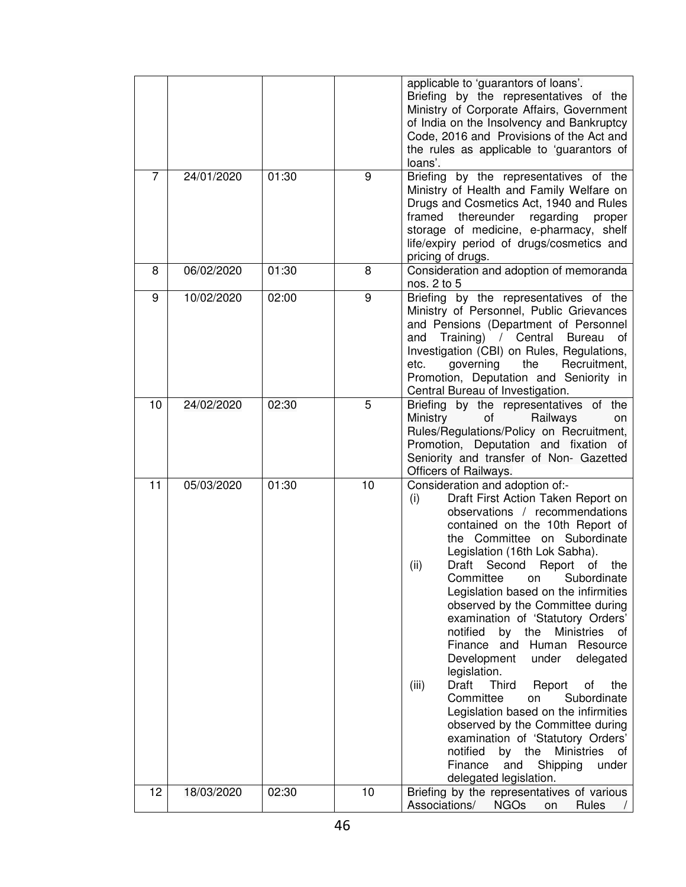| | | | | |
|---|---|---|---|---|
| | | | | applicable to 'guarantors of loans'.<br>Briefing by the representatives of the Ministry of Corporate Affairs, Government of India on the Insolvency and Bankruptcy Code, 2016 and Provisions of the Act and the rules as applicable to 'guarantors of loans'. |
| 7 | 24/01/2020 | 01:30 | 9 | Briefing by the representatives of the Ministry of Health and Family Welfare on Drugs and Cosmetics Act, 1940 and Rules framed thereunder regarding proper storage of medicine, e-pharmacy, shelf life/expiry period of drugs/cosmetics and pricing of drugs. |
| 8 | 06/02/2020 | 01:30 | 8 | Consideration and adoption of memoranda nos. 2 to 5 |
| 9 | 10/02/2020 | 02:00 | 9 | Briefing by the representatives of the Ministry of Personnel, Public Grievances and Pensions (Department of Personnel and Training) / Central Bureau of Investigation (CBI) on Rules, Regulations, etc. governing the Recruitment, Promotion, Deputation and Seniority in Central Bureau of Investigation. |
| 10 | 24/02/2020 | 02:30 | 5 | Briefing by the representatives of the Ministry of Railways on Rules/Regulations/Policy on Recruitment, Promotion, Deputation and fixation of Seniority and transfer of Non- Gazetted Officers of Railways. |
| 11 | 05/03/2020 | 01:30 | 10 | Consideration and adoption of:-<br>(i) Draft First Action Taken Report on observations / recommendations contained on the 10th Report of the Committee on Subordinate Legislation (16th Lok Sabha).<br>(ii) Draft Second Report of the Committee on Subordinate Legislation based on the infirmities observed by the Committee during examination of 'Statutory Orders' notified by the Ministries of Finance and Human Resource Development under delegated legislation.<br>(iii) Draft Third Report of the Committee on Subordinate Legislation based on the infirmities observed by the Committee during examination of 'Statutory Orders' notified by the Ministries of Finance and Shipping under delegated legislation. |
| 12 | 18/03/2020 | 02:30 | 10 | Briefing by the representatives of various Associations/ NGOs on Rules / |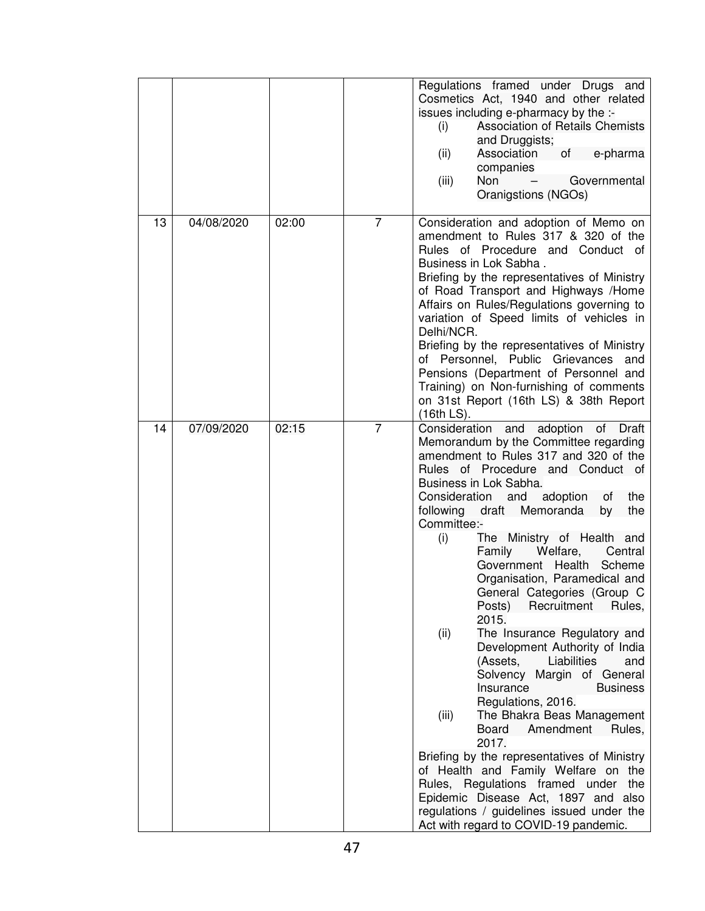| | | | | |
|---|---|---|---|---|
| | | | | Regulations framed under Drugs and Cosmetics Act, 1940 and other related issues including e-pharmacy by the :-<br>(i) Association of Retails Chemists and Druggists;<br>(ii) Association of e-pharma companies<br>(iii) Non – Governmental Oranigstions (NGOs) |
| 13 | 04/08/2020 | 02:00 | 7 | Consideration and adoption of Memo on amendment to Rules 317 & 320 of the Rules of Procedure and Conduct of Business in Lok Sabha .<br>Briefing by the representatives of Ministry of Road Transport and Highways /Home Affairs on Rules/Regulations governing to variation of Speed limits of vehicles in Delhi/NCR.<br>Briefing by the representatives of Ministry of Personnel, Public Grievances and Pensions (Department of Personnel and Training) on Non-furnishing of comments on 31st Report (16th LS) & 38th Report (16th LS). |
| 14 | 07/09/2020 | 02:15 | 7 | Consideration and adoption of Draft Memorandum by the Committee regarding amendment to Rules 317 and 320 of the Rules of Procedure and Conduct of Business in Lok Sabha.<br>Consideration and adoption of the following draft Memoranda by the Committee:-<br>(i) The Ministry of Health and Family Welfare, Central Government Health Scheme Organisation, Paramedical and General Categories (Group C Posts) Recruitment Rules, 2015.<br>(ii) The Insurance Regulatory and Development Authority of India (Assets, Liabilities and Solvency Margin of General Insurance Business Regulations, 2016.<br>(iii) The Bhakra Beas Management Board Amendment Rules, 2017.<br>Briefing by the representatives of Ministry of Health and Family Welfare on the Rules, Regulations framed under the Epidemic Disease Act, 1897 and also regulations / guidelines issued under the Act with regard to COVID-19 pandemic. |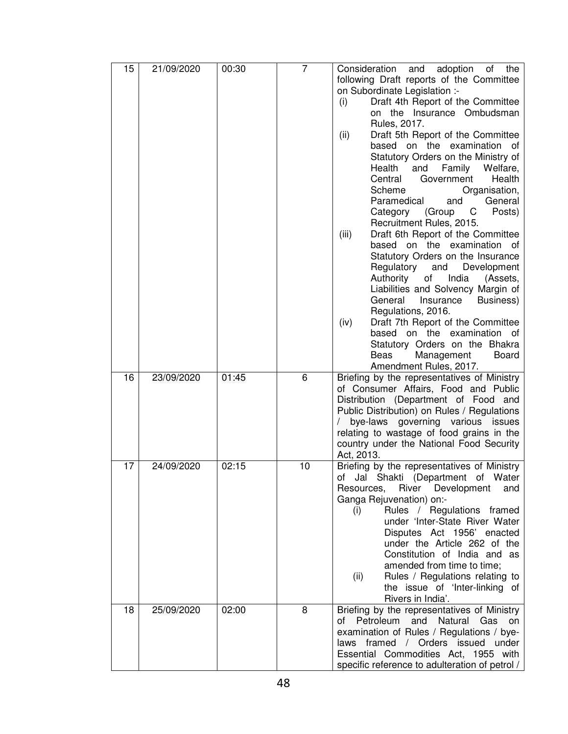| 15 | 21/09/2020 | 00:30 | 7 | Consideration and adoption of the following Draft reports of the Committee on Subordinate Legislation :-<br>(i) Draft 4th Report of the Committee on the Insurance Ombudsman Rules, 2017.<br>(ii) Draft 5th Report of the Committee based on the examination of Statutory Orders on the Ministry of Health and Family Welfare, Central Government Health Scheme Organisation, Paramedical and General Category (Group C Posts) Recruitment Rules, 2015.<br>(iii) Draft 6th Report of the Committee based on the examination of Statutory Orders on the Insurance Regulatory and Development Authority of India (Assets, Liabilities and Solvency Margin of General Insurance Business) Regulations, 2016.<br>(iv) Draft 7th Report of the Committee based on the examination of Statutory Orders on the Bhakra Beas Management Board Amendment Rules, 2017. |
|---|---|---|---|---|
| 16 | 23/09/2020 | 01:45 | 6 | Briefing by the representatives of Ministry of Consumer Affairs, Food and Public Distribution (Department of Food and Public Distribution) on Rules / Regulations / bye-laws governing various issues relating to wastage of food grains in the country under the National Food Security Act, 2013. |
| 17 | 24/09/2020 | 02:15 | 10 | Briefing by the representatives of Ministry of Jal Shakti (Department of Water Resources, River Development and Ganga Rejuvenation) on:-<br>(i) Rules / Regulations framed under 'Inter-State River Water Disputes Act 1956' enacted under the Article 262 of the Constitution of India and as amended from time to time;<br>(ii) Rules / Regulations relating to the issue of 'Inter-linking of Rivers in India'. |
| 18 | 25/09/2020 | 02:00 | 8 | Briefing by the representatives of Ministry of Petroleum and Natural Gas on examination of Rules / Regulations / bye-laws framed / Orders issued under Essential Commodities Act, 1955 with specific reference to adulteration of petrol / |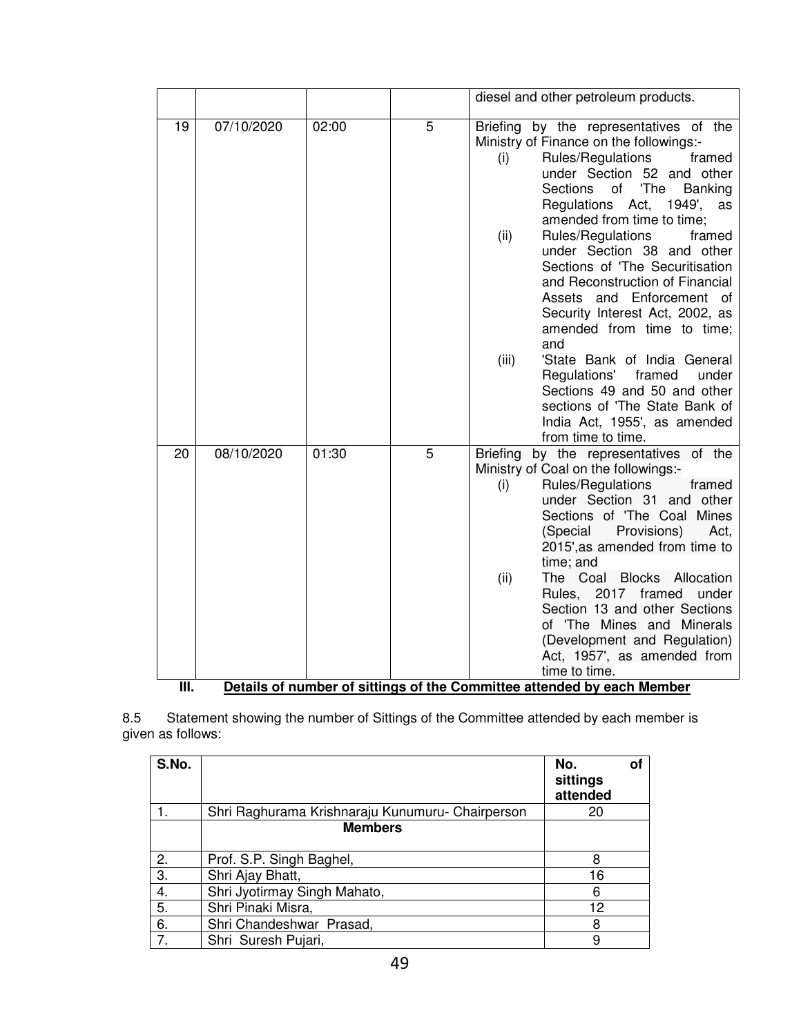| | | | | diesel and other petroleum products. |
|---|---|---|---|---|
| 19 | 07/10/2020 | 02:00 | 5 | Briefing by the representatives of the Ministry of Finance on the followings:-<br>(i) Rules/Regulations framed under Section 52 and other Sections of 'The Banking Regulations Act, 1949', as amended from time to time;<br>(ii) Rules/Regulations framed under Section 38 and other Sections of 'The Securitisation and Reconstruction of Financial Assets and Enforcement of Security Interest Act, 2002, as amended from time to time; and<br>(iii) 'State Bank of India General Regulations' framed under Sections 49 and 50 and other sections of 'The State Bank of India Act, 1955', as amended from time to time. |
| 20 | 08/10/2020 | 01:30 | 5 | Briefing by the representatives of the Ministry of Coal on the followings:-<br>(i) Rules/Regulations framed under Section 31 and other Sections of 'The Coal Mines (Special Provisions) Act, 2015',as amended from time to time; and<br>(ii) The Coal Blocks Allocation Rules, 2017 framed under Section 13 and other Sections of 'The Mines and Minerals (Development and Regulation) Act, 1957', as amended from time to time. |

**III. Details of number of sittings of the Committee attended by each Member**

8.5 Statement showing the number of Sittings of the Committee attended by each member is given as follows:

| S.No. | | No. of sittings attended |
|---|---|---|
| 1. | Shri Raghurama Krishnaraju Kunumuru- Chairperson | 20 |
| | **Members** | |
| 2. | Prof. S.P. Singh Baghel, | 8 |
| 3. | Shri Ajay Bhatt, | 16 |
| 4. | Shri Jyotirmay Singh Mahato, | 6 |
| 5. | Shri Pinaki Misra, | 12 |
| 6. | Shri Chandeshwar Prasad, | 8 |
| 7. | Shri Suresh Pujari, | 9 |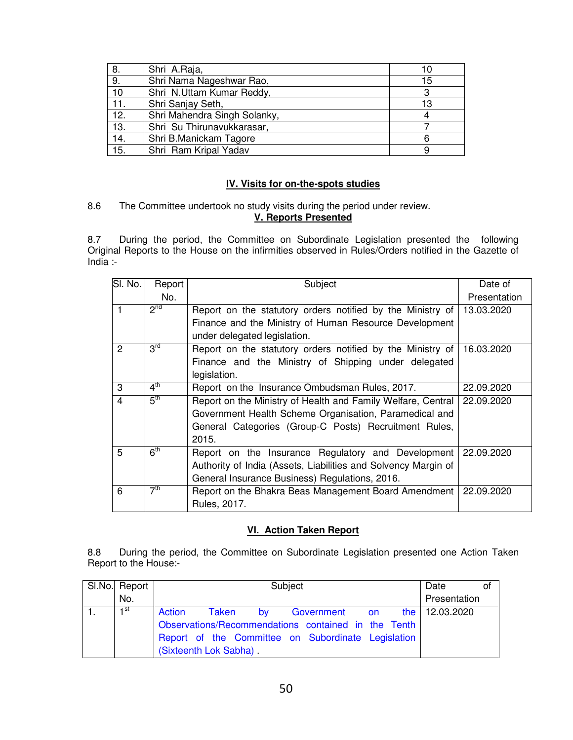| 8. | Shri A.Raja, | 10 |
|---|---|---|
| 9. | Shri Nama Nageshwar Rao, | 15 |
| 10 | Shri N.Uttam Kumar Reddy, | 3 |
| 11. | Shri Sanjay Seth, | 13 |
| 12. | Shri Mahendra Singh Solanky, | 4 |
| 13. | Shri Su Thirunavukkarasar, | 7 |
| 14. | Shri B.Manickam Tagore | 6 |
| 15. | Shri Ram Kripal Yadav | 9 |

**IV. Visits for on-the-spots studies**

8.6 The Committee undertook no study visits during the period under review.

**V. Reports Presented**

8.7 During the period, the Committee on Subordinate Legislation presented the following Original Reports to the House on the infirmities observed in Rules/Orders notified in the Gazette of India :-

| Sl. No. | Report No. | Subject | Date of Presentation |
|---|---|---|---|
| 1 | 2nd | Report on the statutory orders notified by the Ministry of Finance and the Ministry of Human Resource Development under delegated legislation. | 13.03.2020 |
| 2 | 3rd | Report on the statutory orders notified by the Ministry of Finance and the Ministry of Shipping under delegated legislation. | 16.03.2020 |
| 3 | 4th | Report on the Insurance Ombudsman Rules, 2017. | 22.09.2020 |
| 4 | 5th | Report on the Ministry of Health and Family Welfare, Central Government Health Scheme Organisation, Paramedical and General Categories (Group-C Posts) Recruitment Rules, 2015. | 22.09.2020 |
| 5 | 6th | Report on the Insurance Regulatory and Development Authority of India (Assets, Liabilities and Solvency Margin of General Insurance Business) Regulations, 2016. | 22.09.2020 |
| 6 | 7th | Report on the Bhakra Beas Management Board Amendment Rules, 2017. | 22.09.2020 |

**VI. Action Taken Report**

8.8 During the period, the Committee on Subordinate Legislation presented one Action Taken Report to the House:-

| Sl.No. | Report No. | Subject | Date of Presentation |
|---|---|---|---|
| 1. | 1st | Action Taken by Government on the Observations/Recommendations contained in the Tenth Report of the Committee on Subordinate Legislation (Sixteenth Lok Sabha) . | 12.03.2020 |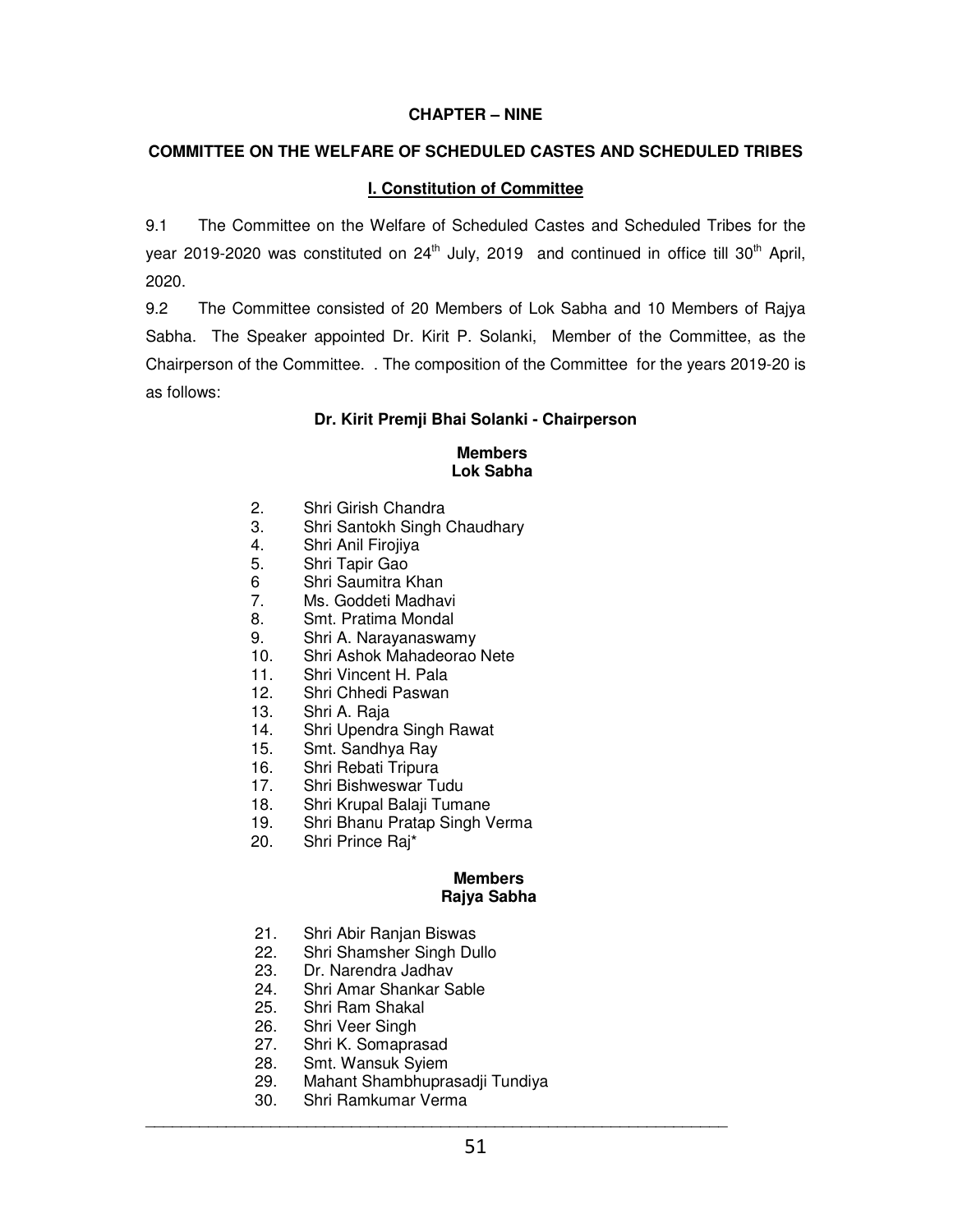# CHAPTER – NINE

## COMMITTEE ON THE WELFARE OF SCHEDULED CASTES AND SCHEDULED TRIBES

### I. Constitution of Committee

9.1 The Committee on the Welfare of Scheduled Castes and Scheduled Tribes for the year 2019-2020 was constituted on 24th July, 2019 and continued in office till 30th April, 2020.

9.2 The Committee consisted of 20 Members of Lok Sabha and 10 Members of Rajya Sabha. The Speaker appointed Dr. Kirit P. Solanki, Member of the Committee, as the Chairperson of the Committee. . The composition of the Committee for the years 2019-20 is as follows:

**Dr. Kirit Premji Bhai Solanki - Chairperson**

**Members**
**Lok Sabha**

2. Shri Girish Chandra
3. Shri Santokh Singh Chaudhary
4. Shri Anil Firojiya
5. Shri Tapir Gao
6. Shri Saumitra Khan
7. Ms. Goddeti Madhavi
8. Smt. Pratima Mondal
9. Shri A. Narayanaswamy
10. Shri Ashok Mahadeorao Nete
11. Shri Vincent H. Pala
12. Shri Chhedi Paswan
13. Shri A. Raja
14. Shri Upendra Singh Rawat
15. Smt. Sandhya Ray
16. Shri Rebati Tripura
17. Shri Bishweswar Tudu
18. Shri Krupal Balaji Tumane
19. Shri Bhanu Pratap Singh Verma
20. Shri Prince Raj*

**Members**
**Rajya Sabha**

21. Shri Abir Ranjan Biswas
22. Shri Shamsher Singh Dullo
23. Dr. Narendra Jadhav
24. Shri Amar Shankar Sable
25. Shri Ram Shakal
26. Shri Veer Singh
27. Shri K. Somaprasad
28. Smt. Wansuk Syiem
29. Mahant Shambhuprasadji Tundiya
30. Shri Ramkumar Verma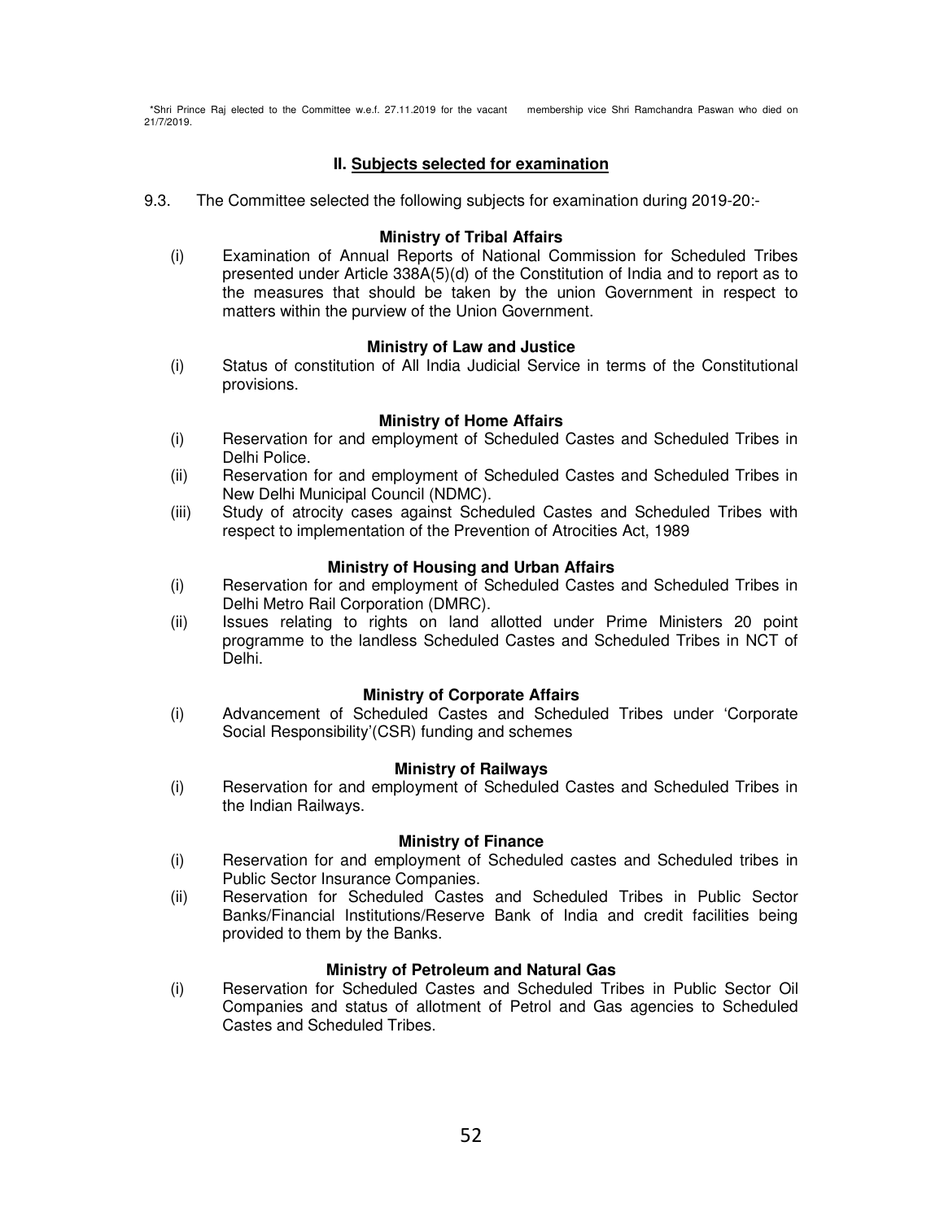*Shri Prince Raj elected to the Committee w.e.f. 27.11.2019 for the vacant membership vice Shri Ramchandra Paswan who died on 21/7/2019.

## II. Subjects selected for examination

9.3. The Committee selected the following subjects for examination during 2019-20:-

**Ministry of Tribal Affairs**

(i) Examination of Annual Reports of National Commission for Scheduled Tribes presented under Article 338A(5)(d) of the Constitution of India and to report as to the measures that should be taken by the union Government in respect to matters within the purview of the Union Government.

**Ministry of Law and Justice**

(i) Status of constitution of All India Judicial Service in terms of the Constitutional provisions.

**Ministry of Home Affairs**

(i) Reservation for and employment of Scheduled Castes and Scheduled Tribes in Delhi Police.

(ii) Reservation for and employment of Scheduled Castes and Scheduled Tribes in New Delhi Municipal Council (NDMC).

(iii) Study of atrocity cases against Scheduled Castes and Scheduled Tribes with respect to implementation of the Prevention of Atrocities Act, 1989

**Ministry of Housing and Urban Affairs**

(i) Reservation for and employment of Scheduled Castes and Scheduled Tribes in Delhi Metro Rail Corporation (DMRC).

(ii) Issues relating to rights on land allotted under Prime Ministers 20 point programme to the landless Scheduled Castes and Scheduled Tribes in NCT of Delhi.

**Ministry of Corporate Affairs**

(i) Advancement of Scheduled Castes and Scheduled Tribes under 'Corporate Social Responsibility'(CSR) funding and schemes

**Ministry of Railways**

(i) Reservation for and employment of Scheduled Castes and Scheduled Tribes in the Indian Railways.

**Ministry of Finance**

(i) Reservation for and employment of Scheduled castes and Scheduled tribes in Public Sector Insurance Companies.

(ii) Reservation for Scheduled Castes and Scheduled Tribes in Public Sector Banks/Financial Institutions/Reserve Bank of India and credit facilities being provided to them by the Banks.

**Ministry of Petroleum and Natural Gas**

(i) Reservation for Scheduled Castes and Scheduled Tribes in Public Sector Oil Companies and status of allotment of Petrol and Gas agencies to Scheduled Castes and Scheduled Tribes.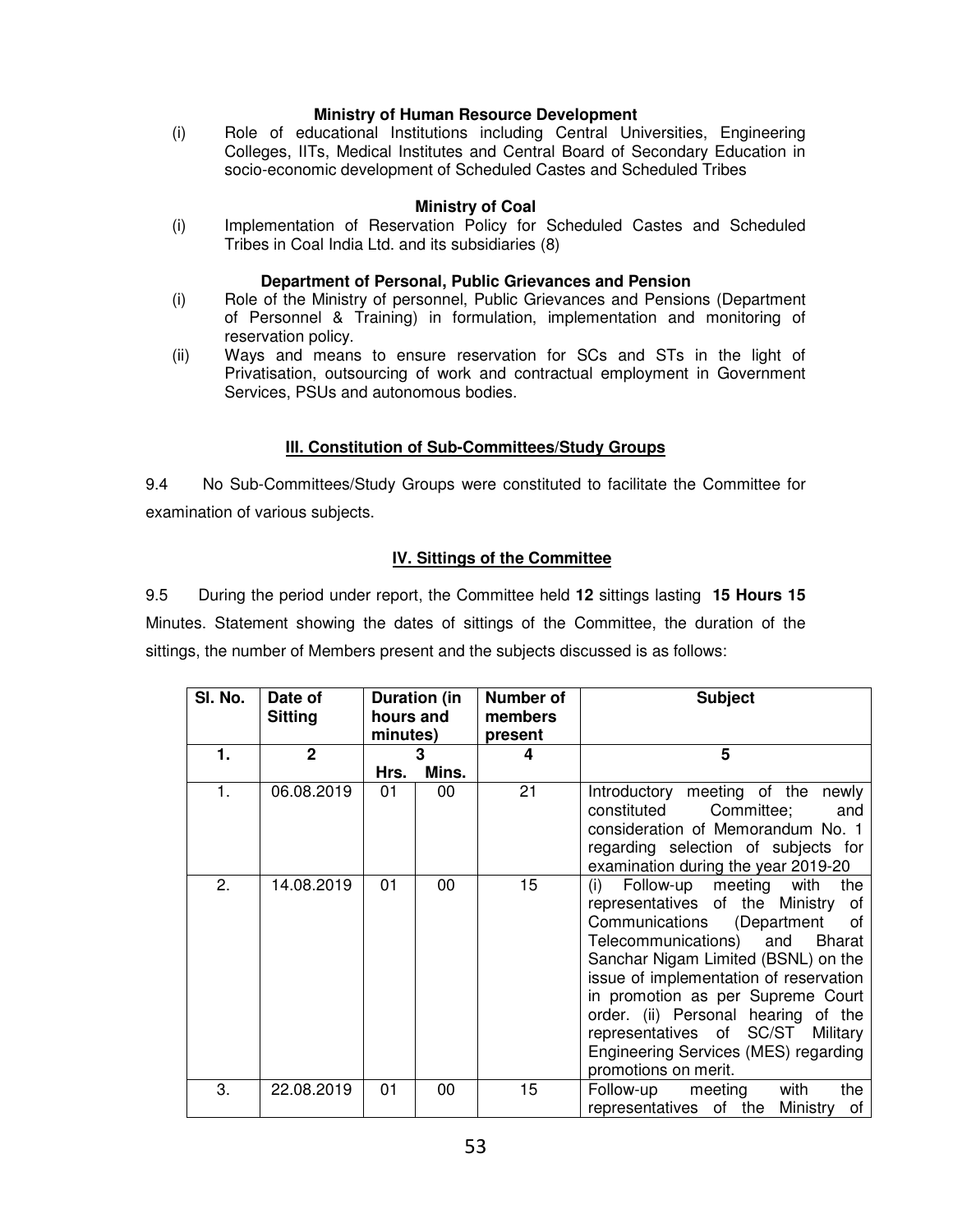**Ministry of Human Resource Development**

(i) Role of educational Institutions including Central Universities, Engineering Colleges, IITs, Medical Institutes and Central Board of Secondary Education in socio-economic development of Scheduled Castes and Scheduled Tribes

**Ministry of Coal**

(i) Implementation of Reservation Policy for Scheduled Castes and Scheduled Tribes in Coal India Ltd. and its subsidiaries (8)

**Department of Personal, Public Grievances and Pension**

(i) Role of the Ministry of personnel, Public Grievances and Pensions (Department of Personnel & Training) in formulation, implementation and monitoring of reservation policy.

(ii) Ways and means to ensure reservation for SCs and STs in the light of Privatisation, outsourcing of work and contractual employment in Government Services, PSUs and autonomous bodies.

## III. Constitution of Sub-Committees/Study Groups

9.4 No Sub-Committees/Study Groups were constituted to facilitate the Committee for examination of various subjects.

## IV. Sittings of the Committee

9.5 During the period under report, the Committee held **12** sittings lasting **15 Hours 15** Minutes. Statement showing the dates of sittings of the Committee, the duration of the sittings, the number of Members present and the subjects discussed is as follows:

| Sl. No. | Date of Sitting | Duration (in hours and minutes) | | Number of members present | Subject |
|---|---|---|---|---|---|
| **1.** | **2** | **3** | | **4** | **5** |
| | | **Hrs.** | **Mins.** | | |
| 1. | 06.08.2019 | 01 | 00 | 21 | Introductory meeting of the newly constituted Committee; and consideration of Memorandum No. 1 regarding selection of subjects for examination during the year 2019-20 |
| 2. | 14.08.2019 | 01 | 00 | 15 | (i) Follow-up meeting with the representatives of the Ministry of Communications (Department of Telecommunications) and Bharat Sanchar Nigam Limited (BSNL) on the issue of implementation of reservation in promotion as per Supreme Court order. (ii) Personal hearing of the representatives of SC/ST Military Engineering Services (MES) regarding promotions on merit. |
| 3. | 22.08.2019 | 01 | 00 | 15 | Follow-up meeting with the representatives of the Ministry of |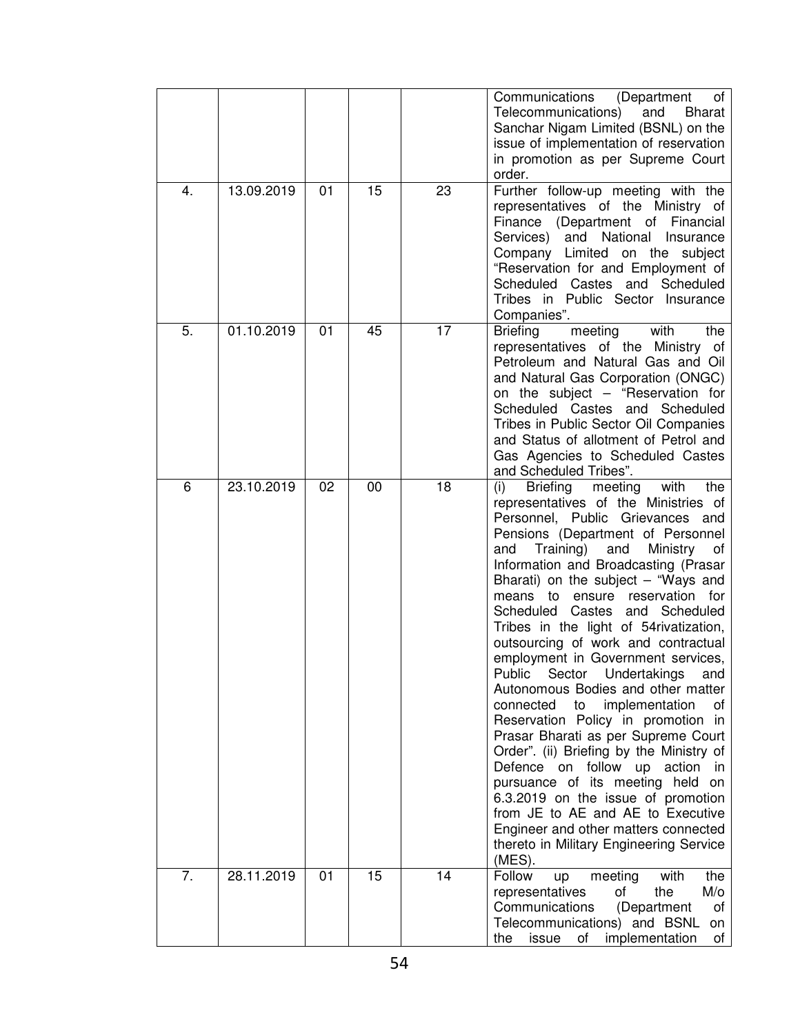| | | | | | |
|---|---|---|---|---|---|
| | | | | | Communications (Department of Telecommunications) and Bharat Sanchar Nigam Limited (BSNL) on the issue of implementation of reservation in promotion as per Supreme Court order. |
| 4. | 13.09.2019 | 01 | 15 | 23 | Further follow-up meeting with the representatives of the Ministry of Finance (Department of Financial Services) and National Insurance Company Limited on the subject "Reservation for and Employment of Scheduled Castes and Scheduled Tribes in Public Sector Insurance Companies". |
| 5. | 01.10.2019 | 01 | 45 | 17 | Briefing meeting with the representatives of the Ministry of Petroleum and Natural Gas and Oil and Natural Gas Corporation (ONGC) on the subject – "Reservation for Scheduled Castes and Scheduled Tribes in Public Sector Oil Companies and Status of allotment of Petrol and Gas Agencies to Scheduled Castes and Scheduled Tribes". |
| 6 | 23.10.2019 | 02 | 00 | 18 | (i) Briefing meeting with the representatives of the Ministries of Personnel, Public Grievances and Pensions (Department of Personnel and Training) and Ministry of Information and Broadcasting (Prasar Bharati) on the subject – "Ways and means to ensure reservation for Scheduled Castes and Scheduled Tribes in the light of 54rivatization, outsourcing of work and contractual employment in Government services, Public Sector Undertakings and Autonomous Bodies and other matter connected to implementation of Reservation Policy in promotion in Prasar Bharati as per Supreme Court Order". (ii) Briefing by the Ministry of Defence on follow up action in pursuance of its meeting held on 6.3.2019 on the issue of promotion from JE to AE and AE to Executive Engineer and other matters connected thereto in Military Engineering Service (MES). |
| 7. | 28.11.2019 | 01 | 15 | 14 | Follow up meeting with the representatives of the M/o Communications (Department of Telecommunications) and BSNL on the issue of implementation of |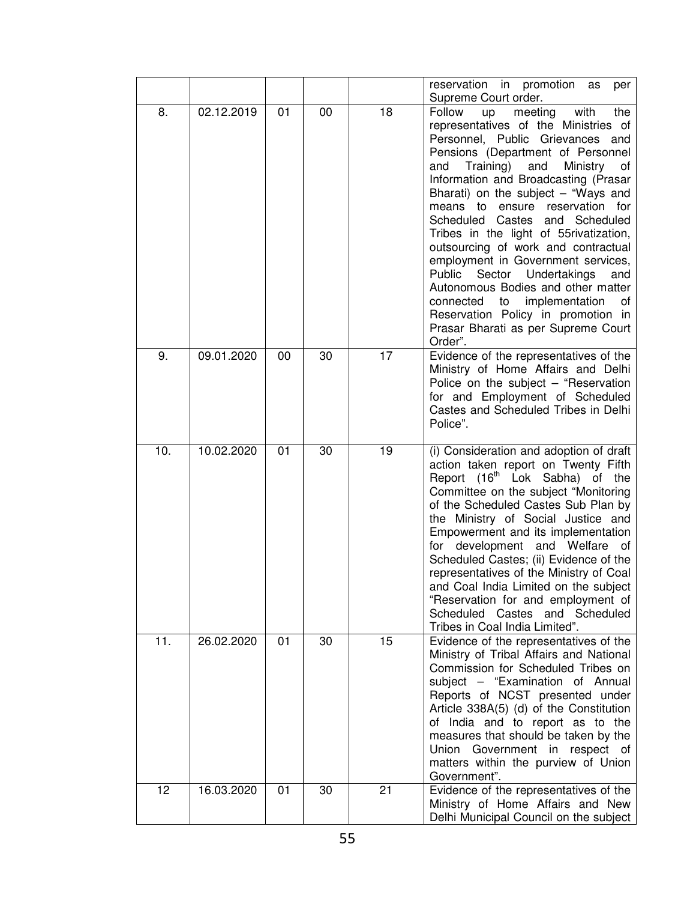| | | | | | |
|---|---|---|---|---|---|
| | | | | | reservation in promotion as per Supreme Court order. |
| 8. | 02.12.2019 | 01 | 00 | 18 | Follow up meeting with the representatives of the Ministries of Personnel, Public Grievances and Pensions (Department of Personnel and Training) and Ministry of Information and Broadcasting (Prasar Bharati) on the subject – "Ways and means to ensure reservation for Scheduled Castes and Scheduled Tribes in the light of 55rivatization, outsourcing of work and contractual employment in Government services, Public Sector Undertakings and Autonomous Bodies and other matter connected to implementation of Reservation Policy in promotion in Prasar Bharati as per Supreme Court Order". |
| 9. | 09.01.2020 | 00 | 30 | 17 | Evidence of the representatives of the Ministry of Home Affairs and Delhi Police on the subject – "Reservation for and Employment of Scheduled Castes and Scheduled Tribes in Delhi Police". |
| 10. | 10.02.2020 | 01 | 30 | 19 | (i) Consideration and adoption of draft action taken report on Twenty Fifth Report (16th Lok Sabha) of the Committee on the subject "Monitoring of the Scheduled Castes Sub Plan by the Ministry of Social Justice and Empowerment and its implementation for development and Welfare of Scheduled Castes; (ii) Evidence of the representatives of the Ministry of Coal and Coal India Limited on the subject "Reservation for and employment of Scheduled Castes and Scheduled Tribes in Coal India Limited". |
| 11. | 26.02.2020 | 01 | 30 | 15 | Evidence of the representatives of the Ministry of Tribal Affairs and National Commission for Scheduled Tribes on subject – "Examination of Annual Reports of NCST presented under Article 338A(5) (d) of the Constitution of India and to report as to the measures that should be taken by the Union Government in respect of matters within the purview of Union Government". |
| 12 | 16.03.2020 | 01 | 30 | 21 | Evidence of the representatives of the Ministry of Home Affairs and New Delhi Municipal Council on the subject |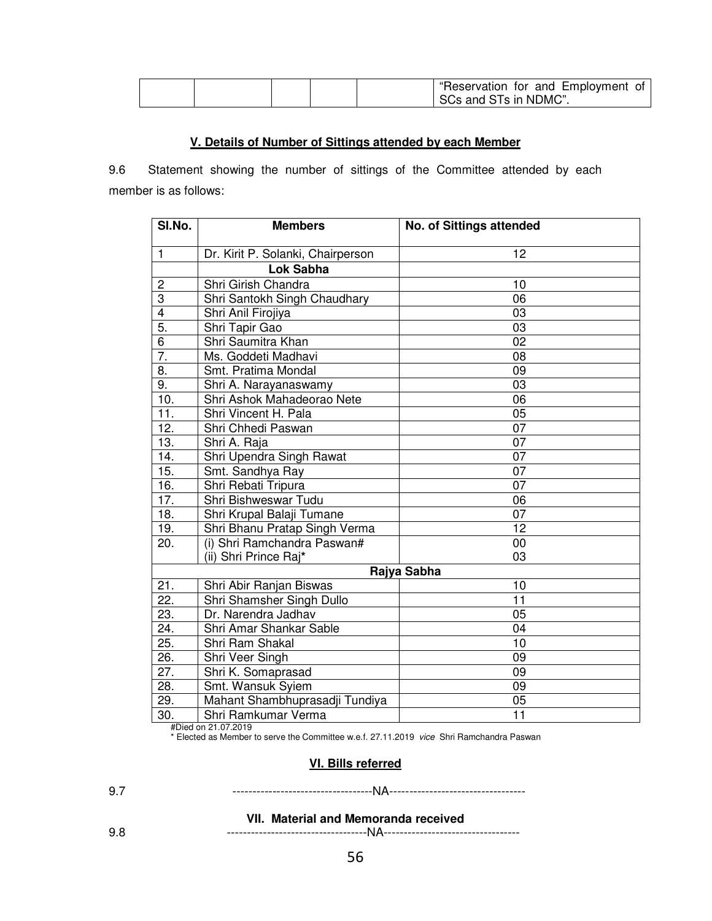| | | | | | "Reservation for and Employment of SCs and STs in NDMC". |
|---|---|---|---|---|---|

### V. Details of Number of Sittings attended by each Member

9.6 Statement showing the number of sittings of the Committee attended by each member is as follows:

| Sl.No. | Members | No. of Sittings attended |
|---|---|---|
| 1 | Dr. Kirit P. Solanki, Chairperson | 12 |
| | **Lok Sabha** | |
| 2 | Shri Girish Chandra | 10 |
| 3 | Shri Santokh Singh Chaudhary | 06 |
| 4 | Shri Anil Firojiya | 03 |
| 5. | Shri Tapir Gao | 03 |
| 6 | Shri Saumitra Khan | 02 |
| 7. | Ms. Goddeti Madhavi | 08 |
| 8. | Smt. Pratima Mondal | 09 |
| 9. | Shri A. Narayanaswamy | 03 |
| 10. | Shri Ashok Mahadeorao Nete | 06 |
| 11. | Shri Vincent H. Pala | 05 |
| 12. | Shri Chhedi Paswan | 07 |
| 13. | Shri A. Raja | 07 |
| 14. | Shri Upendra Singh Rawat | 07 |
| 15. | Smt. Sandhya Ray | 07 |
| 16. | Shri Rebati Tripura | 07 |
| 17. | Shri Bishweswar Tudu | 06 |
| 18. | Shri Krupal Balaji Tumane | 07 |
| 19. | Shri Bhanu Pratap Singh Verma | 12 |
| 20. | (i) Shri Ramchandra Paswan#<br>(ii) Shri Prince Raj* | 00<br>03 |
| | **Rajya Sabha** | |
| 21. | Shri Abir Ranjan Biswas | 10 |
| 22. | Shri Shamsher Singh Dullo | 11 |
| 23. | Dr. Narendra Jadhav | 05 |
| 24. | Shri Amar Shankar Sable | 04 |
| 25. | Shri Ram Shakal | 10 |
| 26. | Shri Veer Singh | 09 |
| 27. | Shri K. Somaprasad | 09 |
| 28. | Smt. Wansuk Syiem | 09 |
| 29. | Mahant Shambhuprasadji Tundiya | 05 |
| 30. | Shri Ramkumar Verma | 11 |

#Died on 21.07.2019
* Elected as Member to serve the Committee w.e.f. 27.11.2019 *vice* Shri Ramchandra Paswan

### VI. Bills referred

9.7 -----------------------------------NA----------------------------------

### VII. Material and Memoranda received

9.8 -----------------------------------NA----------------------------------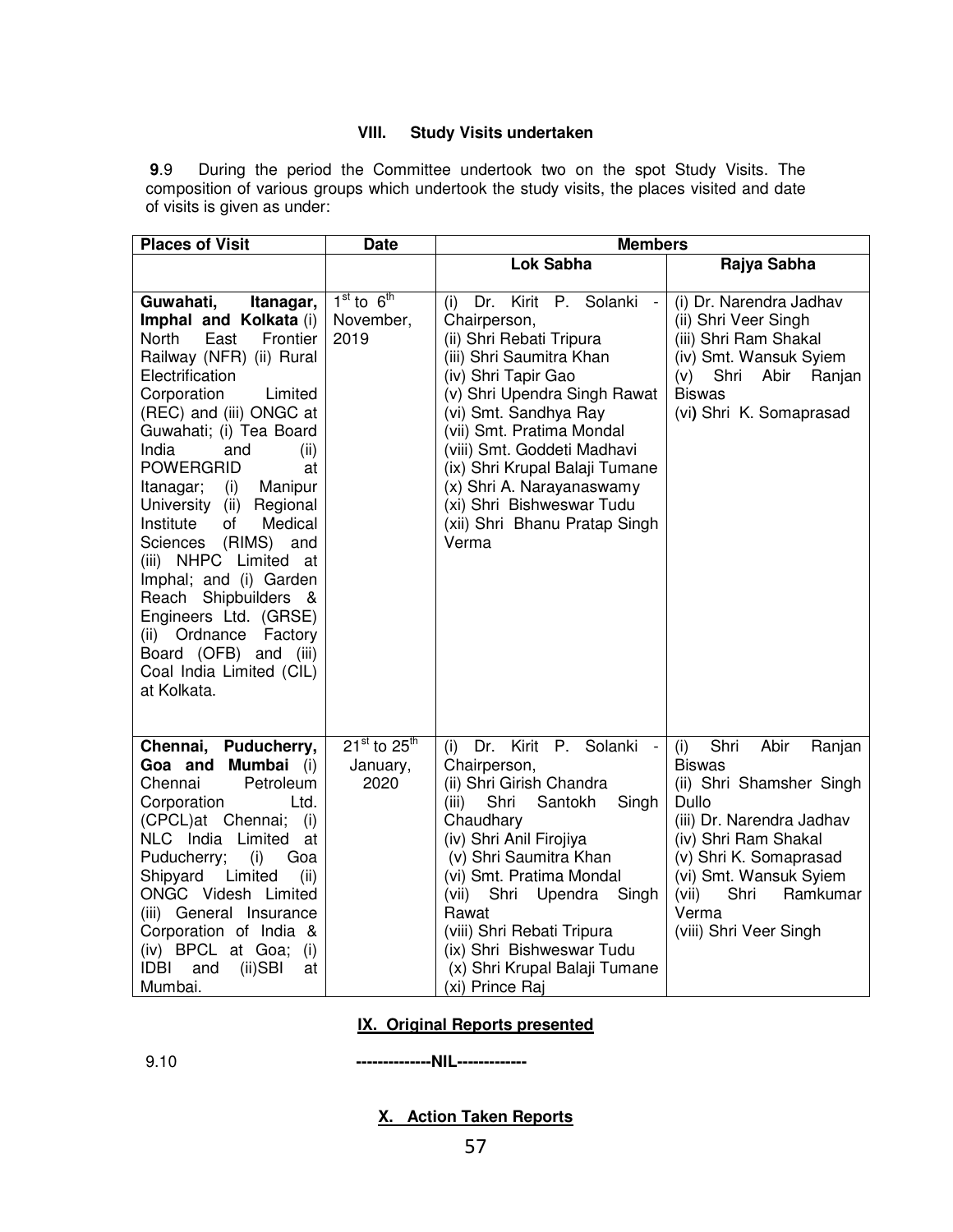### VIII. Study Visits undertaken

**9**.9 During the period the Committee undertook two on the spot Study Visits. The composition of various groups which undertook the study visits, the places visited and date of visits is given as under:

| Places of Visit | Date | Members | |
|---|---|---|---|
| | | **Lok Sabha** | **Rajya Sabha** |
| **Guwahati, Itanagar, Imphal and Kolkata** (i) North East Frontier Railway (NFR) (ii) Rural Electrification Corporation Limited (REC) and (iii) ONGC at Guwahati; (i) Tea Board India and (ii) POWERGRID at Itanagar; (i) Manipur University (ii) Regional Institute of Medical Sciences (RIMS) and (iii) NHPC Limited at Imphal; and (i) Garden Reach Shipbuilders & Engineers Ltd. (GRSE) (ii) Ordnance Factory Board (OFB) and (iii) Coal India Limited (CIL) at Kolkata. | 1st to 6th November, 2019 | (i) Dr. Kirit P. Solanki - Chairperson,<br>(ii) Shri Rebati Tripura<br>(iii) Shri Saumitra Khan<br>(iv) Shri Tapir Gao<br>(v) Shri Upendra Singh Rawat<br>(vi) Smt. Sandhya Ray<br>(vii) Smt. Pratima Mondal<br>(viii) Smt. Goddeti Madhavi<br>(ix) Shri Krupal Balaji Tumane<br>(x) Shri A. Narayanaswamy<br>(xi) Shri Bishweswar Tudu<br>(xii) Shri Bhanu Pratap Singh Verma | (i) Dr. Narendra Jadhav<br>(ii) Shri Veer Singh<br>(iii) Shri Ram Shakal<br>(iv) Smt. Wansuk Syiem<br>(v) Shri Abir Ranjan Biswas<br>(vi) Shri K. Somaprasad |
| **Chennai, Puducherry, Goa and Mumbai** (i) Chennai Petroleum Corporation Ltd. (CPCL)at Chennai; (i) NLC India Limited at Puducherry; (i) Goa Shipyard Limited (ii) ONGC Videsh Limited (iii) General Insurance Corporation of India & (iv) BPCL at Goa; (i) IDBI and (ii)SBI at Mumbai. | 21st to 25th January, 2020 | (i) Dr. Kirit P. Solanki - Chairperson,<br>(ii) Shri Girish Chandra<br>(iii) Shri Santokh Singh Chaudhary<br>(iv) Shri Anil Firojiya<br>(v) Shri Saumitra Khan<br>(vi) Smt. Pratima Mondal<br>(vii) Shri Upendra Singh Rawat<br>(viii) Shri Rebati Tripura<br>(ix) Shri Bishweswar Tudu<br>(x) Shri Krupal Balaji Tumane<br>(xi) Prince Raj | (i) Shri Abir Ranjan Biswas<br>(ii) Shri Shamsher Singh Dullo<br>(iii) Dr. Narendra Jadhav<br>(iv) Shri Ram Shakal<br>(v) Shri K. Somaprasad<br>(vi) Smt. Wansuk Syiem<br>(vii) Shri Ramkumar Verma<br>(viii) Shri Veer Singh |

### IX. Original Reports presented

9.10 **--------------NIL-------------**

### X. Action Taken Reports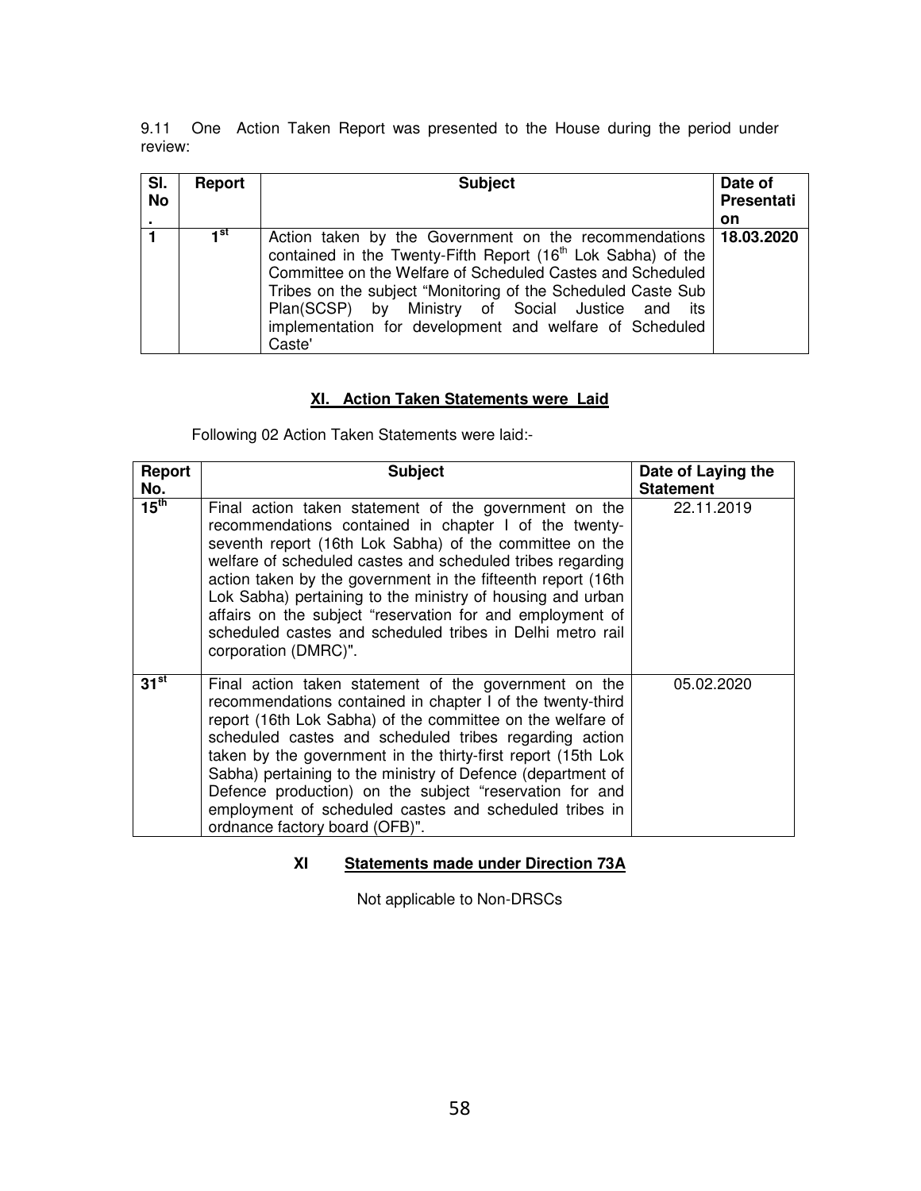9.11 One Action Taken Report was presented to the House during the period under review:

| Sl. No. | Report | Subject | Date of Presentation |
|---|---|---|---|
| **1** | **1st** | Action taken by the Government on the recommendations contained in the Twenty-Fifth Report (16th Lok Sabha) of the Committee on the Welfare of Scheduled Castes and Scheduled Tribes on the subject "Monitoring of the Scheduled Caste Sub Plan(SCSP) by Ministry of Social Justice and its implementation for development and welfare of Scheduled Caste' | **18.03.2020** |

### XI. Action Taken Statements were Laid

Following 02 Action Taken Statements were laid:-

| Report No. | Subject | Date of Laying the Statement |
|---|---|---|
| **15th** | Final action taken statement of the government on the recommendations contained in chapter I of the twenty-seventh report (16th Lok Sabha) of the committee on the welfare of scheduled castes and scheduled tribes regarding action taken by the government in the fifteenth report (16th Lok Sabha) pertaining to the ministry of housing and urban affairs on the subject "reservation for and employment of scheduled castes and scheduled tribes in Delhi metro rail corporation (DMRC)". | 22.11.2019 |
| **31st** | Final action taken statement of the government on the recommendations contained in chapter I of the twenty-third report (16th Lok Sabha) of the committee on the welfare of scheduled castes and scheduled tribes regarding action taken by the government in the thirty-first report (15th Lok Sabha) pertaining to the ministry of Defence (department of Defence production) on the subject "reservation for and employment of scheduled castes and scheduled tribes in ordnance factory board (OFB)". | 05.02.2020 |

### XI Statements made under Direction 73A

Not applicable to Non-DRSCs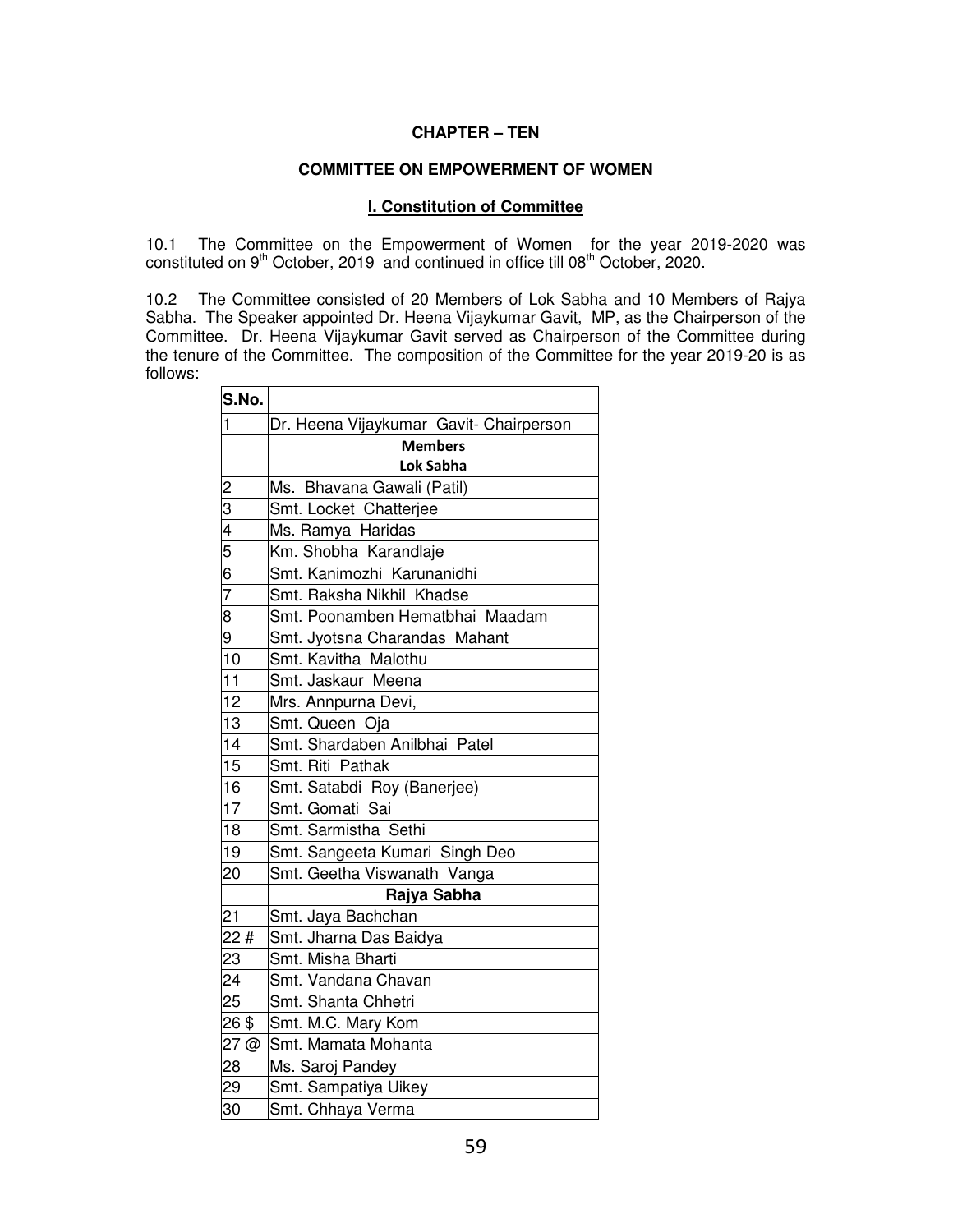## CHAPTER – TEN

## COMMITTEE ON EMPOWERMENT OF WOMEN

### I. Constitution of Committee

10.1 The Committee on the Empowerment of Women for the year 2019-2020 was constituted on 9th October, 2019 and continued in office till 08th October, 2020.

10.2 The Committee consisted of 20 Members of Lok Sabha and 10 Members of Rajya Sabha. The Speaker appointed Dr. Heena Vijaykumar Gavit, MP, as the Chairperson of the Committee. Dr. Heena Vijaykumar Gavit served as Chairperson of the Committee during the tenure of the Committee. The composition of the Committee for the year 2019-20 is as follows:

| S.No. | |
|---|---|
| 1 | Dr. Heena Vijaykumar Gavit- Chairperson |
| | **Members** |
| | **Lok Sabha** |
| 2 | Ms. Bhavana Gawali (Patil) |
| 3 | Smt. Locket Chatterjee |
| 4 | Ms. Ramya Haridas |
| 5 | Km. Shobha Karandlaje |
| 6 | Smt. Kanimozhi Karunanidhi |
| 7 | Smt. Raksha Nikhil Khadse |
| 8 | Smt. Poonamben Hematbhai Maadam |
| 9 | Smt. Jyotsna Charandas Mahant |
| 10 | Smt. Kavitha Malothu |
| 11 | Smt. Jaskaur Meena |
| 12 | Mrs. Annpurna Devi, |
| 13 | Smt. Queen Oja |
| 14 | Smt. Shardaben Anilbhai Patel |
| 15 | Smt. Riti Pathak |
| 16 | Smt. Satabdi Roy (Banerjee) |
| 17 | Smt. Gomati Sai |
| 18 | Smt. Sarmistha Sethi |
| 19 | Smt. Sangeeta Kumari Singh Deo |
| 20 | Smt. Geetha Viswanath Vanga |
| | **Rajya Sabha** |
| 21 | Smt. Jaya Bachchan |
| 22 # | Smt. Jharna Das Baidya |
| 23 | Smt. Misha Bharti |
| 24 | Smt. Vandana Chavan |
| 25 | Smt. Shanta Chhetri |
| 26 $ | Smt. M.C. Mary Kom |
| 27 @ | Smt. Mamata Mohanta |
| 28 | Ms. Saroj Pandey |
| 29 | Smt. Sampatiya Uikey |
| 30 | Smt. Chhaya Verma |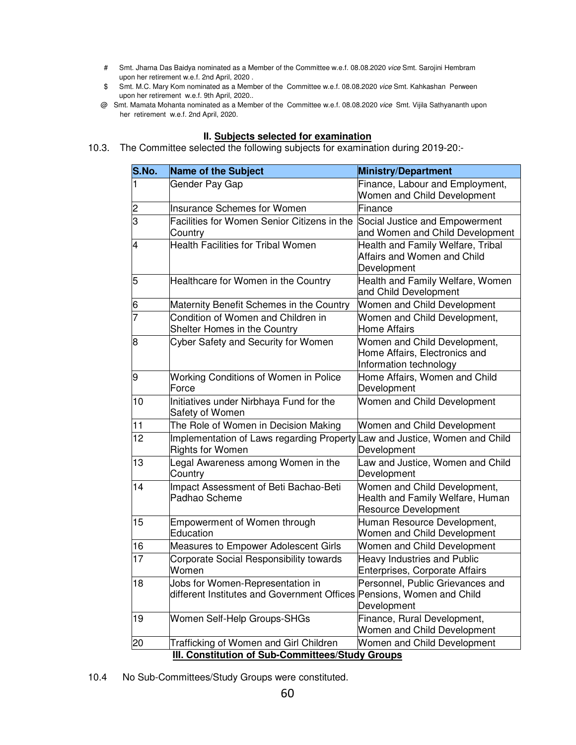# Smt. Jharna Das Baidya nominated as a Member of the Committee w.e.f. 08.08.2020 *vice* Smt. Sarojini Hembram upon her retirement w.e.f. 2nd April, 2020 .

$ Smt. M.C. Mary Kom nominated as a Member of the Committee w.e.f. 08.08.2020 *vice* Smt. Kahkashan Perween upon her retirement w.e.f. 9th April, 2020..

@ Smt. Mamata Mohanta nominated as a Member of the Committee w.e.f. 08.08.2020 *vice* Smt. Vijila Sathyananth upon her retirement w.e.f. 2nd April, 2020.

## II. Subjects selected for examination

10.3. The Committee selected the following subjects for examination during 2019-20:-

| S.No. | Name of the Subject | Ministry/Department |
|---|---|---|
| 1 | Gender Pay Gap | Finance, Labour and Employment, Women and Child Development |
| 2 | Insurance Schemes for Women | Finance |
| 3 | Facilities for Women Senior Citizens in the Country | Social Justice and Empowerment and Women and Child Development |
| 4 | Health Facilities for Tribal Women | Health and Family Welfare, Tribal Affairs and Women and Child Development |
| 5 | Healthcare for Women in the Country | Health and Family Welfare, Women and Child Development |
| 6 | Maternity Benefit Schemes in the Country | Women and Child Development |
| 7 | Condition of Women and Children in Shelter Homes in the Country | Women and Child Development, Home Affairs |
| 8 | Cyber Safety and Security for Women | Women and Child Development, Home Affairs, Electronics and Information technology |
| 9 | Working Conditions of Women in Police Force | Home Affairs, Women and Child Development |
| 10 | Initiatives under Nirbhaya Fund for the Safety of Women | Women and Child Development |
| 11 | The Role of Women in Decision Making | Women and Child Development |
| 12 | Implementation of Laws regarding Property Rights for Women | Law and Justice, Women and Child Development |
| 13 | Legal Awareness among Women in the Country | Law and Justice, Women and Child Development |
| 14 | Impact Assessment of Beti Bachao-Beti Padhao Scheme | Women and Child Development, Health and Family Welfare, Human Resource Development |
| 15 | Empowerment of Women through Education | Human Resource Development, Women and Child Development |
| 16 | Measures to Empower Adolescent Girls | Women and Child Development |
| 17 | Corporate Social Responsibility towards Women | Heavy Industries and Public Enterprises, Corporate Affairs |
| 18 | Jobs for Women-Representation in different Institutes and Government Offices | Personnel, Public Grievances and Pensions, Women and Child Development |
| 19 | Women Self-Help Groups-SHGs | Finance, Rural Development, Women and Child Development |
| 20 | Trafficking of Women and Girl Children | Women and Child Development |

## III. Constitution of Sub-Committees/Study Groups

10.4 No Sub-Committees/Study Groups were constituted.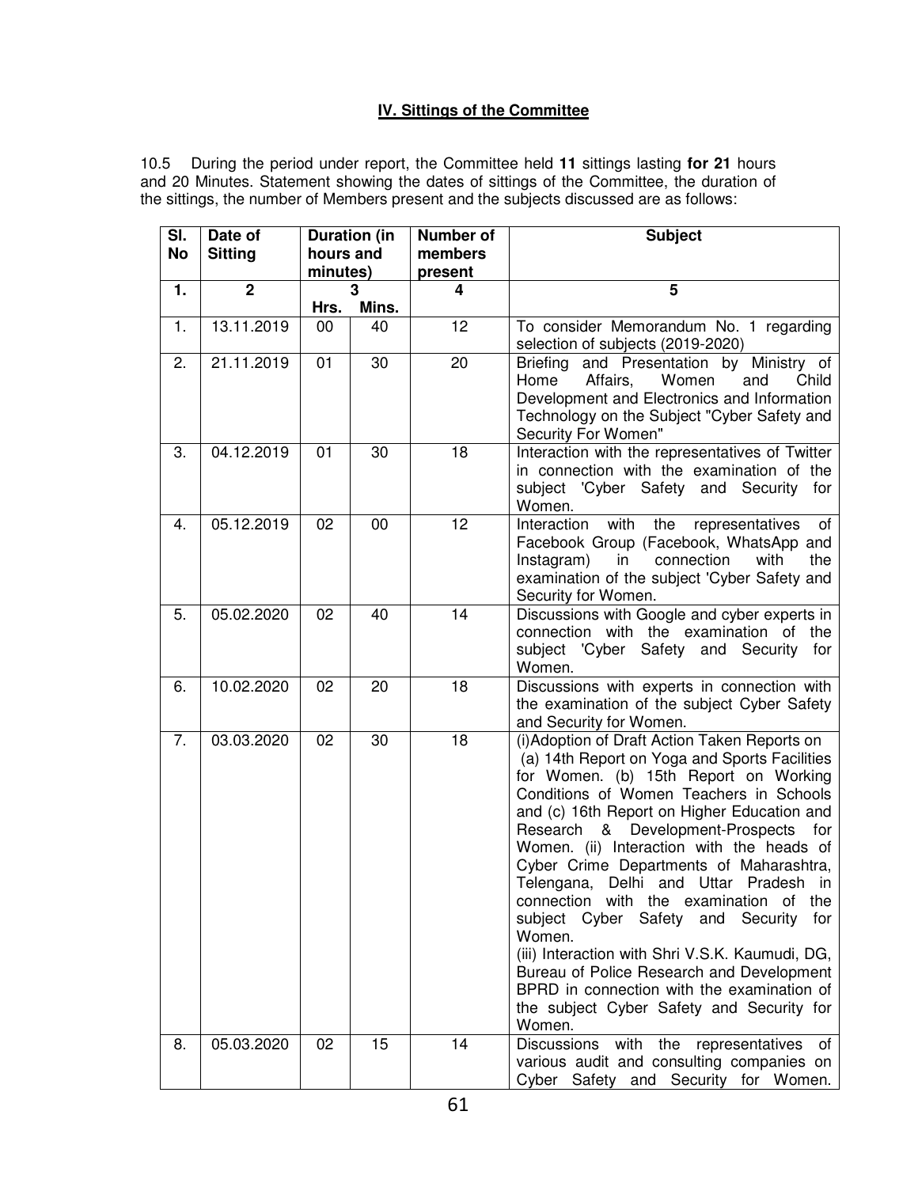## IV. Sittings of the Committee

10.5 During the period under report, the Committee held **11** sittings lasting **for 21** hours and 20 Minutes. Statement showing the dates of sittings of the Committee, the duration of the sittings, the number of Members present and the subjects discussed are as follows:

| Sl. No | Date of Sitting | Duration (in hours and minutes) | | Number of members present | Subject |
|---|---|---|---|---|---|
| **1.** | **2** | **3** | | **4** | **5** |
| | | **Hrs.** | **Mins.** | | |
| 1. | 13.11.2019 | 00 | 40 | 12 | To consider Memorandum No. 1 regarding selection of subjects (2019-2020) |
| 2. | 21.11.2019 | 01 | 30 | 20 | Briefing and Presentation by Ministry of Home Affairs, Women and Child Development and Electronics and Information Technology on the Subject "Cyber Safety and Security For Women" |
| 3. | 04.12.2019 | 01 | 30 | 18 | Interaction with the representatives of Twitter in connection with the examination of the subject 'Cyber Safety and Security for Women. |
| 4. | 05.12.2019 | 02 | 00 | 12 | Interaction with the representatives of Facebook Group (Facebook, WhatsApp and Instagram) in connection with the examination of the subject 'Cyber Safety and Security for Women. |
| 5. | 05.02.2020 | 02 | 40 | 14 | Discussions with Google and cyber experts in connection with the examination of the subject 'Cyber Safety and Security for Women. |
| 6. | 10.02.2020 | 02 | 20 | 18 | Discussions with experts in connection with the examination of the subject Cyber Safety and Security for Women. |
| 7. | 03.03.2020 | 02 | 30 | 18 | (i)Adoption of Draft Action Taken Reports on (a) 14th Report on Yoga and Sports Facilities for Women. (b) 15th Report on Working Conditions of Women Teachers in Schools and (c) 16th Report on Higher Education and Research & Development-Prospects for Women. (ii) Interaction with the heads of Cyber Crime Departments of Maharashtra, Telengana, Delhi and Uttar Pradesh in connection with the examination of the subject Cyber Safety and Security for Women. (iii) Interaction with Shri V.S.K. Kaumudi, DG, Bureau of Police Research and Development BPRD in connection with the examination of the subject Cyber Safety and Security for Women. |
| 8. | 05.03.2020 | 02 | 15 | 14 | Discussions with the representatives of various audit and consulting companies on Cyber Safety and Security for Women. |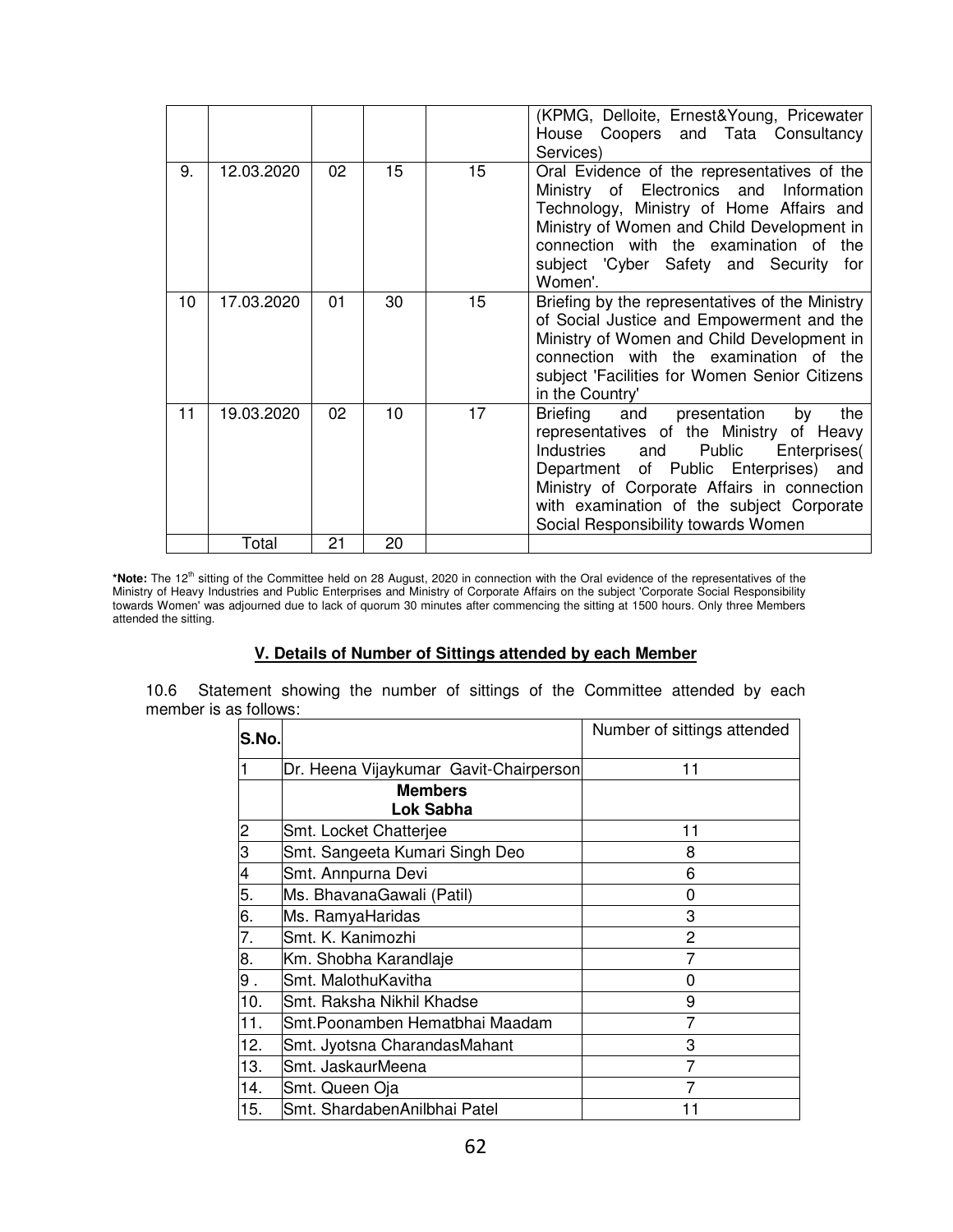|  |  |  |  |  | (KPMG, Deloitte, Ernest&Young, Pricewater House Coopers and Tata Consultancy Services) |
|---|---|---|---|---|---|
| 9. | 12.03.2020 | 02 | 15 | 15 | Oral Evidence of the representatives of the Ministry of Electronics and Information Technology, Ministry of Home Affairs and Ministry of Women and Child Development in connection with the examination of the subject 'Cyber Safety and Security for Women'. |
| 10 | 17.03.2020 | 01 | 30 | 15 | Briefing by the representatives of the Ministry of Social Justice and Empowerment and the Ministry of Women and Child Development in connection with the examination of the subject 'Facilities for Women Senior Citizens in the Country' |
| 11 | 19.03.2020 | 02 | 10 | 17 | Briefing and presentation by the representatives of the Ministry of Heavy Industries and Public Enterprises( Department of Public Enterprises) and Ministry of Corporate Affairs in connection with examination of the subject Corporate Social Responsibility towards Women |
|  | Total | 21 | 20 |  |  |

***Note:** The 12th sitting of the Committee held on 28 August, 2020 in connection with the Oral evidence of the representatives of the Ministry of Heavy Industries and Public Enterprises and Ministry of Corporate Affairs on the subject 'Corporate Social Responsibility towards Women' was adjourned due to lack of quorum 30 minutes after commencing the sitting at 1500 hours. Only three Members attended the sitting.

## V. Details of Number of Sittings attended by each Member

10.6 Statement showing the number of sittings of the Committee attended by each member is as follows:

| S.No. |  | Number of sittings attended |
|---|---|---|
| 1 | Dr. Heena Vijaykumar Gavit-Chairperson | 11 |
|  | **Members**<br>**Lok Sabha** |  |
| 2 | Smt. Locket Chatterjee | 11 |
| 3 | Smt. Sangeeta Kumari Singh Deo | 8 |
| 4 | Smt. Annpurna Devi | 6 |
| 5. | Ms. BhavanaGawali (Patil) | 0 |
| 6. | Ms. RamyaHaridas | 3 |
| 7. | Smt. K. Kanimozhi | 2 |
| 8. | Km. Shobha Karandlaje | 7 |
| 9 . | Smt. MalothuKavitha | 0 |
| 10. | Smt. Raksha Nikhil Khadse | 9 |
| 11. | Smt.Poonamben Hematbhai Maadam | 7 |
| 12. | Smt. Jyotsna CharandasMahant | 3 |
| 13. | Smt. JaskaurMeena | 7 |
| 14. | Smt. Queen Oja | 7 |
| 15. | Smt. ShardabenAnilbhai Patel | 11 |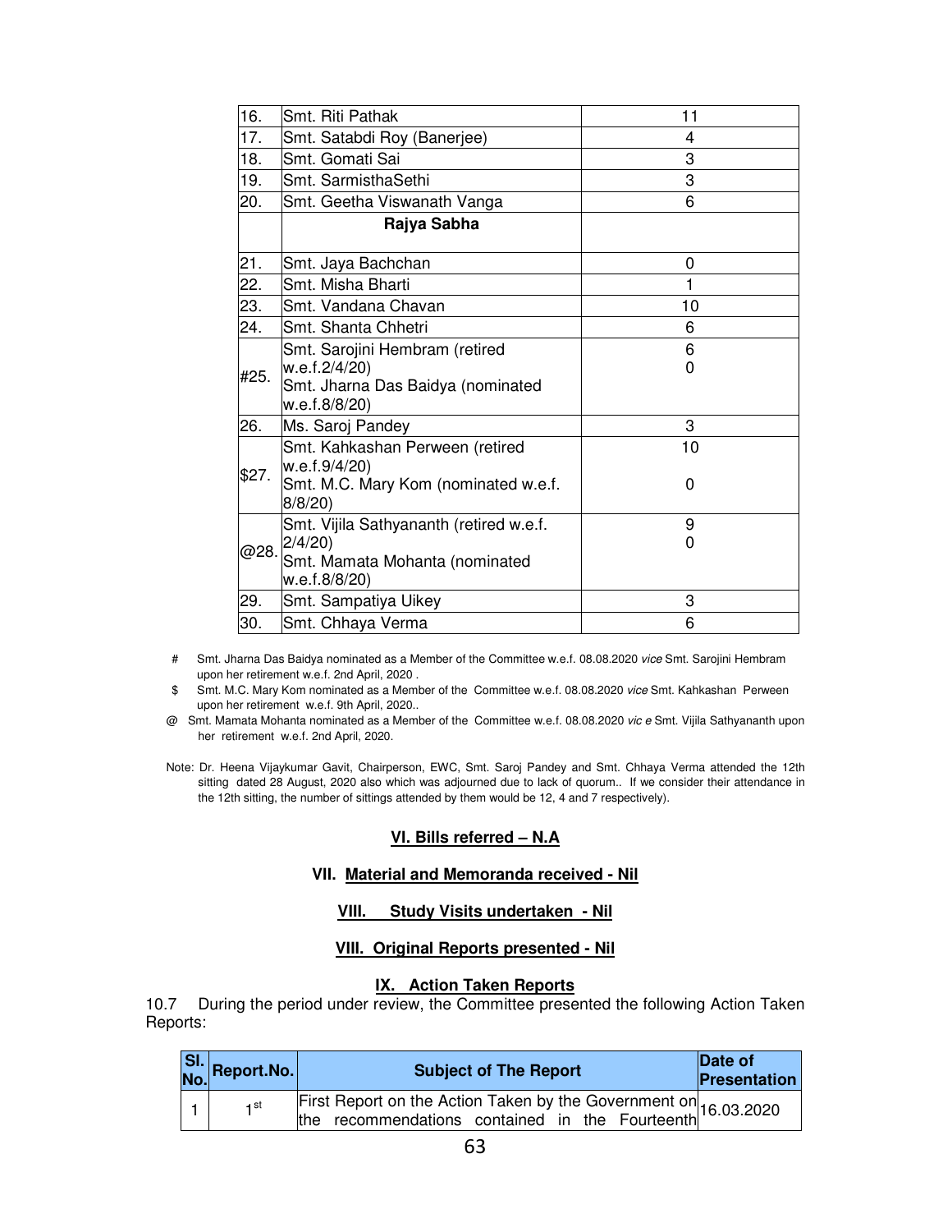| 16. | Smt. Riti Pathak | 11 |
|---|---|---|
| 17. | Smt. Satabdi Roy (Banerjee) | 4 |
| 18. | Smt. Gomati Sai | 3 |
| 19. | Smt. SarmisthaSethi | 3 |
| 20. | Smt. Geetha Viswanath Vanga | 6 |
| | **Rajya Sabha** | |
| 21. | Smt. Jaya Bachchan | 0 |
| 22. | Smt. Misha Bharti | 1 |
| 23. | Smt. Vandana Chavan | 10 |
| 24. | Smt. Shanta Chhetri | 6 |
| #25. | Smt. Sarojini Hembram (retired w.e.f.2/4/20)<br>Smt. Jharna Das Baidya (nominated w.e.f.8/8/20) | 6<br>0 |
| 26. | Ms. Saroj Pandey | 3 |
| $27. | Smt. Kahkashan Perween (retired w.e.f.9/4/20)<br>Smt. M.C. Mary Kom (nominated w.e.f. 8/8/20) | 10<br><br>0 |
| @28. | Smt. Vijila Sathyananth (retired w.e.f. 2/4/20)<br>Smt. Mamata Mohanta (nominated w.e.f.8/8/20) | 9<br>0 |
| 29. | Smt. Sampatiya Uikey | 3 |
| 30. | Smt. Chhaya Verma | 6 |

\# Smt. Jharna Das Baidya nominated as a Member of the Committee w.e.f. 08.08.2020 *vice* Smt. Sarojini Hembram upon her retirement w.e.f. 2nd April, 2020 .

$ Smt. M.C. Mary Kom nominated as a Member of the Committee w.e.f. 08.08.2020 *vice* Smt. Kahkashan Perween upon her retirement w.e.f. 9th April, 2020..

@ Smt. Mamata Mohanta nominated as a Member of the Committee w.e.f. 08.08.2020 *vic e* Smt. Vijila Sathyananth upon her retirement w.e.f. 2nd April, 2020.

Note: Dr. Heena Vijaykumar Gavit, Chairperson, EWC, Smt. Saroj Pandey and Smt. Chhaya Verma attended the 12th sitting dated 28 August, 2020 also which was adjourned due to lack of quorum.. If we consider their attendance in the 12th sitting, the number of sittings attended by them would be 12, 4 and 7 respectively).

## VI. Bills referred – N.A

## VII. Material and Memoranda received - Nil

## VIII. Study Visits undertaken - Nil

## VIII. Original Reports presented - Nil

## IX. Action Taken Reports

10.7 During the period under review, the Committee presented the following Action Taken Reports:

| Sl. No. | Report.No. | Subject of The Report | Date of Presentation |
|---|---|---|---|
| 1 | 1st | First Report on the Action Taken by the Government on the recommendations contained in the Fourteenth | 16.03.2020 |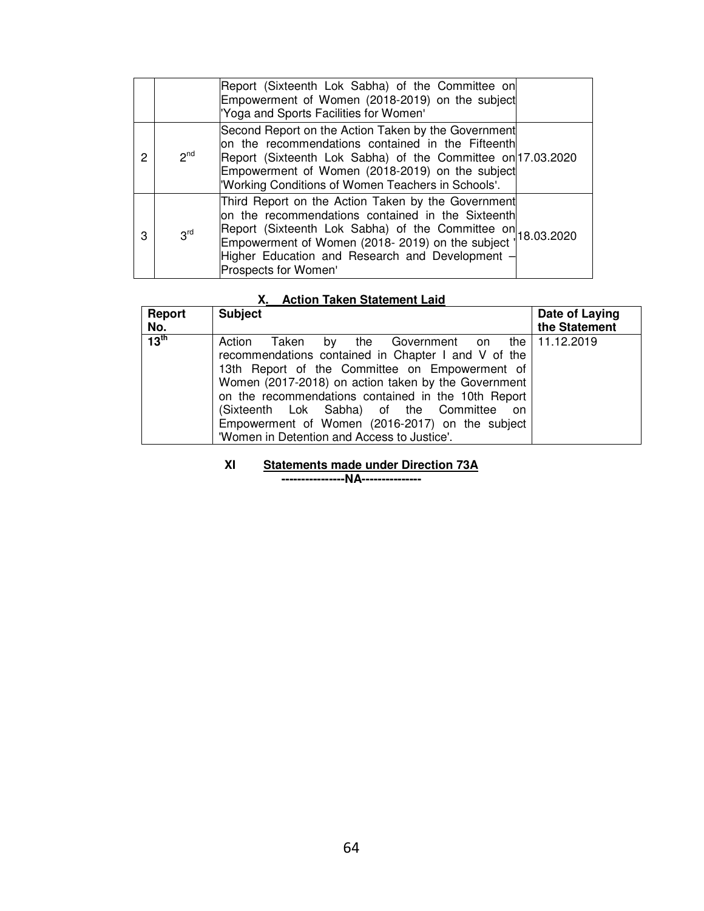|  |  | Report (Sixteenth Lok Sabha) of the Committee on Empowerment of Women (2018-2019) on the subject 'Yoga and Sports Facilities for Women' |  |
|---|---|---|---|
| 2 | 2nd | Second Report on the Action Taken by the Government on the recommendations contained in the Fifteenth Report (Sixteenth Lok Sabha) of the Committee on Empowerment of Women (2018-2019) on the subject 'Working Conditions of Women Teachers in Schools'. | 17.03.2020 |
| 3 | 3rd | Third Report on the Action Taken by the Government on the recommendations contained in the Sixteenth Report (Sixteenth Lok Sabha) of the Committee on Empowerment of Women (2018- 2019) on the subject ' Higher Education and Research and Development – Prospects for Women' | 18.03.2020 |

## X. Action Taken Statement Laid

| Report No. | Subject | Date of Laying the Statement |
|---|---|---|
| 13th | Action Taken by the Government on the recommendations contained in Chapter I and V of the 13th Report of the Committee on Empowerment of Women (2017-2018) on action taken by the Government on the recommendations contained in the 10th Report (Sixteenth Lok Sabha) of the Committee on Empowerment of Women (2016-2017) on the subject 'Women in Detention and Access to Justice'. | 11.12.2019 |

## XI Statements made under Direction 73A

----------------NA---------------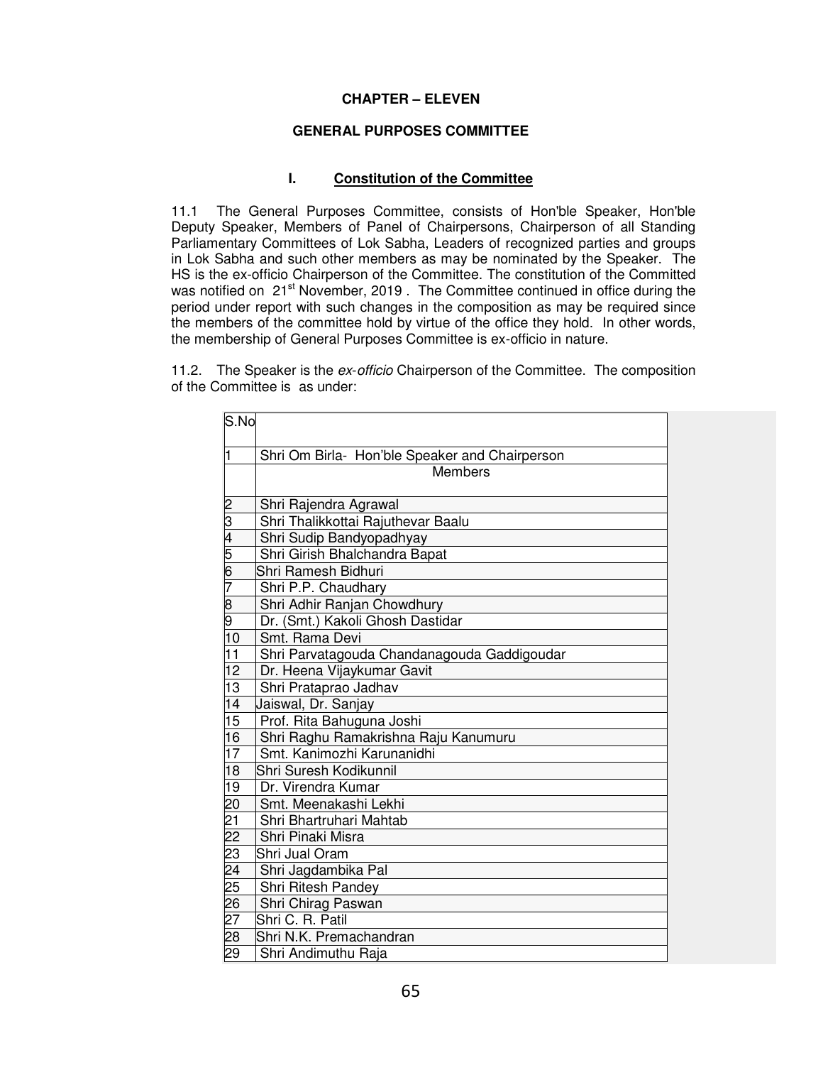# CHAPTER – ELEVEN

## GENERAL PURPOSES COMMITTEE

### I. Constitution of the Committee

11.1 The General Purposes Committee, consists of Hon'ble Speaker, Hon'ble Deputy Speaker, Members of Panel of Chairpersons, Chairperson of all Standing Parliamentary Committees of Lok Sabha, Leaders of recognized parties and groups in Lok Sabha and such other members as may be nominated by the Speaker. The HS is the ex-officio Chairperson of the Committee. The constitution of the Committed was notified on 21st November, 2019 . The Committee continued in office during the period under report with such changes in the composition as may be required since the members of the committee hold by virtue of the office they hold. In other words, the membership of General Purposes Committee is ex-officio in nature.

11.2. The Speaker is the *ex-officio* Chairperson of the Committee. The composition of the Committee is as under:

| S.No | |
|---|---|
| 1 | Shri Om Birla- Hon'ble Speaker and Chairperson |
| | Members |
| 2 | Shri Rajendra Agrawal |
| 3 | Shri Thalikkottai Rajuthevar Baalu |
| 4 | Shri Sudip Bandyopadhyay |
| 5 | Shri Girish Bhalchandra Bapat |
| 6 | Shri Ramesh Bidhuri |
| 7 | Shri P.P. Chaudhary |
| 8 | Shri Adhir Ranjan Chowdhury |
| 9 | Dr. (Smt.) Kakoli Ghosh Dastidar |
| 10 | Smt. Rama Devi |
| 11 | Shri Parvatagouda Chandanagouda Gaddigoudar |
| 12 | Dr. Heena Vijaykumar Gavit |
| 13 | Shri Prataprao Jadhav |
| 14 | Jaiswal, Dr. Sanjay |
| 15 | Prof. Rita Bahuguna Joshi |
| 16 | Shri Raghu Ramakrishna Raju Kanumuru |
| 17 | Smt. Kanimozhi Karunanidhi |
| 18 | Shri Suresh Kodikunnil |
| 19 | Dr. Virendra Kumar |
| 20 | Smt. Meenakashi Lekhi |
| 21 | Shri Bhartruhari Mahtab |
| 22 | Shri Pinaki Misra |
| 23 | Shri Jual Oram |
| 24 | Shri Jagdambika Pal |
| 25 | Shri Ritesh Pandey |
| 26 | Shri Chirag Paswan |
| 27 | Shri C. R. Patil |
| 28 | Shri N.K. Premachandran |
| 29 | Shri Andimuthu Raja |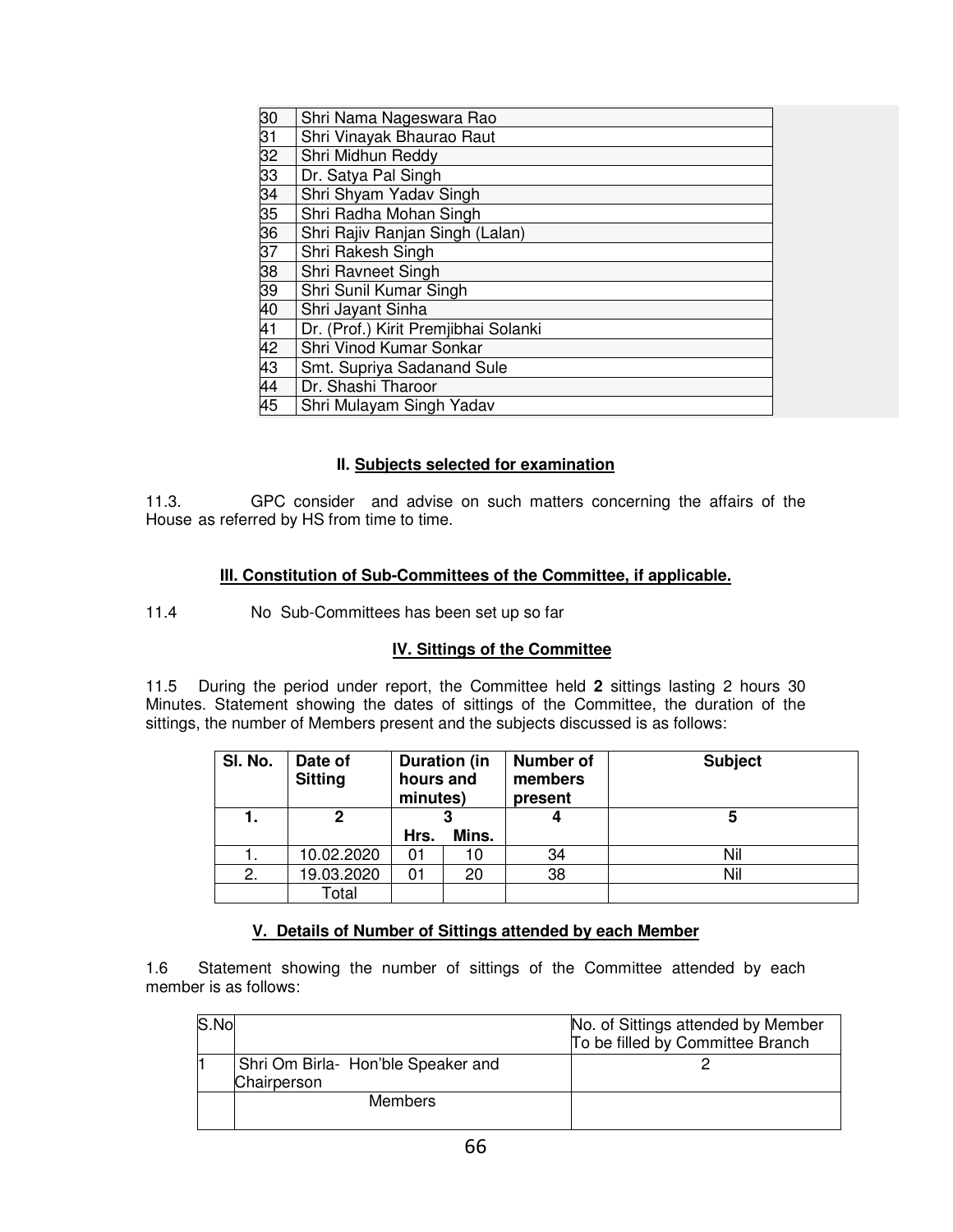| | |
|---|---|
| 30 | Shri Nama Nageswara Rao |
| 31 | Shri Vinayak Bhaurao Raut |
| 32 | Shri Midhun Reddy |
| 33 | Dr. Satya Pal Singh |
| 34 | Shri Shyam Yadav Singh |
| 35 | Shri Radha Mohan Singh |
| 36 | Shri Rajiv Ranjan Singh (Lalan) |
| 37 | Shri Rakesh Singh |
| 38 | Shri Ravneet Singh |
| 39 | Shri Sunil Kumar Singh |
| 40 | Shri Jayant Sinha |
| 41 | Dr. (Prof.) Kirit Premjibhai Solanki |
| 42 | Shri Vinod Kumar Sonkar |
| 43 | Smt. Supriya Sadanand Sule |
| 44 | Dr. Shashi Tharoor |
| 45 | Shri Mulayam Singh Yadav |

### II. Subjects selected for examination

11.3. GPC consider and advise on such matters concerning the affairs of the House as referred by HS from time to time.

### III. Constitution of Sub-Committees of the Committee, if applicable.

11.4 No Sub-Committees has been set up so far

### IV. Sittings of the Committee

11.5 During the period under report, the Committee held **2** sittings lasting 2 hours 30 Minutes. Statement showing the dates of sittings of the Committee, the duration of the sittings, the number of Members present and the subjects discussed is as follows:

| Sl. No. | Date of Sitting | Duration (in hours and minutes) | | Number of members present | Subject |
|---|---|---|---|---|---|
| 1. | 2 | 3 | | 4 | 5 |
| | | Hrs. | Mins. | | |
| 1. | 10.02.2020 | 01 | 10 | 34 | Nil |
| 2. | 19.03.2020 | 01 | 20 | 38 | Nil |
| | Total | | | | |

### V. Details of Number of Sittings attended by each Member

1.6 Statement showing the number of sittings of the Committee attended by each member is as follows:

| S.No | | No. of Sittings attended by Member To be filled by Committee Branch |
|---|---|---|
| 1 | Shri Om Birla- Hon'ble Speaker and Chairperson | 2 |
| | Members | |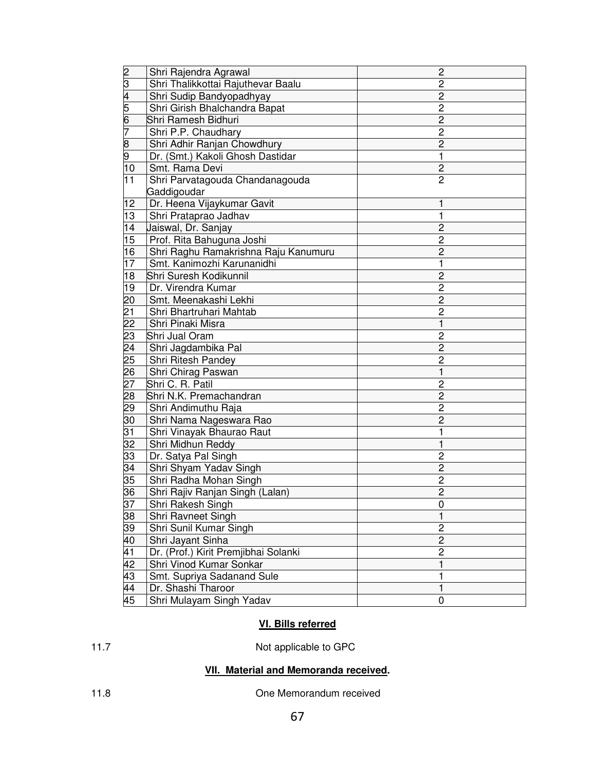| | | |
|---|---|---|
| 2 | Shri Rajendra Agrawal | 2 |
| 3 | Shri Thalikkottai Rajuthevar Baalu | 2 |
| 4 | Shri Sudip Bandyopadhyay | 2 |
| 5 | Shri Girish Bhalchandra Bapat | 2 |
| 6 | Shri Ramesh Bidhuri | 2 |
| 7 | Shri P.P. Chaudhary | 2 |
| 8 | Shri Adhir Ranjan Chowdhury | 2 |
| 9 | Dr. (Smt.) Kakoli Ghosh Dastidar | 1 |
| 10 | Smt. Rama Devi | 2 |
| 11 | Shri Parvatagouda Chandanagouda Gaddigoudar | 2 |
| 12 | Dr. Heena Vijaykumar Gavit | 1 |
| 13 | Shri Prataprao Jadhav | 1 |
| 14 | Jaiswal, Dr. Sanjay | 2 |
| 15 | Prof. Rita Bahuguna Joshi | 2 |
| 16 | Shri Raghu Ramakrishna Raju Kanumuru | 2 |
| 17 | Smt. Kanimozhi Karunanidhi | 1 |
| 18 | Shri Suresh Kodikunnil | 2 |
| 19 | Dr. Virendra Kumar | 2 |
| 20 | Smt. Meenakashi Lekhi | 2 |
| 21 | Shri Bhartruhari Mahtab | 2 |
| 22 | Shri Pinaki Misra | 1 |
| 23 | Shri Jual Oram | 2 |
| 24 | Shri Jagdambika Pal | 2 |
| 25 | Shri Ritesh Pandey | 2 |
| 26 | Shri Chirag Paswan | 1 |
| 27 | Shri C. R. Patil | 2 |
| 28 | Shri N.K. Premachandran | 2 |
| 29 | Shri Andimuthu Raja | 2 |
| 30 | Shri Nama Nageswara Rao | 2 |
| 31 | Shri Vinayak Bhaurao Raut | 1 |
| 32 | Shri Midhun Reddy | 1 |
| 33 | Dr. Satya Pal Singh | 2 |
| 34 | Shri Shyam Yadav Singh | 2 |
| 35 | Shri Radha Mohan Singh | 2 |
| 36 | Shri Rajiv Ranjan Singh (Lalan) | 2 |
| 37 | Shri Rakesh Singh | 0 |
| 38 | Shri Ravneet Singh | 1 |
| 39 | Shri Sunil Kumar Singh | 2 |
| 40 | Shri Jayant Sinha | 2 |
| 41 | Dr. (Prof.) Kirit Premjibhai Solanki | 2 |
| 42 | Shri Vinod Kumar Sonkar | 1 |
| 43 | Smt. Supriya Sadanand Sule | 1 |
| 44 | Dr. Shashi Tharoor | 1 |
| 45 | Shri Mulayam Singh Yadav | 0 |

**VI. Bills referred**

11.7 Not applicable to GPC

**VII. Material and Memoranda received.**

11.8 One Memorandum received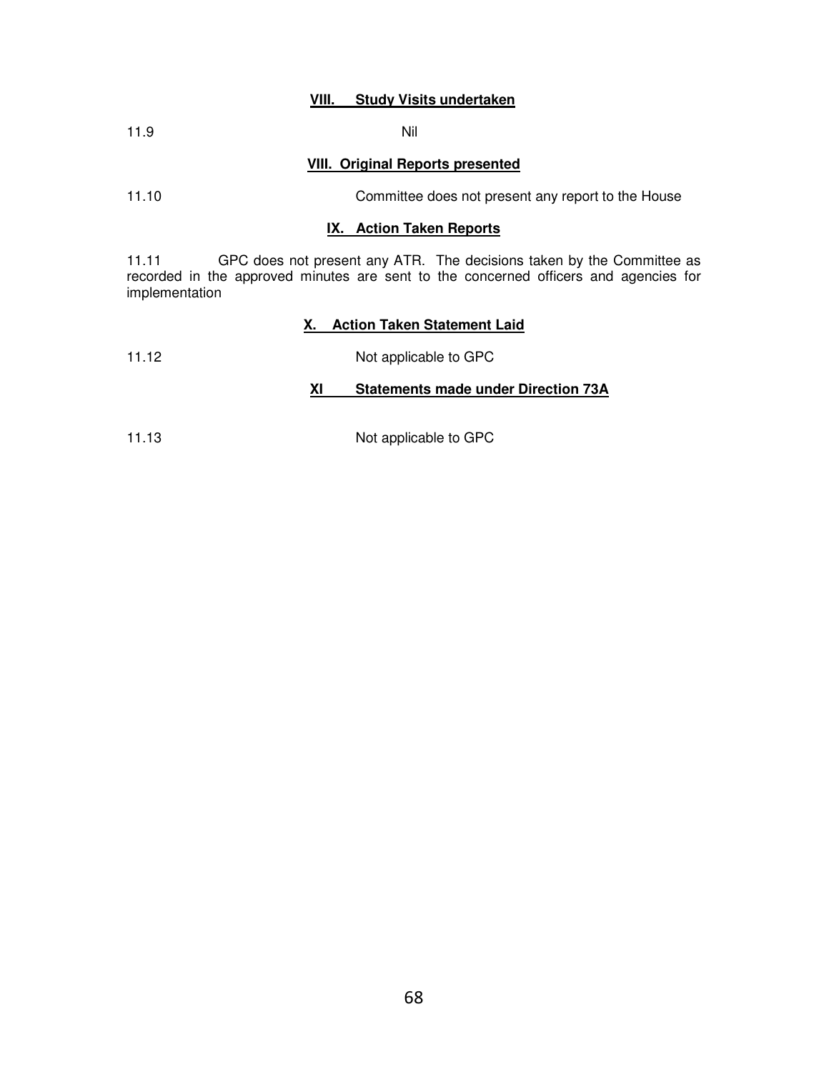### VIII. Study Visits undertaken

11.9 Nil

### VIII. Original Reports presented

11.10 Committee does not present any report to the House

### IX. Action Taken Reports

11.11 GPC does not present any ATR. The decisions taken by the Committee as recorded in the approved minutes are sent to the concerned officers and agencies for implementation

### X. Action Taken Statement Laid

11.12 Not applicable to GPC

### XI Statements made under Direction 73A

11.13 Not applicable to GPC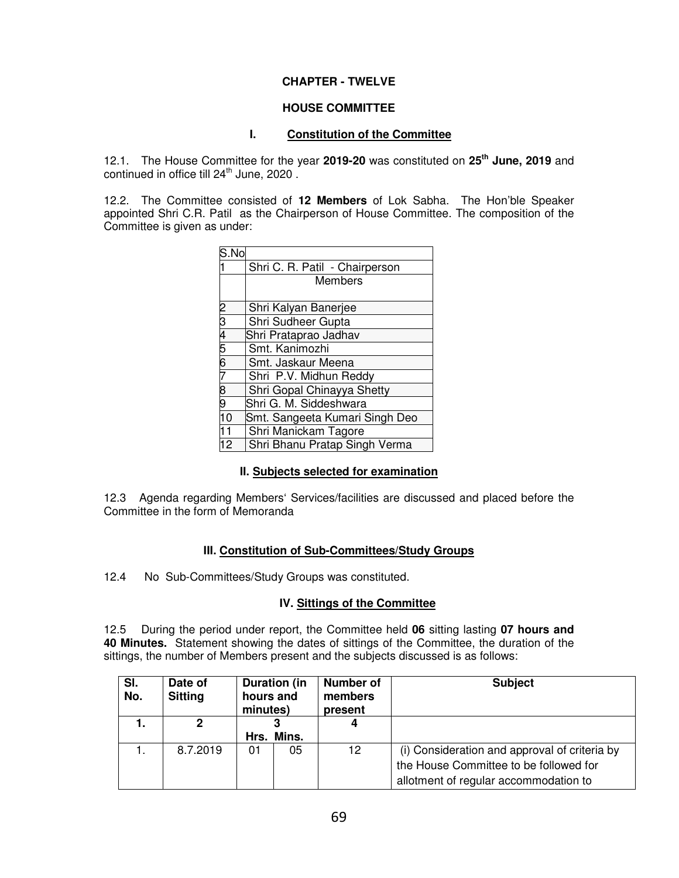## CHAPTER - TWELVE

## HOUSE COMMITTEE

### I. Constitution of the Committee

12.1. The House Committee for the year **2019-20** was constituted on **25th June, 2019** and continued in office till 24th June, 2020 .

12.2. The Committee consisted of **12 Members** of Lok Sabha. The Hon'ble Speaker appointed Shri C.R. Patil as the Chairperson of House Committee. The composition of the Committee is given as under:

| S.No | |
|---|---|
| 1 | Shri C. R. Patil - Chairperson |
| | Members |
| 2 | Shri Kalyan Banerjee |
| 3 | Shri Sudheer Gupta |
| 4 | Shri Prataprao Jadhav |
| 5 | Smt. Kanimozhi |
| 6 | Smt. Jaskaur Meena |
| 7 | Shri P.V. Midhun Reddy |
| 8 | Shri Gopal Chinayya Shetty |
| 9 | Shri G. M. Siddeshwara |
| 10 | Smt. Sangeeta Kumari Singh Deo |
| 11 | Shri Manickam Tagore |
| 12 | Shri Bhanu Pratap Singh Verma |

### II. Subjects selected for examination

12.3 Agenda regarding Members' Services/facilities are discussed and placed before the Committee in the form of Memoranda

### III. Constitution of Sub-Committees/Study Groups

12.4 No Sub-Committees/Study Groups was constituted.

### IV. Sittings of the Committee

12.5 During the period under report, the Committee held **06** sitting lasting **07 hours and 40 Minutes.** Statement showing the dates of sittings of the Committee, the duration of the sittings, the number of Members present and the subjects discussed is as follows:

| Sl. No. | Date of Sitting | Duration (in hours and minutes) | | Number of members present | Subject |
|---|---|---|---|---|---|
| **1.** | **2** | **3** | | **4** | |
| | | **Hrs.** | **Mins.** | | |
| 1. | 8.7.2019 | 01 | 05 | 12 | (i) Consideration and approval of criteria by the House Committee to be followed for allotment of regular accommodation to |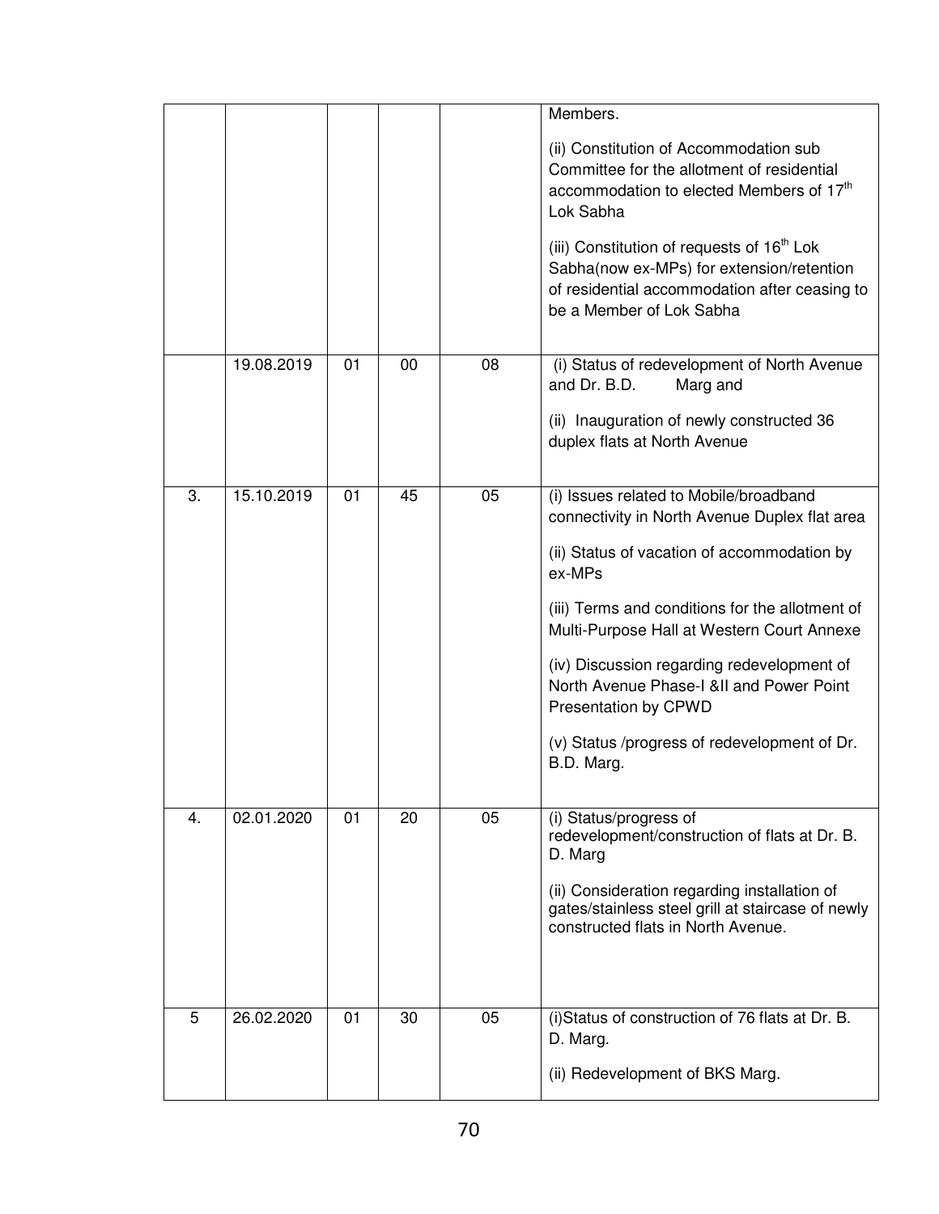| | | | | | |
|---|---|---|---|---|---|
| | | | | | Members.<br><br>(ii) Constitution of Accommodation sub Committee for the allotment of residential accommodation to elected Members of 17th Lok Sabha<br><br>(iii) Constitution of requests of 16th Lok Sabha(now ex-MPs) for extension/retention of residential accommodation after ceasing to be a Member of Lok Sabha |
| | 19.08.2019 | 01 | 00 | 08 | (i) Status of redevelopment of North Avenue and Dr. B.D. Marg and<br><br>(ii) Inauguration of newly constructed 36 duplex flats at North Avenue |
| 3. | 15.10.2019 | 01 | 45 | 05 | (i) Issues related to Mobile/broadband connectivity in North Avenue Duplex flat area<br><br>(ii) Status of vacation of accommodation by ex-MPs<br><br>(iii) Terms and conditions for the allotment of Multi-Purpose Hall at Western Court Annexe<br><br>(iv) Discussion regarding redevelopment of North Avenue Phase-I &II and Power Point Presentation by CPWD<br><br>(v) Status /progress of redevelopment of Dr. B.D. Marg. |
| 4. | 02.01.2020 | 01 | 20 | 05 | (i) Status/progress of redevelopment/construction of flats at Dr. B. D. Marg<br><br>(ii) Consideration regarding installation of gates/stainless steel grill at staircase of newly constructed flats in North Avenue. |
| 5 | 26.02.2020 | 01 | 30 | 05 | (i)Status of construction of 76 flats at Dr. B. D. Marg.<br><br>(ii) Redevelopment of BKS Marg. |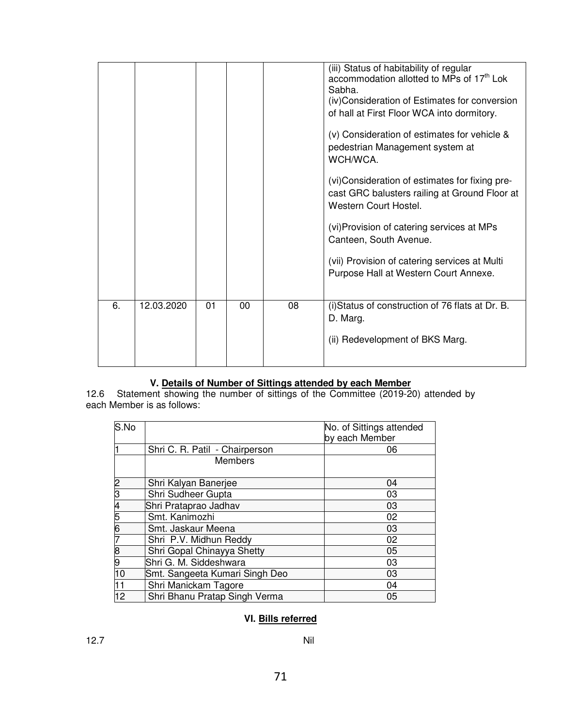| | | | | | (iii) Status of habitability of regular accommodation allotted to MPs of 17th Lok Sabha.<br>(iv)Consideration of Estimates for conversion of hall at First Floor WCA into dormitory.<br><br>(v) Consideration of estimates for vehicle & pedestrian Management system at WCH/WCA.<br><br>(vi)Consideration of estimates for fixing pre-cast GRC balusters railing at Ground Floor at Western Court Hostel.<br><br>(vi)Provision of catering services at MPs Canteen, South Avenue.<br><br>(vii) Provision of catering services at Multi Purpose Hall at Western Court Annexe. |
|---|---|---|---|---|---|
| 6. | 12.03.2020 | 01 | 00 | 08 | (i)Status of construction of 76 flats at Dr. B. D. Marg.<br><br>(ii) Redevelopment of BKS Marg. |

### V. Details of Number of Sittings attended by each Member

12.6 Statement showing the number of sittings of the Committee (2019-20) attended by each Member is as follows:

| S.No | | No. of Sittings attended by each Member |
|---|---|---|
| 1 | Shri C. R. Patil - Chairperson | 06 |
| | Members | |
| 2 | Shri Kalyan Banerjee | 04 |
| 3 | Shri Sudheer Gupta | 03 |
| 4 | Shri Prataprao Jadhav | 03 |
| 5 | Smt. Kanimozhi | 02 |
| 6 | Smt. Jaskaur Meena | 03 |
| 7 | Shri P.V. Midhun Reddy | 02 |
| 8 | Shri Gopal Chinayya Shetty | 05 |
| 9 | Shri G. M. Siddeshwara | 03 |
| 10 | Smt. Sangeeta Kumari Singh Deo | 03 |
| 11 | Shri Manickam Tagore | 04 |
| 12 | Shri Bhanu Pratap Singh Verma | 05 |

### VI. Bills referred

12.7 Nil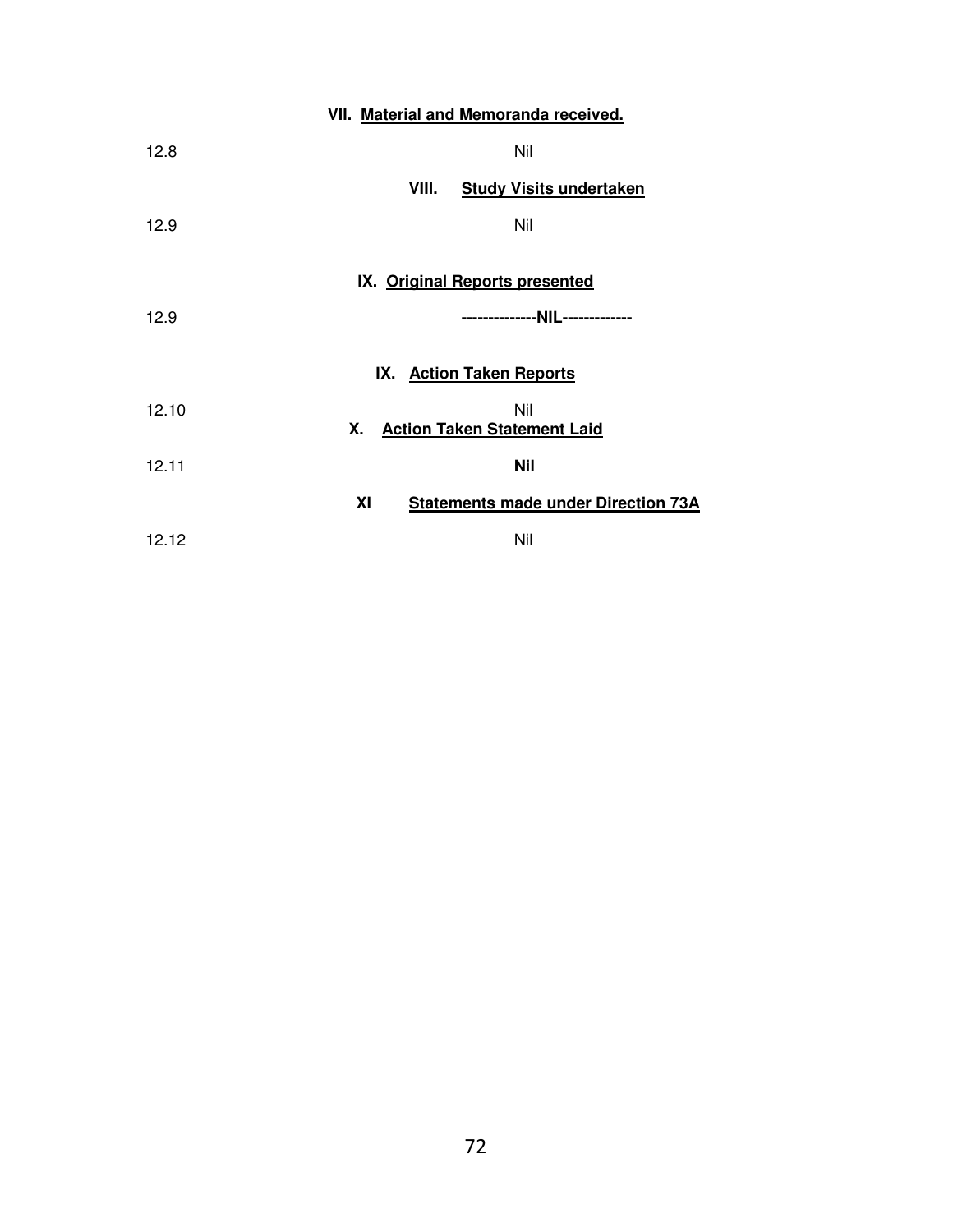**VII. Material and Memoranda received.**

12.8 Nil

**VIII. Study Visits undertaken**

12.9 Nil

**IX. Original Reports presented**

12.9 **--------------NIL-------------**

**IX. Action Taken Reports**

12.10 Nil

**X. Action Taken Statement Laid**

12.11 **Nil**

**XI Statements made under Direction 73A**

12.12 Nil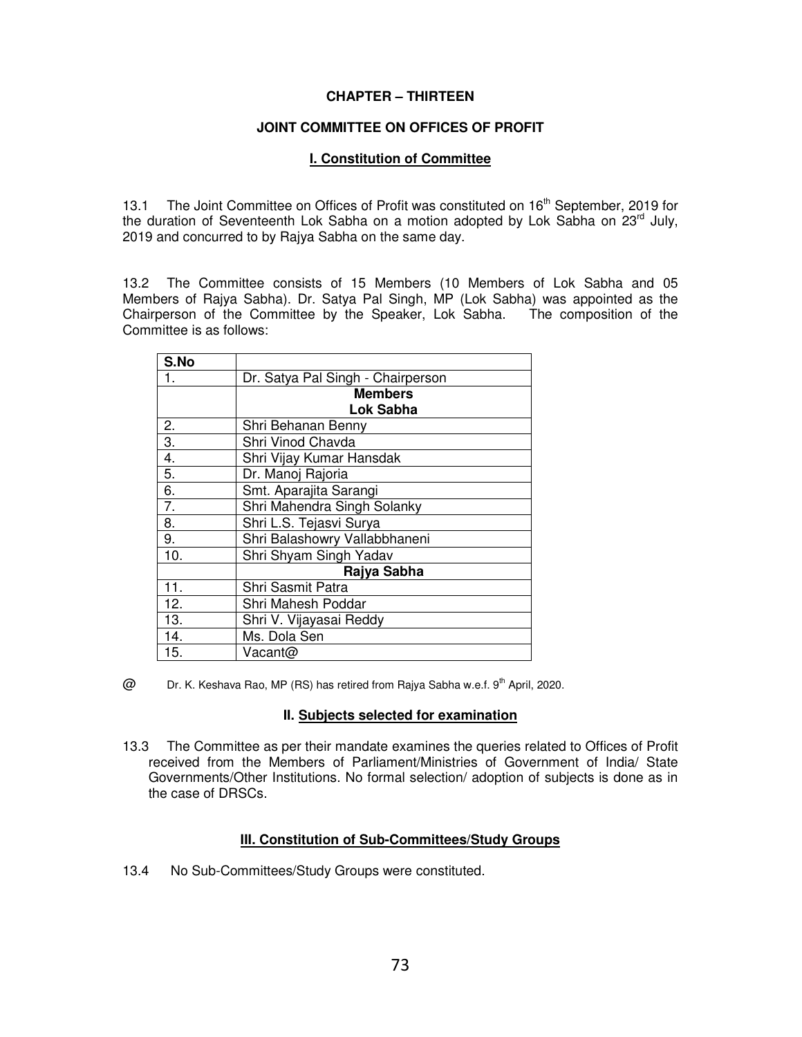# CHAPTER – THIRTEEN

## JOINT COMMITTEE ON OFFICES OF PROFIT

### I. Constitution of Committee

13.1 The Joint Committee on Offices of Profit was constituted on 16th September, 2019 for the duration of Seventeenth Lok Sabha on a motion adopted by Lok Sabha on 23rd July, 2019 and concurred to by Rajya Sabha on the same day.

13.2 The Committee consists of 15 Members (10 Members of Lok Sabha and 05 Members of Rajya Sabha). Dr. Satya Pal Singh, MP (Lok Sabha) was appointed as the Chairperson of the Committee by the Speaker, Lok Sabha. The composition of the Committee is as follows:

| S.No | |
|---|---|
| 1. | Dr. Satya Pal Singh - Chairperson |
| | **Members** **Lok Sabha** |
| 2. | Shri Behanan Benny |
| 3. | Shri Vinod Chavda |
| 4. | Shri Vijay Kumar Hansdak |
| 5. | Dr. Manoj Rajoria |
| 6. | Smt. Aparajita Sarangi |
| 7. | Shri Mahendra Singh Solanky |
| 8. | Shri L.S. Tejasvi Surya |
| 9. | Shri Balashowry Vallabbhaneni |
| 10. | Shri Shyam Singh Yadav |
| | **Rajya Sabha** |
| 11. | Shri Sasmit Patra |
| 12. | Shri Mahesh Poddar |
| 13. | Shri V. Vijayasai Reddy |
| 14. | Ms. Dola Sen |
| 15. | Vacant@ |

@ Dr. K. Keshava Rao, MP (RS) has retired from Rajya Sabha w.e.f. 9th April, 2020.

### II. Subjects selected for examination

13.3 The Committee as per their mandate examines the queries related to Offices of Profit received from the Members of Parliament/Ministries of Government of India/ State Governments/Other Institutions. No formal selection/ adoption of subjects is done as in the case of DRSCs.

### III. Constitution of Sub-Committees/Study Groups

13.4 No Sub-Committees/Study Groups were constituted.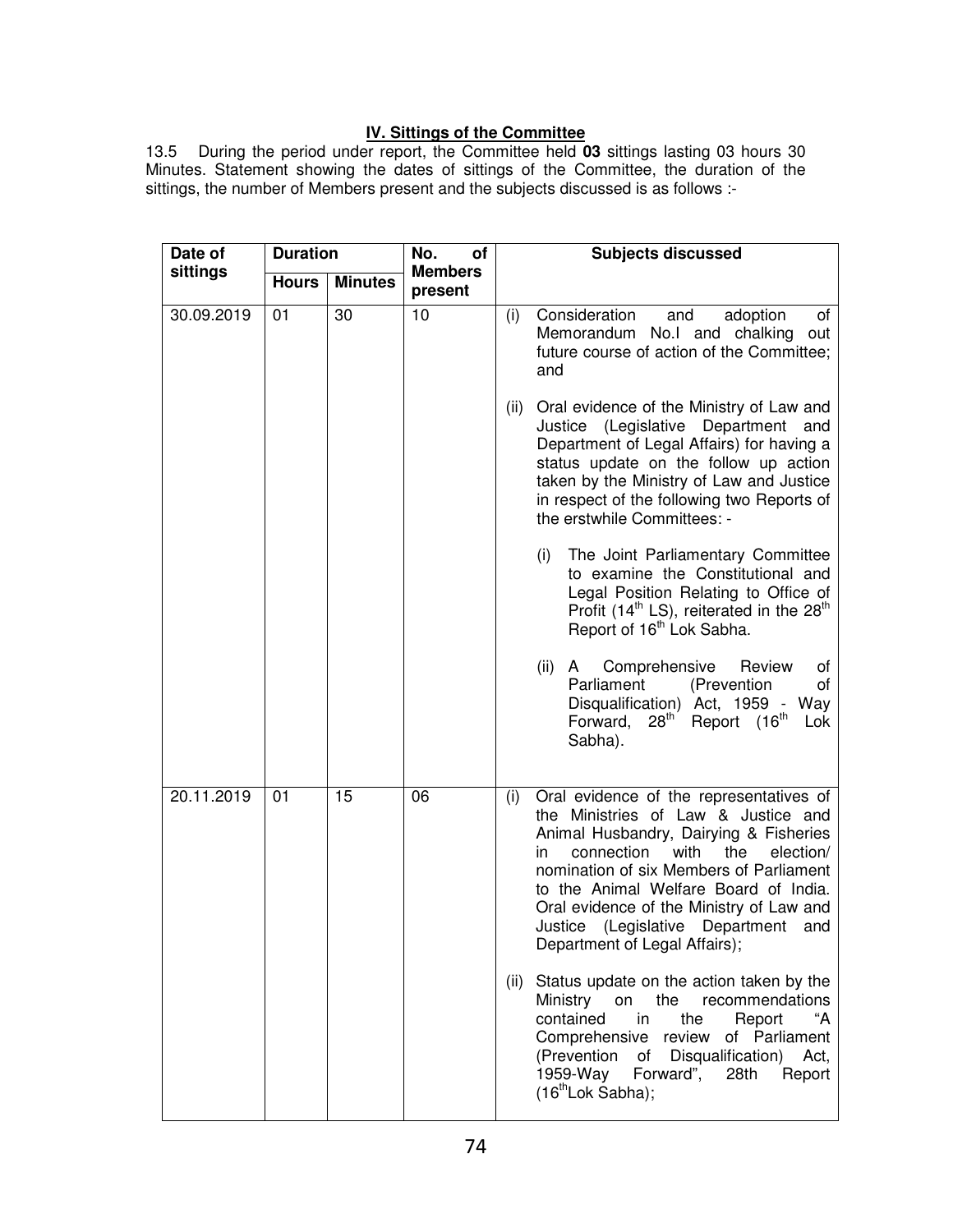### IV. Sittings of the Committee

13.5 During the period under report, the Committee held **03** sittings lasting 03 hours 30 Minutes. Statement showing the dates of sittings of the Committee, the duration of the sittings, the number of Members present and the subjects discussed is as follows :-

| Date of sittings | Duration | | No. of Members present | Subjects discussed |
|---|---|---|---|---|
| | Hours | Minutes | | |
| 30.09.2019 | 01 | 30 | 10 | (i) Consideration and adoption of Memorandum No.I and chalking out future course of action of the Committee; and<br><br>(ii) Oral evidence of the Ministry of Law and Justice (Legislative Department and Department of Legal Affairs) for having a status update on the follow up action taken by the Ministry of Law and Justice in respect of the following two Reports of the erstwhile Committees: -<br><br>(i) The Joint Parliamentary Committee to examine the Constitutional and Legal Position Relating to Office of Profit (14th LS), reiterated in the 28th Report of 16th Lok Sabha.<br><br>(ii) A Comprehensive Review of Parliament (Prevention of Disqualification) Act, 1959 - Way Forward, 28th Report (16th Lok Sabha). |
| 20.11.2019 | 01 | 15 | 06 | (i) Oral evidence of the representatives of the Ministries of Law & Justice and Animal Husbandry, Dairying & Fisheries in connection with the election/ nomination of six Members of Parliament to the Animal Welfare Board of India. Oral evidence of the Ministry of Law and Justice (Legislative Department and Department of Legal Affairs);<br><br>(ii) Status update on the action taken by the Ministry on the recommendations contained in the Report "A Comprehensive review of Parliament (Prevention of Disqualification) Act, 1959-Way Forward", 28th Report (16thLok Sabha); |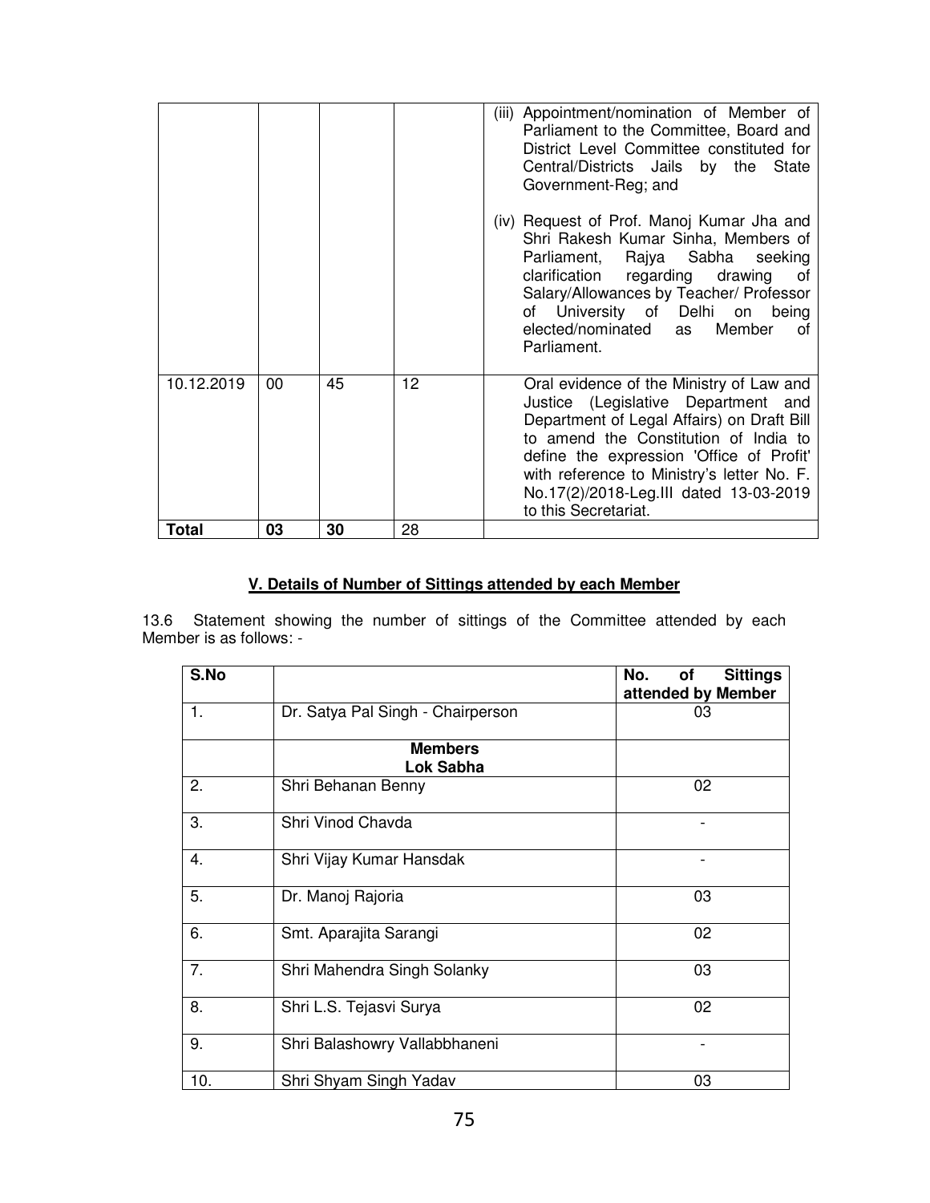| | | | | (iii) Appointment/nomination of Member of Parliament to the Committee, Board and District Level Committee constituted for Central/Districts Jails by the State Government-Reg; and<br><br>(iv) Request of Prof. Manoj Kumar Jha and Shri Rakesh Kumar Sinha, Members of Parliament, Rajya Sabha seeking clarification regarding drawing of Salary/Allowances by Teacher/ Professor of University of Delhi on being elected/nominated as Member of Parliament. |
|---|---|---|---|---|
| 10.12.2019 | 00 | 45 | 12 | Oral evidence of the Ministry of Law and Justice (Legislative Department and Department of Legal Affairs) on Draft Bill to amend the Constitution of India to define the expression 'Office of Profit' with reference to Ministry's letter No. F. No.17(2)/2018-Leg.III dated 13-03-2019 to this Secretariat. |
| **Total** | **03** | **30** | 28 | |

## V. Details of Number of Sittings attended by each Member

13.6 Statement showing the number of sittings of the Committee attended by each Member is as follows: -

| S.No | | No. of Sittings attended by Member |
|---|---|---|
| 1. | Dr. Satya Pal Singh - Chairperson | 03 |
| | **Members**<br>**Lok Sabha** | |
| 2. | Shri Behanan Benny | 02 |
| 3. | Shri Vinod Chavda | - |
| 4. | Shri Vijay Kumar Hansdak | - |
| 5. | Dr. Manoj Rajoria | 03 |
| 6. | Smt. Aparajita Sarangi | 02 |
| 7. | Shri Mahendra Singh Solanky | 03 |
| 8. | Shri L.S. Tejasvi Surya | 02 |
| 9. | Shri Balashowry Vallabhaneni | - |
| 10. | Shri Shyam Singh Yadav | 03 |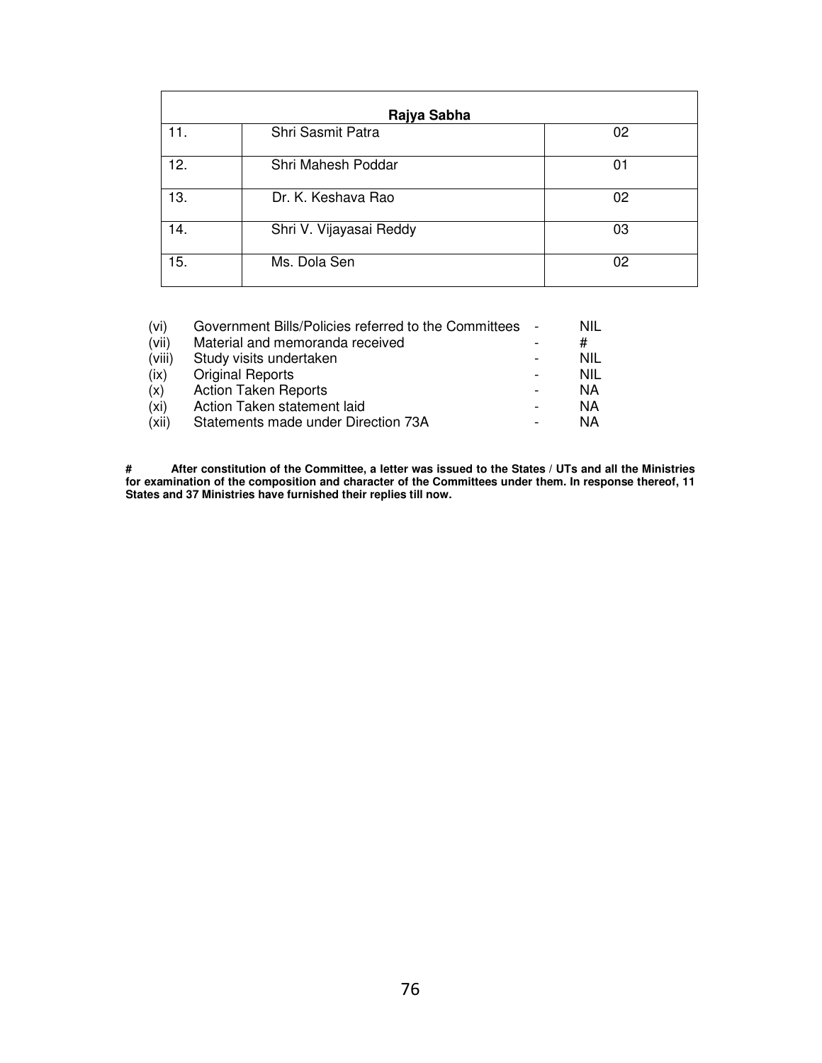| Rajya Sabha | | |
|---|---|---|
| 11. | Shri Sasmit Patra | 02 |
| 12. | Shri Mahesh Poddar | 01 |
| 13. | Dr. K. Keshava Rao | 02 |
| 14. | Shri V. Vijayasai Reddy | 03 |
| 15. | Ms. Dola Sen | 02 |

(vi) Government Bills/Policies referred to the Committees - NIL
(vii) Material and memoranda received - #
(viii) Study visits undertaken - NIL
(ix) Original Reports - NIL
(x) Action Taken Reports - NA
(xi) Action Taken statement laid - NA
(xii) Statements made under Direction 73A - NA

**# After constitution of the Committee, a letter was issued to the States / UTs and all the Ministries for examination of the composition and character of the Committees under them. In response thereof, 11 States and 37 Ministries have furnished their replies till now.**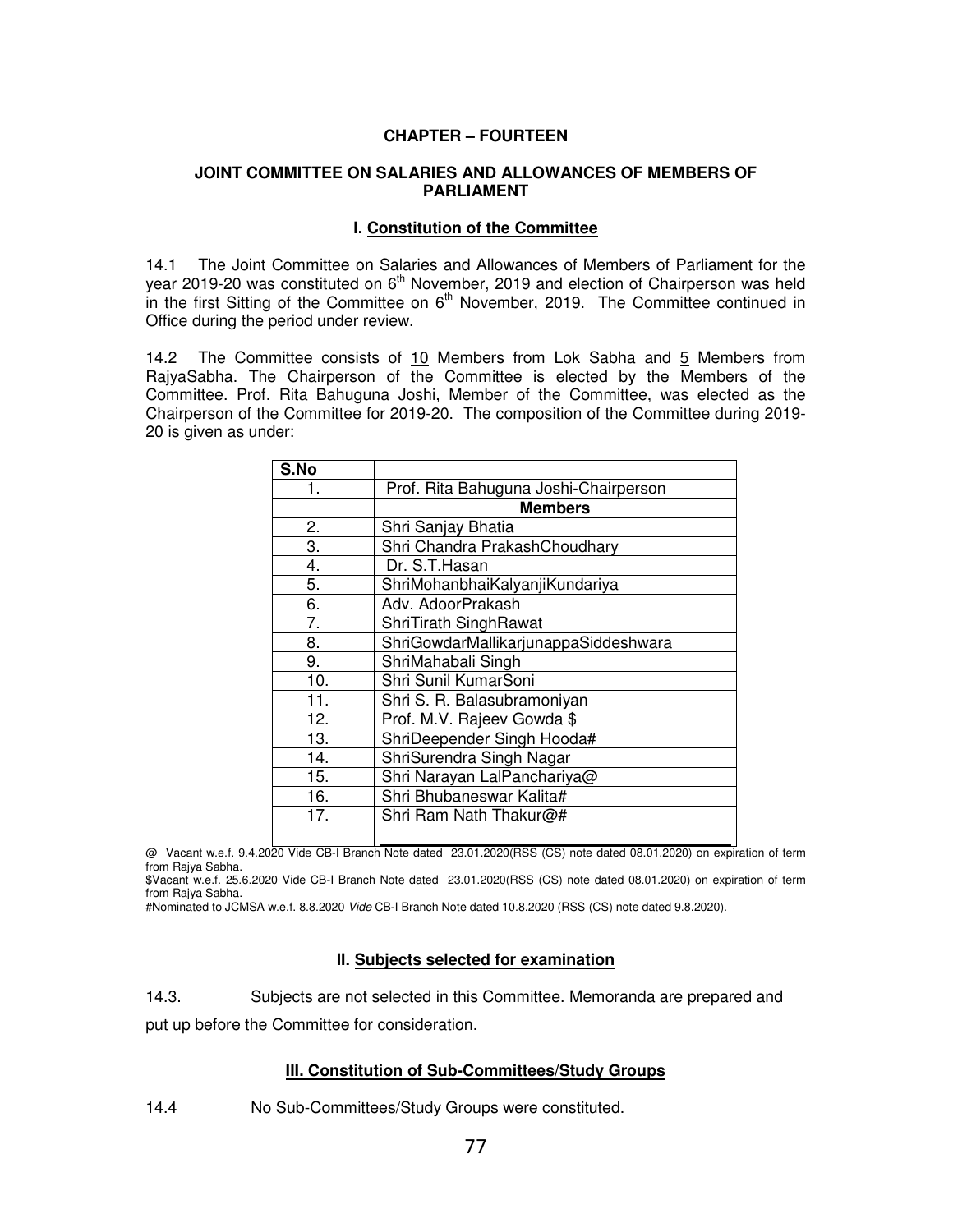**CHAPTER – FOURTEEN**

**JOINT COMMITTEE ON SALARIES AND ALLOWANCES OF MEMBERS OF PARLIAMENT**

**I. Constitution of the Committee**

14.1 The Joint Committee on Salaries and Allowances of Members of Parliament for the year 2019-20 was constituted on 6th November, 2019 and election of Chairperson was held in the first Sitting of the Committee on 6th November, 2019. The Committee continued in Office during the period under review.

14.2 The Committee consists of 10 Members from Lok Sabha and 5 Members from RajyaSabha. The Chairperson of the Committee is elected by the Members of the Committee. Prof. Rita Bahuguna Joshi, Member of the Committee, was elected as the Chairperson of the Committee for 2019-20. The composition of the Committee during 2019-20 is given as under:

| S.No | |
|---|---|
| 1. | Prof. Rita Bahuguna Joshi-Chairperson |
| | **Members** |
| 2. | Shri Sanjay Bhatia |
| 3. | Shri Chandra PrakashChoudhary |
| 4. | Dr. S.T.Hasan |
| 5. | ShriMohanbhaiKalyanjiKundariya |
| 6. | Adv. AdoorPrakash |
| 7. | ShriTirath SinghRawat |
| 8. | ShriGowdarMallikarjunappaSiddeshwara |
| 9. | ShriMahabali Singh |
| 10. | Shri Sunil KumarSoni |
| 11. | Shri S. R. Balasubramoniyan |
| 12. | Prof. M.V. Rajeev Gowda $ |
| 13. | ShriDeepender Singh Hooda# |
| 14. | ShriSurendra Singh Nagar |
| 15. | Shri Narayan LalPanchariya@ |
| 16. | Shri Bhubaneswar Kalita# |
| 17. | Shri Ram Nath Thakur@# |

@ Vacant w.e.f. 9.4.2020 Vide CB-I Branch Note dated 23.01.2020(RSS (CS) note dated 08.01.2020) on expiration of term from Rajya Sabha.

$Vacant w.e.f. 25.6.2020 Vide CB-I Branch Note dated 23.01.2020(RSS (CS) note dated 08.01.2020) on expiration of term from Rajya Sabha.

#Nominated to JCMSA w.e.f. 8.8.2020 *Vide* CB-I Branch Note dated 10.8.2020 (RSS (CS) note dated 9.8.2020).

**II. Subjects selected for examination**

14.3. Subjects are not selected in this Committee. Memoranda are prepared and put up before the Committee for consideration.

**III. Constitution of Sub-Committees/Study Groups**

14.4 No Sub-Committees/Study Groups were constituted.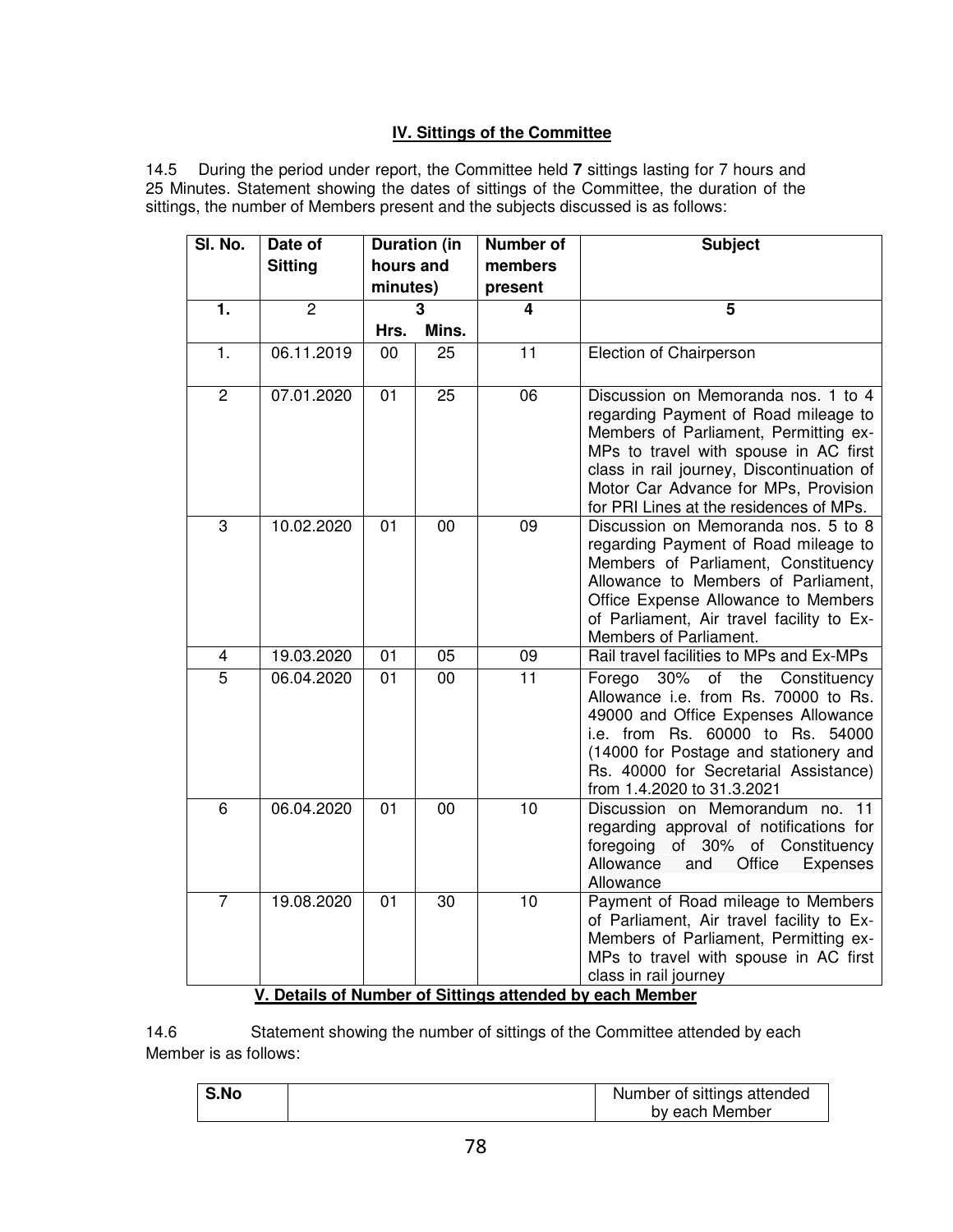### IV. Sittings of the Committee

14.5 During the period under report, the Committee held **7** sittings lasting for 7 hours and 25 Minutes. Statement showing the dates of sittings of the Committee, the duration of the sittings, the number of Members present and the subjects discussed is as follows:

| Sl. No. | Date of Sitting | Duration (in hours and minutes) | | Number of members present | Subject |
|---|---|---|---|---|---|
| **1.** | 2 | **3** | | **4** | **5** |
| | | **Hrs.** | **Mins.** | | |
| 1. | 06.11.2019 | 00 | 25 | 11 | Election of Chairperson |
| 2 | 07.01.2020 | 01 | 25 | 06 | Discussion on Memoranda nos. 1 to 4 regarding Payment of Road mileage to Members of Parliament, Permitting ex-MPs to travel with spouse in AC first class in rail journey, Discontinuation of Motor Car Advance for MPs, Provision for PRI Lines at the residences of MPs. |
| 3 | 10.02.2020 | 01 | 00 | 09 | Discussion on Memoranda nos. 5 to 8 regarding Payment of Road mileage to Members of Parliament, Constituency Allowance to Members of Parliament, Office Expense Allowance to Members of Parliament, Air travel facility to Ex-Members of Parliament. |
| 4 | 19.03.2020 | 01 | 05 | 09 | Rail travel facilities to MPs and Ex-MPs |
| 5 | 06.04.2020 | 01 | 00 | 11 | Forego 30% of the Constituency Allowance i.e. from Rs. 70000 to Rs. 49000 and Office Expenses Allowance i.e. from Rs. 60000 to Rs. 54000 (14000 for Postage and stationery and Rs. 40000 for Secretarial Assistance) from 1.4.2020 to 31.3.2021 |
| 6 | 06.04.2020 | 01 | 00 | 10 | Discussion on Memorandum no. 11 regarding approval of notifications for foregoing of 30% of Constituency Allowance and Office Expenses Allowance |
| 7 | 19.08.2020 | 01 | 30 | 10 | Payment of Road mileage to Members of Parliament, Air travel facility to Ex-Members of Parliament, Permitting ex-MPs to travel with spouse in AC first class in rail journey |

### V. Details of Number of Sittings attended by each Member

14.6 Statement showing the number of sittings of the Committee attended by each Member is as follows:

| S.No | | Number of sittings attended by each Member |
|---|---|---|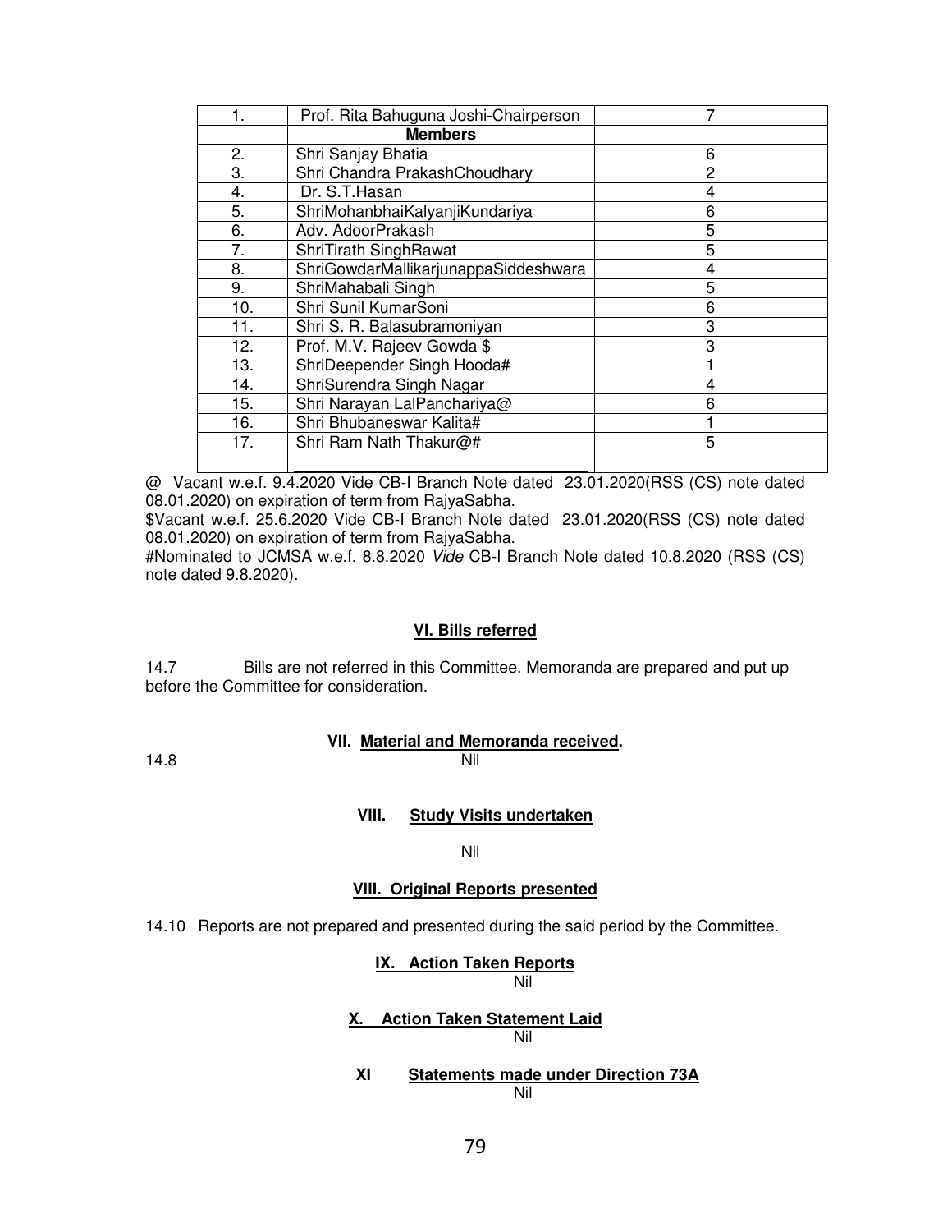| 1. | Prof. Rita Bahuguna Joshi-Chairperson | 7 |
|---|---|---|
| | **Members** | |
| 2. | Shri Sanjay Bhatia | 6 |
| 3. | Shri Chandra PrakashChoudhary | 2 |
| 4. | Dr. S.T.Hasan | 4 |
| 5. | ShriMohanbhaiKalyanjiKundariya | 6 |
| 6. | Adv. AdoorPrakash | 5 |
| 7. | ShriTirath SinghRawat | 5 |
| 8. | ShriGowdarMallikarjunappaSiddeshwara | 4 |
| 9. | ShriMahabali Singh | 5 |
| 10. | Shri Sunil KumarSoni | 6 |
| 11. | Shri S. R. Balasubramoniyan | 3 |
| 12. | Prof. M.V. Rajeev Gowda $ | 3 |
| 13. | ShriDeepender Singh Hooda# | 1 |
| 14. | ShriSurendra Singh Nagar | 4 |
| 15. | Shri Narayan LalPanchariya@ | 6 |
| 16. | Shri Bhubaneswar Kalita# | 1 |
| 17. | Shri Ram Nath Thakur@# | 5 |

@ Vacant w.e.f. 9.4.2020 Vide CB-I Branch Note dated 23.01.2020(RSS (CS) note dated 08.01.2020) on expiration of term from RajyaSabha.

$Vacant w.e.f. 25.6.2020 Vide CB-I Branch Note dated 23.01.2020(RSS (CS) note dated 08.01.2020) on expiration of term from RajyaSabha.

#Nominated to JCMSA w.e.f. 8.8.2020 *Vide* CB-I Branch Note dated 10.8.2020 (RSS (CS) note dated 9.8.2020).

**VI. Bills referred**

14.7 Bills are not referred in this Committee. Memoranda are prepared and put up before the Committee for consideration.

**VII. Material and Memoranda received.**

14.8 Nil

**VIII. Study Visits undertaken**

Nil

**VIII. Original Reports presented**

14.10 Reports are not prepared and presented during the said period by the Committee.

**IX. Action Taken Reports**

Nil

**X. Action Taken Statement Laid**

Nil

**XI Statements made under Direction 73A**

Nil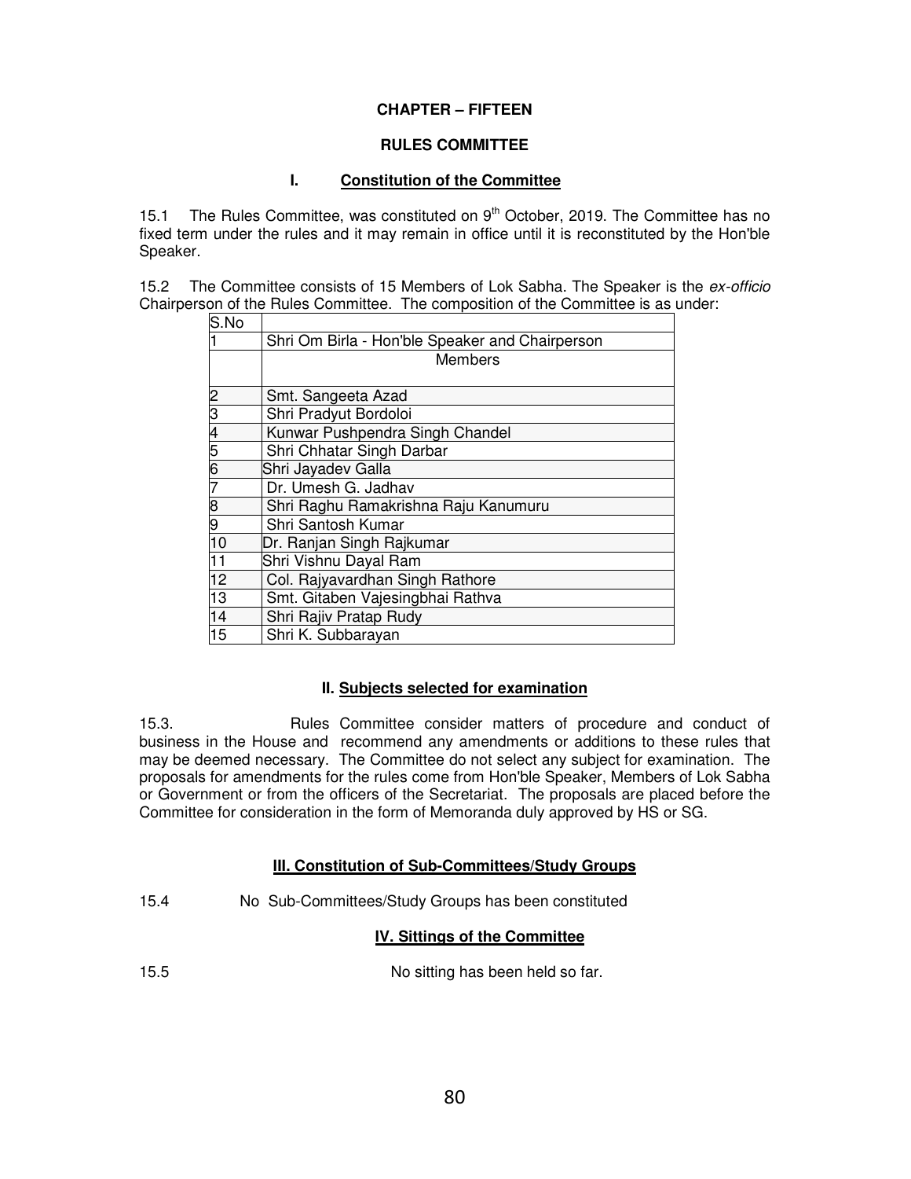# CHAPTER – FIFTEEN

## RULES COMMITTEE

### I. Constitution of the Committee

15.1 The Rules Committee, was constituted on 9th October, 2019. The Committee has no fixed term under the rules and it may remain in office until it is reconstituted by the Hon'ble Speaker.

15.2 The Committee consists of 15 Members of Lok Sabha. The Speaker is the *ex-officio* Chairperson of the Rules Committee. The composition of the Committee is as under:

| S.No | |
|---|---|
| 1 | Shri Om Birla - Hon'ble Speaker and Chairperson |
| | Members |
| 2 | Smt. Sangeeta Azad |
| 3 | Shri Pradyut Bordoloi |
| 4 | Kunwar Pushpendra Singh Chandel |
| 5 | Shri Chhatar Singh Darbar |
| 6 | Shri Jayadev Galla |
| 7 | Dr. Umesh G. Jadhav |
| 8 | Shri Raghu Ramakrishna Raju Kanumuru |
| 9 | Shri Santosh Kumar |
| 10 | Dr. Ranjan Singh Rajkumar |
| 11 | Shri Vishnu Dayal Ram |
| 12 | Col. Rajyavardhan Singh Rathore |
| 13 | Smt. Gitaben Vajesingbhai Rathva |
| 14 | Shri Rajiv Pratap Rudy |
| 15 | Shri K. Subbarayan |

### II. Subjects selected for examination

15.3. Rules Committee consider matters of procedure and conduct of business in the House and recommend any amendments or additions to these rules that may be deemed necessary. The Committee do not select any subject for examination. The proposals for amendments for the rules come from Hon'ble Speaker, Members of Lok Sabha or Government or from the officers of the Secretariat. The proposals are placed before the Committee for consideration in the form of Memoranda duly approved by HS or SG.

### III. Constitution of Sub-Committees/Study Groups

15.4 No Sub-Committees/Study Groups has been constituted

### IV. Sittings of the Committee

15.5 No sitting has been held so far.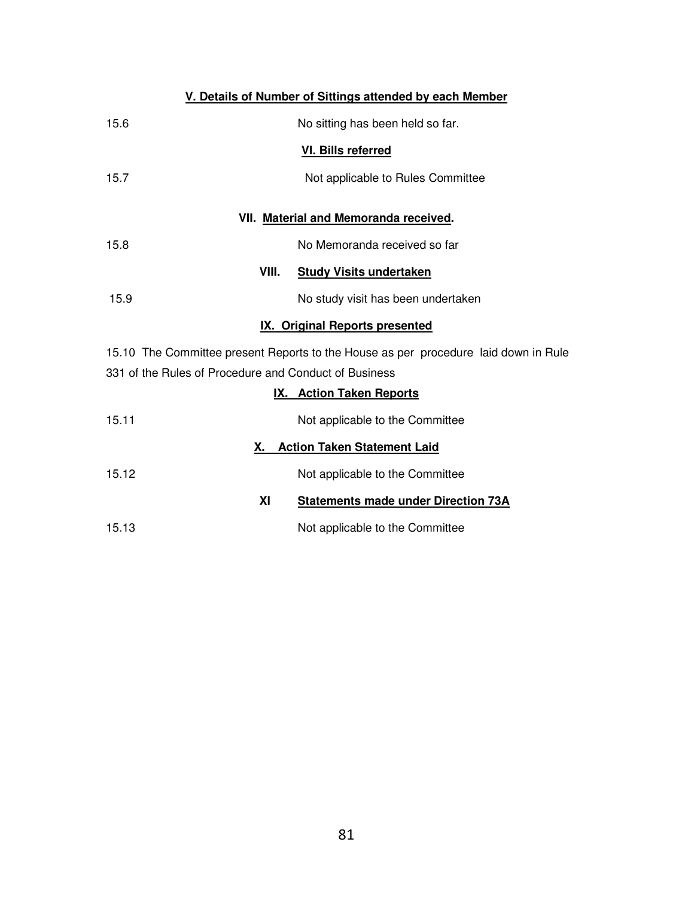### V. Details of Number of Sittings attended by each Member

15.6 No sitting has been held so far.

### VI. Bills referred

15.7 Not applicable to Rules Committee

### VII. Material and Memoranda received.

15.8 No Memoranda received so far

### VIII. Study Visits undertaken

15.9 No study visit has been undertaken

### IX. Original Reports presented

15.10 The Committee present Reports to the House as per procedure laid down in Rule 331 of the Rules of Procedure and Conduct of Business

### IX. Action Taken Reports

15.11 Not applicable to the Committee

### X. Action Taken Statement Laid

15.12 Not applicable to the Committee

### XI Statements made under Direction 73A

15.13 Not applicable to the Committee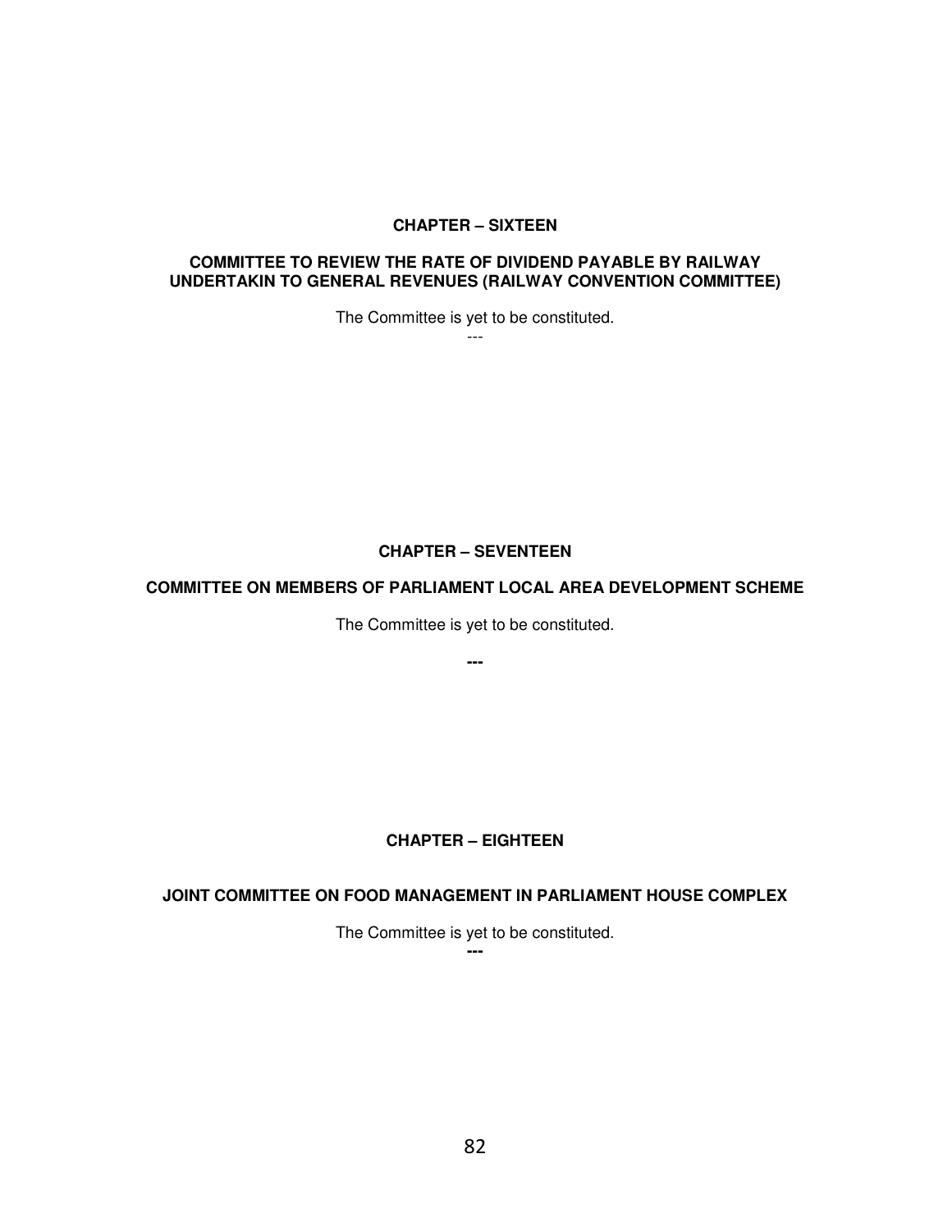## CHAPTER – SIXTEEN

### COMMITTEE TO REVIEW THE RATE OF DIVIDEND PAYABLE BY RAILWAY UNDERTAKIN TO GENERAL REVENUES (RAILWAY CONVENTION COMMITTEE)

The Committee is yet to be constituted.

---

## CHAPTER – SEVENTEEN

### COMMITTEE ON MEMBERS OF PARLIAMENT LOCAL AREA DEVELOPMENT SCHEME

The Committee is yet to be constituted.

---

## CHAPTER – EIGHTEEN

### JOINT COMMITTEE ON FOOD MANAGEMENT IN PARLIAMENT HOUSE COMPLEX

The Committee is yet to be constituted.

---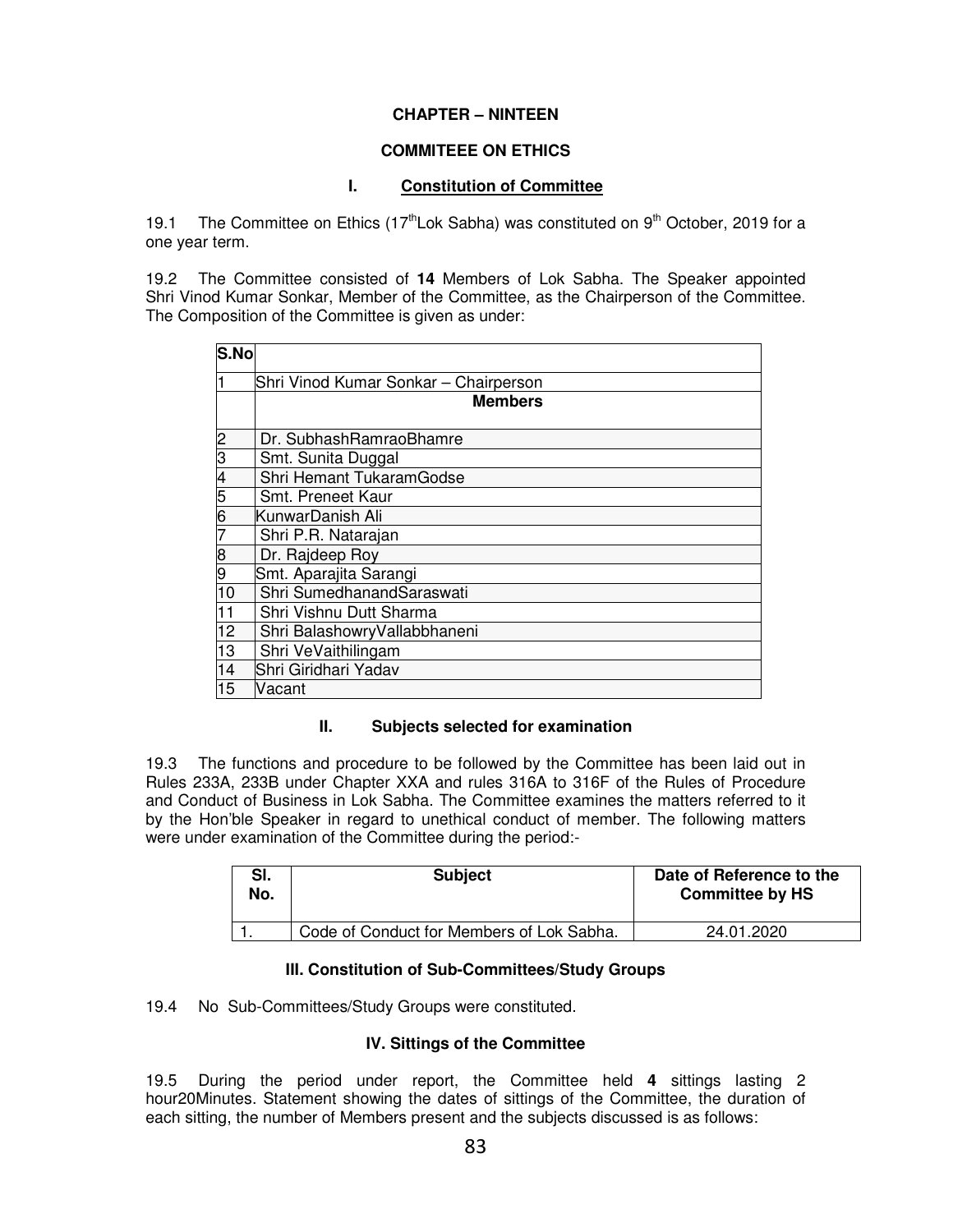## CHAPTER – NINTEEN

## COMMITEEE ON ETHICS

### I. Constitution of Committee

19.1 The Committee on Ethics (17th Lok Sabha) was constituted on 9th October, 2019 for a one year term.

19.2 The Committee consisted of **14** Members of Lok Sabha. The Speaker appointed Shri Vinod Kumar Sonkar, Member of the Committee, as the Chairperson of the Committee. The Composition of the Committee is given as under:

| S.No | |
|---|---|
| 1 | Shri Vinod Kumar Sonkar – Chairperson |
| | **Members** |
| 2 | Dr. SubhashRamraoBhamre |
| 3 | Smt. Sunita Duggal |
| 4 | Shri Hemant TukaramGodse |
| 5 | Smt. Preneet Kaur |
| 6 | KunwarDanish Ali |
| 7 | Shri P.R. Natarajan |
| 8 | Dr. Rajdeep Roy |
| 9 | Smt. Aparajita Sarangi |
| 10 | Shri SumedhanandSaraswati |
| 11 | Shri Vishnu Dutt Sharma |
| 12 | Shri BalashowryVallabhaneni |
| 13 | Shri VeVaithilingam |
| 14 | Shri Giridhari Yadav |
| 15 | Vacant |

### II. Subjects selected for examination

19.3 The functions and procedure to be followed by the Committee has been laid out in Rules 233A, 233B under Chapter XXA and rules 316A to 316F of the Rules of Procedure and Conduct of Business in Lok Sabha. The Committee examines the matters referred to it by the Hon'ble Speaker in regard to unethical conduct of member. The following matters were under examination of the Committee during the period:-

| Sl. No. | Subject | Date of Reference to the Committee by HS |
|---|---|---|
| 1. | Code of Conduct for Members of Lok Sabha. | 24.01.2020 |

### III. Constitution of Sub-Committees/Study Groups

19.4 No Sub-Committees/Study Groups were constituted.

### IV. Sittings of the Committee

19.5 During the period under report, the Committee held **4** sittings lasting 2 hour20Minutes. Statement showing the dates of sittings of the Committee, the duration of each sitting, the number of Members present and the subjects discussed is as follows: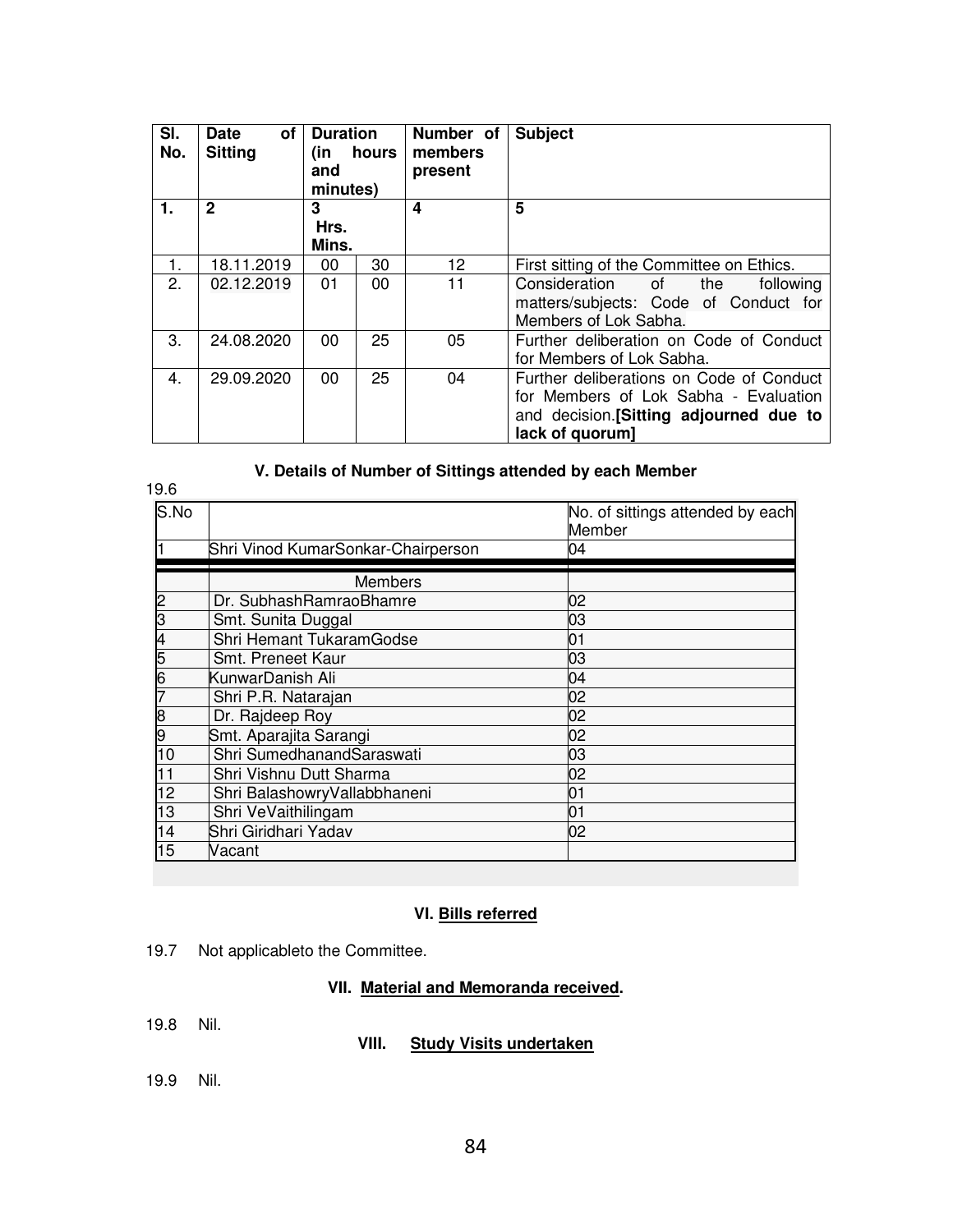| Sl. No. | Date of Sitting | Duration (in hours and minutes) | | Number of members present | Subject |
|---|---|---|---|---|---|
| 1. | 2 | 3 Hrs. | Mins. | 4 | 5 |
| 1. | 18.11.2019 | 00 | 30 | 12 | First sitting of the Committee on Ethics. |
| 2. | 02.12.2019 | 01 | 00 | 11 | Consideration of the following matters/subjects: Code of Conduct for Members of Lok Sabha. |
| 3. | 24.08.2020 | 00 | 25 | 05 | Further deliberation on Code of Conduct for Members of Lok Sabha. |
| 4. | 29.09.2020 | 00 | 25 | 04 | Further deliberations on Code of Conduct for Members of Lok Sabha - Evaluation and decision.**[Sitting adjourned due to lack of quorum]** |

### V. Details of Number of Sittings attended by each Member

19.6

| S.No | | No. of sittings attended by each Member |
|---|---|---|
| 1 | Shri Vinod KumarSonkar-Chairperson | 04 |
| | Members | |
| 2 | Dr. SubhashRamraoBhamre | 02 |
| 3 | Smt. Sunita Duggal | 03 |
| 4 | Shri Hemant TukaramGodse | 01 |
| 5 | Smt. Preneet Kaur | 03 |
| 6 | KunwarDanish Ali | 04 |
| 7 | Shri P.R. Natarajan | 02 |
| 8 | Dr. Rajdeep Roy | 02 |
| 9 | Smt. Aparajita Sarangi | 02 |
| 10 | Shri SumedhanandSaraswati | 03 |
| 11 | Shri Vishnu Dutt Sharma | 02 |
| 12 | Shri BalashowryVallabbhaneni | 01 |
| 13 | Shri VeVaithilingam | 01 |
| 14 | Shri Giridhari Yadav | 02 |
| 15 | Vacant | |

### VI. Bills referred

19.7 Not applicableto the Committee.

### VII. Material and Memoranda received.

19.8 Nil.

### VIII. Study Visits undertaken

19.9 Nil.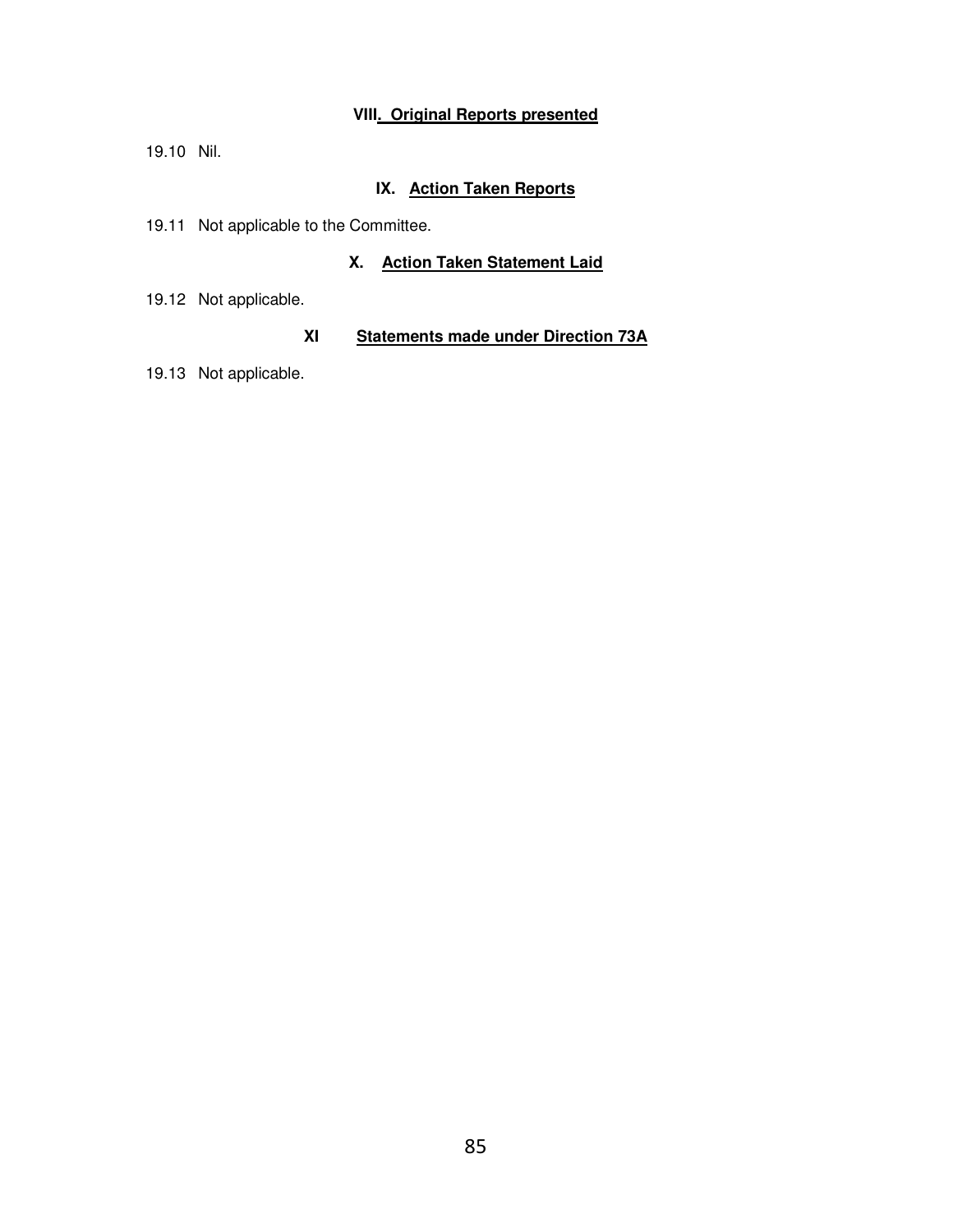### VIII. Original Reports presented

19.10 Nil.

### IX. Action Taken Reports

19.11 Not applicable to the Committee.

### X. Action Taken Statement Laid

19.12 Not applicable.

### XI Statements made under Direction 73A

19.13 Not applicable.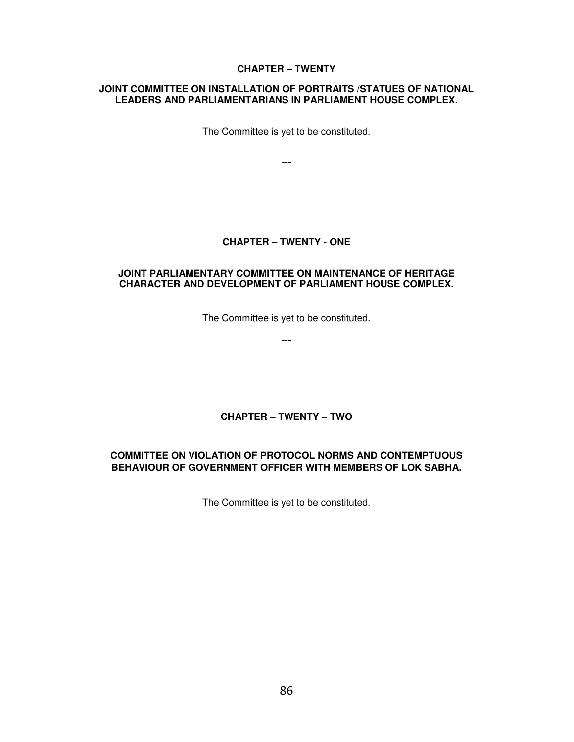## CHAPTER – TWENTY

### JOINT COMMITTEE ON INSTALLATION OF PORTRAITS /STATUES OF NATIONAL LEADERS AND PARLIAMENTARIANS IN PARLIAMENT HOUSE COMPLEX.

The Committee is yet to be constituted.

---

## CHAPTER – TWENTY - ONE

### JOINT PARLIAMENTARY COMMITTEE ON MAINTENANCE OF HERITAGE CHARACTER AND DEVELOPMENT OF PARLIAMENT HOUSE COMPLEX.

The Committee is yet to be constituted.

---

## CHAPTER – TWENTY – TWO

### COMMITTEE ON VIOLATION OF PROTOCOL NORMS AND CONTEMPTUOUS BEHAVIOUR OF GOVERNMENT OFFICER WITH MEMBERS OF LOK SABHA.

The Committee is yet to be constituted.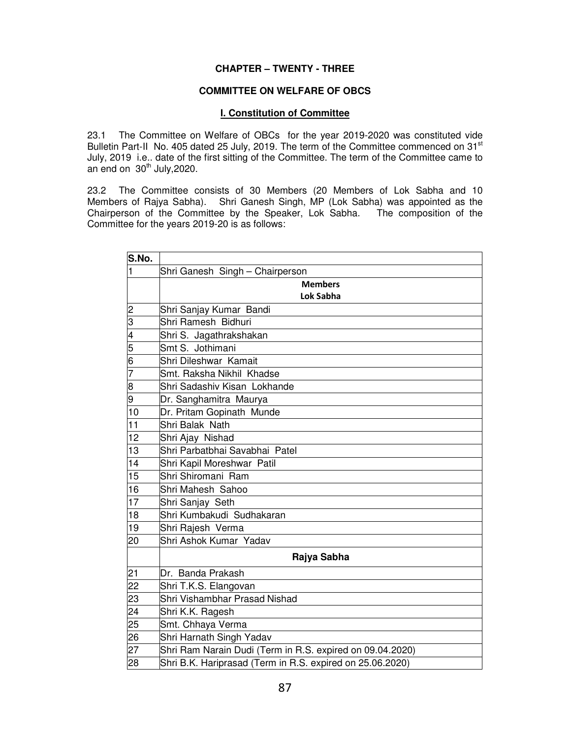**CHAPTER – TWENTY - THREE**

**COMMITTEE ON WELFARE OF OBCS**

**I. Constitution of Committee**

23.1 The Committee on Welfare of OBCs for the year 2019-2020 was constituted vide Bulletin Part-II No. 405 dated 25 July, 2019. The term of the Committee commenced on 31st July, 2019 i.e.. date of the first sitting of the Committee. The term of the Committee came to an end on 30th July,2020.

23.2 The Committee consists of 30 Members (20 Members of Lok Sabha and 10 Members of Rajya Sabha). Shri Ganesh Singh, MP (Lok Sabha) was appointed as the Chairperson of the Committee by the Speaker, Lok Sabha. The composition of the Committee for the years 2019-20 is as follows:

| S.No. | |
|---|---|
| 1 | Shri Ganesh Singh – Chairperson |
| | **Members** **Lok Sabha** |
| 2 | Shri Sanjay Kumar Bandi |
| 3 | Shri Ramesh Bidhuri |
| 4 | Shri S. Jagathrakshakan |
| 5 | Smt S. Jothimani |
| 6 | Shri Dileshwar Kamait |
| 7 | Smt. Raksha Nikhil Khadse |
| 8 | Shri Sadashiv Kisan Lokhande |
| 9 | Dr. Sanghamitra Maurya |
| 10 | Dr. Pritam Gopinath Munde |
| 11 | Shri Balak Nath |
| 12 | Shri Ajay Nishad |
| 13 | Shri Parbatbhai Savabhai Patel |
| 14 | Shri Kapil Moreshwar Patil |
| 15 | Shri Shiromani Ram |
| 16 | Shri Mahesh Sahoo |
| 17 | Shri Sanjay Seth |
| 18 | Shri Kumbakudi Sudhakaran |
| 19 | Shri Rajesh Verma |
| 20 | Shri Ashok Kumar Yadav |
| | **Rajya Sabha** |
| 21 | Dr. Banda Prakash |
| 22 | Shri T.K.S. Elangovan |
| 23 | Shri Vishambhar Prasad Nishad |
| 24 | Shri K.K. Ragesh |
| 25 | Smt. Chhaya Verma |
| 26 | Shri Harnath Singh Yadav |
| 27 | Shri Ram Narain Dudi (Term in R.S. expired on 09.04.2020) |
| 28 | Shri B.K. Hariprasad (Term in R.S. expired on 25.06.2020) |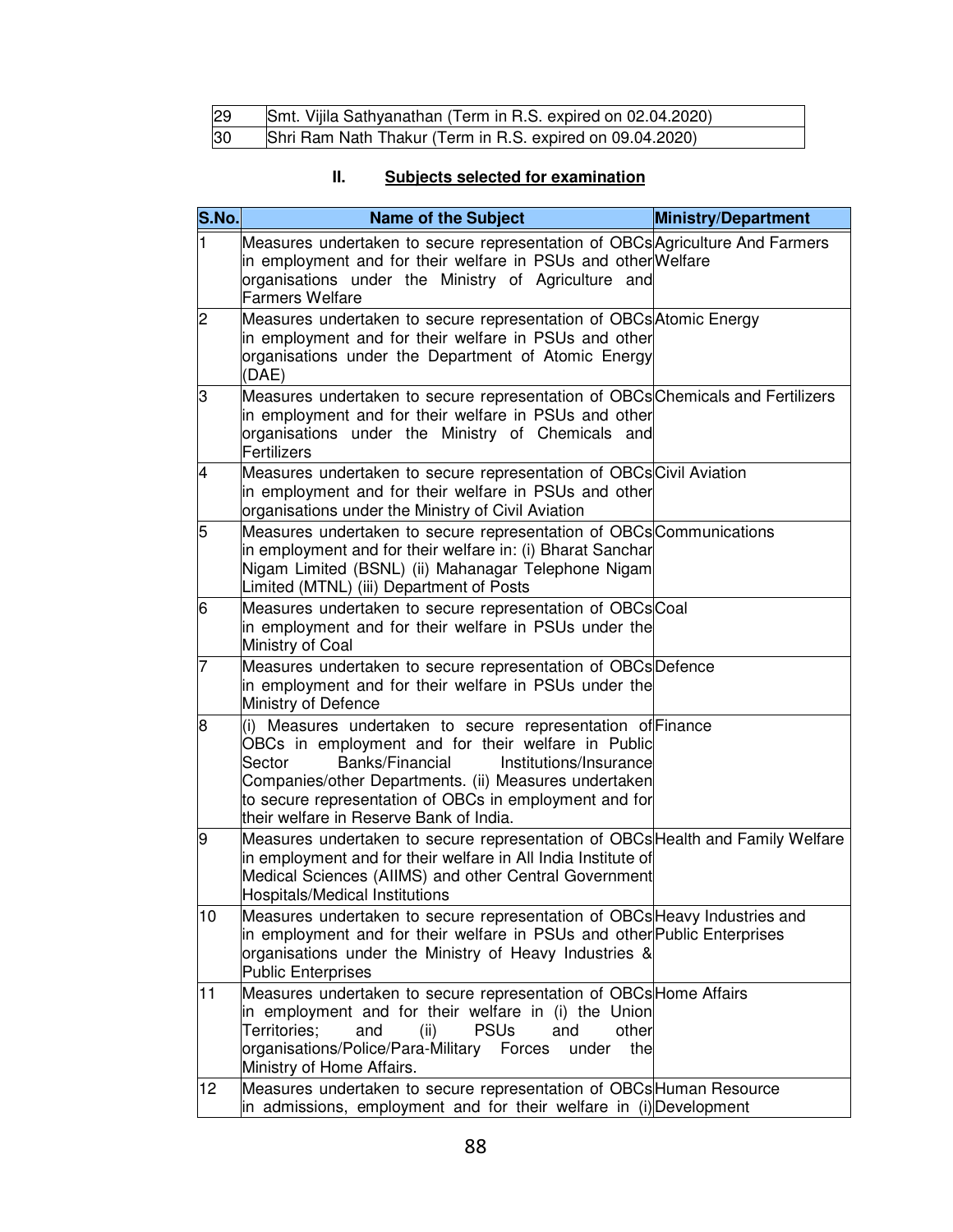| 29 | Smt. Vijila Sathyanathan (Term in R.S. expired on 02.04.2020) |
|---|---|
| 30 | Shri Ram Nath Thakur (Term in R.S. expired on 09.04.2020) |

## II. Subjects selected for examination

| S.No. | Name of the Subject | Ministry/Department |
|---|---|---|
| 1 | Measures undertaken to secure representation of OBCs in employment and for their welfare in PSUs and other organisations under the Ministry of Agriculture and Farmers Welfare | Agriculture And Farmers Welfare |
| 2 | Measures undertaken to secure representation of OBCs in employment and for their welfare in PSUs and other organisations under the Department of Atomic Energy (DAE) | Atomic Energy |
| 3 | Measures undertaken to secure representation of OBCs in employment and for their welfare in PSUs and other organisations under the Ministry of Chemicals and Fertilizers | Chemicals and Fertilizers |
| 4 | Measures undertaken to secure representation of OBCs in employment and for their welfare in PSUs and other organisations under the Ministry of Civil Aviation | Civil Aviation |
| 5 | Measures undertaken to secure representation of OBCs in employment and for their welfare in: (i) Bharat Sanchar Nigam Limited (BSNL) (ii) Mahanagar Telephone Nigam Limited (MTNL) (iii) Department of Posts | Communications |
| 6 | Measures undertaken to secure representation of OBCs in employment and for their welfare in PSUs under the Ministry of Coal | Coal |
| 7 | Measures undertaken to secure representation of OBCs in employment and for their welfare in PSUs under the Ministry of Defence | Defence |
| 8 | (i) Measures undertaken to secure representation of OBCs in employment and for their welfare in Public Sector Banks/Financial Institutions/Insurance Companies/other Departments. (ii) Measures undertaken to secure representation of OBCs in employment and for their welfare in Reserve Bank of India. | Finance |
| 9 | Measures undertaken to secure representation of OBCs in employment and for their welfare in All India Institute of Medical Sciences (AIIMS) and other Central Government Hospitals/Medical Institutions | Health and Family Welfare |
| 10 | Measures undertaken to secure representation of OBCs in employment and for their welfare in PSUs and other organisations under the Ministry of Heavy Industries & Public Enterprises | Heavy Industries and Public Enterprises |
| 11 | Measures undertaken to secure representation of OBCs in employment and for their welfare in (i) the Union Territories; and (ii) PSUs and other organisations/Police/Para-Military Forces under the Ministry of Home Affairs. | Home Affairs |
| 12 | Measures undertaken to secure representation of OBCs in admissions, employment and for their welfare in (i) | Human Resource Development |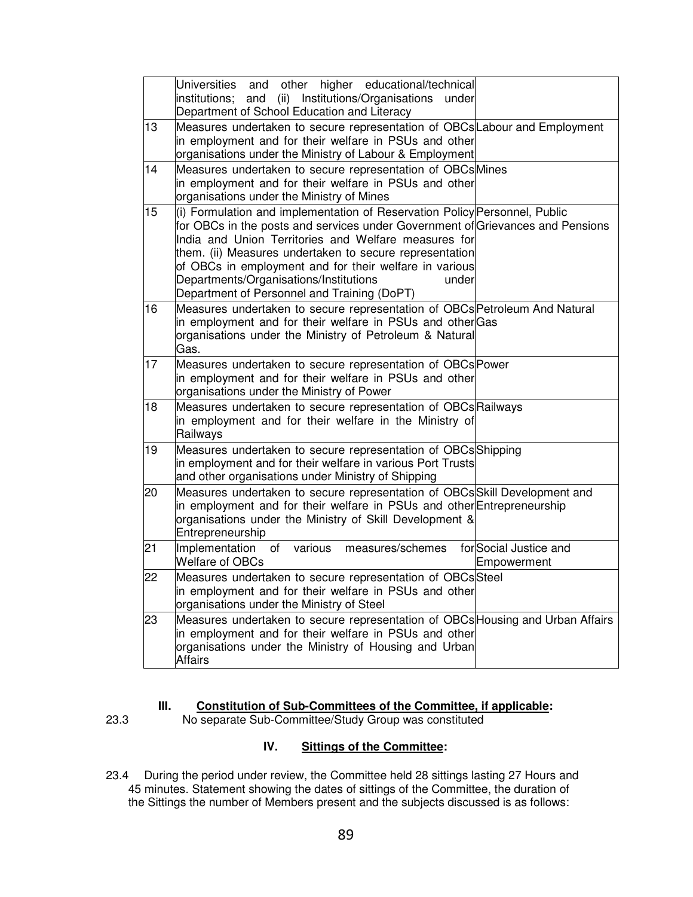| | | |
|---|---|---|
| | Universities and other higher educational/technical institutions; and (ii) Institutions/Organisations under Department of School Education and Literacy | |
| 13 | Measures undertaken to secure representation of OBCs in employment and for their welfare in PSUs and other organisations under the Ministry of Labour & Employment | Labour and Employment |
| 14 | Measures undertaken to secure representation of OBCs in employment and for their welfare in PSUs and other organisations under the Ministry of Mines | Mines |
| 15 | (i) Formulation and implementation of Reservation Policy for OBCs in the posts and services under Government of India and Union Territories and Welfare measures for them. (ii) Measures undertaken to secure representation of OBCs in employment and for their welfare in various Departments/Organisations/Institutions under Department of Personnel and Training (DoPT) | Personnel, Public Grievances and Pensions |
| 16 | Measures undertaken to secure representation of OBCs in employment and for their welfare in PSUs and other organisations under the Ministry of Petroleum & Natural Gas. | Petroleum And Natural Gas |
| 17 | Measures undertaken to secure representation of OBCs in employment and for their welfare in PSUs and other organisations under the Ministry of Power | Power |
| 18 | Measures undertaken to secure representation of OBCs in employment and for their welfare in the Ministry of Railways | Railways |
| 19 | Measures undertaken to secure representation of OBCs in employment and for their welfare in various Port Trusts and other organisations under Ministry of Shipping | Shipping |
| 20 | Measures undertaken to secure representation of OBCs in employment and for their welfare in PSUs and other organisations under the Ministry of Skill Development & Entrepreneurship | Skill Development and Entrepreneurship |
| 21 | Implementation of various measures/schemes for Welfare of OBCs | Social Justice and Empowerment |
| 22 | Measures undertaken to secure representation of OBCs in employment and for their welfare in PSUs and other organisations under the Ministry of Steel | Steel |
| 23 | Measures undertaken to secure representation of OBCs in employment and for their welfare in PSUs and other organisations under the Ministry of Housing and Urban Affairs | Housing and Urban Affairs |

### III. Constitution of Sub-Committees of the Committee, if applicable:

23.3 No separate Sub-Committee/Study Group was constituted

### IV. Sittings of the Committee:

23.4 During the period under review, the Committee held 28 sittings lasting 27 Hours and 45 minutes. Statement showing the dates of sittings of the Committee, the duration of the Sittings the number of Members present and the subjects discussed is as follows: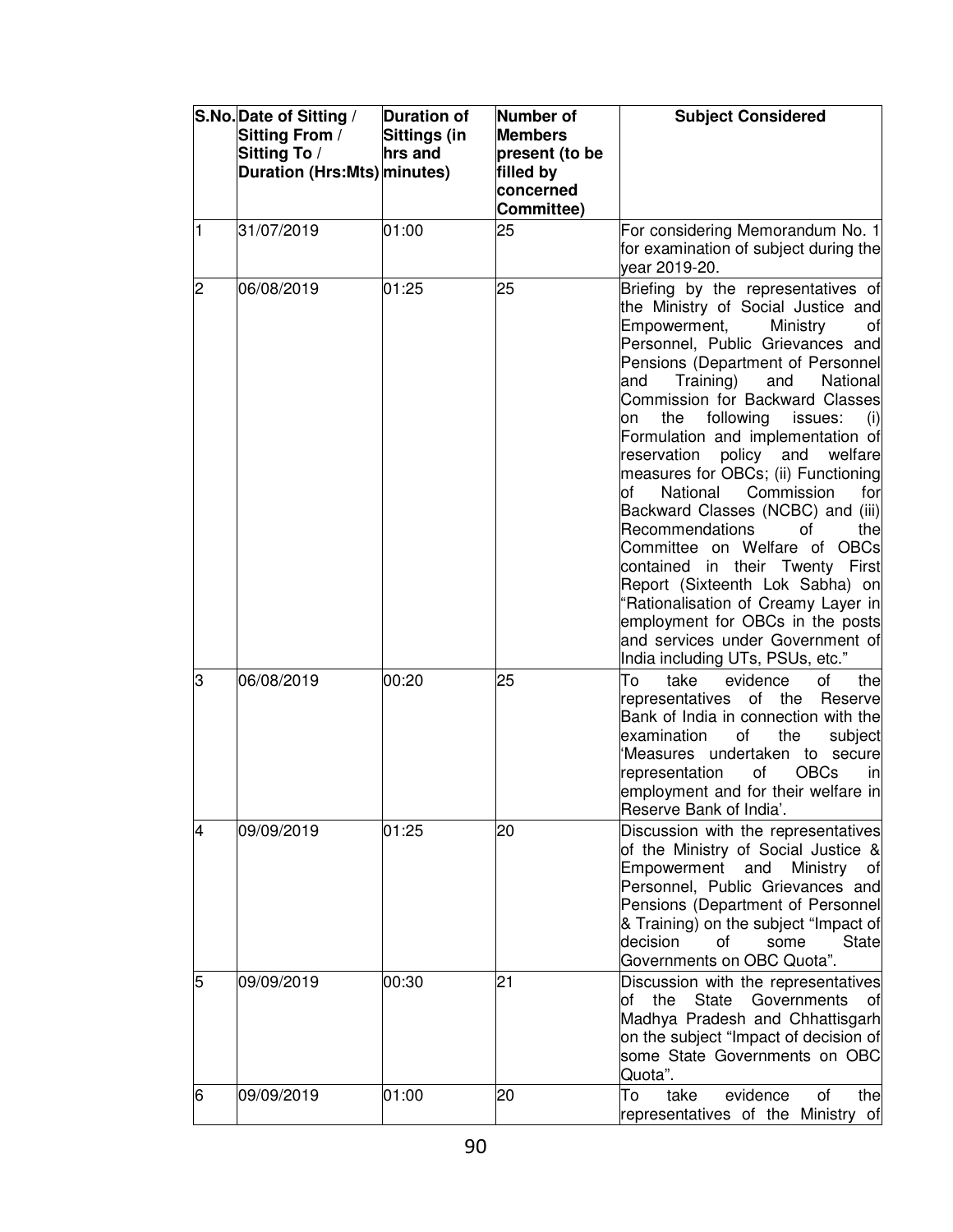| S.No. | Date of Sitting / Sitting From / Sitting To / Duration (Hrs:Mts) | Duration of Sittings (in hrs and minutes) | Number of Members present (to be filled by concerned Committee) | Subject Considered |
|---|---|---|---|---|
| 1 | 31/07/2019 | 01:00 | 25 | For considering Memorandum No. 1 for examination of subject during the year 2019-20. |
| 2 | 06/08/2019 | 01:25 | 25 | Briefing by the representatives of the Ministry of Social Justice and Empowerment, Ministry of Personnel, Public Grievances and Pensions (Department of Personnel and Training) and National Commission for Backward Classes on the following issues: (i) Formulation and implementation of reservation policy and welfare measures for OBCs; (ii) Functioning of National Commission for Backward Classes (NCBC) and (iii) Recommendations of the Committee on Welfare of OBCs contained in their Twenty First Report (Sixteenth Lok Sabha) on "Rationalisation of Creamy Layer in employment for OBCs in the posts and services under Government of India including UTs, PSUs, etc." |
| 3 | 06/08/2019 | 00:20 | 25 | To take evidence of the representatives of the Reserve Bank of India in connection with the examination of the subject 'Measures undertaken to secure representation of OBCs in employment and for their welfare in Reserve Bank of India'. |
| 4 | 09/09/2019 | 01:25 | 20 | Discussion with the representatives of the Ministry of Social Justice & Empowerment and Ministry of Personnel, Public Grievances and Pensions (Department of Personnel & Training) on the subject "Impact of decision of some State Governments on OBC Quota". |
| 5 | 09/09/2019 | 00:30 | 21 | Discussion with the representatives of the State Governments of Madhya Pradesh and Chhattisgarh on the subject "Impact of decision of some State Governments on OBC Quota". |
| 6 | 09/09/2019 | 01:00 | 20 | To take evidence of the representatives of the Ministry of |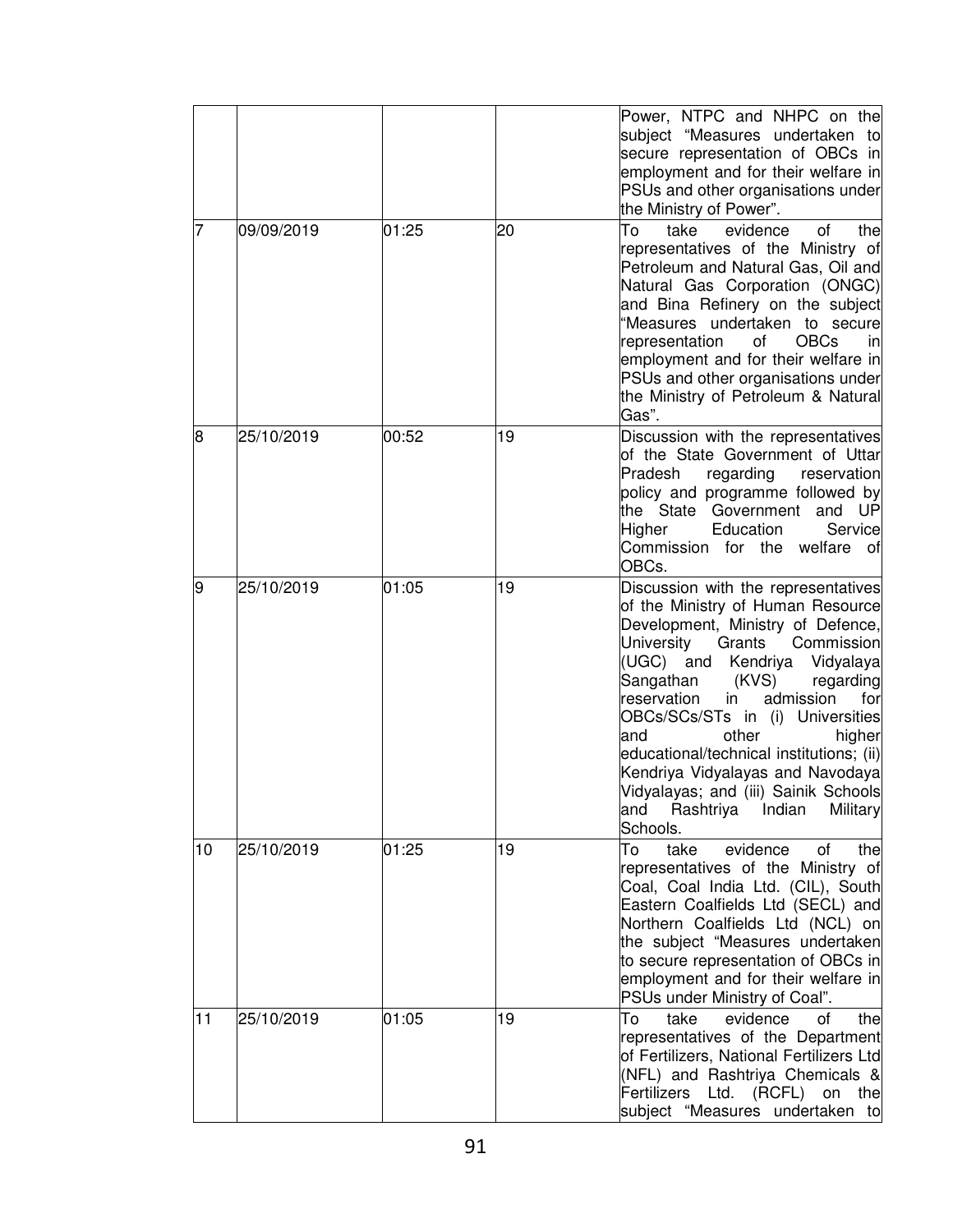| | | | | |
|---|---|---|---|---|
| | | | | Power, NTPC and NHPC on the subject "Measures undertaken to secure representation of OBCs in employment and for their welfare in PSUs and other organisations under the Ministry of Power". |
| 7 | 09/09/2019 | 01:25 | 20 | To take evidence of the representatives of the Ministry of Petroleum and Natural Gas, Oil and Natural Gas Corporation (ONGC) and Bina Refinery on the subject "Measures undertaken to secure representation of OBCs in employment and for their welfare in PSUs and other organisations under the Ministry of Petroleum & Natural Gas". |
| 8 | 25/10/2019 | 00:52 | 19 | Discussion with the representatives of the State Government of Uttar Pradesh regarding reservation policy and programme followed by the State Government and UP Higher Education Service Commission for the welfare of OBCs. |
| 9 | 25/10/2019 | 01:05 | 19 | Discussion with the representatives of the Ministry of Human Resource Development, Ministry of Defence, University Grants Commission (UGC) and Kendriya Vidyalaya Sangathan (KVS) regarding reservation in admission for OBCs/SCs/STs in (i) Universities and other higher educational/technical institutions; (ii) Kendriya Vidyalayas and Navodaya Vidyalayas; and (iii) Sainik Schools and Rashtriya Indian Military Schools. |
| 10 | 25/10/2019 | 01:25 | 19 | To take evidence of the representatives of the Ministry of Coal, Coal India Ltd. (CIL), South Eastern Coalfields Ltd (SECL) and Northern Coalfields Ltd (NCL) on the subject "Measures undertaken to secure representation of OBCs in employment and for their welfare in PSUs under Ministry of Coal". |
| 11 | 25/10/2019 | 01:05 | 19 | To take evidence of the representatives of the Department of Fertilizers, National Fertilizers Ltd (NFL) and Rashtriya Chemicals & Fertilizers Ltd. (RCFL) on the subject "Measures undertaken to |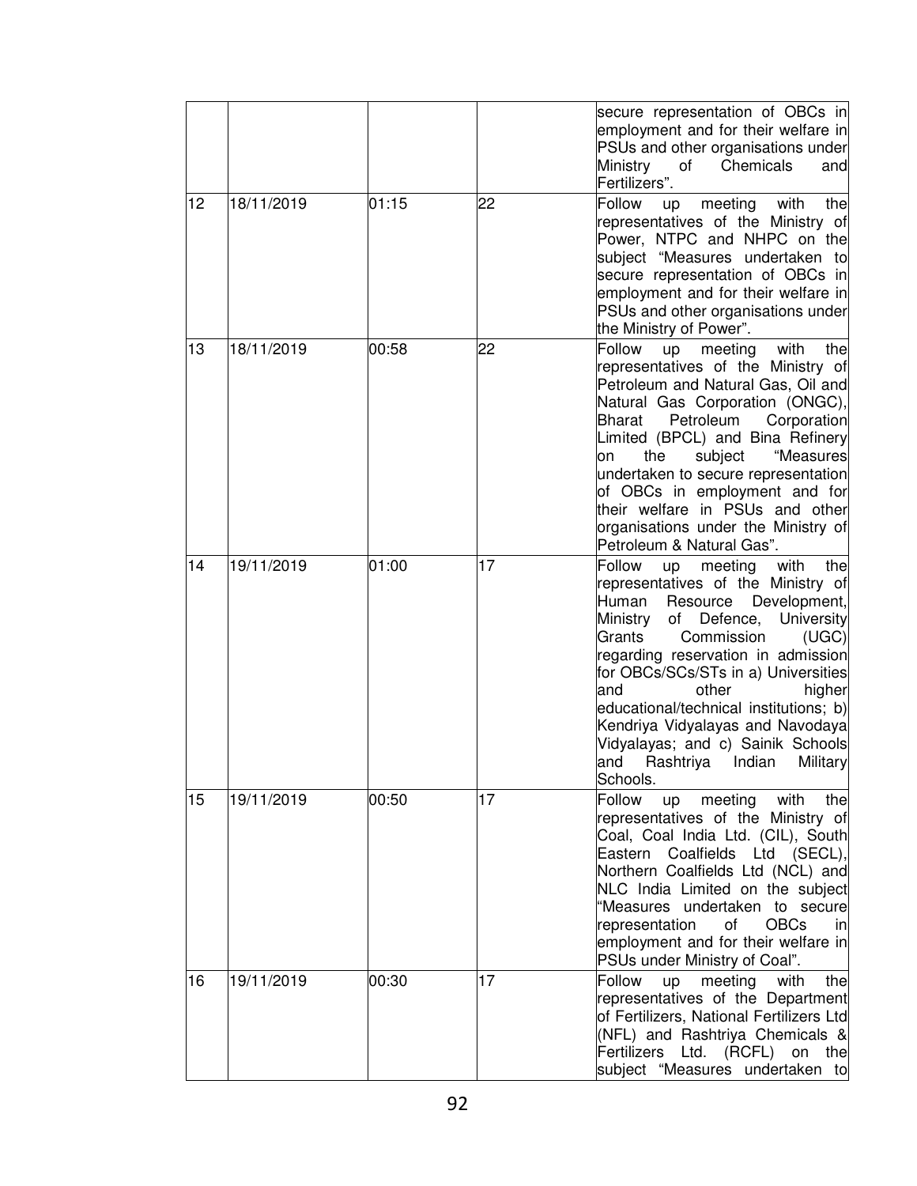| | | | | |
|---|---|---|---|---|
| | | | | secure representation of OBCs in employment and for their welfare in PSUs and other organisations under Ministry of Chemicals and Fertilizers". |
| 12 | 18/11/2019 | 01:15 | 22 | Follow up meeting with the representatives of the Ministry of Power, NTPC and NHPC on the subject "Measures undertaken to secure representation of OBCs in employment and for their welfare in PSUs and other organisations under the Ministry of Power". |
| 13 | 18/11/2019 | 00:58 | 22 | Follow up meeting with the representatives of the Ministry of Petroleum and Natural Gas, Oil and Natural Gas Corporation (ONGC), Bharat Petroleum Corporation Limited (BPCL) and Bina Refinery on the subject "Measures undertaken to secure representation of OBCs in employment and for their welfare in PSUs and other organisations under the Ministry of Petroleum & Natural Gas". |
| 14 | 19/11/2019 | 01:00 | 17 | Follow up meeting with the representatives of the Ministry of Human Resource Development, Ministry of Defence, University Grants Commission (UGC) regarding reservation in admission for OBCs/SCs/STs in a) Universities and other higher educational/technical institutions; b) Kendriya Vidyalayas and Navodaya Vidyalayas; and c) Sainik Schools and Rashtriya Indian Military Schools. |
| 15 | 19/11/2019 | 00:50 | 17 | Follow up meeting with the representatives of the Ministry of Coal, Coal India Ltd. (CIL), South Eastern Coalfields Ltd (SECL), Northern Coalfields Ltd (NCL) and NLC India Limited on the subject "Measures undertaken to secure representation of OBCs in employment and for their welfare in PSUs under Ministry of Coal". |
| 16 | 19/11/2019 | 00:30 | 17 | Follow up meeting with the representatives of the Department of Fertilizers, National Fertilizers Ltd (NFL) and Rashtriya Chemicals & Fertilizers Ltd. (RCFL) on the subject "Measures undertaken to |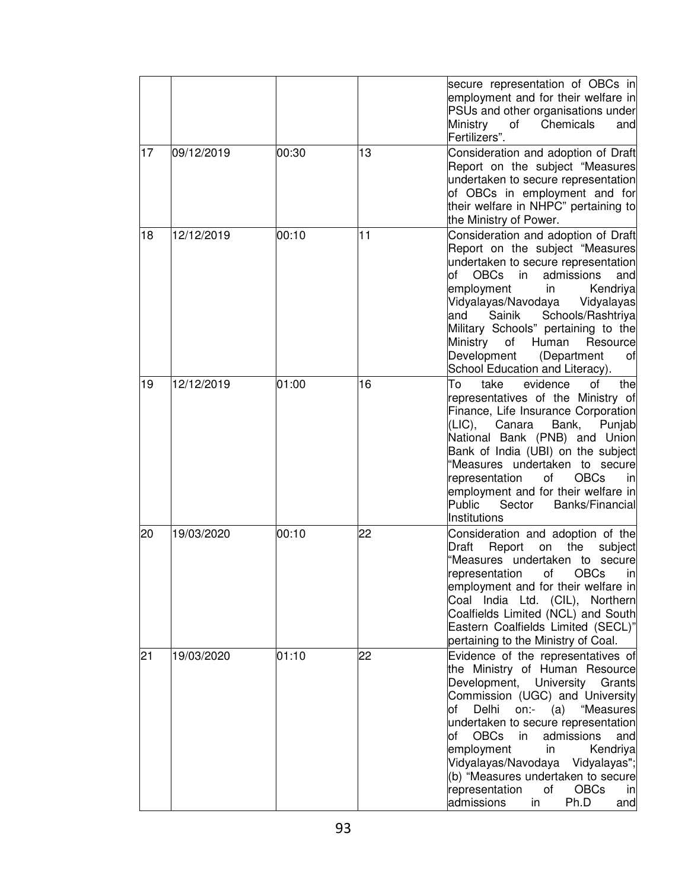| | | | | |
|---|---|---|---|---|
| | | | | secure representation of OBCs in employment and for their welfare in PSUs and other organisations under Ministry of Chemicals and Fertilizers". |
| 17 | 09/12/2019 | 00:30 | 13 | Consideration and adoption of Draft Report on the subject "Measures undertaken to secure representation of OBCs in employment and for their welfare in NHPC" pertaining to the Ministry of Power. |
| 18 | 12/12/2019 | 00:10 | 11 | Consideration and adoption of Draft Report on the subject "Measures undertaken to secure representation of OBCs in admissions and employment in Kendriya Vidyalayas/Navodaya Vidyalayas and Sainik Schools/Rashtriya Military Schools" pertaining to the Ministry of Human Resource Development (Department of School Education and Literacy). |
| 19 | 12/12/2019 | 01:00 | 16 | To take evidence of the representatives of the Ministry of Finance, Life Insurance Corporation (LIC), Canara Bank, Punjab National Bank (PNB) and Union Bank of India (UBI) on the subject "Measures undertaken to secure representation of OBCs in employment and for their welfare in Public Sector Banks/Financial Institutions |
| 20 | 19/03/2020 | 00:10 | 22 | Consideration and adoption of the Draft Report on the subject "Measures undertaken to secure representation of OBCs in employment and for their welfare in Coal India Ltd. (CIL), Northern Coalfields Limited (NCL) and South Eastern Coalfields Limited (SECL)" pertaining to the Ministry of Coal. |
| 21 | 19/03/2020 | 01:10 | 22 | Evidence of the representatives of the Ministry of Human Resource Development, University Grants Commission (UGC) and University of Delhi on:- (a) "Measures undertaken to secure representation of OBCs in admissions and employment in Kendriya Vidyalayas/Navodaya Vidyalayas"; (b) "Measures undertaken to secure representation of OBCs in admissions in Ph.D and |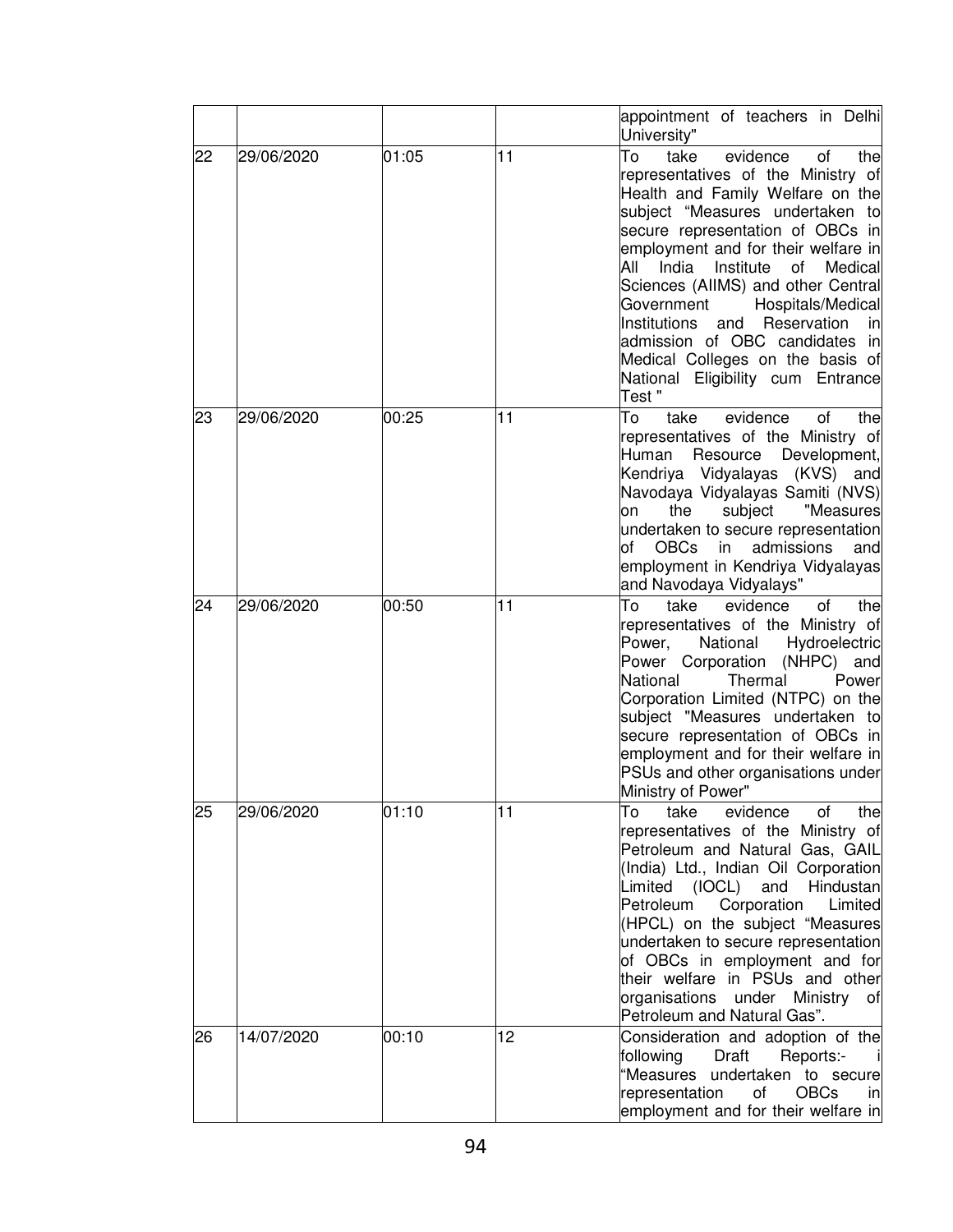| | | | | |
|---|---|---|---|---|
| | | | | appointment of teachers in Delhi University" |
| 22 | 29/06/2020 | 01:05 | 11 | To take evidence of the representatives of the Ministry of Health and Family Welfare on the subject "Measures undertaken to secure representation of OBCs in employment and for their welfare in All India Institute of Medical Sciences (AIIMS) and other Central Government Hospitals/Medical Institutions and Reservation in admission of OBC candidates in Medical Colleges on the basis of National Eligibility cum Entrance Test " |
| 23 | 29/06/2020 | 00:25 | 11 | To take evidence of the representatives of the Ministry of Human Resource Development, Kendriya Vidyalayas (KVS) and Navodaya Vidyalayas Samiti (NVS) on the subject "Measures undertaken to secure representation of OBCs in admissions and employment in Kendriya Vidyalayas and Navodaya Vidyalays" |
| 24 | 29/06/2020 | 00:50 | 11 | To take evidence of the representatives of the Ministry of Power, National Hydroelectric Power Corporation (NHPC) and National Thermal Power Corporation Limited (NTPC) on the subject "Measures undertaken to secure representation of OBCs in employment and for their welfare in PSUs and other organisations under Ministry of Power" |
| 25 | 29/06/2020 | 01:10 | 11 | To take evidence of the representatives of the Ministry of Petroleum and Natural Gas, GAIL (India) Ltd., Indian Oil Corporation Limited (IOCL) and Hindustan Petroleum Corporation Limited (HPCL) on the subject "Measures undertaken to secure representation of OBCs in employment and for their welfare in PSUs and other organisations under Ministry of Petroleum and Natural Gas". |
| 26 | 14/07/2020 | 00:10 | 12 | Consideration and adoption of the following Draft Reports:- i "Measures undertaken to secure representation of OBCs in employment and for their welfare in |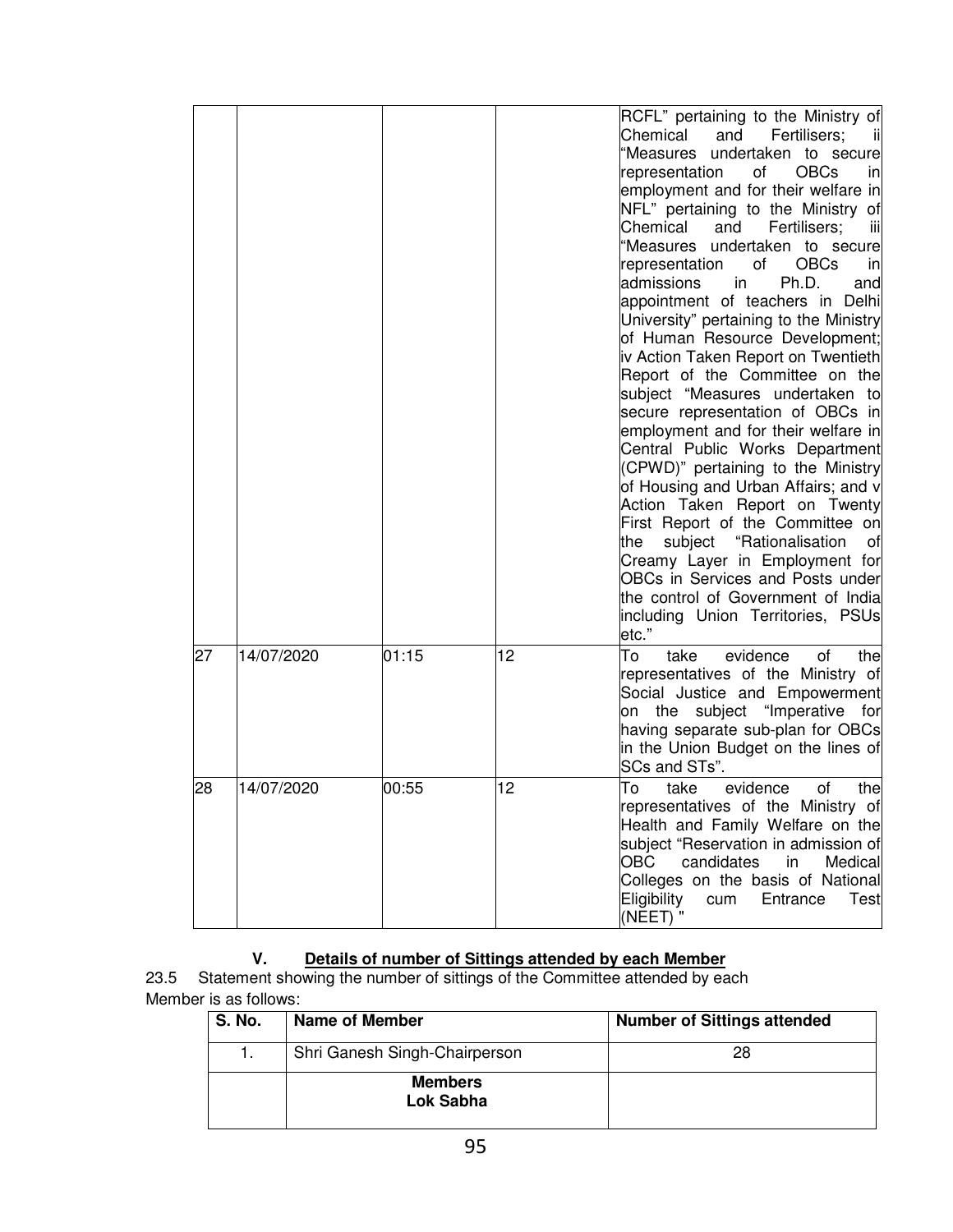| | | | | |
|---|---|---|---|---|
| | | | | RCFL" pertaining to the Ministry of Chemical and Fertilisers; ii "Measures undertaken to secure representation of OBCs in employment and for their welfare in NFL" pertaining to the Ministry of Chemical and Fertilisers; iii "Measures undertaken to secure representation of OBCs in admissions in Ph.D. and appointment of teachers in Delhi University" pertaining to the Ministry of Human Resource Development; iv Action Taken Report on Twentieth Report of the Committee on the subject "Measures undertaken to secure representation of OBCs in employment and for their welfare in Central Public Works Department (CPWD)" pertaining to the Ministry of Housing and Urban Affairs; and v Action Taken Report on Twenty First Report of the Committee on the subject "Rationalisation of Creamy Layer in Employment for OBCs in Services and Posts under the control of Government of India including Union Territories, PSUs etc." |
| 27 | 14/07/2020 | 01:15 | 12 | To take evidence of the representatives of the Ministry of Social Justice and Empowerment on the subject "Imperative for having separate sub-plan for OBCs in the Union Budget on the lines of SCs and STs". |
| 28 | 14/07/2020 | 00:55 | 12 | To take evidence of the representatives of the Ministry of Health and Family Welfare on the subject "Reservation in admission of OBC candidates in Medical Colleges on the basis of National Eligibility cum Entrance Test (NEET) " |

### V. Details of number of Sittings attended by each Member

23.5 Statement showing the number of sittings of the Committee attended by each Member is as follows:

| S. No. | Name of Member | Number of Sittings attended |
|---|---|---|
| 1. | Shri Ganesh Singh-Chairperson | 28 |
| | **Members Lok Sabha** | |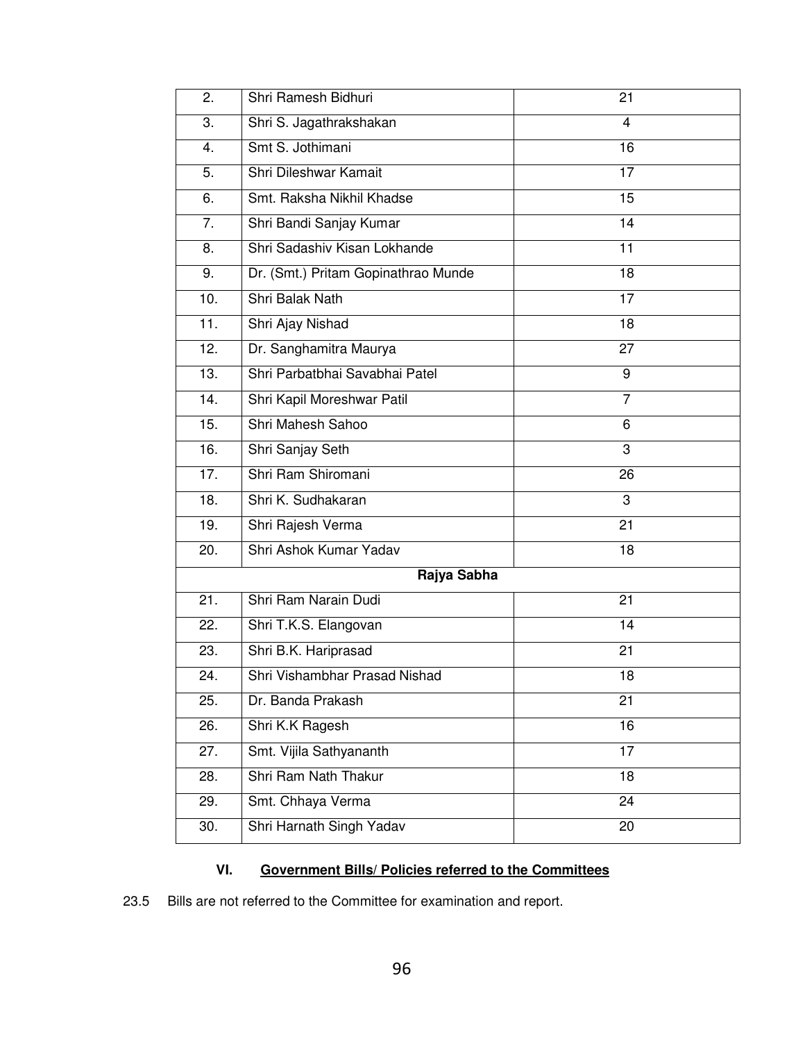| | | |
|---|---|---|
| 2. | Shri Ramesh Bidhuri | 21 |
| 3. | Shri S. Jagathrakshakan | 4 |
| 4. | Smt S. Jothimani | 16 |
| 5. | Shri Dileshwar Kamait | 17 |
| 6. | Smt. Raksha Nikhil Khadse | 15 |
| 7. | Shri Bandi Sanjay Kumar | 14 |
| 8. | Shri Sadashiv Kisan Lokhande | 11 |
| 9. | Dr. (Smt.) Pritam Gopinathrao Munde | 18 |
| 10. | Shri Balak Nath | 17 |
| 11. | Shri Ajay Nishad | 18 |
| 12. | Dr. Sanghamitra Maurya | 27 |
| 13. | Shri Parbatbhai Savabhai Patel | 9 |
| 14. | Shri Kapil Moreshwar Patil | 7 |
| 15. | Shri Mahesh Sahoo | 6 |
| 16. | Shri Sanjay Seth | 3 |
| 17. | Shri Ram Shiromani | 26 |
| 18. | Shri K. Sudhakaran | 3 |
| 19. | Shri Rajesh Verma | 21 |
| 20. | Shri Ashok Kumar Yadav | 18 |
| **Rajya Sabha** | | |
| 21. | Shri Ram Narain Dudi | 21 |
| 22. | Shri T.K.S. Elangovan | 14 |
| 23. | Shri B.K. Hariprasad | 21 |
| 24. | Shri Vishambhar Prasad Nishad | 18 |
| 25. | Dr. Banda Prakash | 21 |
| 26. | Shri K.K Ragesh | 16 |
| 27. | Smt. Vijila Sathyananth | 17 |
| 28. | Shri Ram Nath Thakur | 18 |
| 29. | Smt. Chhaya Verma | 24 |
| 30. | Shri Harnath Singh Yadav | 20 |

### VI. Government Bills/ Policies referred to the Committees

23.5 Bills are not referred to the Committee for examination and report.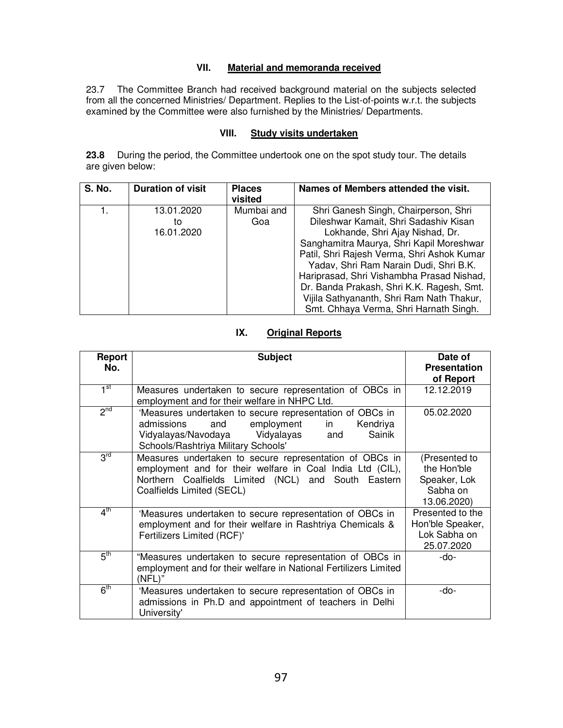### VII. Material and memoranda received

23.7 The Committee Branch had received background material on the subjects selected from all the concerned Ministries/ Department. Replies to the List-of-points w.r.t. the subjects examined by the Committee were also furnished by the Ministries/ Departments.

### VIII. Study visits undertaken

**23.8** During the period, the Committee undertook one on the spot study tour. The details are given below:

| S. No. | Duration of visit | Places visited | Names of Members attended the visit. |
|---|---|---|---|
| 1. | 13.01.2020 to 16.01.2020 | Mumbai and Goa | Shri Ganesh Singh, Chairperson, Shri Dileshwar Kamait, Shri Sadashiv Kisan Lokhande, Shri Ajay Nishad, Dr. Sanghamitra Maurya, Shri Kapil Moreshwar Patil, Shri Rajesh Verma, Shri Ashok Kumar Yadav, Shri Ram Narain Dudi, Shri B.K. Hariprasad, Shri Vishambha Prasad Nishad, Dr. Banda Prakash, Shri K.K. Ragesh, Smt. Vijila Sathyananth, Shri Ram Nath Thakur, Smt. Chhaya Verma, Shri Harnath Singh. |

### IX. Original Reports

| Report No. | Subject | Date of Presentation of Report |
|---|---|---|
| 1st | Measures undertaken to secure representation of OBCs in employment and for their welfare in NHPC Ltd. | 12.12.2019 |
| 2nd | 'Measures undertaken to secure representation of OBCs in admissions and employment in Kendriya Vidyalayas/Navodaya Vidyalayas and Sainik Schools/Rashtriya Military Schools' | 05.02.2020 |
| 3rd | Measures undertaken to secure representation of OBCs in employment and for their welfare in Coal India Ltd (CIL), Northern Coalfields Limited (NCL) and South Eastern Coalfields Limited (SECL) | (Presented to the Hon'ble Speaker, Lok Sabha on 13.06.2020) |
| 4th | 'Measures undertaken to secure representation of OBCs in employment and for their welfare in Rashtriya Chemicals & Fertilizers Limited (RCF)' | Presented to the Hon'ble Speaker, Lok Sabha on 25.07.2020 |
| 5th | "Measures undertaken to secure representation of OBCs in employment and for their welfare in National Fertilizers Limited (NFL)" | -do- |
| 6th | 'Measures undertaken to secure representation of OBCs in admissions in Ph.D and appointment of teachers in Delhi University' | -do- |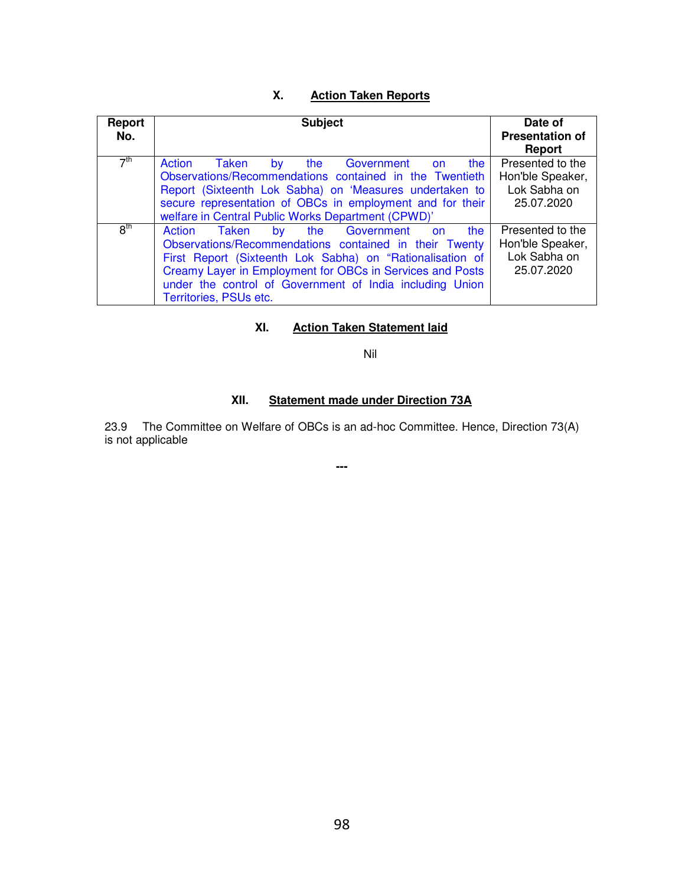## X. Action Taken Reports

| Report No. | Subject | Date of Presentation of Report |
|---|---|---|
| 7th | Action Taken by the Government on the Observations/Recommendations contained in the Twentieth Report (Sixteenth Lok Sabha) on 'Measures undertaken to secure representation of OBCs in employment and for their welfare in Central Public Works Department (CPWD)' | Presented to the Hon'ble Speaker, Lok Sabha on 25.07.2020 |
| 8th | Action Taken by the Government on the Observations/Recommendations contained in their Twenty First Report (Sixteenth Lok Sabha) on "Rationalisation of Creamy Layer in Employment for OBCs in Services and Posts under the control of Government of India including Union Territories, PSUs etc. | Presented to the Hon'ble Speaker, Lok Sabha on 25.07.2020 |

## XI. Action Taken Statement laid

Nil

## XII. Statement made under Direction 73A

23.9 The Committee on Welfare of OBCs is an ad-hoc Committee. Hence, Direction 73(A) is not applicable

---